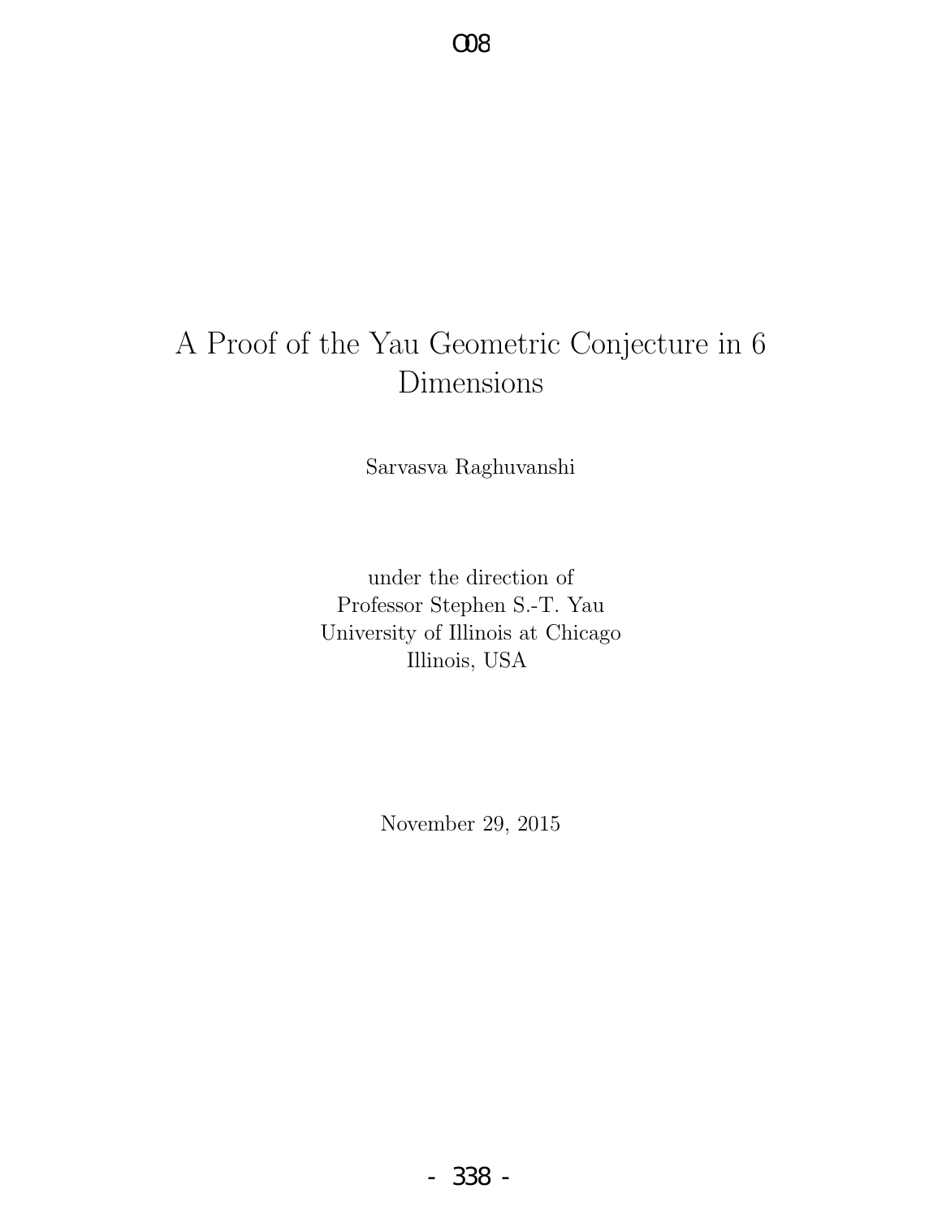# A Proof of the Yau Geometric Conjecture in 6 Dimensions

Sarvasva Raghuvanshi

under the direction of
Professor Stephen S.-T. Yau
University of Illinois at Chicago
Illinois, USA

November 29, 2015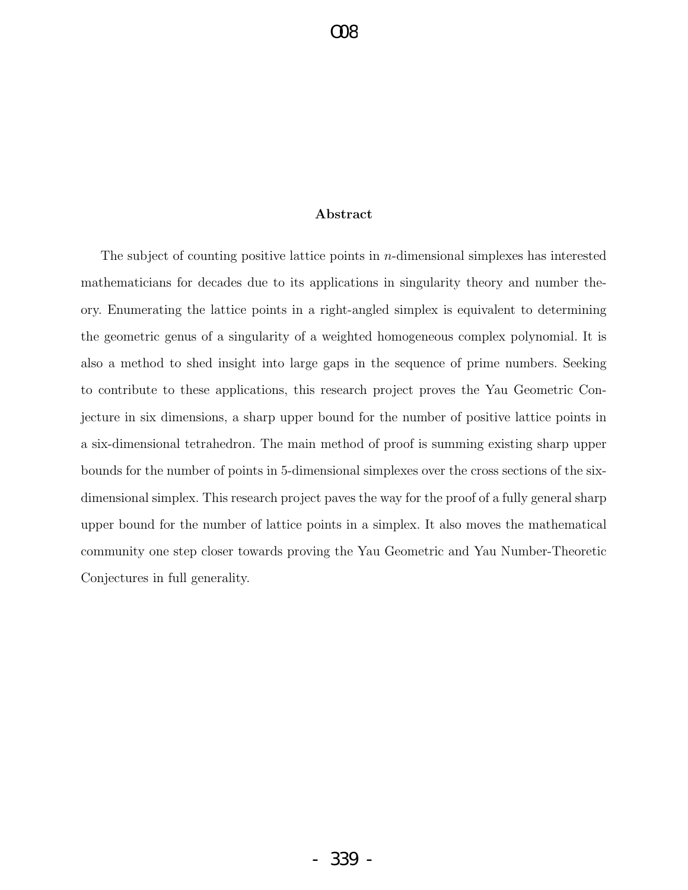**Abstract**

The subject of counting positive lattice points in $n$-dimensional simplexes has interested mathematicians for decades due to its applications in singularity theory and number theory. Enumerating the lattice points in a right-angled simplex is equivalent to determining the geometric genus of a singularity of a weighted homogeneous complex polynomial. It is also a method to shed insight into large gaps in the sequence of prime numbers. Seeking to contribute to these applications, this research project proves the Yau Geometric Conjecture in six dimensions, a sharp upper bound for the number of positive lattice points in a six-dimensional tetrahedron. The main method of proof is summing existing sharp upper bounds for the number of points in 5-dimensional simplexes over the cross sections of the six-dimensional simplex. This research project paves the way for the proof of a fully general sharp upper bound for the number of lattice points in a simplex. It also moves the mathematical community one step closer towards proving the Yau Geometric and Yau Number-Theoretic Conjectures in full generality.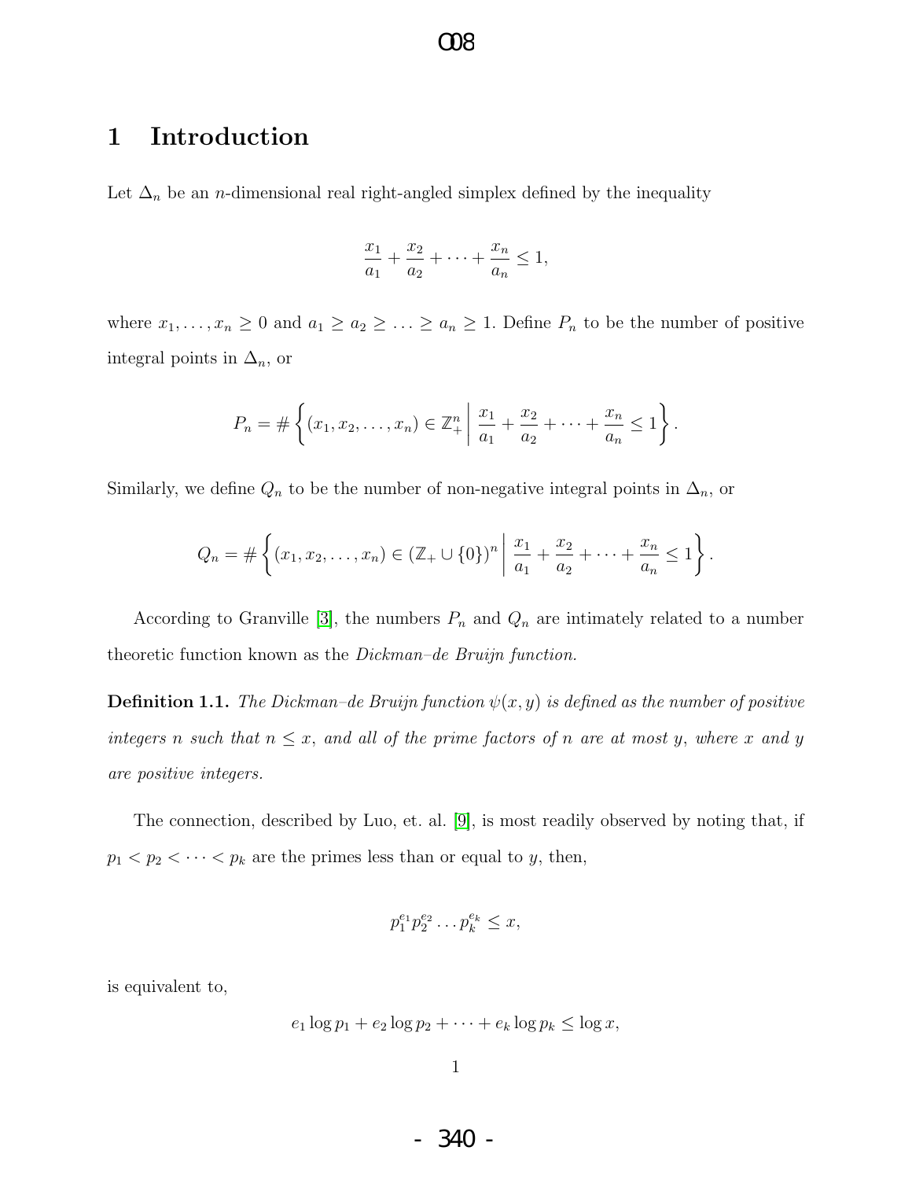## 1 Introduction

Let $\Delta_n$ be an $n$-dimensional real right-angled simplex defined by the inequality

$$\frac{x_1}{a_1} + \frac{x_2}{a_2} + \cdots + \frac{x_n}{a_n} \leq 1,$$

where $x_1, \ldots, x_n \geq 0$ and $a_1 \geq a_2 \geq \ldots \geq a_n \geq 1$. Define $P_n$ to be the number of positive integral points in $\Delta_n$, or

$$P_n = \# \left\{ (x_1, x_2, \ldots, x_n) \in \mathbb{Z}_+^n \;\middle|\; \frac{x_1}{a_1} + \frac{x_2}{a_2} + \cdots + \frac{x_n}{a_n} \leq 1 \right\}.$$

Similarly, we define $Q_n$ to be the number of non-negative integral points in $\Delta_n$, or

$$Q_n = \# \left\{ (x_1, x_2, \ldots, x_n) \in (\mathbb{Z}_+ \cup \{0\})^n \;\middle|\; \frac{x_1}{a_1} + \frac{x_2}{a_2} + \cdots + \frac{x_n}{a_n} \leq 1 \right\}.$$

According to Granville [3], the numbers $P_n$ and $Q_n$ are intimately related to a number theoretic function known as the *Dickman–de Bruijn function.*

**Definition 1.1.** *The Dickman–de Bruijn function $\psi(x, y)$ is defined as the number of positive integers $n$ such that $n \leq x$, and all of the prime factors of $n$ are at most $y$, where $x$ and $y$ are positive integers.*

The connection, described by Luo, et. al. [9], is most readily observed by noting that, if $p_1 < p_2 < \cdots < p_k$ are the primes less than or equal to $y$, then,

$$p_1^{e_1} p_2^{e_2} \ldots p_k^{e_k} \leq x,$$

is equivalent to,

$$e_1 \log p_1 + e_2 \log p_2 + \cdots + e_k \log p_k \leq \log x,$$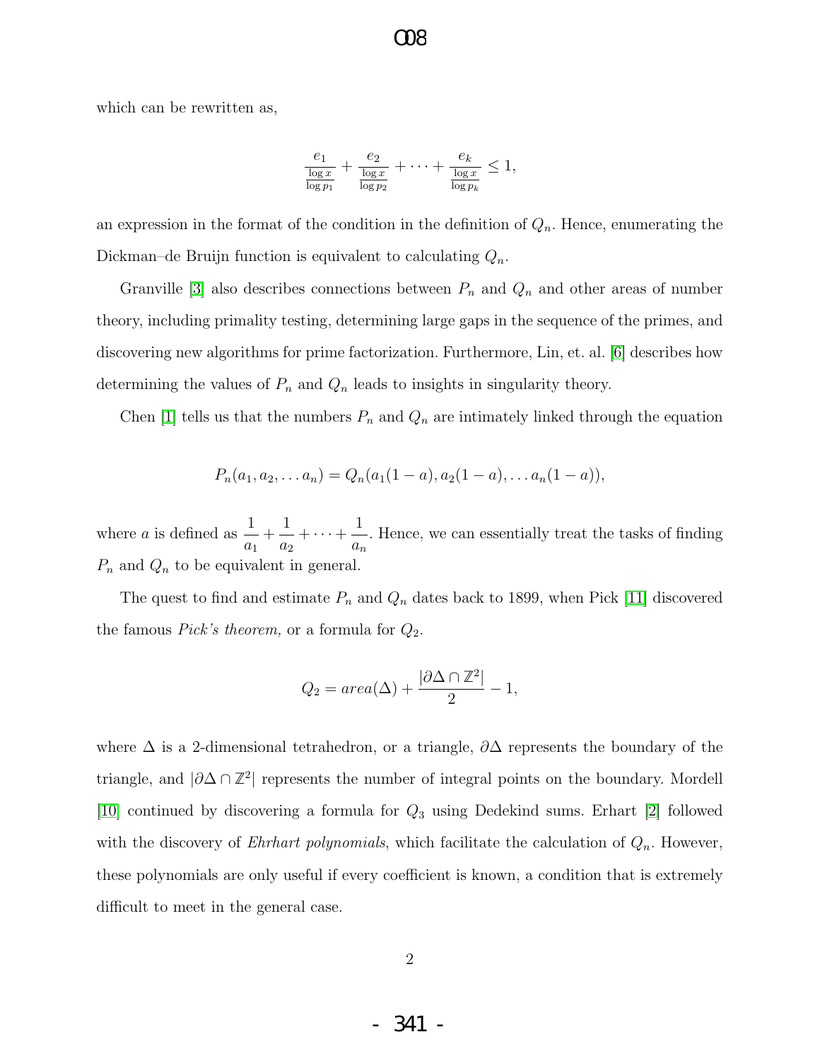which can be rewritten as,

$$\frac{e_1}{\frac{\log x}{\log p_1}} + \frac{e_2}{\frac{\log x}{\log p_2}} + \cdots + \frac{e_k}{\frac{\log x}{\log p_k}} \leq 1,$$

an expression in the format of the condition in the definition of $Q_n$. Hence, enumerating the Dickman–de Bruijn function is equivalent to calculating $Q_n$.

Granville [3] also describes connections between $P_n$ and $Q_n$ and other areas of number theory, including primality testing, determining large gaps in the sequence of the primes, and discovering new algorithms for prime factorization. Furthermore, Lin, et. al. [6] describes how determining the values of $P_n$ and $Q_n$ leads to insights in singularity theory.

Chen [1] tells us that the numbers $P_n$ and $Q_n$ are intimately linked through the equation

$$P_n(a_1, a_2, \dots a_n) = Q_n(a_1(1-a), a_2(1-a), \dots a_n(1-a)),$$

where $a$ is defined as $\dfrac{1}{a_1} + \dfrac{1}{a_2} + \cdots + \dfrac{1}{a_n}$. Hence, we can essentially treat the tasks of finding $P_n$ and $Q_n$ to be equivalent in general.

The quest to find and estimate $P_n$ and $Q_n$ dates back to 1899, when Pick [11] discovered the famous *Pick's theorem,* or a formula for $Q_2$.

$$Q_2 = area(\Delta) + \frac{|\partial\Delta \cap \mathbb{Z}^2|}{2} - 1,$$

where $\Delta$ is a 2-dimensional tetrahedron, or a triangle, $\partial\Delta$ represents the boundary of the triangle, and $|\partial\Delta \cap \mathbb{Z}^2|$ represents the number of integral points on the boundary. Mordell [10] continued by discovering a formula for $Q_3$ using Dedekind sums. Erhart [2] followed with the discovery of *Ehrhart polynomials*, which facilitate the calculation of $Q_n$. However, these polynomials are only useful if every coefficient is known, a condition that is extremely difficult to meet in the general case.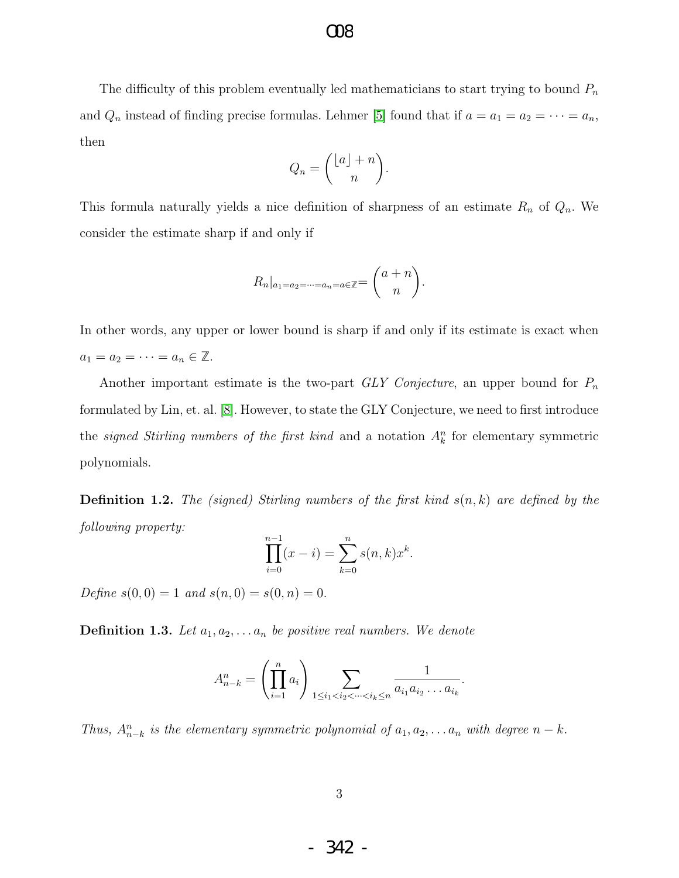The difficulty of this problem eventually led mathematicians to start trying to bound $P_n$ and $Q_n$ instead of finding precise formulas. Lehmer [5] found that if $a = a_1 = a_2 = \cdots = a_n$, then

$$Q_n = \binom{\lfloor a \rfloor + n}{n}.$$

This formula naturally yields a nice definition of sharpness of an estimate $R_n$ of $Q_n$. We consider the estimate sharp if and only if

$$R_n|_{a_1=a_2=\cdots=a_n=a\in\mathbb{Z}} = \binom{a+n}{n}.$$

In other words, any upper or lower bound is sharp if and only if its estimate is exact when $a_1 = a_2 = \cdots = a_n \in \mathbb{Z}$.

Another important estimate is the two-part *GLY Conjecture*, an upper bound for $P_n$ formulated by Lin, et. al. [8]. However, to state the GLY Conjecture, we need to first introduce the *signed Stirling numbers of the first kind* and a notation $A_k^n$ for elementary symmetric polynomials.

**Definition 1.2.** *The (signed) Stirling numbers of the first kind $s(n, k)$ are defined by the following property:*

$$\prod_{i=0}^{n-1}(x - i) = \sum_{k=0}^{n} s(n, k)x^k.$$

*Define $s(0, 0) = 1$ and $s(n, 0) = s(0, n) = 0$.*

**Definition 1.3.** *Let $a_1, a_2, \ldots a_n$ be positive real numbers. We denote*

$$A_{n-k}^n = \left(\prod_{i=1}^{n} a_i\right) \sum_{1\le i_1<i_2<\cdots<i_k\le n} \frac{1}{a_{i_1}a_{i_2}\ldots a_{i_k}}.$$

*Thus, $A_{n-k}^n$ is the elementary symmetric polynomial of $a_1, a_2, \ldots a_n$ with degree $n - k$.*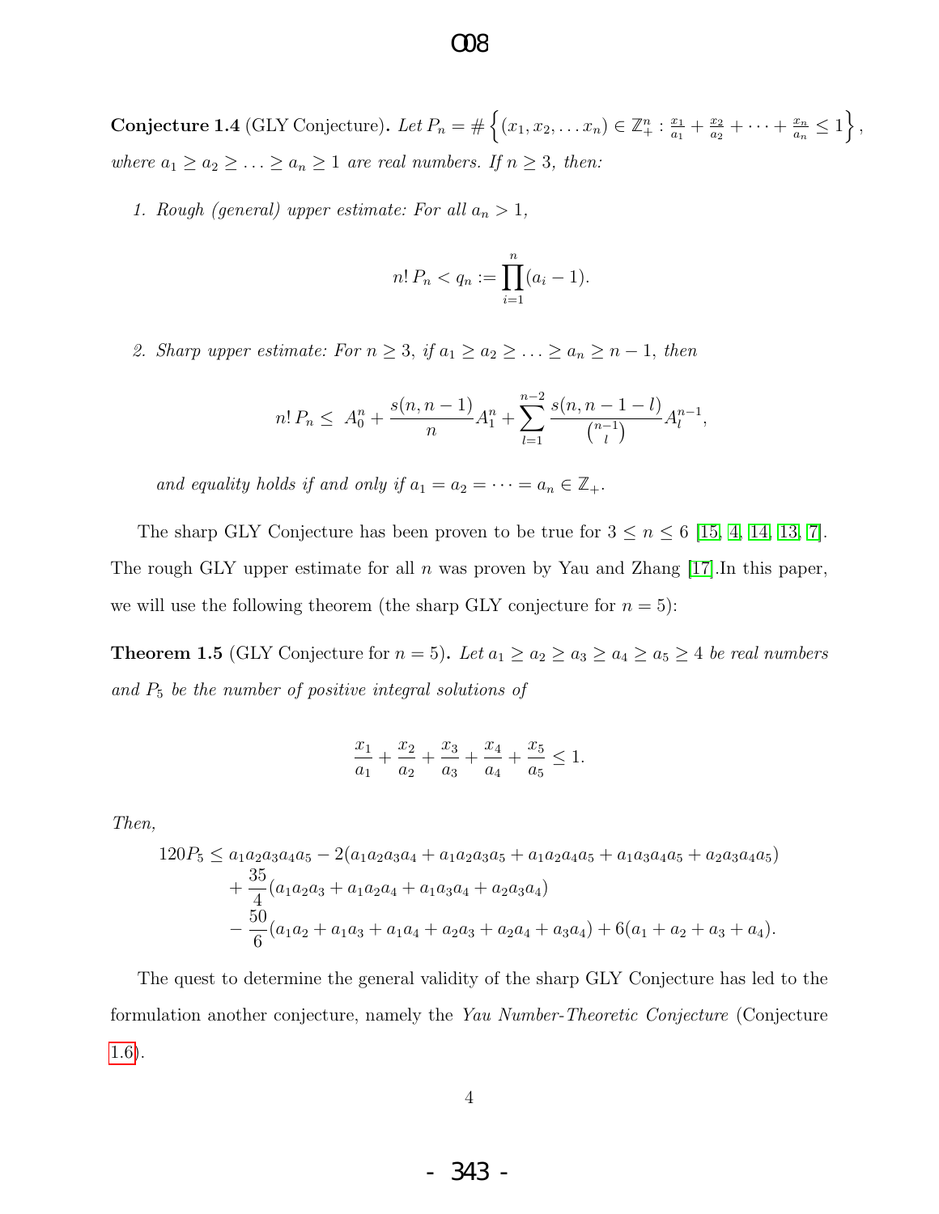**Conjecture 1.4** (GLY Conjecture)**.** *Let $P_n = \#\left\{(x_1, x_2, \dots x_n) \in \mathbb{Z}_+^n : \frac{x_1}{a_1} + \frac{x_2}{a_2} + \cdots + \frac{x_n}{a_n} \leq 1\right\}$, where $a_1 \geq a_2 \geq \ldots \geq a_n \geq 1$ are real numbers. If $n \geq 3$, then:*

1. *Rough (general) upper estimate: For all $a_n > 1$,*

$$n!\, P_n < q_n := \prod_{i=1}^{n}(a_i - 1).$$

2. *Sharp upper estimate: For $n \geq 3$, if $a_1 \geq a_2 \geq \ldots \geq a_n \geq n-1$, then*

$$n!\, P_n \leq\ A_0^n + \frac{s(n, n-1)}{n} A_1^n + \sum_{l=1}^{n-2} \frac{s(n, n-1-l)}{\binom{n-1}{l}} A_l^{n-1},$$

*and equality holds if and only if $a_1 = a_2 = \cdots = a_n \in \mathbb{Z}_+$.*

The sharp GLY Conjecture has been proven to be true for $3 \leq n \leq 6$ [15, 4, 14, 13, 7]. The rough GLY upper estimate for all $n$ was proven by Yau and Zhang [17].In this paper, we will use the following theorem (the sharp GLY conjecture for $n = 5$):

**Theorem 1.5** (GLY Conjecture for $n = 5$)**.** *Let $a_1 \geq a_2 \geq a_3 \geq a_4 \geq a_5 \geq 4$ be real numbers and $P_5$ be the number of positive integral solutions of*

$$\frac{x_1}{a_1} + \frac{x_2}{a_2} + \frac{x_3}{a_3} + \frac{x_4}{a_4} + \frac{x_5}{a_5} \leq 1.$$

*Then,*

$$\begin{aligned}
120P_5 \leq\ & a_1a_2a_3a_4a_5 - 2(a_1a_2a_3a_4 + a_1a_2a_3a_5 + a_1a_2a_4a_5 + a_1a_3a_4a_5 + a_2a_3a_4a_5) \\
& + \frac{35}{4}(a_1a_2a_3 + a_1a_2a_4 + a_1a_3a_4 + a_2a_3a_4) \\
& - \frac{50}{6}(a_1a_2 + a_1a_3 + a_1a_4 + a_2a_3 + a_2a_4 + a_3a_4) + 6(a_1 + a_2 + a_3 + a_4).
\end{aligned}$$

The quest to determine the general validity of the sharp GLY Conjecture has led to the formulation another conjecture, namely the *Yau Number-Theoretic Conjecture* (Conjecture 1.6).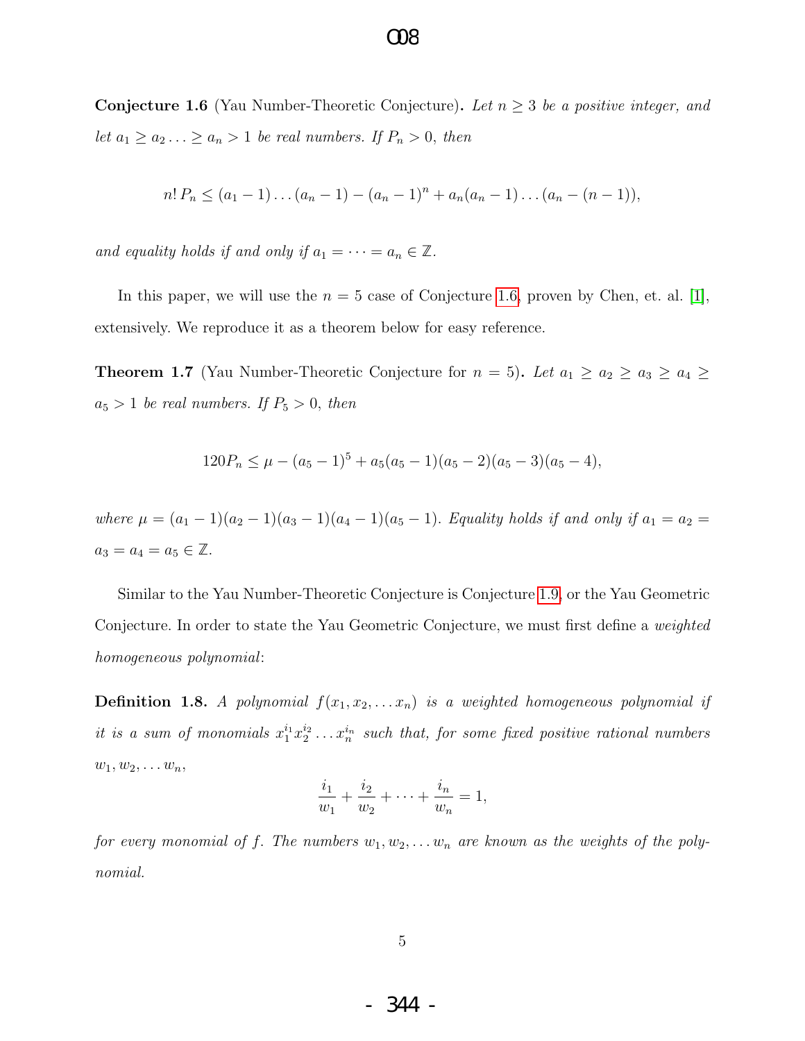**Conjecture 1.6** (Yau Number-Theoretic Conjecture)**.** *Let $n \geq 3$ be a positive integer, and let $a_1 \geq a_2 \ldots \geq a_n > 1$ be real numbers. If $P_n > 0$, then*

$$n!\, P_n \leq (a_1 - 1) \ldots (a_n - 1) - (a_n - 1)^n + a_n(a_n - 1) \ldots (a_n - (n-1)),$$

*and equality holds if and only if $a_1 = \cdots = a_n \in \mathbb{Z}$.*

In this paper, we will use the $n = 5$ case of Conjecture 1.6, proven by Chen, et. al. [1], extensively. We reproduce it as a theorem below for easy reference.

**Theorem 1.7** (Yau Number-Theoretic Conjecture for $n = 5$)**.** *Let $a_1 \geq a_2 \geq a_3 \geq a_4 \geq a_5 > 1$ be real numbers. If $P_5 > 0$, then*

$$120 P_n \leq \mu - (a_5 - 1)^5 + a_5(a_5 - 1)(a_5 - 2)(a_5 - 3)(a_5 - 4),$$

*where $\mu = (a_1 - 1)(a_2 - 1)(a_3 - 1)(a_4 - 1)(a_5 - 1)$. Equality holds if and only if $a_1 = a_2 = a_3 = a_4 = a_5 \in \mathbb{Z}$.*

Similar to the Yau Number-Theoretic Conjecture is Conjecture 1.9, or the Yau Geometric Conjecture. In order to state the Yau Geometric Conjecture, we must first define a *weighted homogeneous polynomial*:

**Definition 1.8.** *A polynomial $f(x_1, x_2, \ldots x_n)$ is a weighted homogeneous polynomial if it is a sum of monomials $x_1^{i_1} x_2^{i_2} \ldots x_n^{i_n}$ such that, for some fixed positive rational numbers $w_1, w_2, \ldots w_n$,*

$$\frac{i_1}{w_1} + \frac{i_2}{w_2} + \cdots + \frac{i_n}{w_n} = 1,$$

*for every monomial of $f$. The numbers $w_1, w_2, \ldots w_n$ are known as the weights of the polynomial.*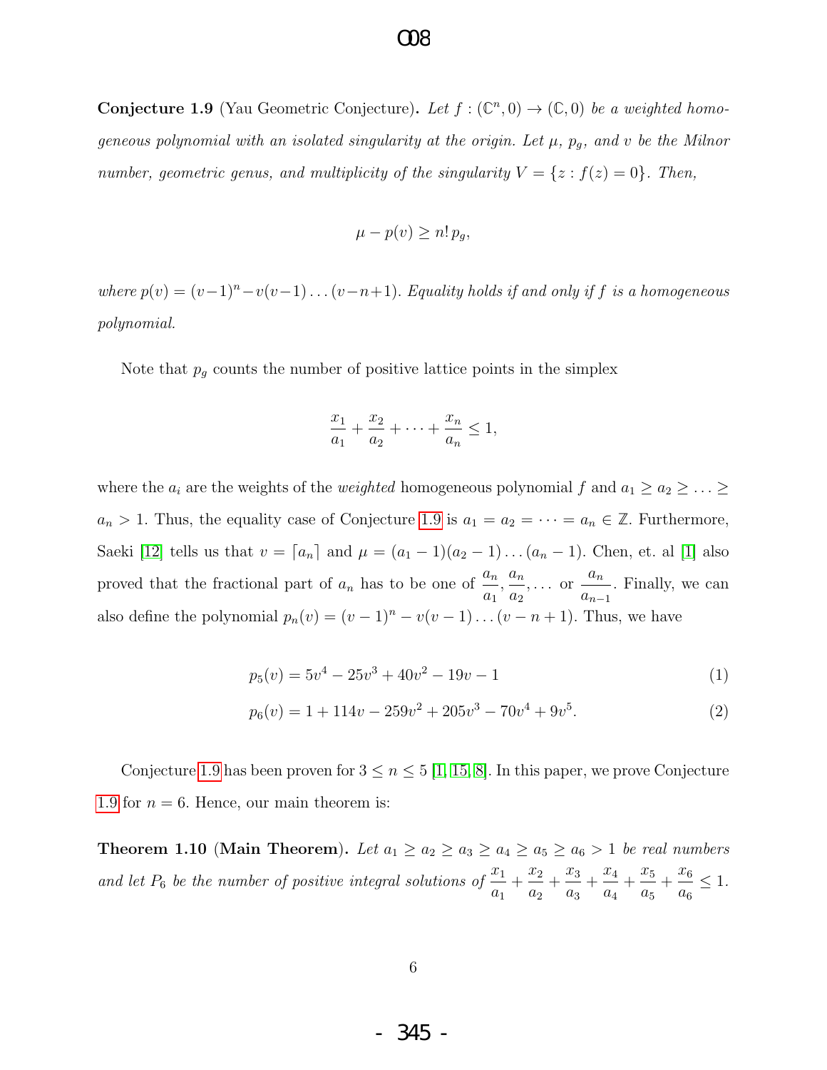**Conjecture 1.9** (Yau Geometric Conjecture)**.** *Let $f : (\mathbb{C}^n, 0) \to (\mathbb{C}, 0)$ be a weighted homogeneous polynomial with an isolated singularity at the origin. Let $\mu$, $p_g$, and $v$ be the Milnor number, geometric genus, and multiplicity of the singularity $V = \{z : f(z) = 0\}$. Then,*

$$\mu - p(v) \geq n!\, p_g,$$

*where $p(v) = (v-1)^n - v(v-1)\dots(v-n+1)$. Equality holds if and only if $f$ is a homogeneous polynomial.*

Note that $p_g$ counts the number of positive lattice points in the simplex

$$\frac{x_1}{a_1} + \frac{x_2}{a_2} + \dots + \frac{x_n}{a_n} \leq 1,$$

where the $a_i$ are the weights of the *weighted* homogeneous polynomial $f$ and $a_1 \geq a_2 \geq \ldots \geq a_n > 1$. Thus, the equality case of Conjecture 1.9 is $a_1 = a_2 = \dots = a_n \in \mathbb{Z}$. Furthermore, Saeki [12] tells us that $v = \lceil a_n \rceil$ and $\mu = (a_1 - 1)(a_2 - 1)\dots(a_n - 1)$. Chen, et. al [1] also proved that the fractional part of $a_n$ has to be one of $\frac{a_n}{a_1}, \frac{a_n}{a_2}, \dots$ or $\frac{a_n}{a_{n-1}}$. Finally, we can also define the polynomial $p_n(v) = (v-1)^n - v(v-1)\dots(v-n+1)$. Thus, we have

$$p_5(v) = 5v^4 - 25v^3 + 40v^2 - 19v - 1 \tag{1}$$

$$p_6(v) = 1 + 114v - 259v^2 + 205v^3 - 70v^4 + 9v^5. \tag{2}$$

Conjecture 1.9 has been proven for $3 \leq n \leq 5$ [1, 15, 8]. In this paper, we prove Conjecture 1.9 for $n = 6$. Hence, our main theorem is:

**Theorem 1.10 (Main Theorem).** *Let $a_1 \geq a_2 \geq a_3 \geq a_4 \geq a_5 \geq a_6 > 1$ be real numbers and let $P_6$ be the number of positive integral solutions of $\frac{x_1}{a_1} + \frac{x_2}{a_2} + \frac{x_3}{a_3} + \frac{x_4}{a_4} + \frac{x_5}{a_5} + \frac{x_6}{a_6} \leq 1$.*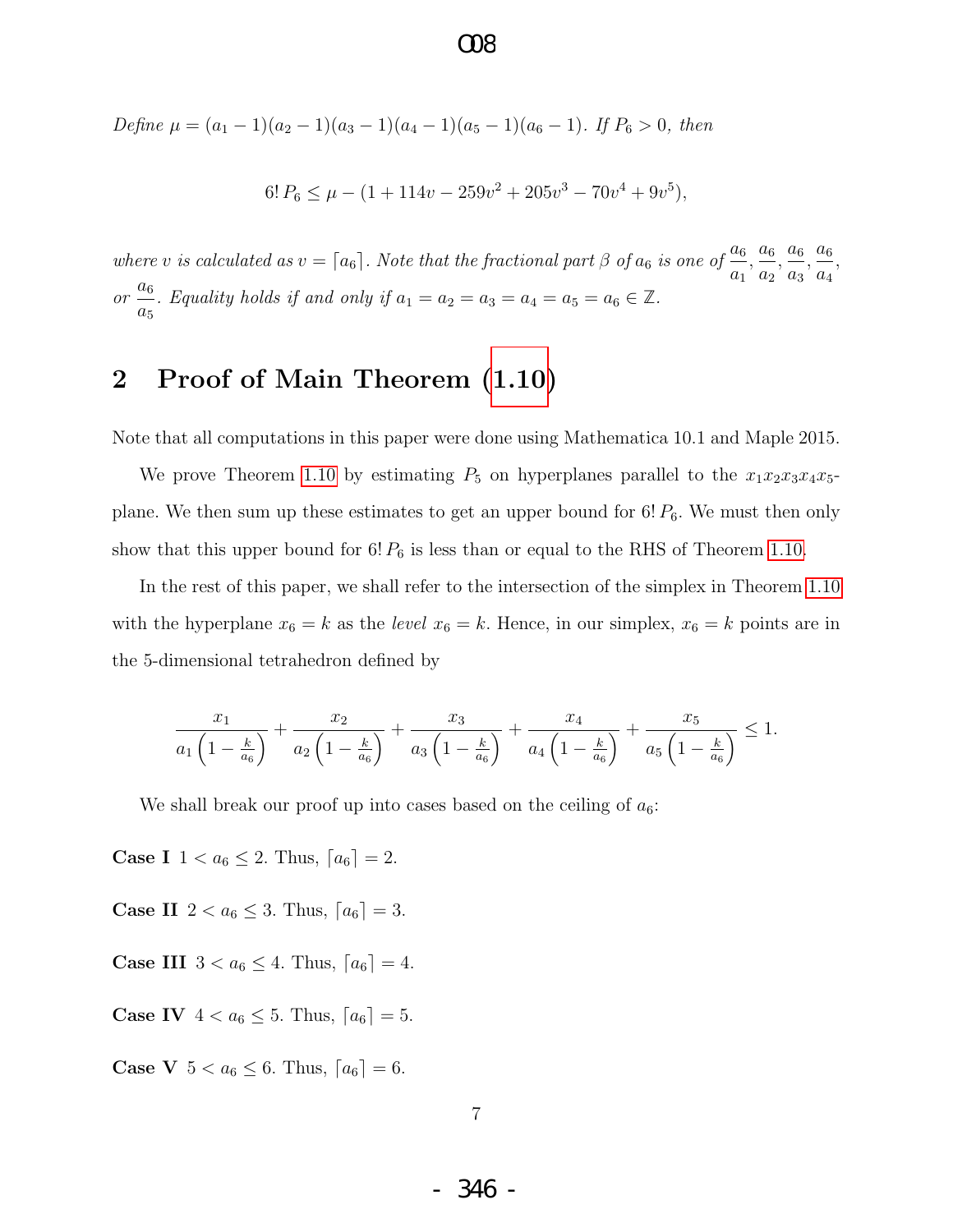*Define* $\mu = (a_1 - 1)(a_2 - 1)(a_3 - 1)(a_4 - 1)(a_5 - 1)(a_6 - 1)$. *If* $P_6 > 0$, *then*

$$6!\,P_6 \leq \mu - (1 + 114v - 259v^2 + 205v^3 - 70v^4 + 9v^5),$$

*where* $v$ *is calculated as* $v = \lceil a_6 \rceil$. *Note that the fractional part* $\beta$ *of* $a_6$ *is one of* $\frac{a_6}{a_1}, \frac{a_6}{a_2}, \frac{a_6}{a_3}, \frac{a_6}{a_4}$, *or* $\frac{a_6}{a_5}$. *Equality holds if and only if* $a_1 = a_2 = a_3 = a_4 = a_5 = a_6 \in \mathbb{Z}$.

## 2 Proof of Main Theorem (1.10)

Note that all computations in this paper were done using Mathematica 10.1 and Maple 2015.

We prove Theorem 1.10 by estimating $P_5$ on hyperplanes parallel to the $x_1x_2x_3x_4x_5$-plane. We then sum up these estimates to get an upper bound for $6!\,P_6$. We must then only show that this upper bound for $6!\,P_6$ is less than or equal to the RHS of Theorem 1.10.

In the rest of this paper, we shall refer to the intersection of the simplex in Theorem 1.10 with the hyperplane $x_6 = k$ as the *level* $x_6 = k$. Hence, in our simplex, $x_6 = k$ points are in the 5-dimensional tetrahedron defined by

$$\frac{x_1}{a_1\left(1 - \frac{k}{a_6}\right)} + \frac{x_2}{a_2\left(1 - \frac{k}{a_6}\right)} + \frac{x_3}{a_3\left(1 - \frac{k}{a_6}\right)} + \frac{x_4}{a_4\left(1 - \frac{k}{a_6}\right)} + \frac{x_5}{a_5\left(1 - \frac{k}{a_6}\right)} \leq 1.$$

We shall break our proof up into cases based on the ceiling of $a_6$:

**Case I** $1 < a_6 \leq 2$. Thus, $\lceil a_6 \rceil = 2$.

**Case II** $2 < a_6 \leq 3$. Thus, $\lceil a_6 \rceil = 3$.

**Case III** $3 < a_6 \leq 4$. Thus, $\lceil a_6 \rceil = 4$.

**Case IV** $4 < a_6 \leq 5$. Thus, $\lceil a_6 \rceil = 5$.

**Case V** $5 < a_6 \leq 6$. Thus, $\lceil a_6 \rceil = 6$.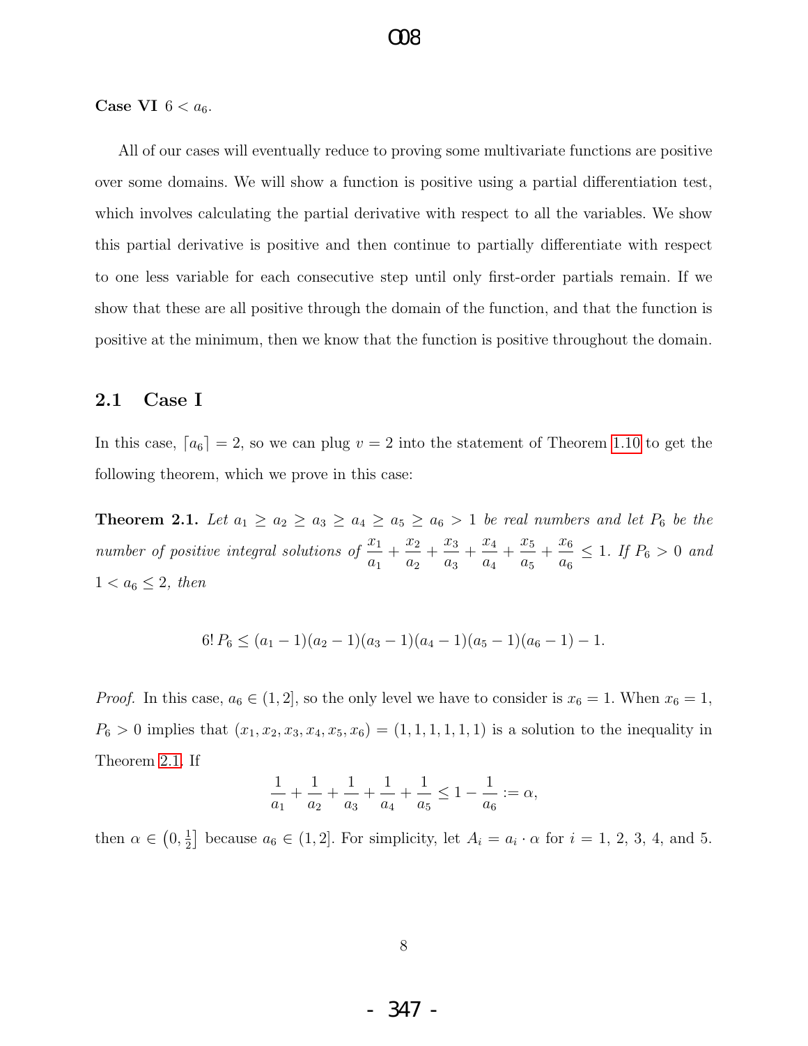**Case VI** $6 < a_6$.

All of our cases will eventually reduce to proving some multivariate functions are positive over some domains. We will show a function is positive using a partial differentiation test, which involves calculating the partial derivative with respect to all the variables. We show this partial derivative is positive and then continue to partially differentiate with respect to one less variable for each consecutive step until only first-order partials remain. If we show that these are all positive through the domain of the function, and that the function is positive at the minimum, then we know that the function is positive throughout the domain.

## 2.1 Case I

In this case, $\lceil a_6 \rceil = 2$, so we can plug $v = 2$ into the statement of Theorem 1.10 to get the following theorem, which we prove in this case:

**Theorem 2.1.** *Let $a_1 \geq a_2 \geq a_3 \geq a_4 \geq a_5 \geq a_6 > 1$ be real numbers and let $P_6$ be the number of positive integral solutions of $\frac{x_1}{a_1} + \frac{x_2}{a_2} + \frac{x_3}{a_3} + \frac{x_4}{a_4} + \frac{x_5}{a_5} + \frac{x_6}{a_6} \leq 1$. If $P_6 > 0$ and $1 < a_6 \leq 2$, then*

$$6!\, P_6 \leq (a_1 - 1)(a_2 - 1)(a_3 - 1)(a_4 - 1)(a_5 - 1)(a_6 - 1) - 1.$$

*Proof.* In this case, $a_6 \in (1, 2]$, so the only level we have to consider is $x_6 = 1$. When $x_6 = 1$, $P_6 > 0$ implies that $(x_1, x_2, x_3, x_4, x_5, x_6) = (1, 1, 1, 1, 1, 1)$ is a solution to the inequality in Theorem 2.1. If

$$\frac{1}{a_1} + \frac{1}{a_2} + \frac{1}{a_3} + \frac{1}{a_4} + \frac{1}{a_5} \leq 1 - \frac{1}{a_6} := \alpha,$$

then $\alpha \in \left(0, \frac{1}{2}\right]$ because $a_6 \in (1, 2]$. For simplicity, let $A_i = a_i \cdot \alpha$ for $i = 1, 2, 3, 4,$ and $5$.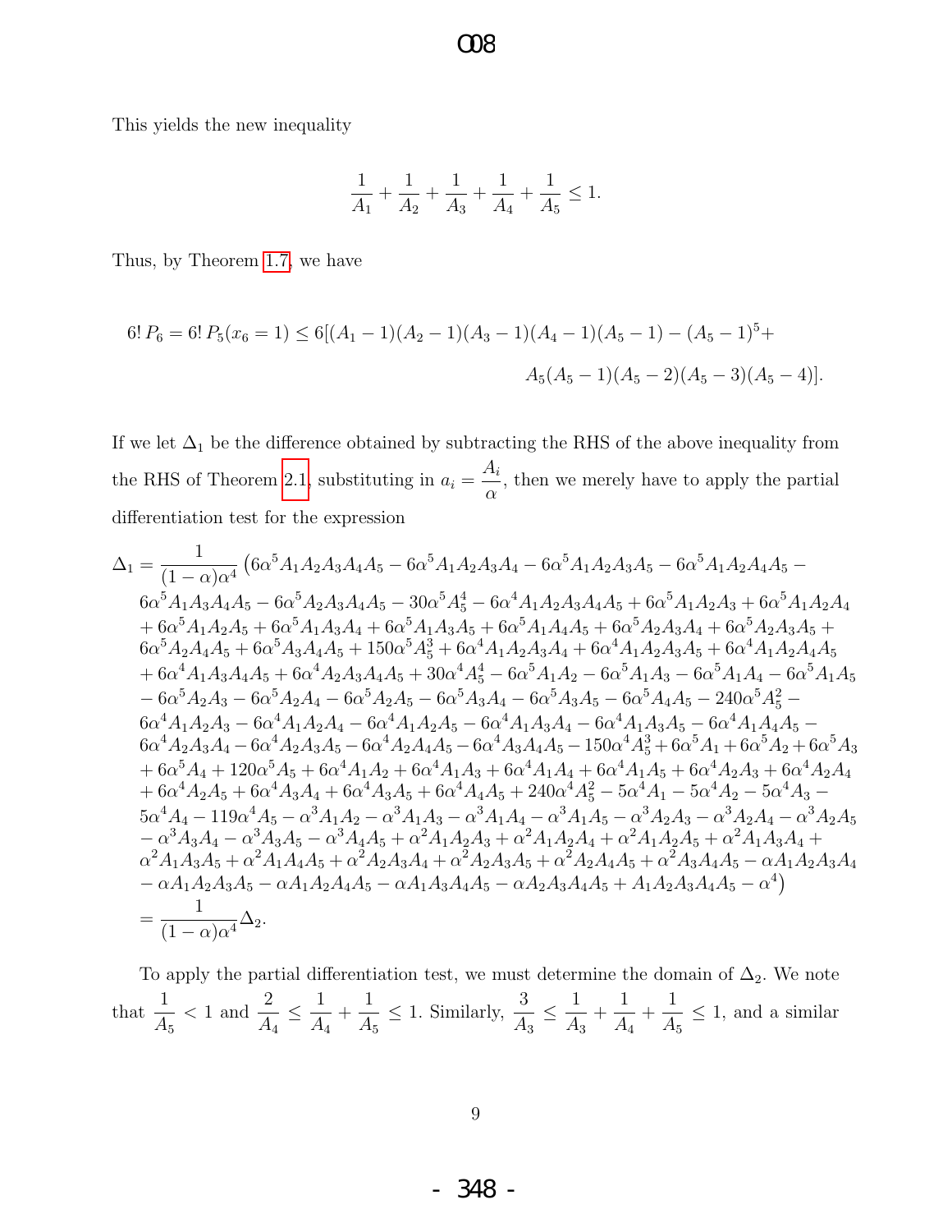This yields the new inequality

$$\frac{1}{A_1} + \frac{1}{A_2} + \frac{1}{A_3} + \frac{1}{A_4} + \frac{1}{A_5} \leq 1.$$

Thus, by Theorem 1.7, we have

$$6!\,P_6 = 6!\,P_5(x_6 = 1) \leq 6[(A_1 - 1)(A_2 - 1)(A_3 - 1)(A_4 - 1)(A_5 - 1) - (A_5 - 1)^5 + A_5(A_5 - 1)(A_5 - 2)(A_5 - 3)(A_5 - 4)].$$

If we let $\Delta_1$ be the difference obtained by subtracting the RHS of the above inequality from the RHS of Theorem 2.1, substituting in $a_i = \dfrac{A_i}{\alpha}$, then we merely have to apply the partial differentiation test for the expression

$$\begin{aligned}
\Delta_1 = \frac{1}{(1-\alpha)\alpha^4} \big( & 6\alpha^5 A_1A_2A_3A_4A_5 - 6\alpha^5 A_1A_2A_3A_4 - 6\alpha^5 A_1A_2A_3A_5 - 6\alpha^5 A_1A_2A_4A_5 - \\
& 6\alpha^5 A_1A_3A_4A_5 - 6\alpha^5 A_2A_3A_4A_5 - 30\alpha^5 A_5^4 - 6\alpha^4 A_1A_2A_3A_4A_5 + 6\alpha^5 A_1A_2A_3 + 6\alpha^5 A_1A_2A_4 \\
& + 6\alpha^5 A_1A_2A_5 + 6\alpha^5 A_1A_3A_4 + 6\alpha^5 A_1A_3A_5 + 6\alpha^5 A_1A_4A_5 + 6\alpha^5 A_2A_3A_4 + 6\alpha^5 A_2A_3A_5 + \\
& 6\alpha^5 A_2A_4A_5 + 6\alpha^5 A_3A_4A_5 + 150\alpha^5 A_5^3 + 6\alpha^4 A_1A_2A_3A_4 + 6\alpha^4 A_1A_2A_3A_5 + 6\alpha^4 A_1A_2A_4A_5 \\
& + 6\alpha^4 A_1A_3A_4A_5 + 6\alpha^4 A_2A_3A_4A_5 + 30\alpha^4 A_5^4 - 6\alpha^5 A_1A_2 - 6\alpha^5 A_1A_3 - 6\alpha^5 A_1A_4 - 6\alpha^5 A_1A_5 \\
& - 6\alpha^5 A_2A_3 - 6\alpha^5 A_2A_4 - 6\alpha^5 A_2A_5 - 6\alpha^5 A_3A_4 - 6\alpha^5 A_3A_5 - 6\alpha^5 A_4A_5 - 240\alpha^5 A_5^2 - \\
& 6\alpha^4 A_1A_2A_3 - 6\alpha^4 A_1A_2A_4 - 6\alpha^4 A_1A_2A_5 - 6\alpha^4 A_1A_3A_4 - 6\alpha^4 A_1A_3A_5 - 6\alpha^4 A_1A_4A_5 - \\
& 6\alpha^4 A_2A_3A_4 - 6\alpha^4 A_2A_3A_5 - 6\alpha^4 A_2A_4A_5 - 6\alpha^4 A_3A_4A_5 - 150\alpha^4 A_5^3 + 6\alpha^5 A_1 + 6\alpha^5 A_2 + 6\alpha^5 A_3 \\
& + 6\alpha^5 A_4 + 120\alpha^5 A_5 + 6\alpha^4 A_1A_2 + 6\alpha^4 A_1A_3 + 6\alpha^4 A_1A_4 + 6\alpha^4 A_1A_5 + 6\alpha^4 A_2A_3 + 6\alpha^4 A_2A_4 \\
& + 6\alpha^4 A_2A_5 + 6\alpha^4 A_3A_4 + 6\alpha^4 A_3A_5 + 6\alpha^4 A_4A_5 + 240\alpha^4 A_5^2 - 5\alpha^4 A_1 - 5\alpha^4 A_2 - 5\alpha^4 A_3 - \\
& 5\alpha^4 A_4 - 119\alpha^4 A_5 - \alpha^3 A_1A_2 - \alpha^3 A_1A_3 - \alpha^3 A_1A_4 - \alpha^3 A_1A_5 - \alpha^3 A_2A_3 - \alpha^3 A_2A_4 - \alpha^3 A_2A_5 \\
& - \alpha^3 A_3A_4 - \alpha^3 A_3A_5 - \alpha^3 A_4A_5 + \alpha^2 A_1A_2A_3 + \alpha^2 A_1A_2A_4 + \alpha^2 A_1A_2A_5 + \alpha^2 A_1A_3A_4 + \\
& \alpha^2 A_1A_3A_5 + \alpha^2 A_1A_4A_5 + \alpha^2 A_2A_3A_4 + \alpha^2 A_2A_3A_5 + \alpha^2 A_2A_4A_5 + \alpha^2 A_3A_4A_5 - \alpha A_1A_2A_3A_4 \\
& - \alpha A_1A_2A_3A_5 - \alpha A_1A_2A_4A_5 - \alpha A_1A_3A_4A_5 - \alpha A_2A_3A_4A_5 + A_1A_2A_3A_4A_5 - \alpha^4 \big) \\
= \frac{1}{(1-\alpha)\alpha^4} & \Delta_2.
\end{aligned}$$

To apply the partial differentiation test, we must determine the domain of $\Delta_2$. We note that $\dfrac{1}{A_5} < 1$ and $\dfrac{2}{A_4} \leq \dfrac{1}{A_4} + \dfrac{1}{A_5} \leq 1$. Similarly, $\dfrac{3}{A_3} \leq \dfrac{1}{A_3} + \dfrac{1}{A_4} + \dfrac{1}{A_5} \leq 1$, and a similar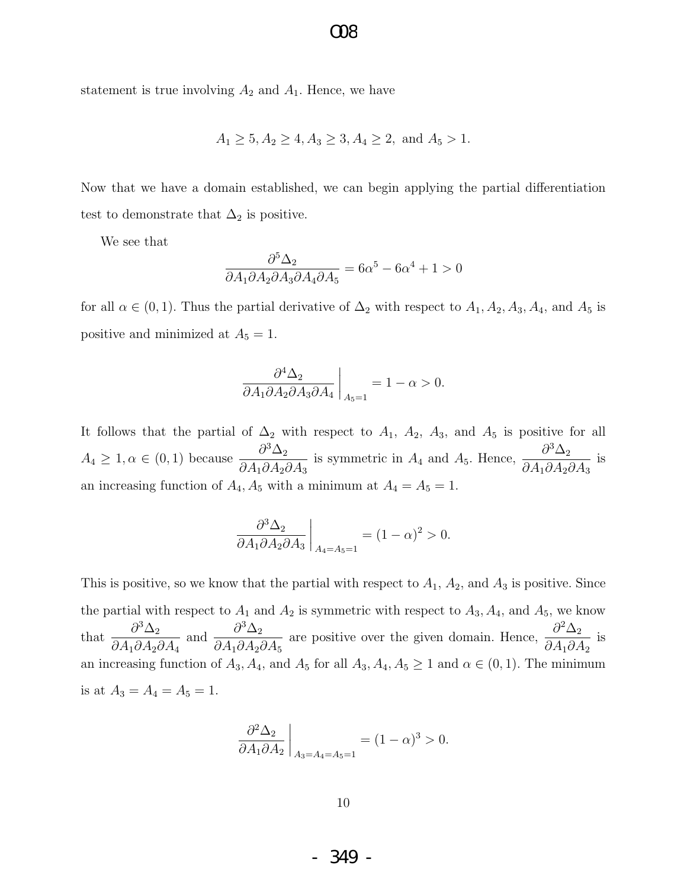statement is true involving $A_2$ and $A_1$. Hence, we have

$$A_1 \geq 5, A_2 \geq 4, A_3 \geq 3, A_4 \geq 2, \text{ and } A_5 > 1.$$

Now that we have a domain established, we can begin applying the partial differentiation test to demonstrate that $\Delta_2$ is positive.

We see that

$$\frac{\partial^5 \Delta_2}{\partial A_1 \partial A_2 \partial A_3 \partial A_4 \partial A_5} = 6\alpha^5 - 6\alpha^4 + 1 > 0$$

for all $\alpha \in (0,1)$. Thus the partial derivative of $\Delta_2$ with respect to $A_1, A_2, A_3, A_4$, and $A_5$ is positive and minimized at $A_5 = 1$.

$$\left.\frac{\partial^4 \Delta_2}{\partial A_1 \partial A_2 \partial A_3 \partial A_4}\right|_{A_5=1} = 1 - \alpha > 0.$$

It follows that the partial of $\Delta_2$ with respect to $A_1$, $A_2$, $A_3$, and $A_5$ is positive for all $A_4 \geq 1, \alpha \in (0,1)$ because $\frac{\partial^3 \Delta_2}{\partial A_1 \partial A_2 \partial A_3}$ is symmetric in $A_4$ and $A_5$. Hence, $\frac{\partial^3 \Delta_2}{\partial A_1 \partial A_2 \partial A_3}$ is an increasing function of $A_4, A_5$ with a minimum at $A_4 = A_5 = 1$.

$$\left.\frac{\partial^3 \Delta_2}{\partial A_1 \partial A_2 \partial A_3}\right|_{A_4=A_5=1} = (1-\alpha)^2 > 0.$$

This is positive, so we know that the partial with respect to $A_1$, $A_2$, and $A_3$ is positive. Since the partial with respect to $A_1$ and $A_2$ is symmetric with respect to $A_3, A_4$, and $A_5$, we know that $\frac{\partial^3 \Delta_2}{\partial A_1 \partial A_2 \partial A_4}$ and $\frac{\partial^3 \Delta_2}{\partial A_1 \partial A_2 \partial A_5}$ are positive over the given domain. Hence, $\frac{\partial^2 \Delta_2}{\partial A_1 \partial A_2}$ is an increasing function of $A_3, A_4$, and $A_5$ for all $A_3, A_4, A_5 \geq 1$ and $\alpha \in (0,1)$. The minimum is at $A_3 = A_4 = A_5 = 1$.

$$\left.\frac{\partial^2 \Delta_2}{\partial A_1 \partial A_2}\right|_{A_3=A_4=A_5=1} = (1-\alpha)^3 > 0.$$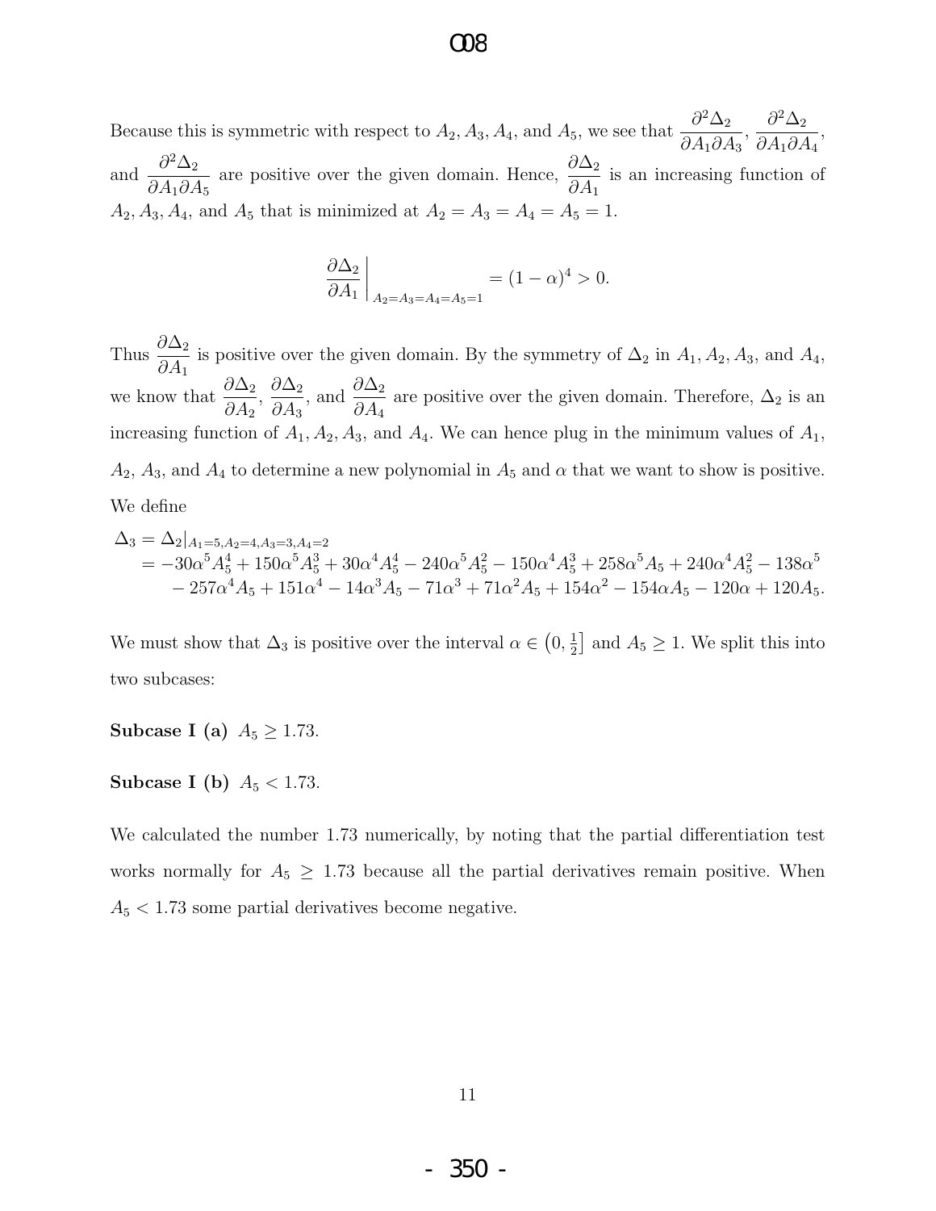Because this is symmetric with respect to $A_2, A_3, A_4$, and $A_5$, we see that $\dfrac{\partial^2 \Delta_2}{\partial A_1 \partial A_3}$, $\dfrac{\partial^2 \Delta_2}{\partial A_1 \partial A_4}$, and $\dfrac{\partial^2 \Delta_2}{\partial A_1 \partial A_5}$ are positive over the given domain. Hence, $\dfrac{\partial \Delta_2}{\partial A_1}$ is an increasing function of $A_2, A_3, A_4$, and $A_5$ that is minimized at $A_2 = A_3 = A_4 = A_5 = 1$.

$$\left.\frac{\partial \Delta_2}{\partial A_1}\right|_{A_2=A_3=A_4=A_5=1} = (1-\alpha)^4 > 0.$$

Thus $\dfrac{\partial \Delta_2}{\partial A_1}$ is positive over the given domain. By the symmetry of $\Delta_2$ in $A_1, A_2, A_3$, and $A_4$, we know that $\dfrac{\partial \Delta_2}{\partial A_2}$, $\dfrac{\partial \Delta_2}{\partial A_3}$, and $\dfrac{\partial \Delta_2}{\partial A_4}$ are positive over the given domain. Therefore, $\Delta_2$ is an increasing function of $A_1, A_2, A_3$, and $A_4$. We can hence plug in the minimum values of $A_1$, $A_2$, $A_3$, and $A_4$ to determine a new polynomial in $A_5$ and $\alpha$ that we want to show is positive. We define

$$\begin{aligned}
\Delta_3 &= \Delta_2|_{A_1=5, A_2=4, A_3=3, A_4=2} \\
&= -30\alpha^5 A_5^4 + 150\alpha^5 A_5^3 + 30\alpha^4 A_5^4 - 240\alpha^5 A_5^2 - 150\alpha^4 A_5^3 + 258\alpha^5 A_5 + 240\alpha^4 A_5^2 - 138\alpha^5 \\
&\quad - 257\alpha^4 A_5 + 151\alpha^4 - 14\alpha^3 A_5 - 71\alpha^3 + 71\alpha^2 A_5 + 154\alpha^2 - 154\alpha A_5 - 120\alpha + 120 A_5.
\end{aligned}$$

We must show that $\Delta_3$ is positive over the interval $\alpha \in \left(0, \frac{1}{2}\right]$ and $A_5 \geq 1$. We split this into two subcases:

**Subcase I (a)** $A_5 \geq 1.73$.

**Subcase I (b)** $A_5 < 1.73$.

We calculated the number 1.73 numerically, by noting that the partial differentiation test works normally for $A_5 \geq 1.73$ because all the partial derivatives remain positive. When $A_5 < 1.73$ some partial derivatives become negative.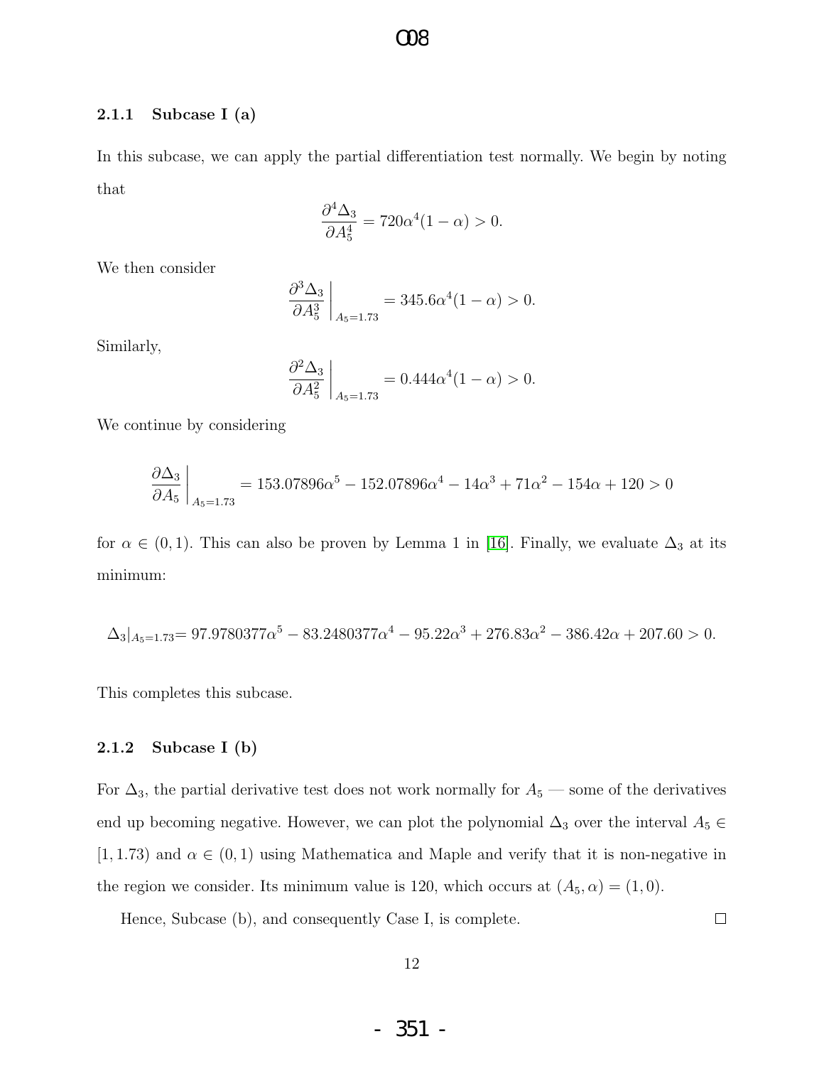### 2.1.1 Subcase I (a)

In this subcase, we can apply the partial differentiation test normally. We begin by noting that

$$\frac{\partial^4 \Delta_3}{\partial A_5^4} = 720\alpha^4(1-\alpha) > 0.$$

We then consider

$$\left.\frac{\partial^3 \Delta_3}{\partial A_5^3}\right|_{A_5=1.73} = 345.6\alpha^4(1-\alpha) > 0.$$

Similarly,

$$\left.\frac{\partial^2 \Delta_3}{\partial A_5^2}\right|_{A_5=1.73} = 0.444\alpha^4(1-\alpha) > 0.$$

We continue by considering

$$\left.\frac{\partial \Delta_3}{\partial A_5}\right|_{A_5=1.73} = 153.07896\alpha^5 - 152.07896\alpha^4 - 14\alpha^3 + 71\alpha^2 - 154\alpha + 120 > 0$$

for $\alpha \in (0,1)$. This can also be proven by Lemma 1 in [16]. Finally, we evaluate $\Delta_3$ at its minimum:

$$\Delta_3|_{A_5=1.73} = 97.9780377\alpha^5 - 83.2480377\alpha^4 - 95.22\alpha^3 + 276.83\alpha^2 - 386.42\alpha + 207.60 > 0.$$

This completes this subcase.

### 2.1.2 Subcase I (b)

For $\Delta_3$, the partial derivative test does not work normally for $A_5$ — some of the derivatives end up becoming negative. However, we can plot the polynomial $\Delta_3$ over the interval $A_5 \in [1, 1.73)$ and $\alpha \in (0,1)$ using Mathematica and Maple and verify that it is non-negative in the region we consider. Its minimum value is 120, which occurs at $(A_5, \alpha) = (1, 0)$.

Hence, Subcase (b), and consequently Case I, is complete. □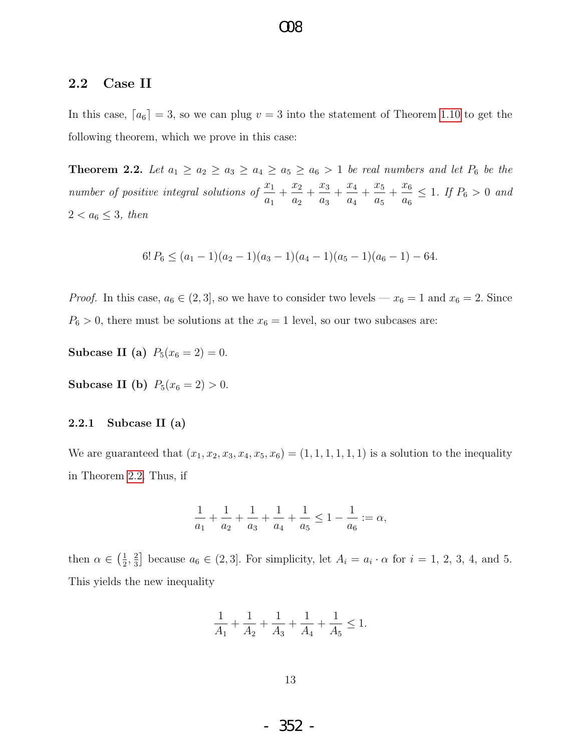### 2.2 Case II

In this case, $\lceil a_6 \rceil = 3$, so we can plug $v = 3$ into the statement of Theorem 1.10 to get the following theorem, which we prove in this case:

**Theorem 2.2.** *Let $a_1 \geq a_2 \geq a_3 \geq a_4 \geq a_5 \geq a_6 > 1$ be real numbers and let $P_6$ be the number of positive integral solutions of $\frac{x_1}{a_1} + \frac{x_2}{a_2} + \frac{x_3}{a_3} + \frac{x_4}{a_4} + \frac{x_5}{a_5} + \frac{x_6}{a_6} \leq 1$. If $P_6 > 0$ and $2 < a_6 \leq 3$, then*

$$6!\, P_6 \leq (a_1 - 1)(a_2 - 1)(a_3 - 1)(a_4 - 1)(a_5 - 1)(a_6 - 1) - 64.$$

*Proof.* In this case, $a_6 \in (2, 3]$, so we have to consider two levels — $x_6 = 1$ and $x_6 = 2$. Since $P_6 > 0$, there must be solutions at the $x_6 = 1$ level, so our two subcases are:

**Subcase II (a)** $P_5(x_6 = 2) = 0$.

**Subcase II (b)** $P_5(x_6 = 2) > 0$.

#### 2.2.1 Subcase II (a)

We are guaranteed that $(x_1, x_2, x_3, x_4, x_5, x_6) = (1, 1, 1, 1, 1, 1)$ is a solution to the inequality in Theorem 2.2. Thus, if

$$\frac{1}{a_1} + \frac{1}{a_2} + \frac{1}{a_3} + \frac{1}{a_4} + \frac{1}{a_5} \leq 1 - \frac{1}{a_6} := \alpha,$$

then $\alpha \in \left(\frac{1}{2}, \frac{2}{3}\right]$ because $a_6 \in (2, 3]$. For simplicity, let $A_i = a_i \cdot \alpha$ for $i = 1, 2, 3, 4,$ and $5$. This yields the new inequality

$$\frac{1}{A_1} + \frac{1}{A_2} + \frac{1}{A_3} + \frac{1}{A_4} + \frac{1}{A_5} \leq 1.$$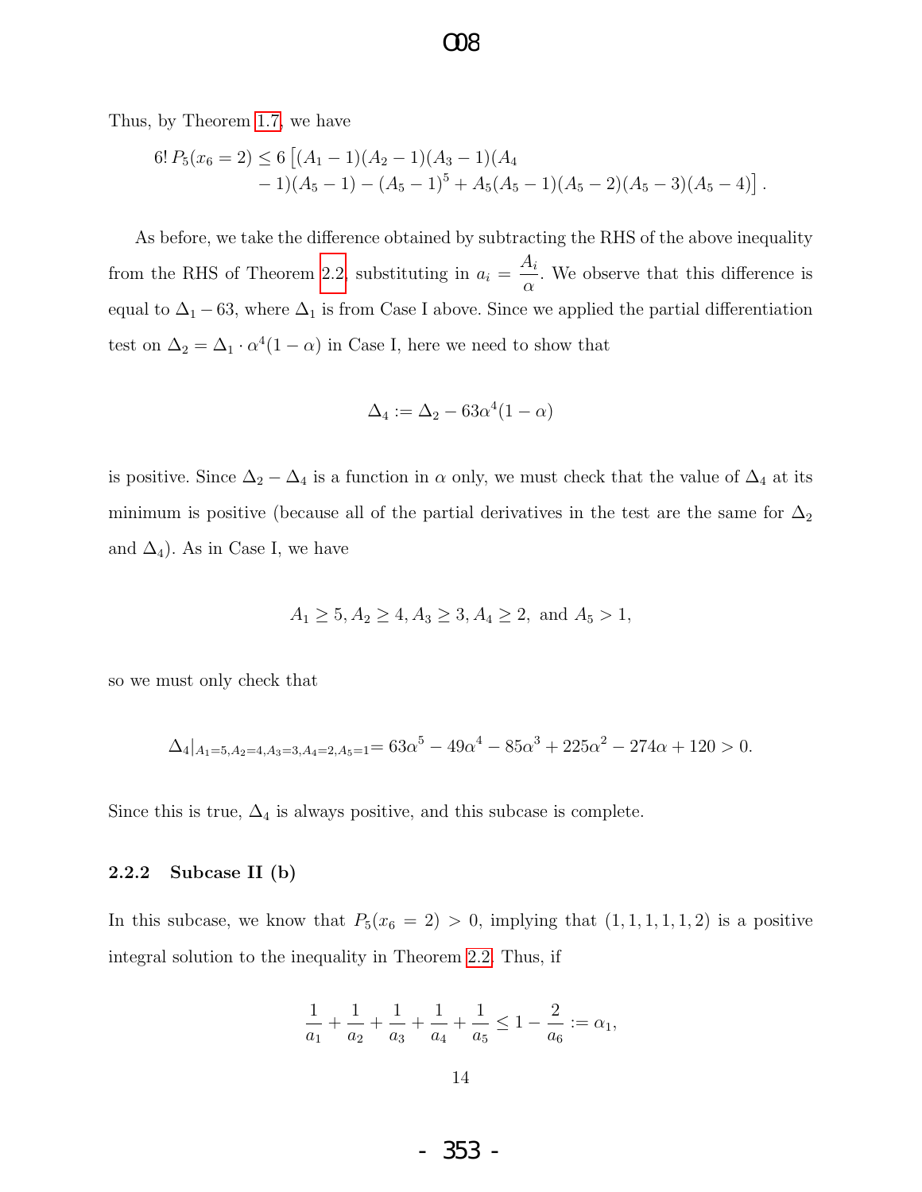Thus, by Theorem 1.7, we have

$$6!\,P_5(x_6 = 2) \leq 6\left[(A_1-1)(A_2-1)(A_3-1)(A_4 - 1)(A_5-1) - (A_5-1)^5 + A_5(A_5-1)(A_5-2)(A_5-3)(A_5-4)\right].$$

As before, we take the difference obtained by subtracting the RHS of the above inequality from the RHS of Theorem 2.2, substituting in $a_i = \dfrac{A_i}{\alpha}$. We observe that this difference is equal to $\Delta_1 - 63$, where $\Delta_1$ is from Case I above. Since we applied the partial differentiation test on $\Delta_2 = \Delta_1 \cdot \alpha^4(1-\alpha)$ in Case I, here we need to show that

$$\Delta_4 := \Delta_2 - 63\alpha^4(1-\alpha)$$

is positive. Since $\Delta_2 - \Delta_4$ is a function in $\alpha$ only, we must check that the value of $\Delta_4$ at its minimum is positive (because all of the partial derivatives in the test are the same for $\Delta_2$ and $\Delta_4$). As in Case I, we have

$$A_1 \geq 5, A_2 \geq 4, A_3 \geq 3, A_4 \geq 2, \text{ and } A_5 > 1,$$

so we must only check that

$$\Delta_4|_{A_1=5,A_2=4,A_3=3,A_4=2,A_5=1} = 63\alpha^5 - 49\alpha^4 - 85\alpha^3 + 225\alpha^2 - 274\alpha + 120 > 0.$$

Since this is true, $\Delta_4$ is always positive, and this subcase is complete.

### 2.2.2 Subcase II (b)

In this subcase, we know that $P_5(x_6 = 2) > 0$, implying that $(1,1,1,1,1,2)$ is a positive integral solution to the inequality in Theorem 2.2. Thus, if

$$\frac{1}{a_1} + \frac{1}{a_2} + \frac{1}{a_3} + \frac{1}{a_4} + \frac{1}{a_5} \leq 1 - \frac{2}{a_6} := \alpha_1,$$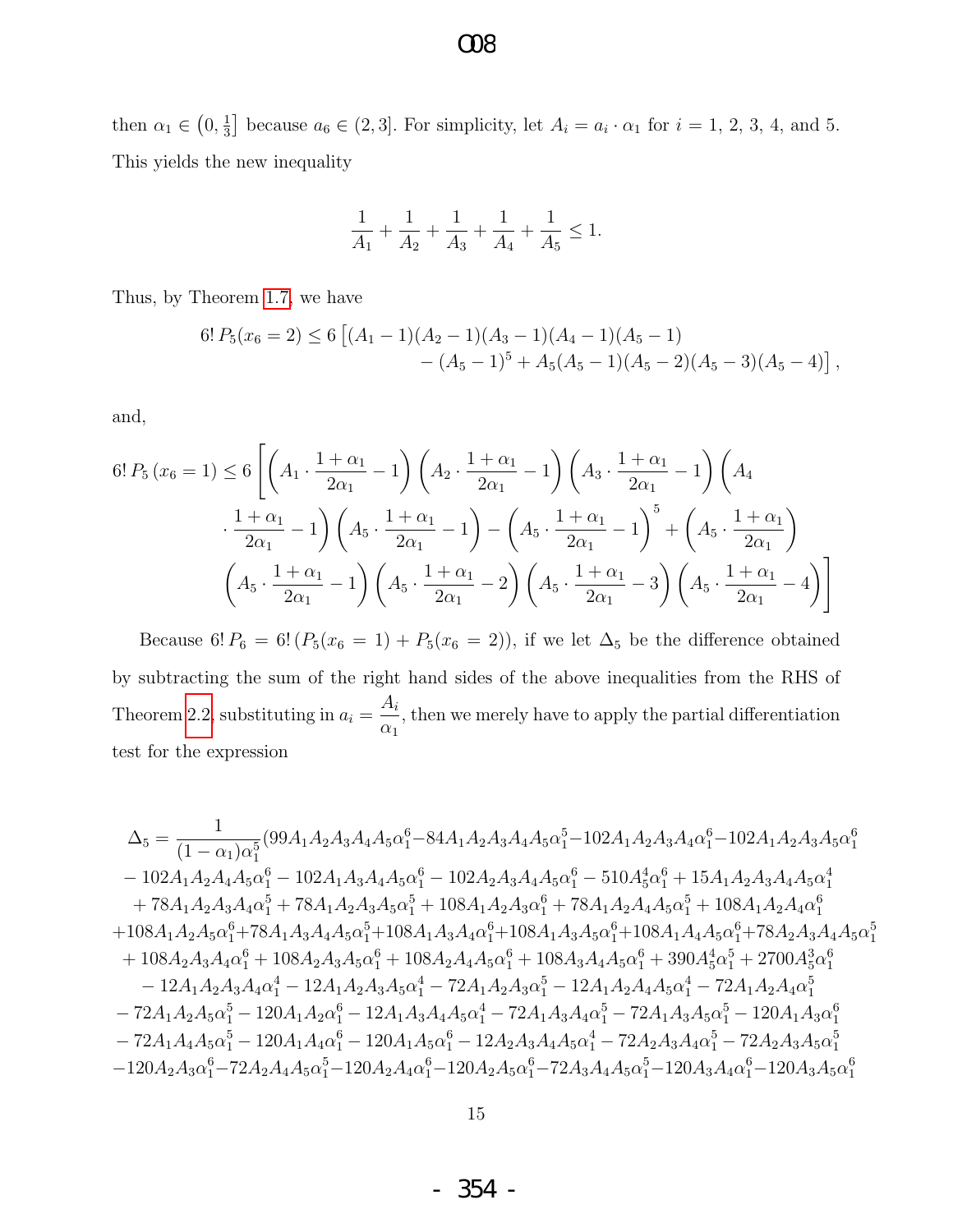then $\alpha_1 \in \left(0, \frac{1}{3}\right]$ because $a_6 \in (2, 3]$. For simplicity, let $A_i = a_i \cdot \alpha_1$ for $i = 1, 2, 3, 4$, and 5. This yields the new inequality

$$\frac{1}{A_1} + \frac{1}{A_2} + \frac{1}{A_3} + \frac{1}{A_4} + \frac{1}{A_5} \leq 1.$$

Thus, by Theorem 1.7, we have

$$6!\, P_5(x_6 = 2) \leq 6\left[(A_1 - 1)(A_2 - 1)(A_3 - 1)(A_4 - 1)(A_5 - 1) - (A_5 - 1)^5 + A_5(A_5 - 1)(A_5 - 2)(A_5 - 3)(A_5 - 4)\right],$$

and,

$$6!\, P_5\,(x_6 = 1) \leq 6\left[\left(A_1 \cdot \frac{1+\alpha_1}{2\alpha_1} - 1\right)\left(A_2 \cdot \frac{1+\alpha_1}{2\alpha_1} - 1\right)\left(A_3 \cdot \frac{1+\alpha_1}{2\alpha_1} - 1\right)\left(A_4 \cdot \frac{1+\alpha_1}{2\alpha_1} - 1\right)\left(A_5 \cdot \frac{1+\alpha_1}{2\alpha_1} - 1\right) - \left(A_5 \cdot \frac{1+\alpha_1}{2\alpha_1} - 1\right)^5 + \left(A_5 \cdot \frac{1+\alpha_1}{2\alpha_1}\right)\left(A_5 \cdot \frac{1+\alpha_1}{2\alpha_1} - 1\right)\left(A_5 \cdot \frac{1+\alpha_1}{2\alpha_1} - 2\right)\left(A_5 \cdot \frac{1+\alpha_1}{2\alpha_1} - 3\right)\left(A_5 \cdot \frac{1+\alpha_1}{2\alpha_1} - 4\right)\right]$$

Because $6!\, P_6 = 6!\,(P_5(x_6 = 1) + P_5(x_6 = 2))$, if we let $\Delta_5$ be the difference obtained by subtracting the sum of the right hand sides of the above inequalities from the RHS of Theorem 2.2, substituting in $a_i = \dfrac{A_i}{\alpha_1}$, then we merely have to apply the partial differentiation test for the expression

$$\begin{aligned}
\Delta_5 = \frac{1}{(1-\alpha_1)\alpha_1^5}(&99A_1A_2A_3A_4A_5\alpha_1^6 - 84A_1A_2A_3A_4A_5\alpha_1^5 - 102A_1A_2A_3A_4\alpha_1^6 - 102A_1A_2A_3A_5\alpha_1^6 \\
&- 102A_1A_2A_4A_5\alpha_1^6 - 102A_1A_3A_4A_5\alpha_1^6 - 102A_2A_3A_4A_5\alpha_1^6 - 510A_5^4\alpha_1^6 + 15A_1A_2A_3A_4A_5\alpha_1^4 \\
&+ 78A_1A_2A_3A_4\alpha_1^5 + 78A_1A_2A_3A_5\alpha_1^5 + 108A_1A_2A_3\alpha_1^6 + 78A_1A_2A_4A_5\alpha_1^5 + 108A_1A_2A_4\alpha_1^6 \\
&+ 108A_1A_2A_5\alpha_1^6 + 78A_1A_3A_4A_5\alpha_1^5 + 108A_1A_3A_4\alpha_1^6 + 108A_1A_3A_5\alpha_1^6 + 108A_1A_4A_5\alpha_1^6 + 78A_2A_3A_4A_5\alpha_1^5 \\
&+ 108A_2A_3A_4\alpha_1^6 + 108A_2A_3A_5\alpha_1^6 + 108A_2A_4A_5\alpha_1^6 + 108A_3A_4A_5\alpha_1^6 + 390A_5^4\alpha_1^5 + 2700A_5^3\alpha_1^6 \\
&- 12A_1A_2A_3A_4\alpha_1^4 - 12A_1A_2A_3A_5\alpha_1^4 - 72A_1A_2A_3\alpha_1^5 - 12A_1A_2A_4A_5\alpha_1^4 - 72A_1A_2A_4\alpha_1^5 \\
&- 72A_1A_2A_5\alpha_1^5 - 120A_1A_2\alpha_1^6 - 12A_1A_3A_4A_5\alpha_1^4 - 72A_1A_3A_4\alpha_1^5 - 72A_1A_3A_5\alpha_1^5 - 120A_1A_3\alpha_1^6 \\
&- 72A_1A_4A_5\alpha_1^5 - 120A_1A_4\alpha_1^6 - 120A_1A_5\alpha_1^6 - 12A_2A_3A_4A_5\alpha_1^4 - 72A_2A_3A_4\alpha_1^5 - 72A_2A_3A_5\alpha_1^5 \\
&- 120A_2A_3\alpha_1^6 - 72A_2A_4A_5\alpha_1^5 - 120A_2A_4\alpha_1^6 - 120A_2A_5\alpha_1^6 - 72A_3A_4A_5\alpha_1^5 - 120A_3A_4\alpha_1^6 - 120A_3A_5\alpha_1^6
\end{aligned}$$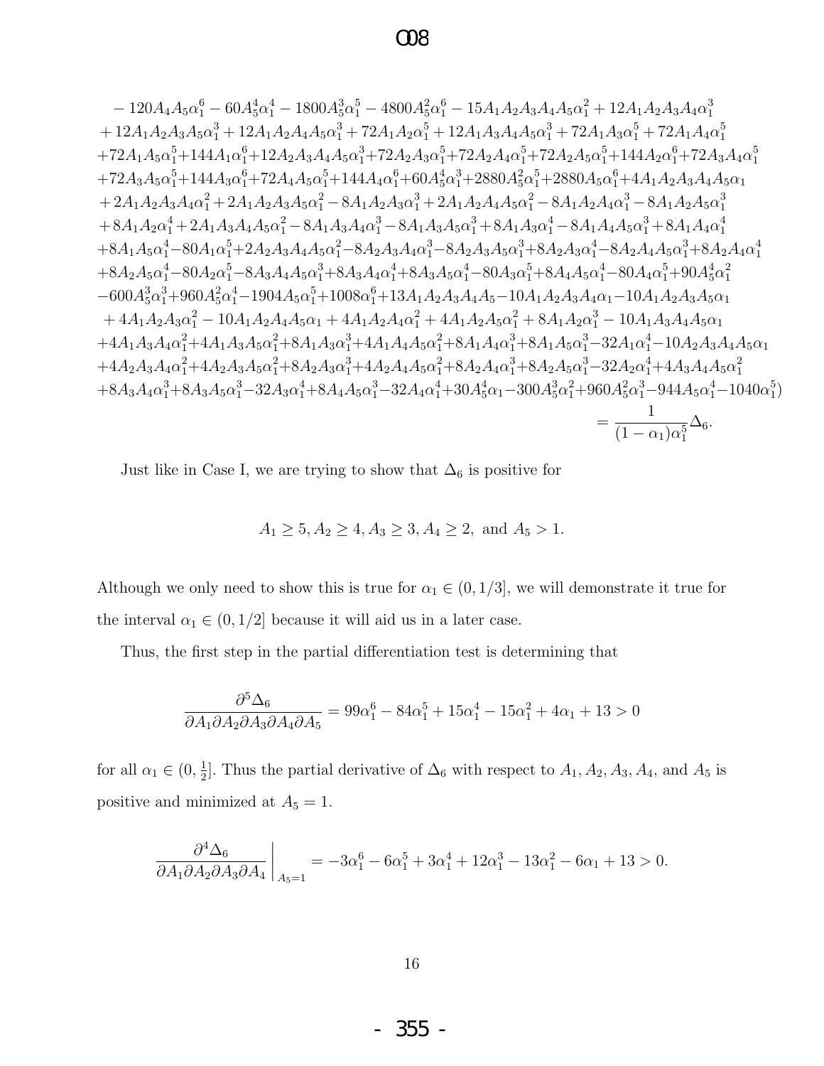$$
\begin{aligned}
&-120A_4A_5\alpha_1^6-60A_5^4\alpha_1^4-1800A_5^3\alpha_1^5-4800A_5^2\alpha_1^6-15A_1A_2A_3A_4A_5\alpha_1^2+12A_1A_2A_3A_4\alpha_1^3\\
&+12A_1A_2A_3A_5\alpha_1^3+12A_1A_2A_4A_5\alpha_1^3+72A_1A_2\alpha_1^5+12A_1A_3A_4A_5\alpha_1^3+72A_1A_3\alpha_1^5+72A_1A_4\alpha_1^5\\
&+72A_1A_5\alpha_1^5+144A_1\alpha_1^6+12A_2A_3A_4A_5\alpha_1^3+72A_2A_3\alpha_1^5+72A_2A_4\alpha_1^5+72A_2A_5\alpha_1^5+144A_2\alpha_1^6+72A_3A_4\alpha_1^5\\
&+72A_3A_5\alpha_1^5+144A_3\alpha_1^6+72A_4A_5\alpha_1^5+144A_4\alpha_1^6+60A_5^4\alpha_1^3+2880A_5^2\alpha_1^5+2880A_5\alpha_1^6+4A_1A_2A_3A_4A_5\alpha_1\\
&+2A_1A_2A_3A_4\alpha_1^2+2A_1A_2A_3A_5\alpha_1^2-8A_1A_2A_3\alpha_1^3+2A_1A_2A_4A_5\alpha_1^2-8A_1A_2A_4\alpha_1^3-8A_1A_2A_5\alpha_1^3\\
&+8A_1A_2\alpha_1^4+2A_1A_3A_4A_5\alpha_1^2-8A_1A_3A_4\alpha_1^3-8A_1A_3A_5\alpha_1^3+8A_1A_3\alpha_1^4-8A_1A_4A_5\alpha_1^3+8A_1A_4\alpha_1^4\\
&+8A_1A_5\alpha_1^4-80A_1\alpha_1^5+2A_2A_3A_4A_5\alpha_1^2-8A_2A_3A_4\alpha_1^3-8A_2A_3A_5\alpha_1^3+8A_2A_3\alpha_1^4-8A_2A_4A_5\alpha_1^3+8A_2A_4\alpha_1^4\\
&+8A_2A_5\alpha_1^4-80A_2\alpha_1^5-8A_3A_4A_5\alpha_1^3+8A_3A_4\alpha_1^4+8A_3A_5\alpha_1^4-80A_3\alpha_1^5+8A_4A_5\alpha_1^4-80A_4\alpha_1^5+90A_5^4\alpha_1^2\\
&-600A_5^3\alpha_1^3+960A_5^2\alpha_1^4-1904A_5\alpha_1^5+1008\alpha_1^6+13A_1A_2A_3A_4A_5-10A_1A_2A_3A_4\alpha_1-10A_1A_2A_3A_5\alpha_1\\
&+4A_1A_2A_3\alpha_1^2-10A_1A_2A_4A_5\alpha_1+4A_1A_2A_4\alpha_1^2+4A_1A_2A_5\alpha_1^2+8A_1A_2\alpha_1^3-10A_1A_3A_4A_5\alpha_1\\
&+4A_1A_3A_4\alpha_1^2+4A_1A_3A_5\alpha_1^2+8A_1A_3\alpha_1^3+4A_1A_4A_5\alpha_1^2+8A_1A_4\alpha_1^3+8A_1A_5\alpha_1^3-32A_1\alpha_1^4-10A_2A_3A_4A_5\alpha_1\\
&+4A_2A_3A_4\alpha_1^2+4A_2A_3A_5\alpha_1^2+8A_2A_3\alpha_1^3+4A_2A_4A_5\alpha_1^2+8A_2A_4\alpha_1^3+8A_2A_5\alpha_1^3-32A_2\alpha_1^4+4A_3A_4A_5\alpha_1^2\\
&+8A_3A_4\alpha_1^3+8A_3A_5\alpha_1^3-32A_3\alpha_1^4+8A_4A_5\alpha_1^3-32A_4\alpha_1^4+30A_5^4\alpha_1-300A_5^3\alpha_1^2+960A_5^2\alpha_1^3-944A_5\alpha_1^4-1040\alpha_1^5)\\
&\qquad\qquad\qquad\qquad\qquad\qquad\qquad\qquad\qquad\qquad\qquad\qquad\qquad\qquad\qquad\qquad = \frac{1}{(1-\alpha_1)\alpha_1^5}\Delta_6.
\end{aligned}
$$

Just like in Case I, we are trying to show that $\Delta_6$ is positive for

$$A_1 \geq 5, A_2 \geq 4, A_3 \geq 3, A_4 \geq 2, \text{ and } A_5 > 1.$$

Although we only need to show this is true for $\alpha_1 \in (0, 1/3]$, we will demonstrate it true for the interval $\alpha_1 \in (0, 1/2]$ because it will aid us in a later case.

Thus, the first step in the partial differentiation test is determining that

$$\frac{\partial^5 \Delta_6}{\partial A_1 \partial A_2 \partial A_3 \partial A_4 \partial A_5} = 99\alpha_1^6 - 84\alpha_1^5 + 15\alpha_1^4 - 15\alpha_1^2 + 4\alpha_1 + 13 > 0$$

for all $\alpha_1 \in (0, \frac{1}{2}]$. Thus the partial derivative of $\Delta_6$ with respect to $A_1, A_2, A_3, A_4$, and $A_5$ is positive and minimized at $A_5 = 1$.

$$\left.\frac{\partial^4 \Delta_6}{\partial A_1 \partial A_2 \partial A_3 \partial A_4}\right|_{A_5=1} = -3\alpha_1^6 - 6\alpha_1^5 + 3\alpha_1^4 + 12\alpha_1^3 - 13\alpha_1^2 - 6\alpha_1 + 13 > 0.$$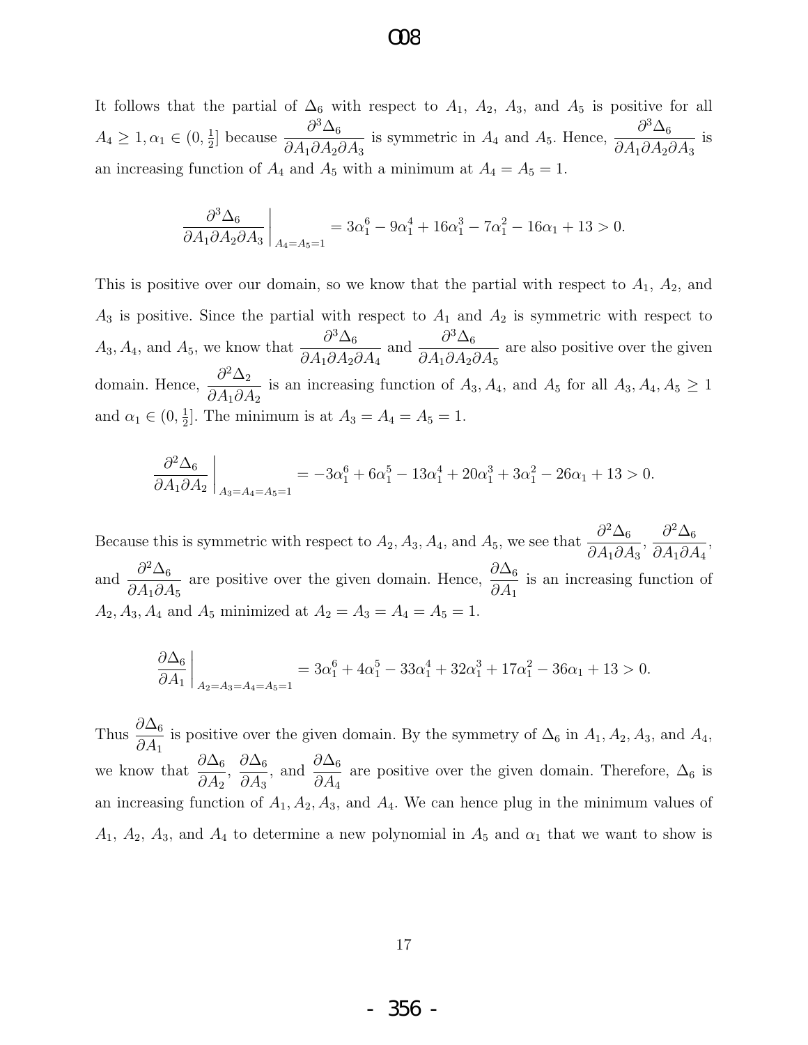It follows that the partial of $\Delta_6$ with respect to $A_1$, $A_2$, $A_3$, and $A_5$ is positive for all $A_4 \geq 1, \alpha_1 \in (0, \frac{1}{2}]$ because $\dfrac{\partial^3 \Delta_6}{\partial A_1 \partial A_2 \partial A_3}$ is symmetric in $A_4$ and $A_5$. Hence, $\dfrac{\partial^3 \Delta_6}{\partial A_1 \partial A_2 \partial A_3}$ is an increasing function of $A_4$ and $A_5$ with a minimum at $A_4 = A_5 = 1$.

$$\left.\frac{\partial^3 \Delta_6}{\partial A_1 \partial A_2 \partial A_3}\right|_{A_4=A_5=1} = 3\alpha_1^6 - 9\alpha_1^4 + 16\alpha_1^3 - 7\alpha_1^2 - 16\alpha_1 + 13 > 0.$$

This is positive over our domain, so we know that the partial with respect to $A_1$, $A_2$, and $A_3$ is positive. Since the partial with respect to $A_1$ and $A_2$ is symmetric with respect to $A_3, A_4$, and $A_5$, we know that $\dfrac{\partial^3 \Delta_6}{\partial A_1 \partial A_2 \partial A_4}$ and $\dfrac{\partial^3 \Delta_6}{\partial A_1 \partial A_2 \partial A_5}$ are also positive over the given domain. Hence, $\dfrac{\partial^2 \Delta_2}{\partial A_1 \partial A_2}$ is an increasing function of $A_3, A_4$, and $A_5$ for all $A_3, A_4, A_5 \geq 1$ and $\alpha_1 \in (0, \frac{1}{2}]$. The minimum is at $A_3 = A_4 = A_5 = 1$.

$$\left.\frac{\partial^2 \Delta_6}{\partial A_1 \partial A_2}\right|_{A_3=A_4=A_5=1} = -3\alpha_1^6 + 6\alpha_1^5 - 13\alpha_1^4 + 20\alpha_1^3 + 3\alpha_1^2 - 26\alpha_1 + 13 > 0.$$

Because this is symmetric with respect to $A_2, A_3, A_4$, and $A_5$, we see that $\dfrac{\partial^2 \Delta_6}{\partial A_1 \partial A_3}$, $\dfrac{\partial^2 \Delta_6}{\partial A_1 \partial A_4}$, and $\dfrac{\partial^2 \Delta_6}{\partial A_1 \partial A_5}$ are positive over the given domain. Hence, $\dfrac{\partial \Delta_6}{\partial A_1}$ is an increasing function of $A_2, A_3, A_4$ and $A_5$ minimized at $A_2 = A_3 = A_4 = A_5 = 1$.

$$\left.\frac{\partial \Delta_6}{\partial A_1}\right|_{A_2=A_3=A_4=A_5=1} = 3\alpha_1^6 + 4\alpha_1^5 - 33\alpha_1^4 + 32\alpha_1^3 + 17\alpha_1^2 - 36\alpha_1 + 13 > 0.$$

Thus $\dfrac{\partial \Delta_6}{\partial A_1}$ is positive over the given domain. By the symmetry of $\Delta_6$ in $A_1, A_2, A_3$, and $A_4$, we know that $\dfrac{\partial \Delta_6}{\partial A_2}$, $\dfrac{\partial \Delta_6}{\partial A_3}$, and $\dfrac{\partial \Delta_6}{\partial A_4}$ are positive over the given domain. Therefore, $\Delta_6$ is an increasing function of $A_1, A_2, A_3$, and $A_4$. We can hence plug in the minimum values of $A_1$, $A_2$, $A_3$, and $A_4$ to determine a new polynomial in $A_5$ and $\alpha_1$ that we want to show is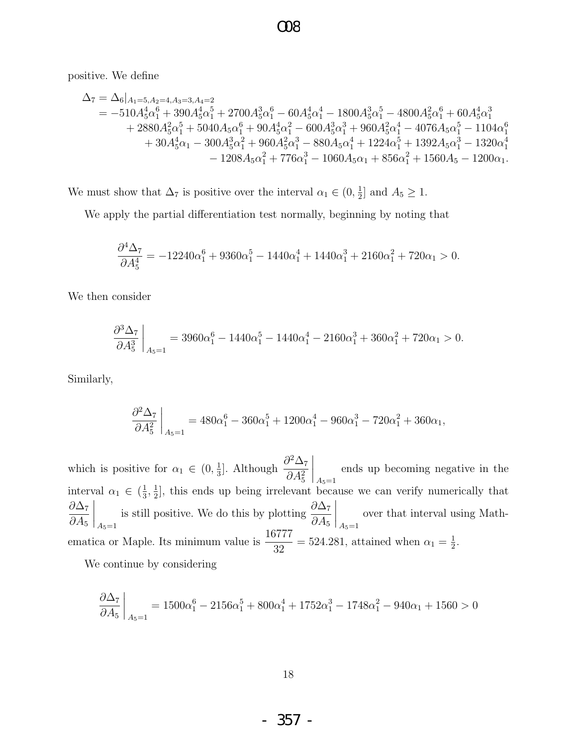positive. We define

$$
\begin{aligned}
\Delta_7 &= \Delta_6|_{A_1=5,A_2=4,A_3=3,A_4=2} \\
&= -510A_5^4\alpha_1^6 + 390A_5^4\alpha_1^5 + 2700A_5^3\alpha_1^6 - 60A_5^4\alpha_1^4 - 1800A_5^3\alpha_1^5 - 4800A_5^2\alpha_1^6 + 60A_5^4\alpha_1^3 \\
&\quad + 2880A_5^2\alpha_1^5 + 5040A_5\alpha_1^6 + 90A_5^4\alpha_1^2 - 600A_5^3\alpha_1^3 + 960A_5^2\alpha_1^4 - 4076A_5\alpha_1^5 - 1104\alpha_1^6 \\
&\quad + 30A_5^4\alpha_1 - 300A_5^3\alpha_1^2 + 960A_5^2\alpha_1^3 - 880A_5\alpha_1^4 + 1224\alpha_1^5 + 1392A_5\alpha_1^3 - 1320\alpha_1^4 \\
&\quad - 1208A_5\alpha_1^2 + 776\alpha_1^3 - 1060A_5\alpha_1 + 856\alpha_1^2 + 1560A_5 - 1200\alpha_1.
\end{aligned}
$$

We must show that $\Delta_7$ is positive over the interval $\alpha_1 \in (0, \frac{1}{2}]$ and $A_5 \geq 1$.

We apply the partial differentiation test normally, beginning by noting that

$$
\frac{\partial^4 \Delta_7}{\partial A_5^4} = -12240\alpha_1^6 + 9360\alpha_1^5 - 1440\alpha_1^4 + 1440\alpha_1^3 + 2160\alpha_1^2 + 720\alpha_1 > 0.
$$

We then consider

$$
\left.\frac{\partial^3 \Delta_7}{\partial A_5^3}\right|_{A_5=1} = 3960\alpha_1^6 - 1440\alpha_1^5 - 1440\alpha_1^4 - 2160\alpha_1^3 + 360\alpha_1^2 + 720\alpha_1 > 0.
$$

Similarly,

$$
\left.\frac{\partial^2 \Delta_7}{\partial A_5^2}\right|_{A_5=1} = 480\alpha_1^6 - 360\alpha_1^5 + 1200\alpha_1^4 - 960\alpha_1^3 - 720\alpha_1^2 + 360\alpha_1,
$$

which is positive for $\alpha_1 \in (0, \frac{1}{3}]$. Although $\left.\frac{\partial^2 \Delta_7}{\partial A_5^2}\right|_{A_5=1}$ ends up becoming negative in the interval $\alpha_1 \in (\frac{1}{3}, \frac{1}{2}]$, this ends up being irrelevant because we can verify numerically that $\left.\frac{\partial \Delta_7}{\partial A_5}\right|_{A_5=1}$ is still positive. We do this by plotting $\left.\frac{\partial \Delta_7}{\partial A_5}\right|_{A_5=1}$ over that interval using Mathematica or Maple. Its minimum value is $\frac{16777}{32} = 524.281$, attained when $\alpha_1 = \frac{1}{2}$.

We continue by considering

$$
\left.\frac{\partial \Delta_7}{\partial A_5}\right|_{A_5=1} = 1500\alpha_1^6 - 2156\alpha_1^5 + 800\alpha_1^4 + 1752\alpha_1^3 - 1748\alpha_1^2 - 940\alpha_1 + 1560 > 0
$$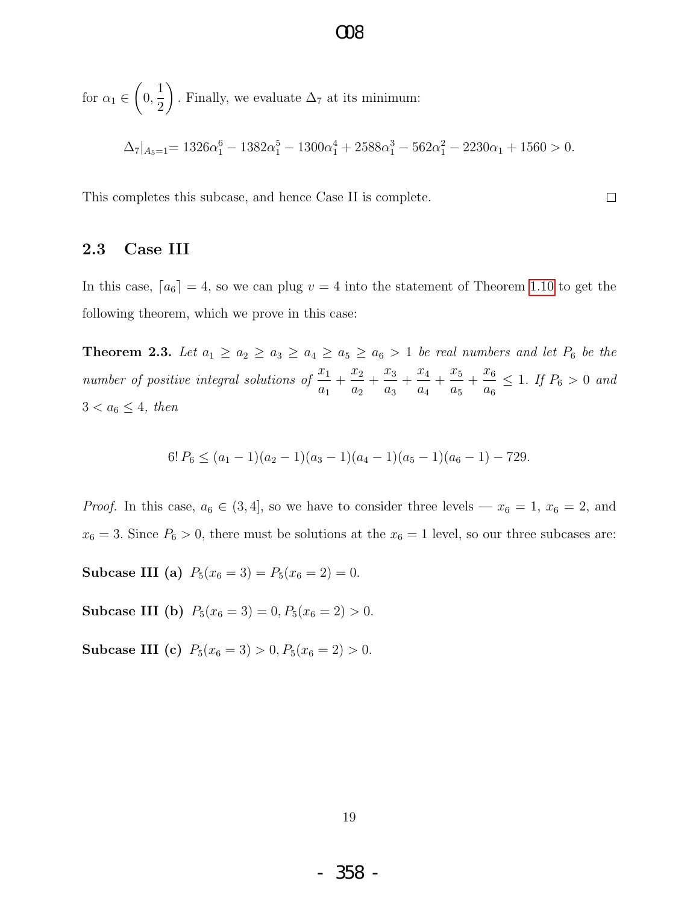for $\alpha_1 \in \left(0, \frac{1}{2}\right)$. Finally, we evaluate $\Delta_7$ at its minimum:

$$\Delta_7|_{A_5=1} = 1326\alpha_1^6 - 1382\alpha_1^5 - 1300\alpha_1^4 + 2588\alpha_1^3 - 562\alpha_1^2 - 2230\alpha_1 + 1560 > 0.$$

This completes this subcase, and hence Case II is complete. □

### 2.3 Case III

In this case, $\lceil a_6 \rceil = 4$, so we can plug $v = 4$ into the statement of Theorem 1.10 to get the following theorem, which we prove in this case:

**Theorem 2.3.** *Let $a_1 \geq a_2 \geq a_3 \geq a_4 \geq a_5 \geq a_6 > 1$ be real numbers and let $P_6$ be the number of positive integral solutions of $\frac{x_1}{a_1} + \frac{x_2}{a_2} + \frac{x_3}{a_3} + \frac{x_4}{a_4} + \frac{x_5}{a_5} + \frac{x_6}{a_6} \leq 1$. If $P_6 > 0$ and $3 < a_6 \leq 4$, then*

$$6!\,P_6 \leq (a_1 - 1)(a_2 - 1)(a_3 - 1)(a_4 - 1)(a_5 - 1)(a_6 - 1) - 729.$$

*Proof.* In this case, $a_6 \in (3, 4]$, so we have to consider three levels — $x_6 = 1$, $x_6 = 2$, and $x_6 = 3$. Since $P_6 > 0$, there must be solutions at the $x_6 = 1$ level, so our three subcases are:

**Subcase III (a)** $P_5(x_6 = 3) = P_5(x_6 = 2) = 0$.

**Subcase III (b)** $P_5(x_6 = 3) = 0, P_5(x_6 = 2) > 0$.

**Subcase III (c)** $P_5(x_6 = 3) > 0, P_5(x_6 = 2) > 0$.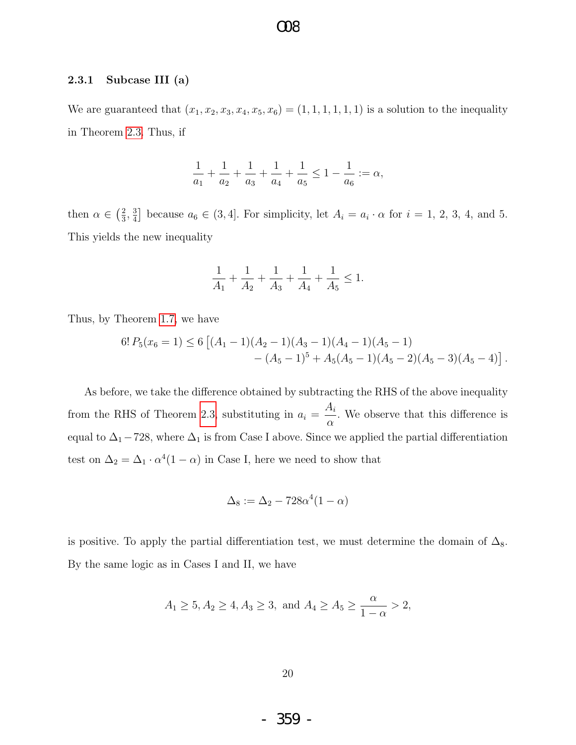### 2.3.1 Subcase III (a)

We are guaranteed that $(x_1, x_2, x_3, x_4, x_5, x_6) = (1, 1, 1, 1, 1, 1)$ is a solution to the inequality in Theorem 2.3. Thus, if

$$\frac{1}{a_1} + \frac{1}{a_2} + \frac{1}{a_3} + \frac{1}{a_4} + \frac{1}{a_5} \leq 1 - \frac{1}{a_6} := \alpha,$$

then $\alpha \in \left(\frac{2}{3}, \frac{3}{4}\right]$ because $a_6 \in (3, 4]$. For simplicity, let $A_i = a_i \cdot \alpha$ for $i = 1, 2, 3, 4$, and 5. This yields the new inequality

$$\frac{1}{A_1} + \frac{1}{A_2} + \frac{1}{A_3} + \frac{1}{A_4} + \frac{1}{A_5} \leq 1.$$

Thus, by Theorem 1.7, we have

$$\begin{aligned} 6!\, P_5(x_6 = 1) \leq 6 \big[ &(A_1 - 1)(A_2 - 1)(A_3 - 1)(A_4 - 1)(A_5 - 1) \\ &- (A_5 - 1)^5 + A_5(A_5 - 1)(A_5 - 2)(A_5 - 3)(A_5 - 4) \big] . \end{aligned}$$

As before, we take the difference obtained by subtracting the RHS of the above inequality from the RHS of Theorem 2.3, substituting in $a_i = \dfrac{A_i}{\alpha}$. We observe that this difference is equal to $\Delta_1 - 728$, where $\Delta_1$ is from Case I above. Since we applied the partial differentiation test on $\Delta_2 = \Delta_1 \cdot \alpha^4(1 - \alpha)$ in Case I, here we need to show that

$$\Delta_8 := \Delta_2 - 728\alpha^4(1 - \alpha)$$

is positive. To apply the partial differentiation test, we must determine the domain of $\Delta_8$. By the same logic as in Cases I and II, we have

$$A_1 \geq 5, A_2 \geq 4, A_3 \geq 3, \text{ and } A_4 \geq A_5 \geq \frac{\alpha}{1 - \alpha} > 2,$$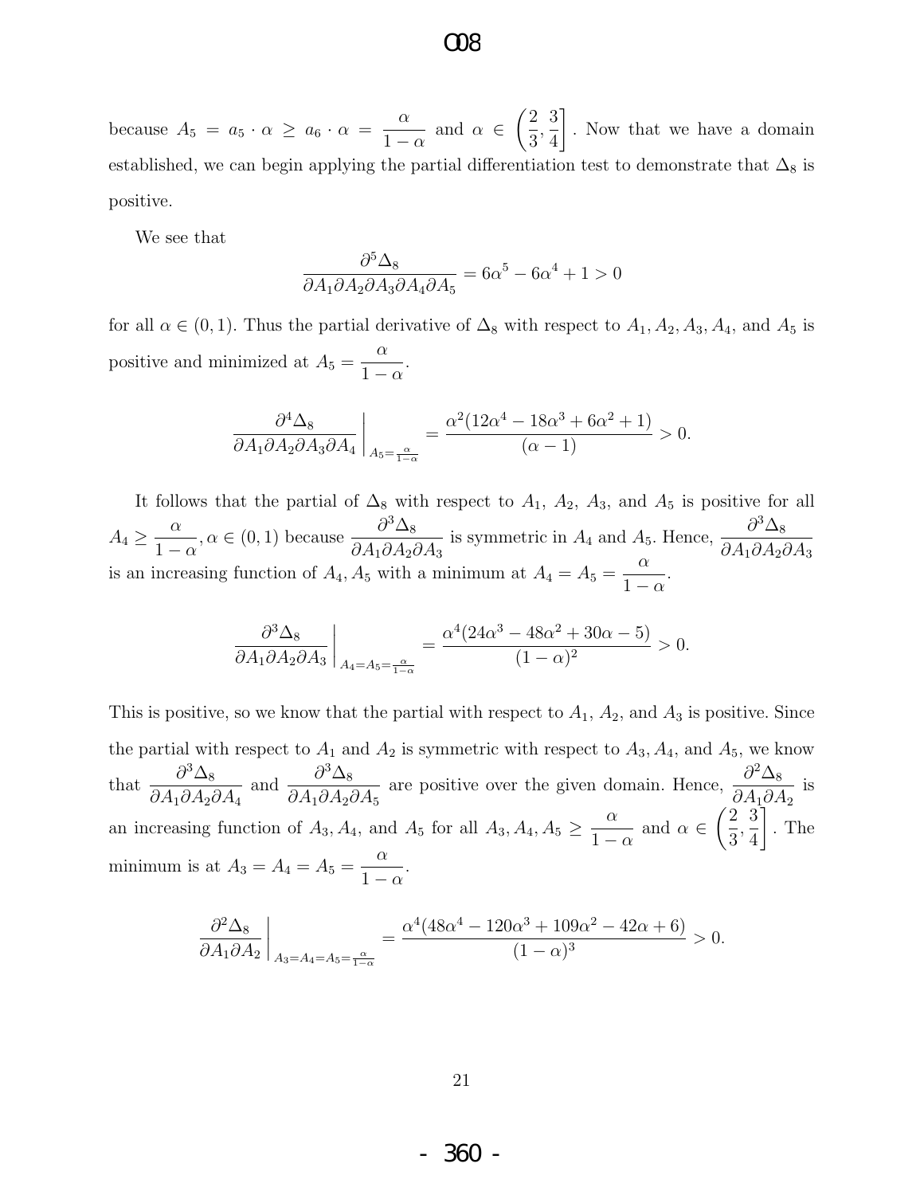because $A_5 = a_5 \cdot \alpha \geq a_6 \cdot \alpha = \dfrac{\alpha}{1-\alpha}$ and $\alpha \in \left(\dfrac{2}{3}, \dfrac{3}{4}\right]$. Now that we have a domain established, we can begin applying the partial differentiation test to demonstrate that $\Delta_8$ is positive.

We see that

$$\frac{\partial^5 \Delta_8}{\partial A_1 \partial A_2 \partial A_3 \partial A_4 \partial A_5} = 6\alpha^5 - 6\alpha^4 + 1 > 0$$

for all $\alpha \in (0,1)$. Thus the partial derivative of $\Delta_8$ with respect to $A_1, A_2, A_3, A_4$, and $A_5$ is positive and minimized at $A_5 = \dfrac{\alpha}{1-\alpha}$.

$$\left.\frac{\partial^4 \Delta_8}{\partial A_1 \partial A_2 \partial A_3 \partial A_4}\right|_{A_5=\frac{\alpha}{1-\alpha}} = \frac{\alpha^2(12\alpha^4 - 18\alpha^3 + 6\alpha^2 + 1)}{(\alpha - 1)} > 0.$$

It follows that the partial of $\Delta_8$ with respect to $A_1$, $A_2$, $A_3$, and $A_5$ is positive for all $A_4 \geq \dfrac{\alpha}{1-\alpha}, \alpha \in (0,1)$ because $\dfrac{\partial^3 \Delta_8}{\partial A_1 \partial A_2 \partial A_3}$ is symmetric in $A_4$ and $A_5$. Hence, $\dfrac{\partial^3 \Delta_8}{\partial A_1 \partial A_2 \partial A_3}$ is an increasing function of $A_4, A_5$ with a minimum at $A_4 = A_5 = \dfrac{\alpha}{1-\alpha}$.

$$\left.\frac{\partial^3 \Delta_8}{\partial A_1 \partial A_2 \partial A_3}\right|_{A_4=A_5=\frac{\alpha}{1-\alpha}} = \frac{\alpha^4(24\alpha^3 - 48\alpha^2 + 30\alpha - 5)}{(1-\alpha)^2} > 0.$$

This is positive, so we know that the partial with respect to $A_1$, $A_2$, and $A_3$ is positive. Since the partial with respect to $A_1$ and $A_2$ is symmetric with respect to $A_3, A_4$, and $A_5$, we know that $\dfrac{\partial^3 \Delta_8}{\partial A_1 \partial A_2 \partial A_4}$ and $\dfrac{\partial^3 \Delta_8}{\partial A_1 \partial A_2 \partial A_5}$ are positive over the given domain. Hence, $\dfrac{\partial^2 \Delta_8}{\partial A_1 \partial A_2}$ is an increasing function of $A_3, A_4$, and $A_5$ for all $A_3, A_4, A_5 \geq \dfrac{\alpha}{1-\alpha}$ and $\alpha \in \left(\dfrac{2}{3}, \dfrac{3}{4}\right]$. The minimum is at $A_3 = A_4 = A_5 = \dfrac{\alpha}{1-\alpha}$.

$$\left.\frac{\partial^2 \Delta_8}{\partial A_1 \partial A_2}\right|_{A_3=A_4=A_5=\frac{\alpha}{1-\alpha}} = \frac{\alpha^4(48\alpha^4 - 120\alpha^3 + 109\alpha^2 - 42\alpha + 6)}{(1-\alpha)^3} > 0.$$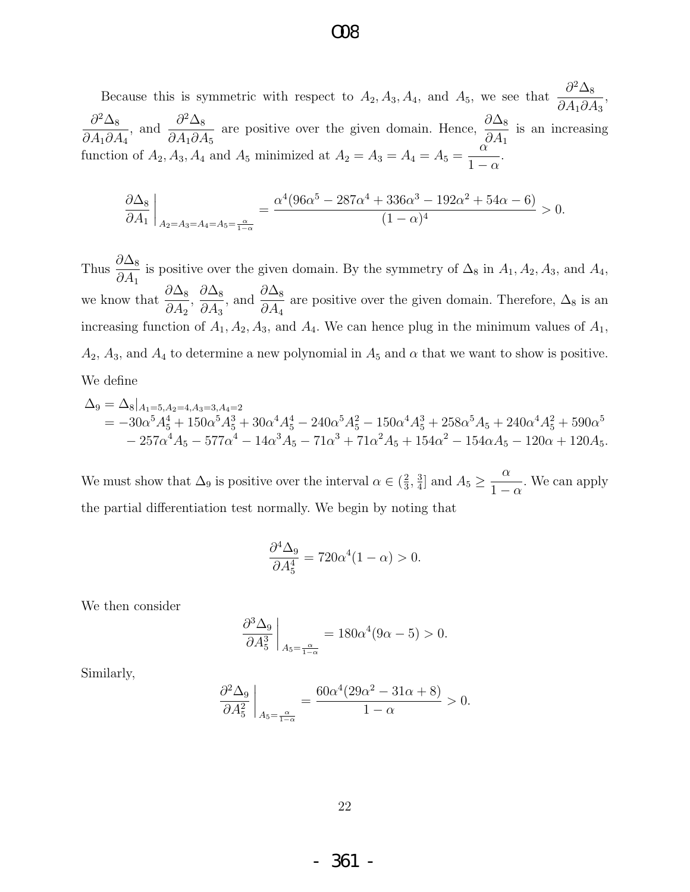Because this is symmetric with respect to $A_2, A_3, A_4$, and $A_5$, we see that $\dfrac{\partial^2 \Delta_8}{\partial A_1 \partial A_3}$, $\dfrac{\partial^2 \Delta_8}{\partial A_1 \partial A_4}$, and $\dfrac{\partial^2 \Delta_8}{\partial A_1 \partial A_5}$ are positive over the given domain. Hence, $\dfrac{\partial \Delta_8}{\partial A_1}$ is an increasing function of $A_2, A_3, A_4$ and $A_5$ minimized at $A_2 = A_3 = A_4 = A_5 = \dfrac{\alpha}{1-\alpha}$.

$$\left.\frac{\partial \Delta_8}{\partial A_1}\right|_{A_2=A_3=A_4=A_5=\frac{\alpha}{1-\alpha}} = \frac{\alpha^4(96\alpha^5 - 287\alpha^4 + 336\alpha^3 - 192\alpha^2 + 54\alpha - 6)}{(1-\alpha)^4} > 0.$$

Thus $\dfrac{\partial \Delta_8}{\partial A_1}$ is positive over the given domain. By the symmetry of $\Delta_8$ in $A_1, A_2, A_3$, and $A_4$, we know that $\dfrac{\partial \Delta_8}{\partial A_2}$, $\dfrac{\partial \Delta_8}{\partial A_3}$, and $\dfrac{\partial \Delta_8}{\partial A_4}$ are positive over the given domain. Therefore, $\Delta_8$ is an increasing function of $A_1, A_2, A_3$, and $A_4$. We can hence plug in the minimum values of $A_1$, $A_2$, $A_3$, and $A_4$ to determine a new polynomial in $A_5$ and $\alpha$ that we want to show is positive. We define

$$\begin{aligned}
\Delta_9 &= \Delta_8|_{A_1=5,A_2=4,A_3=3,A_4=2} \\
&= -30\alpha^5 A_5^4 + 150\alpha^5 A_5^3 + 30\alpha^4 A_5^4 - 240\alpha^5 A_5^2 - 150\alpha^4 A_5^3 + 258\alpha^5 A_5 + 240\alpha^4 A_5^2 + 590\alpha^5 \\
&\quad - 257\alpha^4 A_5 - 577\alpha^4 - 14\alpha^3 A_5 - 71\alpha^3 + 71\alpha^2 A_5 + 154\alpha^2 - 154\alpha A_5 - 120\alpha + 120A_5.
\end{aligned}$$

We must show that $\Delta_9$ is positive over the interval $\alpha \in (\frac{2}{3}, \frac{3}{4}]$ and $A_5 \geq \dfrac{\alpha}{1-\alpha}$. We can apply the partial differentiation test normally. We begin by noting that

$$\frac{\partial^4 \Delta_9}{\partial A_5^4} = 720\alpha^4(1-\alpha) > 0.$$

We then consider

$$\left.\frac{\partial^3 \Delta_9}{\partial A_5^3}\right|_{A_5=\frac{\alpha}{1-\alpha}} = 180\alpha^4(9\alpha - 5) > 0.$$

Similarly,

$$\left.\frac{\partial^2 \Delta_9}{\partial A_5^2}\right|_{A_5=\frac{\alpha}{1-\alpha}} = \frac{60\alpha^4(29\alpha^2 - 31\alpha + 8)}{1-\alpha} > 0.$$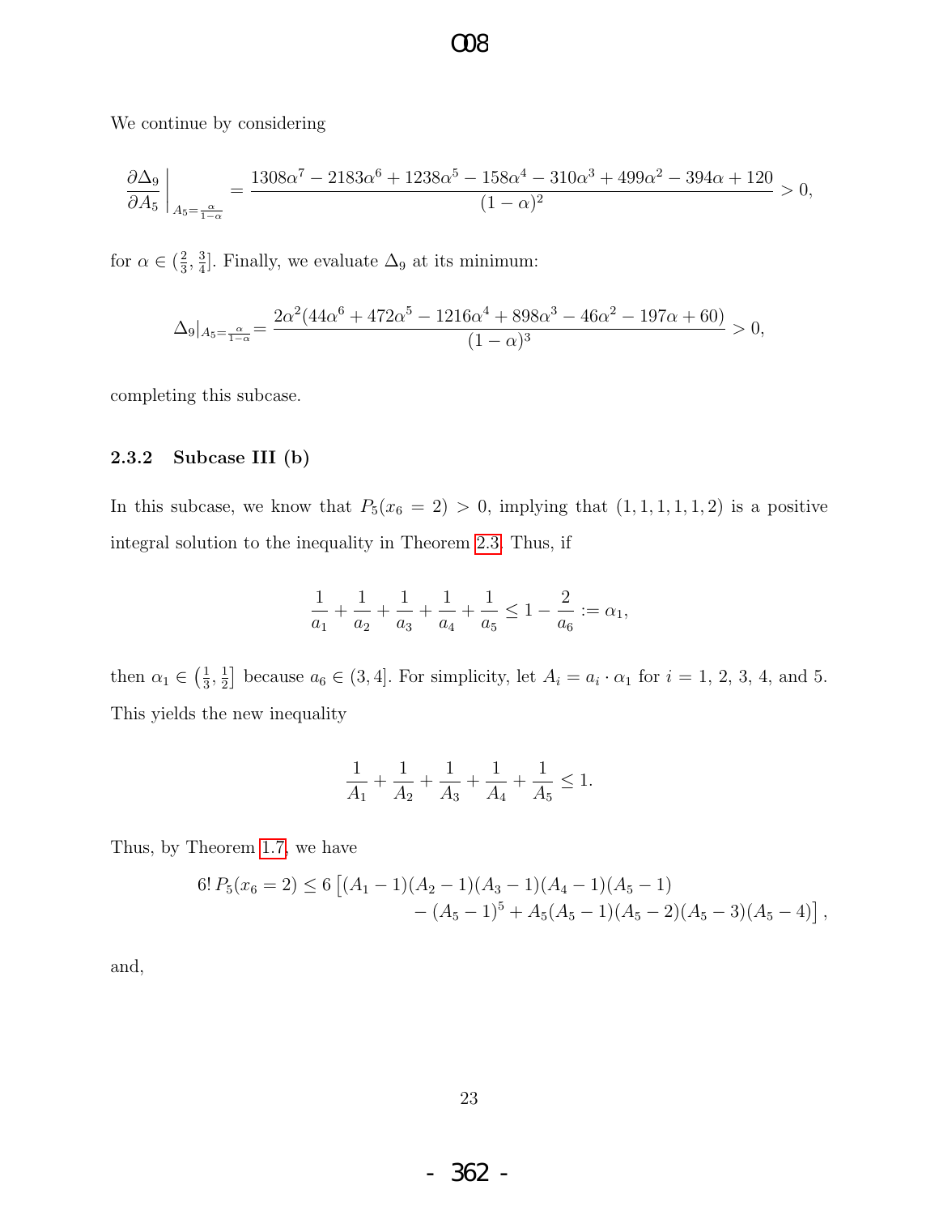We continue by considering

$$\left.\frac{\partial \Delta_9}{\partial A_5}\right|_{A_5=\frac{\alpha}{1-\alpha}} = \frac{1308\alpha^7 - 2183\alpha^6 + 1238\alpha^5 - 158\alpha^4 - 310\alpha^3 + 499\alpha^2 - 394\alpha + 120}{(1-\alpha)^2} > 0,$$

for $\alpha \in (\frac{2}{3}, \frac{3}{4}]$. Finally, we evaluate $\Delta_9$ at its minimum:

$$\Delta_9|_{A_5=\frac{\alpha}{1-\alpha}} = \frac{2\alpha^2(44\alpha^6 + 472\alpha^5 - 1216\alpha^4 + 898\alpha^3 - 46\alpha^2 - 197\alpha + 60)}{(1-\alpha)^3} > 0,$$

completing this subcase.

### 2.3.2 Subcase III (b)

In this subcase, we know that $P_5(x_6 = 2) > 0$, implying that $(1, 1, 1, 1, 1, 2)$ is a positive integral solution to the inequality in Theorem 2.3. Thus, if

$$\frac{1}{a_1} + \frac{1}{a_2} + \frac{1}{a_3} + \frac{1}{a_4} + \frac{1}{a_5} \leq 1 - \frac{2}{a_6} := \alpha_1,$$

then $\alpha_1 \in \left(\frac{1}{3}, \frac{1}{2}\right]$ because $a_6 \in (3, 4]$. For simplicity, let $A_i = a_i \cdot \alpha_1$ for $i = 1, 2, 3, 4$, and $5$. This yields the new inequality

$$\frac{1}{A_1} + \frac{1}{A_2} + \frac{1}{A_3} + \frac{1}{A_4} + \frac{1}{A_5} \leq 1.$$

Thus, by Theorem 1.7, we have

$$\begin{aligned} 6!\, P_5(x_6 = 2) \leq 6\,\big[&(A_1 - 1)(A_2 - 1)(A_3 - 1)(A_4 - 1)(A_5 - 1) \\ &- (A_5 - 1)^5 + A_5(A_5 - 1)(A_5 - 2)(A_5 - 3)(A_5 - 4)\big], \end{aligned}$$

and,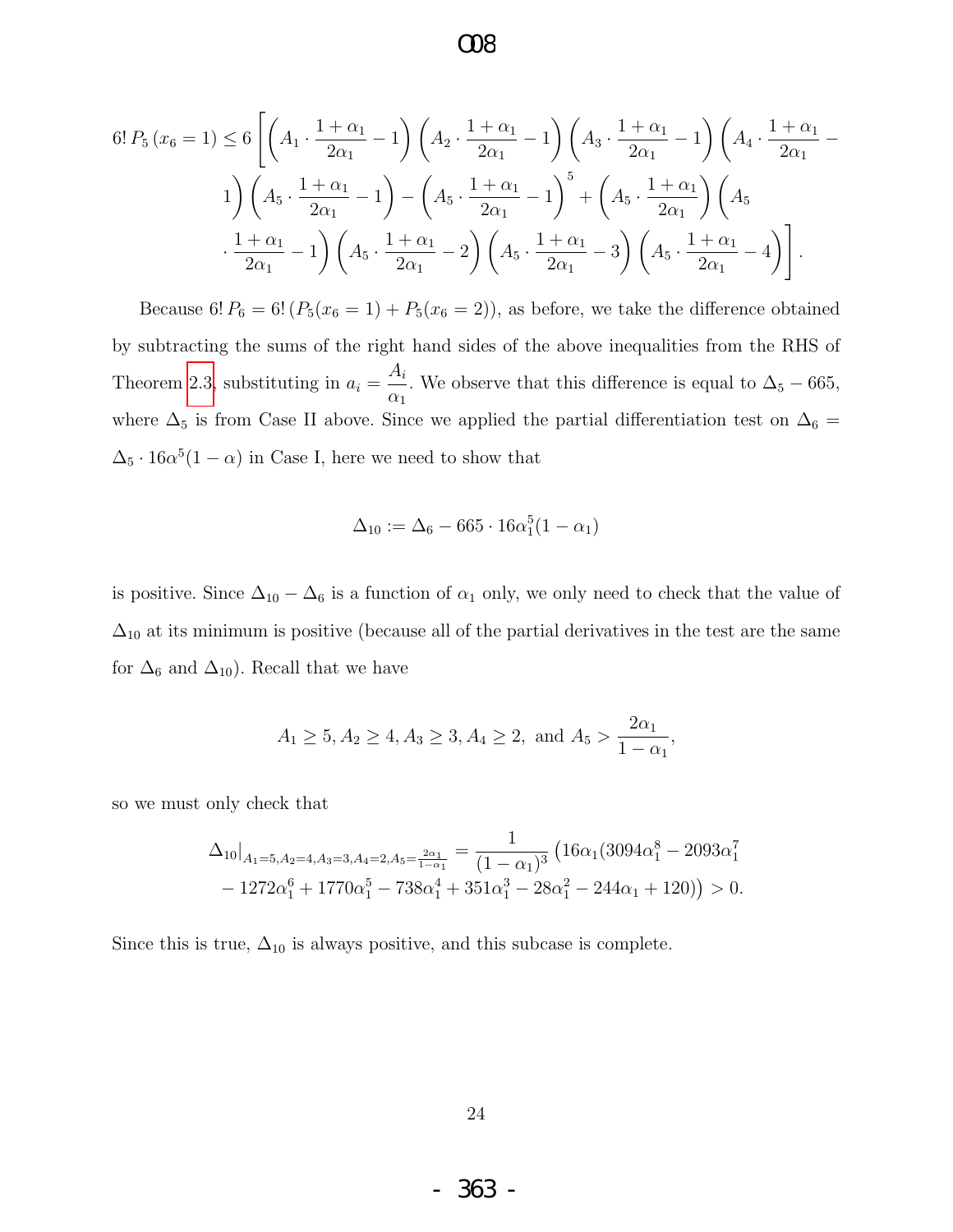$$6!\,P_5\left(x_6=1\right) \leq 6\left[\left(A_1 \cdot \frac{1+\alpha_1}{2\alpha_1}-1\right)\left(A_2 \cdot \frac{1+\alpha_1}{2\alpha_1}-1\right)\left(A_3 \cdot \frac{1+\alpha_1}{2\alpha_1}-1\right)\left(A_4 \cdot \frac{1+\alpha_1}{2\alpha_1}-1\right)\left(A_5 \cdot \frac{1+\alpha_1}{2\alpha_1}-1\right)-\left(A_5 \cdot \frac{1+\alpha_1}{2\alpha_1}-1\right)^5+\left(A_5 \cdot \frac{1+\alpha_1}{2\alpha_1}\right)\left(A_5 \cdot \frac{1+\alpha_1}{2\alpha_1}-1\right)\left(A_5 \cdot \frac{1+\alpha_1}{2\alpha_1}-2\right)\left(A_5 \cdot \frac{1+\alpha_1}{2\alpha_1}-3\right)\left(A_5 \cdot \frac{1+\alpha_1}{2\alpha_1}-4\right)\right].$$

Because $6!\,P_6 = 6!\,(P_5(x_6=1)+P_5(x_6=2))$, as before, we take the difference obtained by subtracting the sums of the right hand sides of the above inequalities from the RHS of Theorem 2.3, substituting in $a_i = \frac{A_i}{\alpha_1}$. We observe that this difference is equal to $\Delta_5 - 665$, where $\Delta_5$ is from Case II above. Since we applied the partial differentiation test on $\Delta_6 = \Delta_5 \cdot 16\alpha^5(1-\alpha)$ in Case I, here we need to show that

$$\Delta_{10} := \Delta_6 - 665 \cdot 16\alpha_1^5(1-\alpha_1)$$

is positive. Since $\Delta_{10} - \Delta_6$ is a function of $\alpha_1$ only, we only need to check that the value of $\Delta_{10}$ at its minimum is positive (because all of the partial derivatives in the test are the same for $\Delta_6$ and $\Delta_{10}$). Recall that we have

$$A_1 \geq 5, A_2 \geq 4, A_3 \geq 3, A_4 \geq 2, \text{ and } A_5 > \frac{2\alpha_1}{1-\alpha_1},$$

so we must only check that

$$\Delta_{10}\big|_{A_1=5,A_2=4,A_3=3,A_4=2,A_5=\frac{2\alpha_1}{1-\alpha_1}} = \frac{1}{(1-\alpha_1)^3}\left(16\alpha_1(3094\alpha_1^8 - 2093\alpha_1^7 - 1272\alpha_1^6 + 1770\alpha_1^5 - 738\alpha_1^4 + 351\alpha_1^3 - 28\alpha_1^2 - 244\alpha_1 + 120)\right) > 0.$$

Since this is true, $\Delta_{10}$ is always positive, and this subcase is complete.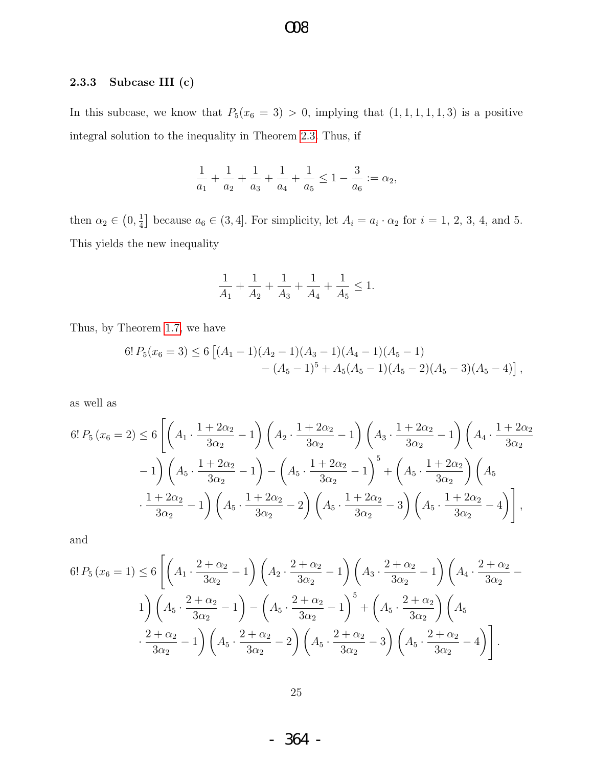### 2.3.3 Subcase III (c)

In this subcase, we know that $P_5(x_6 = 3) > 0$, implying that $(1, 1, 1, 1, 1, 3)$ is a positive integral solution to the inequality in Theorem 2.3. Thus, if

$$\frac{1}{a_1} + \frac{1}{a_2} + \frac{1}{a_3} + \frac{1}{a_4} + \frac{1}{a_5} \leq 1 - \frac{3}{a_6} := \alpha_2,$$

then $\alpha_2 \in \left(0, \frac{1}{4}\right]$ because $a_6 \in (3, 4]$. For simplicity, let $A_i = a_i \cdot \alpha_2$ for $i = 1, 2, 3, 4$, and $5$. This yields the new inequality

$$\frac{1}{A_1} + \frac{1}{A_2} + \frac{1}{A_3} + \frac{1}{A_4} + \frac{1}{A_5} \leq 1.$$

Thus, by Theorem 1.7, we have

$$6!\, P_5(x_6 = 3) \leq 6 \left[(A_1 - 1)(A_2 - 1)(A_3 - 1)(A_4 - 1)(A_5 - 1) - (A_5 - 1)^5 + A_5(A_5 - 1)(A_5 - 2)(A_5 - 3)(A_5 - 4)\right],$$

as well as

$$6!\, P_5\left(x_6 = 2\right) \leq 6 \left[\left(A_1 \cdot \frac{1 + 2\alpha_2}{3\alpha_2} - 1\right)\left(A_2 \cdot \frac{1 + 2\alpha_2}{3\alpha_2} - 1\right)\left(A_3 \cdot \frac{1 + 2\alpha_2}{3\alpha_2} - 1\right)\left(A_4 \cdot \frac{1 + 2\alpha_2}{3\alpha_2} - 1\right)\left(A_5 \cdot \frac{1 + 2\alpha_2}{3\alpha_2} - 1\right) - \left(A_5 \cdot \frac{1 + 2\alpha_2}{3\alpha_2} - 1\right)^5 + \left(A_5 \cdot \frac{1 + 2\alpha_2}{3\alpha_2}\right)\left(A_5 \cdot \frac{1 + 2\alpha_2}{3\alpha_2} - 1\right)\left(A_5 \cdot \frac{1 + 2\alpha_2}{3\alpha_2} - 2\right)\left(A_5 \cdot \frac{1 + 2\alpha_2}{3\alpha_2} - 3\right)\left(A_5 \cdot \frac{1 + 2\alpha_2}{3\alpha_2} - 4\right)\right],$$

and

$$6!\, P_5\left(x_6 = 1\right) \leq 6 \left[\left(A_1 \cdot \frac{2 + \alpha_2}{3\alpha_2} - 1\right)\left(A_2 \cdot \frac{2 + \alpha_2}{3\alpha_2} - 1\right)\left(A_3 \cdot \frac{2 + \alpha_2}{3\alpha_2} - 1\right)\left(A_4 \cdot \frac{2 + \alpha_2}{3\alpha_2} - 1\right)\left(A_5 \cdot \frac{2 + \alpha_2}{3\alpha_2} - 1\right) - \left(A_5 \cdot \frac{2 + \alpha_2}{3\alpha_2} - 1\right)^5 + \left(A_5 \cdot \frac{2 + \alpha_2}{3\alpha_2}\right)\left(A_5 \cdot \frac{2 + \alpha_2}{3\alpha_2} - 1\right)\left(A_5 \cdot \frac{2 + \alpha_2}{3\alpha_2} - 2\right)\left(A_5 \cdot \frac{2 + \alpha_2}{3\alpha_2} - 3\right)\left(A_5 \cdot \frac{2 + \alpha_2}{3\alpha_2} - 4\right)\right].$$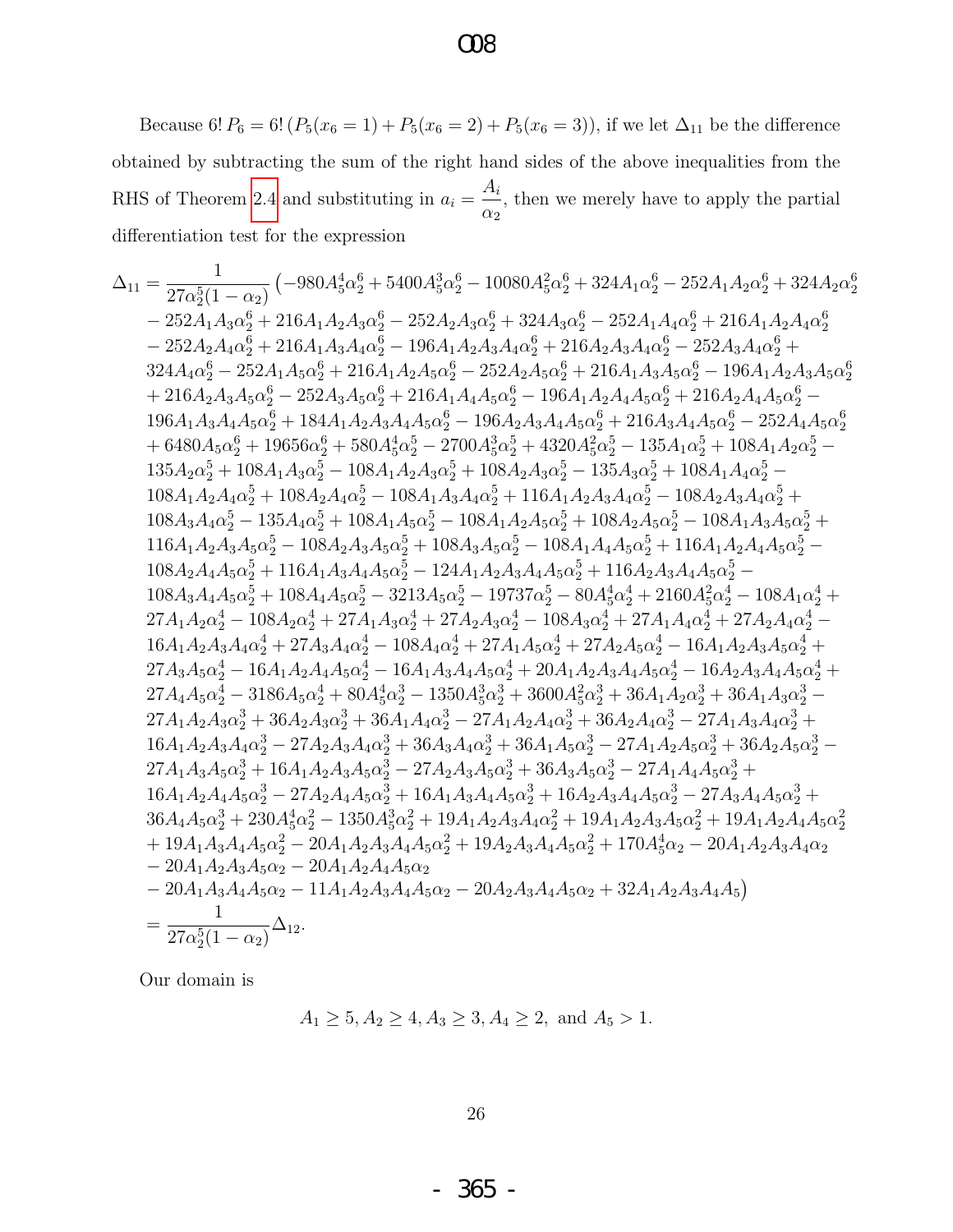Because $6!\,P_6 = 6!\,(P_5(x_6=1) + P_5(x_6=2) + P_5(x_6=3))$, if we let $\Delta_{11}$ be the difference obtained by subtracting the sum of the right hand sides of the above inequalities from the RHS of Theorem 2.4 and substituting in $a_i = \dfrac{A_i}{\alpha_2}$, then we merely have to apply the partial differentiation test for the expression

$$
\begin{aligned}
\Delta_{11} = \frac{1}{27\alpha_2^5(1-\alpha_2)} \big( & -980A_5^4\alpha_2^6 + 5400A_5^3\alpha_2^6 - 10080A_5^2\alpha_2^6 + 324A_1\alpha_2^6 - 252A_1A_2\alpha_2^6 + 324A_2\alpha_2^6 \\
& - 252A_1A_3\alpha_2^6 + 216A_1A_2A_3\alpha_2^6 - 252A_2A_3\alpha_2^6 + 324A_3\alpha_2^6 - 252A_1A_4\alpha_2^6 + 216A_1A_2A_4\alpha_2^6 \\
& - 252A_2A_4\alpha_2^6 + 216A_1A_3A_4\alpha_2^6 - 196A_1A_2A_3A_4\alpha_2^6 + 216A_2A_3A_4\alpha_2^6 - 252A_3A_4\alpha_2^6 + \\
& 324A_4\alpha_2^6 - 252A_1A_5\alpha_2^6 + 216A_1A_2A_5\alpha_2^6 - 252A_2A_5\alpha_2^6 + 216A_1A_3A_5\alpha_2^6 - 196A_1A_2A_3A_5\alpha_2^6 \\
& + 216A_2A_3A_5\alpha_2^6 - 252A_3A_5\alpha_2^6 + 216A_1A_4A_5\alpha_2^6 - 196A_1A_2A_4A_5\alpha_2^6 + 216A_2A_4A_5\alpha_2^6 - \\
& 196A_1A_3A_4A_5\alpha_2^6 + 184A_1A_2A_3A_4A_5\alpha_2^6 - 196A_2A_3A_4A_5\alpha_2^6 + 216A_3A_4A_5\alpha_2^6 - 252A_4A_5\alpha_2^6 \\
& + 6480A_5\alpha_2^6 + 19656\alpha_2^6 + 580A_5^4\alpha_2^5 - 2700A_5^3\alpha_2^5 + 4320A_5^2\alpha_2^5 - 135A_1\alpha_2^5 + 108A_1A_2\alpha_2^5 - \\
& 135A_2\alpha_2^5 + 108A_1A_3\alpha_2^5 - 108A_1A_2A_3\alpha_2^5 + 108A_2A_3\alpha_2^5 - 135A_3\alpha_2^5 + 108A_1A_4\alpha_2^5 - \\
& 108A_1A_2A_4\alpha_2^5 + 108A_2A_4\alpha_2^5 - 108A_1A_3A_4\alpha_2^5 + 116A_1A_2A_3A_4\alpha_2^5 - 108A_2A_3A_4\alpha_2^5 + \\
& 108A_3A_4\alpha_2^5 - 135A_4\alpha_2^5 + 108A_1A_5\alpha_2^5 - 108A_1A_2A_5\alpha_2^5 + 108A_2A_5\alpha_2^5 - 108A_1A_3A_5\alpha_2^5 + \\
& 116A_1A_2A_3A_5\alpha_2^5 - 108A_2A_3A_5\alpha_2^5 + 108A_3A_5\alpha_2^5 - 108A_1A_4A_5\alpha_2^5 + 116A_1A_2A_4A_5\alpha_2^5 - \\
& 108A_2A_4A_5\alpha_2^5 + 116A_1A_3A_4A_5\alpha_2^5 - 124A_1A_2A_3A_4A_5\alpha_2^5 + 116A_2A_3A_4A_5\alpha_2^5 - \\
& 108A_3A_4A_5\alpha_2^5 + 108A_4A_5\alpha_2^5 - 3213A_5\alpha_2^5 - 19737\alpha_2^5 - 80A_5^4\alpha_2^4 + 2160A_5^2\alpha_2^4 - 108A_1\alpha_2^4 + \\
& 27A_1A_2\alpha_2^4 - 108A_2\alpha_2^4 + 27A_1A_3\alpha_2^4 + 27A_2A_3\alpha_2^4 - 108A_3\alpha_2^4 + 27A_1A_4\alpha_2^4 + 27A_2A_4\alpha_2^4 - \\
& 16A_1A_2A_3A_4\alpha_2^4 + 27A_3A_4\alpha_2^4 - 108A_4\alpha_2^4 + 27A_1A_5\alpha_2^4 + 27A_2A_5\alpha_2^4 - 16A_1A_2A_3A_5\alpha_2^4 + \\
& 27A_3A_5\alpha_2^4 - 16A_1A_2A_4A_5\alpha_2^4 - 16A_1A_3A_4A_5\alpha_2^4 + 20A_1A_2A_3A_4A_5\alpha_2^4 - 16A_2A_3A_4A_5\alpha_2^4 + \\
& 27A_4A_5\alpha_2^4 - 3186A_5\alpha_2^4 + 80A_5^4\alpha_2^3 - 1350A_5^3\alpha_2^3 + 3600A_5^2\alpha_2^3 + 36A_1A_2\alpha_2^3 + 36A_1A_3\alpha_2^3 - \\
& 27A_1A_2A_3\alpha_2^3 + 36A_2A_3\alpha_2^3 + 36A_1A_4\alpha_2^3 - 27A_1A_2A_4\alpha_2^3 + 36A_2A_4\alpha_2^3 - 27A_1A_3A_4\alpha_2^3 + \\
& 16A_1A_2A_3A_4\alpha_2^3 - 27A_2A_3A_4\alpha_2^3 + 36A_3A_4\alpha_2^3 + 36A_1A_5\alpha_2^3 - 27A_1A_2A_5\alpha_2^3 + 36A_2A_5\alpha_2^3 - \\
& 27A_1A_3A_5\alpha_2^3 + 16A_1A_2A_3A_5\alpha_2^3 - 27A_2A_3A_5\alpha_2^3 + 36A_3A_5\alpha_2^3 - 27A_1A_4A_5\alpha_2^3 + \\
& 16A_1A_2A_4A_5\alpha_2^3 - 27A_2A_4A_5\alpha_2^3 + 16A_1A_3A_4A_5\alpha_2^3 + 16A_2A_3A_4A_5\alpha_2^3 - 27A_3A_4A_5\alpha_2^3 + \\
& 36A_4A_5\alpha_2^3 + 230A_5^4\alpha_2^2 - 1350A_5^3\alpha_2^2 + 19A_1A_2A_3A_4\alpha_2^2 + 19A_1A_2A_3A_5\alpha_2^2 + 19A_1A_2A_4A_5\alpha_2^2 \\
& + 19A_1A_3A_4A_5\alpha_2^2 - 20A_1A_2A_3A_4A_5\alpha_2^2 + 19A_2A_3A_4A_5\alpha_2^2 + 170A_5^4\alpha_2 - 20A_1A_2A_3A_4\alpha_2 \\
& - 20A_1A_2A_3A_5\alpha_2 - 20A_1A_2A_4A_5\alpha_2 \\
& - 20A_1A_3A_4A_5\alpha_2 - 11A_1A_2A_3A_4A_5\alpha_2 - 20A_2A_3A_4A_5\alpha_2 + 32A_1A_2A_3A_4A_5 \big) \\
= \frac{1}{27\alpha_2^5(1-\alpha_2)} & \Delta_{12}.
\end{aligned}
$$

Our domain is

$$A_1 \geq 5, A_2 \geq 4, A_3 \geq 3, A_4 \geq 2, \text{ and } A_5 > 1.$$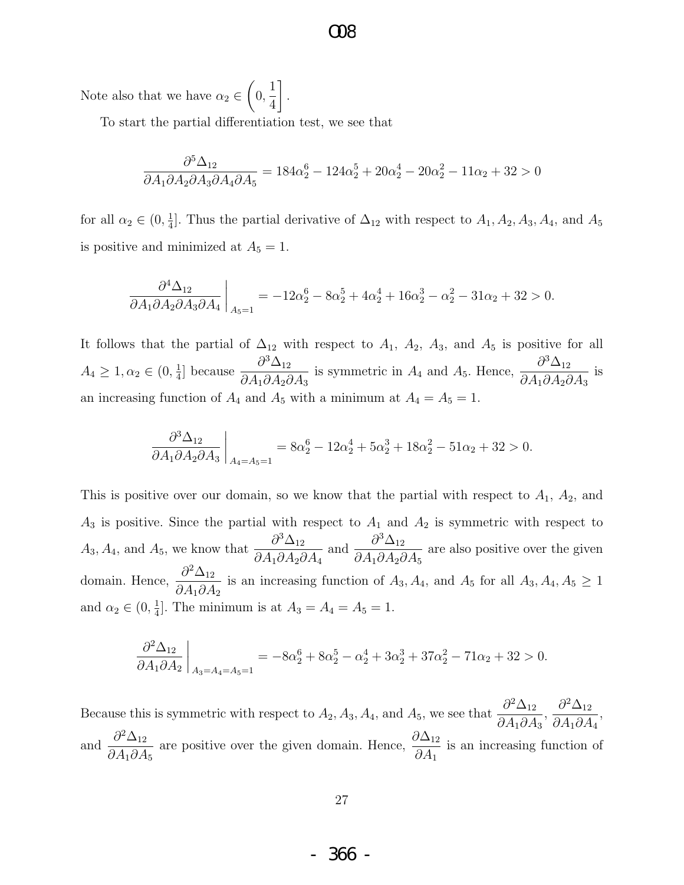Note also that we have $\alpha_2 \in \left(0, \dfrac{1}{4}\right]$.

To start the partial differentiation test, we see that

$$\frac{\partial^5 \Delta_{12}}{\partial A_1 \partial A_2 \partial A_3 \partial A_4 \partial A_5} = 184\alpha_2^6 - 124\alpha_2^5 + 20\alpha_2^4 - 20\alpha_2^2 - 11\alpha_2 + 32 > 0$$

for all $\alpha_2 \in (0, \frac{1}{4}]$. Thus the partial derivative of $\Delta_{12}$ with respect to $A_1, A_2, A_3, A_4$, and $A_5$ is positive and minimized at $A_5 = 1$.

$$\left.\frac{\partial^4 \Delta_{12}}{\partial A_1 \partial A_2 \partial A_3 \partial A_4}\right|_{A_5=1} = -12\alpha_2^6 - 8\alpha_2^5 + 4\alpha_2^4 + 16\alpha_2^3 - \alpha_2^2 - 31\alpha_2 + 32 > 0.$$

It follows that the partial of $\Delta_{12}$ with respect to $A_1$, $A_2$, $A_3$, and $A_5$ is positive for all $A_4 \geq 1, \alpha_2 \in (0, \frac{1}{4}]$ because $\dfrac{\partial^3 \Delta_{12}}{\partial A_1 \partial A_2 \partial A_3}$ is symmetric in $A_4$ and $A_5$. Hence, $\dfrac{\partial^3 \Delta_{12}}{\partial A_1 \partial A_2 \partial A_3}$ is an increasing function of $A_4$ and $A_5$ with a minimum at $A_4 = A_5 = 1$.

$$\left.\frac{\partial^3 \Delta_{12}}{\partial A_1 \partial A_2 \partial A_3}\right|_{A_4=A_5=1} = 8\alpha_2^6 - 12\alpha_2^4 + 5\alpha_2^3 + 18\alpha_2^2 - 51\alpha_2 + 32 > 0.$$

This is positive over our domain, so we know that the partial with respect to $A_1$, $A_2$, and $A_3$ is positive. Since the partial with respect to $A_1$ and $A_2$ is symmetric with respect to $A_3, A_4$, and $A_5$, we know that $\dfrac{\partial^3 \Delta_{12}}{\partial A_1 \partial A_2 \partial A_4}$ and $\dfrac{\partial^3 \Delta_{12}}{\partial A_1 \partial A_2 \partial A_5}$ are also positive over the given domain. Hence, $\dfrac{\partial^2 \Delta_{12}}{\partial A_1 \partial A_2}$ is an increasing function of $A_3, A_4$, and $A_5$ for all $A_3, A_4, A_5 \geq 1$ and $\alpha_2 \in (0, \frac{1}{4}]$. The minimum is at $A_3 = A_4 = A_5 = 1$.

$$\left.\frac{\partial^2 \Delta_{12}}{\partial A_1 \partial A_2}\right|_{A_3=A_4=A_5=1} = -8\alpha_2^6 + 8\alpha_2^5 - \alpha_2^4 + 3\alpha_2^3 + 37\alpha_2^2 - 71\alpha_2 + 32 > 0.$$

Because this is symmetric with respect to $A_2, A_3, A_4$, and $A_5$, we see that $\dfrac{\partial^2 \Delta_{12}}{\partial A_1 \partial A_3}$, $\dfrac{\partial^2 \Delta_{12}}{\partial A_1 \partial A_4}$, and $\dfrac{\partial^2 \Delta_{12}}{\partial A_1 \partial A_5}$ are positive over the given domain. Hence, $\dfrac{\partial \Delta_{12}}{\partial A_1}$ is an increasing function of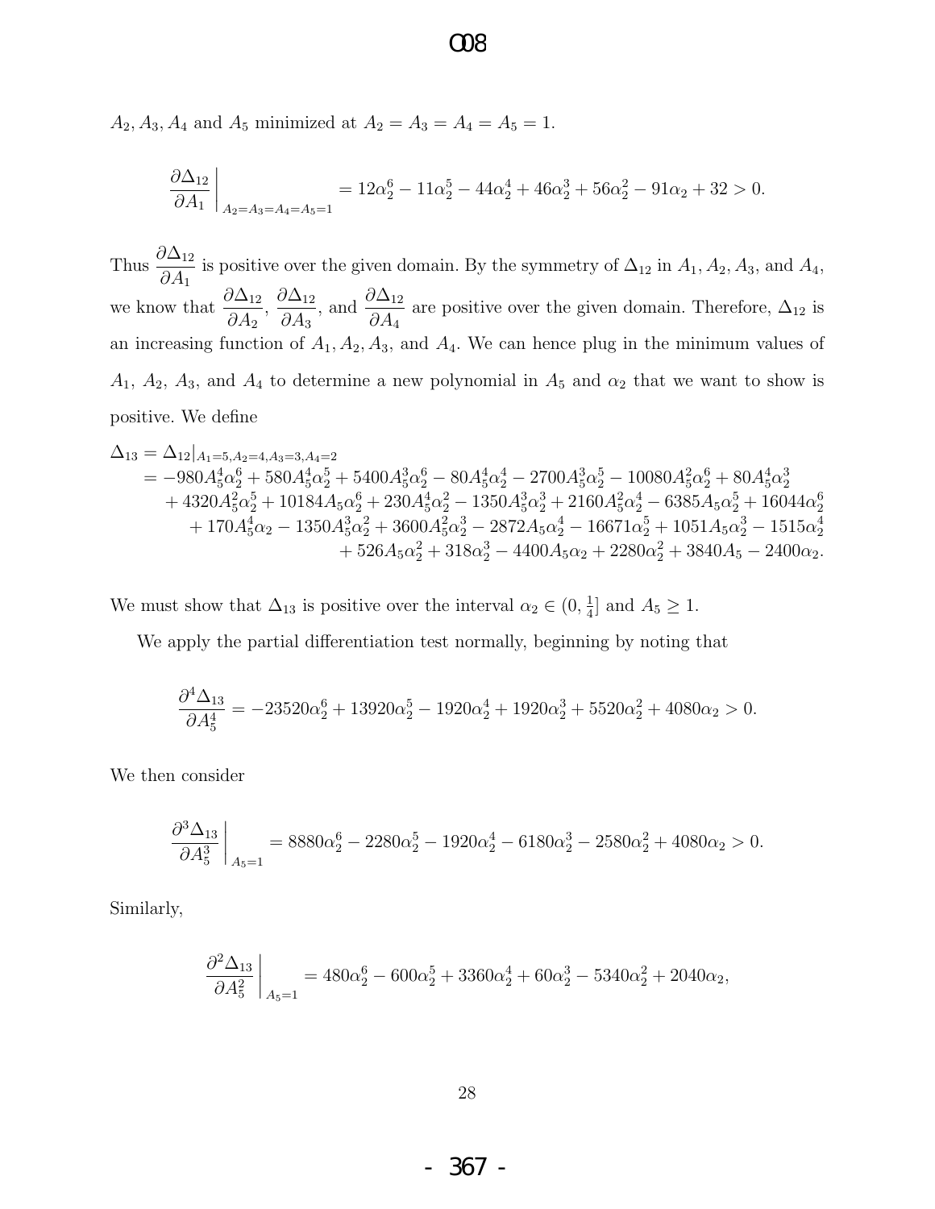$A_2, A_3, A_4$ and $A_5$ minimized at $A_2 = A_3 = A_4 = A_5 = 1$.

$$\left.\frac{\partial \Delta_{12}}{\partial A_1}\right|_{A_2=A_3=A_4=A_5=1} = 12\alpha_2^6 - 11\alpha_2^5 - 44\alpha_2^4 + 46\alpha_2^3 + 56\alpha_2^2 - 91\alpha_2 + 32 > 0.$$

Thus $\frac{\partial \Delta_{12}}{\partial A_1}$ is positive over the given domain. By the symmetry of $\Delta_{12}$ in $A_1, A_2, A_3$, and $A_4$, we know that $\frac{\partial \Delta_{12}}{\partial A_2}$, $\frac{\partial \Delta_{12}}{\partial A_3}$, and $\frac{\partial \Delta_{12}}{\partial A_4}$ are positive over the given domain. Therefore, $\Delta_{12}$ is an increasing function of $A_1, A_2, A_3$, and $A_4$. We can hence plug in the minimum values of $A_1$, $A_2$, $A_3$, and $A_4$ to determine a new polynomial in $A_5$ and $\alpha_2$ that we want to show is positive. We define

$$\begin{aligned}
\Delta_{13} &= \Delta_{12}|_{A_1=5, A_2=4, A_3=3, A_4=2} \\
&= -980A_5^4\alpha_2^6 + 580A_5^4\alpha_2^5 + 5400A_5^3\alpha_2^6 - 80A_5^4\alpha_2^4 - 2700A_5^3\alpha_2^5 - 10080A_5^2\alpha_2^6 + 80A_5^4\alpha_2^3 \\
&\quad + 4320A_5^2\alpha_2^5 + 10184A_5\alpha_2^6 + 230A_5^4\alpha_2^2 - 1350A_5^3\alpha_2^3 + 2160A_5^2\alpha_2^4 - 6385A_5\alpha_2^5 + 16044\alpha_2^6 \\
&\quad + 170A_5^4\alpha_2 - 1350A_5^3\alpha_2^2 + 3600A_5^2\alpha_2^3 - 2872A_5\alpha_2^4 - 16671\alpha_2^5 + 1051A_5\alpha_2^3 - 1515\alpha_2^4 \\
&\quad + 526A_5\alpha_2^2 + 318\alpha_2^3 - 4400A_5\alpha_2 + 2280\alpha_2^2 + 3840A_5 - 2400\alpha_2.
\end{aligned}$$

We must show that $\Delta_{13}$ is positive over the interval $\alpha_2 \in (0, \frac{1}{4}]$ and $A_5 \geq 1$.

We apply the partial differentiation test normally, beginning by noting that

$$\frac{\partial^4 \Delta_{13}}{\partial A_5^4} = -23520\alpha_2^6 + 13920\alpha_2^5 - 1920\alpha_2^4 + 1920\alpha_2^3 + 5520\alpha_2^2 + 4080\alpha_2 > 0.$$

We then consider

$$\left.\frac{\partial^3 \Delta_{13}}{\partial A_5^3}\right|_{A_5=1} = 8880\alpha_2^6 - 2280\alpha_2^5 - 1920\alpha_2^4 - 6180\alpha_2^3 - 2580\alpha_2^2 + 4080\alpha_2 > 0.$$

Similarly,

$$\left.\frac{\partial^2 \Delta_{13}}{\partial A_5^2}\right|_{A_5=1} = 480\alpha_2^6 - 600\alpha_2^5 + 3360\alpha_2^4 + 60\alpha_2^3 - 5340\alpha_2^2 + 2040\alpha_2,$$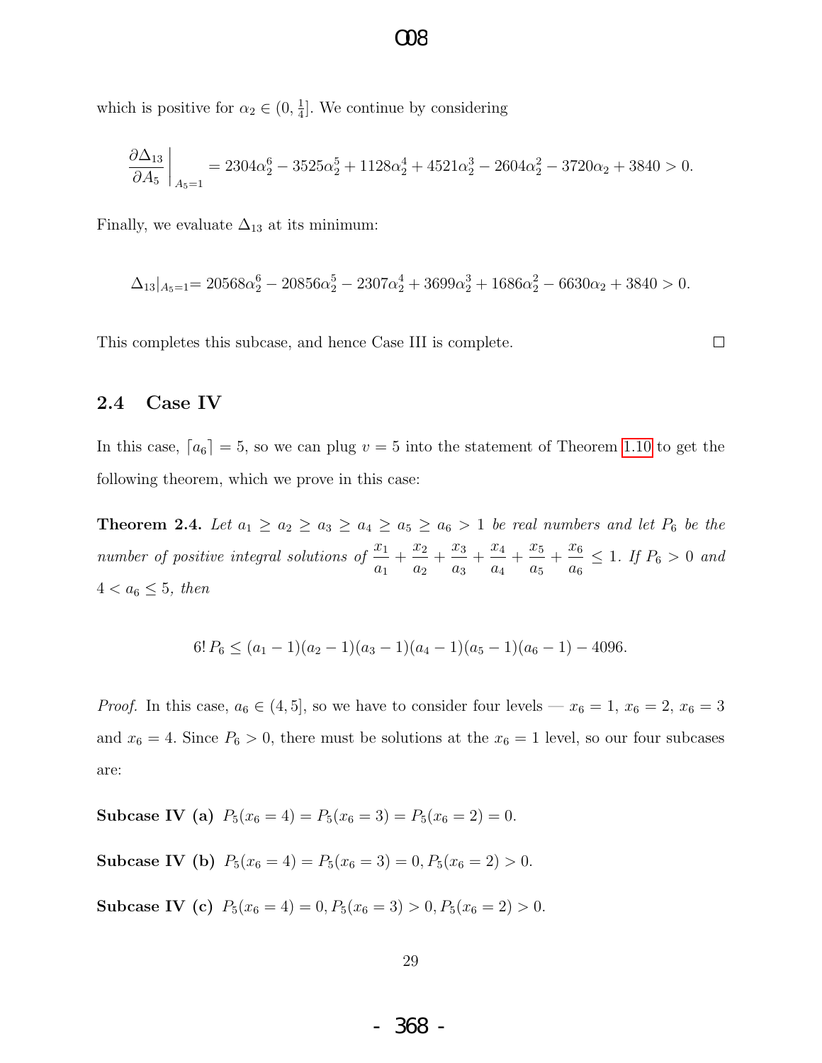which is positive for $\alpha_2 \in (0, \frac{1}{4}]$. We continue by considering

$$\left.\frac{\partial \Delta_{13}}{\partial A_5}\right|_{A_5=1} = 2304\alpha_2^6 - 3525\alpha_2^5 + 1128\alpha_2^4 + 4521\alpha_2^3 - 2604\alpha_2^2 - 3720\alpha_2 + 3840 > 0.$$

Finally, we evaluate $\Delta_{13}$ at its minimum:

$$\Delta_{13}|_{A_5=1} = 20568\alpha_2^6 - 20856\alpha_2^5 - 2307\alpha_2^4 + 3699\alpha_2^3 + 1686\alpha_2^2 - 6630\alpha_2 + 3840 > 0.$$

This completes this subcase, and hence Case III is complete. □

## 2.4 Case IV

In this case, $\lceil a_6 \rceil = 5$, so we can plug $v = 5$ into the statement of Theorem 1.10 to get the following theorem, which we prove in this case:

**Theorem 2.4.** *Let $a_1 \geq a_2 \geq a_3 \geq a_4 \geq a_5 \geq a_6 > 1$ be real numbers and let $P_6$ be the number of positive integral solutions of $\frac{x_1}{a_1} + \frac{x_2}{a_2} + \frac{x_3}{a_3} + \frac{x_4}{a_4} + \frac{x_5}{a_5} + \frac{x_6}{a_6} \leq 1$. If $P_6 > 0$ and $4 < a_6 \leq 5$, then*

$$6!\, P_6 \leq (a_1 - 1)(a_2 - 1)(a_3 - 1)(a_4 - 1)(a_5 - 1)(a_6 - 1) - 4096.$$

*Proof.* In this case, $a_6 \in (4, 5]$, so we have to consider four levels — $x_6 = 1$, $x_6 = 2$, $x_6 = 3$ and $x_6 = 4$. Since $P_6 > 0$, there must be solutions at the $x_6 = 1$ level, so our four subcases are:

**Subcase IV (a)** $P_5(x_6 = 4) = P_5(x_6 = 3) = P_5(x_6 = 2) = 0$.

**Subcase IV (b)** $P_5(x_6 = 4) = P_5(x_6 = 3) = 0, P_5(x_6 = 2) > 0$.

**Subcase IV (c)** $P_5(x_6 = 4) = 0, P_5(x_6 = 3) > 0, P_5(x_6 = 2) > 0$.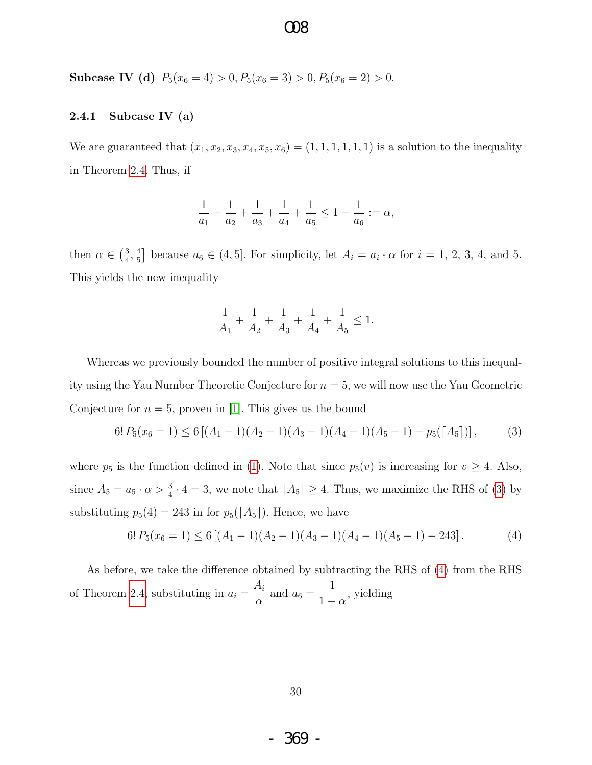**Subcase IV (d)** $P_5(x_6 = 4) > 0, P_5(x_6 = 3) > 0, P_5(x_6 = 2) > 0$.

### 2.4.1 Subcase IV (a)

We are guaranteed that $(x_1, x_2, x_3, x_4, x_5, x_6) = (1, 1, 1, 1, 1, 1)$ is a solution to the inequality in Theorem 2.4. Thus, if

$$\frac{1}{a_1} + \frac{1}{a_2} + \frac{1}{a_3} + \frac{1}{a_4} + \frac{1}{a_5} \leq 1 - \frac{1}{a_6} := \alpha,$$

then $\alpha \in \left(\frac{3}{4}, \frac{4}{5}\right]$ because $a_6 \in (4, 5]$. For simplicity, let $A_i = a_i \cdot \alpha$ for $i = 1, 2, 3, 4,$ and $5$. This yields the new inequality

$$\frac{1}{A_1} + \frac{1}{A_2} + \frac{1}{A_3} + \frac{1}{A_4} + \frac{1}{A_5} \leq 1.$$

Whereas we previously bounded the number of positive integral solutions to this inequality using the Yau Number Theoretic Conjecture for $n = 5$, we will now use the Yau Geometric Conjecture for $n = 5$, proven in [1]. This gives us the bound

$$6!\, P_5(x_6 = 1) \leq 6\left[(A_1 - 1)(A_2 - 1)(A_3 - 1)(A_4 - 1)(A_5 - 1) - p_5(\lceil A_5 \rceil)\right], \tag{3}$$

where $p_5$ is the function defined in (1). Note that since $p_5(v)$ is increasing for $v \geq 4$. Also, since $A_5 = a_5 \cdot \alpha > \frac{3}{4} \cdot 4 = 3$, we note that $\lceil A_5 \rceil \geq 4$. Thus, we maximize the RHS of (3) by substituting $p_5(4) = 243$ in for $p_5(\lceil A_5 \rceil)$. Hence, we have

$$6!\, P_5(x_6 = 1) \leq 6\left[(A_1 - 1)(A_2 - 1)(A_3 - 1)(A_4 - 1)(A_5 - 1) - 243\right]. \tag{4}$$

As before, we take the difference obtained by subtracting the RHS of (4) from the RHS of Theorem 2.4, substituting in $a_i = \dfrac{A_i}{\alpha}$ and $a_6 = \dfrac{1}{1 - \alpha}$, yielding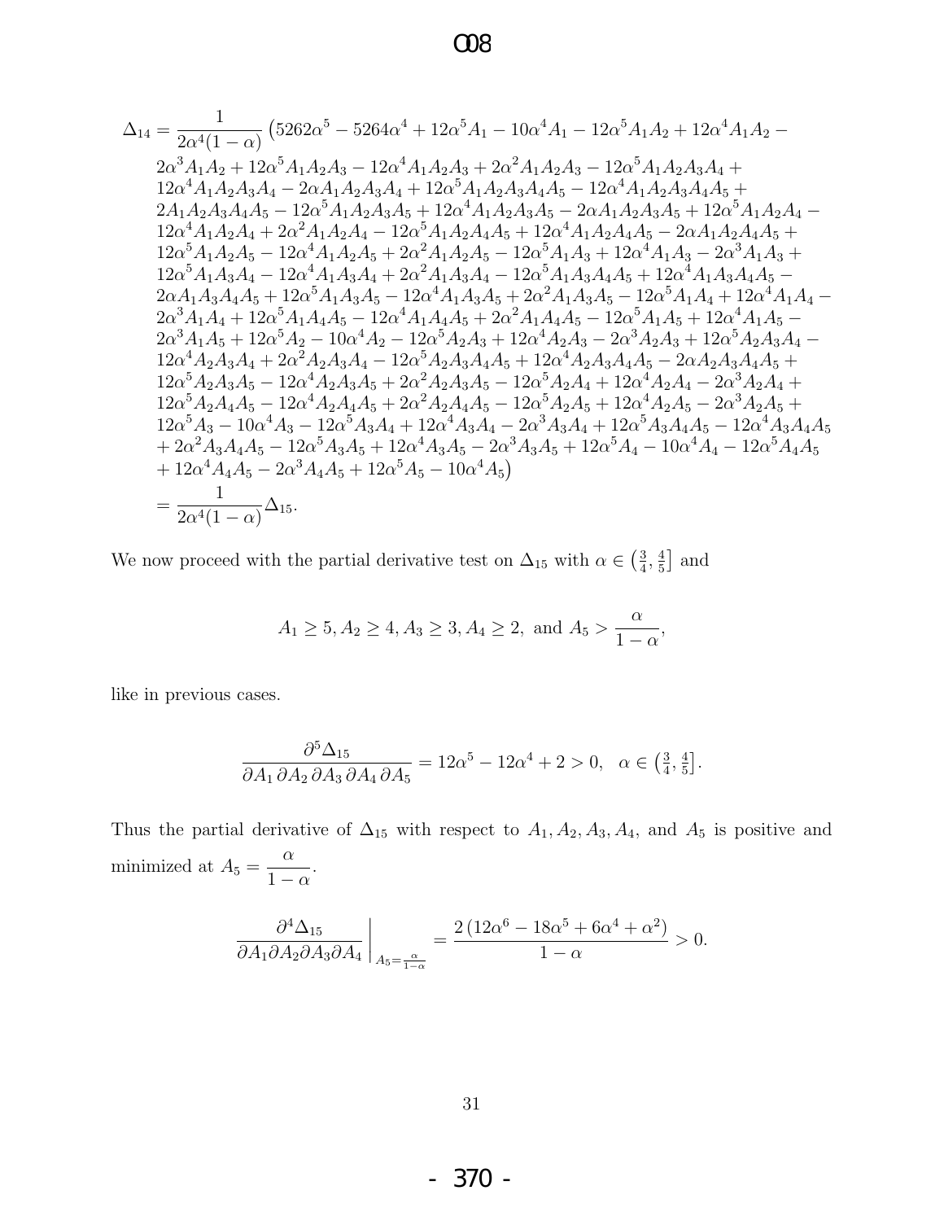$$
\begin{aligned}
\Delta_{14} = \frac{1}{2\alpha^4(1-\alpha)} \big(&5262\alpha^5 - 5264\alpha^4 + 12\alpha^5 A_1 - 10\alpha^4 A_1 - 12\alpha^5 A_1 A_2 + 12\alpha^4 A_1 A_2 - \\
&2\alpha^3 A_1 A_2 + 12\alpha^5 A_1 A_2 A_3 - 12\alpha^4 A_1 A_2 A_3 + 2\alpha^2 A_1 A_2 A_3 - 12\alpha^5 A_1 A_2 A_3 A_4 + \\
&12\alpha^4 A_1 A_2 A_3 A_4 - 2\alpha A_1 A_2 A_3 A_4 + 12\alpha^5 A_1 A_2 A_3 A_4 A_5 - 12\alpha^4 A_1 A_2 A_3 A_4 A_5 + \\
&2A_1 A_2 A_3 A_4 A_5 - 12\alpha^5 A_1 A_2 A_3 A_5 + 12\alpha^4 A_1 A_2 A_3 A_5 - 2\alpha A_1 A_2 A_3 A_5 + 12\alpha^5 A_1 A_2 A_4 - \\
&12\alpha^4 A_1 A_2 A_4 + 2\alpha^2 A_1 A_2 A_4 - 12\alpha^5 A_1 A_2 A_4 A_5 + 12\alpha^4 A_1 A_2 A_4 A_5 - 2\alpha A_1 A_2 A_4 A_5 + \\
&12\alpha^5 A_1 A_2 A_5 - 12\alpha^4 A_1 A_2 A_5 + 2\alpha^2 A_1 A_2 A_5 - 12\alpha^5 A_1 A_3 + 12\alpha^4 A_1 A_3 - 2\alpha^3 A_1 A_3 + \\
&12\alpha^5 A_1 A_3 A_4 - 12\alpha^4 A_1 A_3 A_4 + 2\alpha^2 A_1 A_3 A_4 - 12\alpha^5 A_1 A_3 A_4 A_5 + 12\alpha^4 A_1 A_3 A_4 A_5 - \\
&2\alpha A_1 A_3 A_4 A_5 + 12\alpha^5 A_1 A_3 A_5 - 12\alpha^4 A_1 A_3 A_5 + 2\alpha^2 A_1 A_3 A_5 - 12\alpha^5 A_1 A_4 + 12\alpha^4 A_1 A_4 - \\
&2\alpha^3 A_1 A_4 + 12\alpha^5 A_1 A_4 A_5 - 12\alpha^4 A_1 A_4 A_5 + 2\alpha^2 A_1 A_4 A_5 - 12\alpha^5 A_1 A_5 + 12\alpha^4 A_1 A_5 - \\
&2\alpha^3 A_1 A_5 + 12\alpha^5 A_2 - 10\alpha^4 A_2 - 12\alpha^5 A_2 A_3 + 12\alpha^4 A_2 A_3 - 2\alpha^3 A_2 A_3 + 12\alpha^5 A_2 A_3 A_4 - \\
&12\alpha^4 A_2 A_3 A_4 + 2\alpha^2 A_2 A_3 A_4 - 12\alpha^5 A_2 A_3 A_4 A_5 + 12\alpha^4 A_2 A_3 A_4 A_5 - 2\alpha A_2 A_3 A_4 A_5 + \\
&12\alpha^5 A_2 A_3 A_5 - 12\alpha^4 A_2 A_3 A_5 + 2\alpha^2 A_2 A_3 A_5 - 12\alpha^5 A_2 A_4 + 12\alpha^4 A_2 A_4 - 2\alpha^3 A_2 A_4 + \\
&12\alpha^5 A_2 A_4 A_5 - 12\alpha^4 A_2 A_4 A_5 + 2\alpha^2 A_2 A_4 A_5 - 12\alpha^5 A_2 A_5 + 12\alpha^4 A_2 A_5 - 2\alpha^3 A_2 A_5 + \\
&12\alpha^5 A_3 - 10\alpha^4 A_3 - 12\alpha^5 A_3 A_4 + 12\alpha^4 A_3 A_4 - 2\alpha^3 A_3 A_4 + 12\alpha^5 A_3 A_4 A_5 - 12\alpha^4 A_3 A_4 A_5 \\
&+ 2\alpha^2 A_3 A_4 A_5 - 12\alpha^5 A_3 A_5 + 12\alpha^4 A_3 A_5 - 2\alpha^3 A_3 A_5 + 12\alpha^5 A_4 - 10\alpha^4 A_4 - 12\alpha^5 A_4 A_5 \\
&+ 12\alpha^4 A_4 A_5 - 2\alpha^3 A_4 A_5 + 12\alpha^5 A_5 - 10\alpha^4 A_5\big) \\
= \frac{1}{2\alpha^4(1-\alpha)}&\Delta_{15}.
\end{aligned}
$$

We now proceed with the partial derivative test on $\Delta_{15}$ with $\alpha \in \left(\frac{3}{4}, \frac{4}{5}\right]$ and

$$
A_1 \geq 5, A_2 \geq 4, A_3 \geq 3, A_4 \geq 2, \text{ and } A_5 > \frac{\alpha}{1-\alpha},
$$

like in previous cases.

$$
\frac{\partial^5 \Delta_{15}}{\partial A_1 \, \partial A_2 \, \partial A_3 \, \partial A_4 \, \partial A_5} = 12\alpha^5 - 12\alpha^4 + 2 > 0, \quad \alpha \in \left(\tfrac{3}{4}, \tfrac{4}{5}\right].
$$

Thus the partial derivative of $\Delta_{15}$ with respect to $A_1, A_2, A_3, A_4$, and $A_5$ is positive and minimized at $A_5 = \dfrac{\alpha}{1-\alpha}$.

$$
\left.\frac{\partial^4 \Delta_{15}}{\partial A_1 \partial A_2 \partial A_3 \partial A_4}\right|_{A_5 = \frac{\alpha}{1-\alpha}} = \frac{2\left(12\alpha^6 - 18\alpha^5 + 6\alpha^4 + \alpha^2\right)}{1-\alpha} > 0.
$$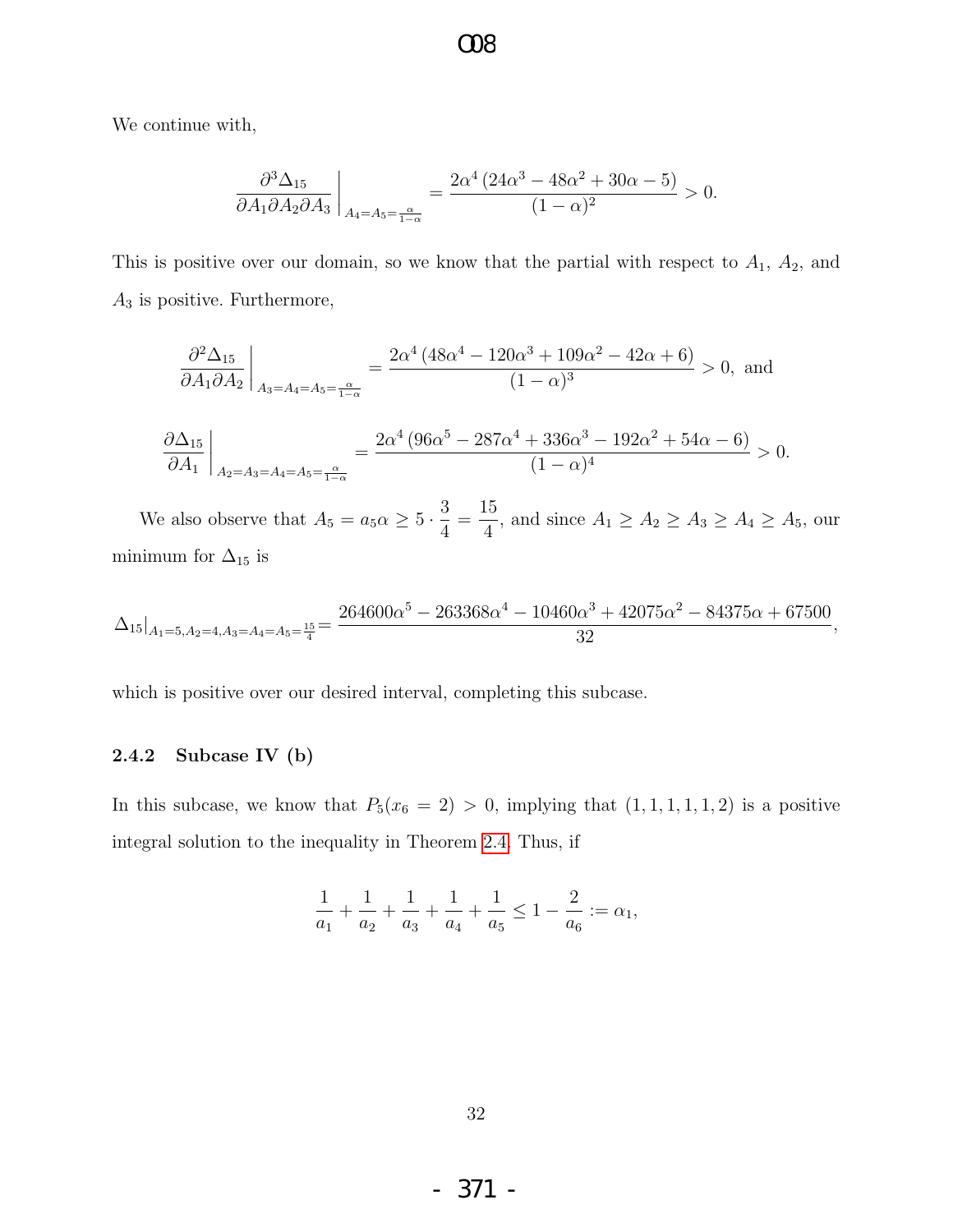We continue with,

$$\left.\frac{\partial^3 \Delta_{15}}{\partial A_1 \partial A_2 \partial A_3}\right|_{A_4=A_5=\frac{\alpha}{1-\alpha}} = \frac{2\alpha^4\left(24\alpha^3-48\alpha^2+30\alpha-5\right)}{(1-\alpha)^2} > 0.$$

This is positive over our domain, so we know that the partial with respect to $A_1$, $A_2$, and $A_3$ is positive. Furthermore,

$$\left.\frac{\partial^2 \Delta_{15}}{\partial A_1 \partial A_2}\right|_{A_3=A_4=A_5=\frac{\alpha}{1-\alpha}} = \frac{2\alpha^4\left(48\alpha^4-120\alpha^3+109\alpha^2-42\alpha+6\right)}{(1-\alpha)^3} > 0, \text{ and}$$

$$\left.\frac{\partial \Delta_{15}}{\partial A_1}\right|_{A_2=A_3=A_4=A_5=\frac{\alpha}{1-\alpha}} = \frac{2\alpha^4\left(96\alpha^5-287\alpha^4+336\alpha^3-192\alpha^2+54\alpha-6\right)}{(1-\alpha)^4} > 0.$$

We also observe that $A_5 = a_5\alpha \geq 5 \cdot \dfrac{3}{4} = \dfrac{15}{4}$, and since $A_1 \geq A_2 \geq A_3 \geq A_4 \geq A_5$, our minimum for $\Delta_{15}$ is

$$\Delta_{15}|_{A_1=5,A_2=4,A_3=A_4=A_5=\frac{15}{4}} = \frac{264600\alpha^5-263368\alpha^4-10460\alpha^3+42075\alpha^2-84375\alpha+67500}{32},$$

which is positive over our desired interval, completing this subcase.

### 2.4.2 Subcase IV (b)

In this subcase, we know that $P_5(x_6 = 2) > 0$, implying that $(1,1,1,1,1,2)$ is a positive integral solution to the inequality in Theorem 2.4. Thus, if

$$\frac{1}{a_1}+\frac{1}{a_2}+\frac{1}{a_3}+\frac{1}{a_4}+\frac{1}{a_5} \leq 1-\frac{2}{a_6} := \alpha_1,$$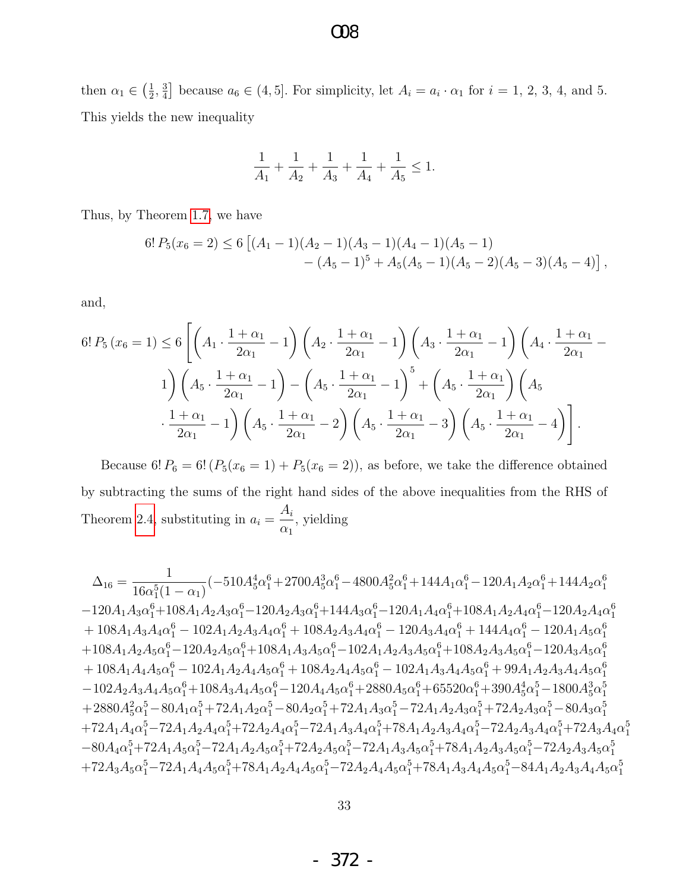then $\alpha_1 \in \left(\frac{1}{2}, \frac{3}{4}\right]$ because $a_6 \in (4, 5]$. For simplicity, let $A_i = a_i \cdot \alpha_1$ for $i = 1, 2, 3, 4$, and 5. This yields the new inequality

$$\frac{1}{A_1} + \frac{1}{A_2} + \frac{1}{A_3} + \frac{1}{A_4} + \frac{1}{A_5} \leq 1.$$

Thus, by Theorem 1.7, we have

$$\begin{aligned} 6!\, P_5(x_6 = 2) \leq 6 \,[&(A_1 - 1)(A_2 - 1)(A_3 - 1)(A_4 - 1)(A_5 - 1) \\ &- (A_5 - 1)^5 + A_5(A_5 - 1)(A_5 - 2)(A_5 - 3)(A_5 - 4)], \end{aligned}$$

and,

$$\begin{aligned} 6!\, P_5\,(x_6 = 1) \leq 6 \Bigg[ &\left(A_1 \cdot \frac{1+\alpha_1}{2\alpha_1} - 1\right)\left(A_2 \cdot \frac{1+\alpha_1}{2\alpha_1} - 1\right)\left(A_3 \cdot \frac{1+\alpha_1}{2\alpha_1} - 1\right)\left(A_4 \cdot \frac{1+\alpha_1}{2\alpha_1} - 1\right)\left(A_5 \cdot \frac{1+\alpha_1}{2\alpha_1} - 1\right) \\ &- \left(A_5 \cdot \frac{1+\alpha_1}{2\alpha_1} - 1\right)^5 + \left(A_5 \cdot \frac{1+\alpha_1}{2\alpha_1}\right)\left(A_5 \cdot \frac{1+\alpha_1}{2\alpha_1} - 1\right)\left(A_5 \cdot \frac{1+\alpha_1}{2\alpha_1} - 2\right)\left(A_5 \cdot \frac{1+\alpha_1}{2\alpha_1} - 3\right)\left(A_5 \cdot \frac{1+\alpha_1}{2\alpha_1} - 4\right)\Bigg]. \end{aligned}$$

Because $6!\, P_6 = 6!\, (P_5(x_6 = 1) + P_5(x_6 = 2))$, as before, we take the difference obtained by subtracting the sums of the right hand sides of the above inequalities from the RHS of Theorem 2.4, substituting in $a_i = \dfrac{A_i}{\alpha_1}$, yielding

$$\begin{aligned} \Delta_{16} = \frac{1}{16\alpha_1^5(1-\alpha_1)}(&-510A_5^4\alpha_1^6 + 2700A_5^3\alpha_1^6 - 4800A_5^2\alpha_1^6 + 144A_1\alpha_1^6 - 120A_1A_2\alpha_1^6 + 144A_2\alpha_1^6 \\ &-120A_1A_3\alpha_1^6 + 108A_1A_2A_3\alpha_1^6 - 120A_2A_3\alpha_1^6 + 144A_3\alpha_1^6 - 120A_1A_4\alpha_1^6 + 108A_1A_2A_4\alpha_1^6 - 120A_2A_4\alpha_1^6 \\ &+ 108A_1A_3A_4\alpha_1^6 - 102A_1A_2A_3A_4\alpha_1^6 + 108A_2A_3A_4\alpha_1^6 - 120A_3A_4\alpha_1^6 + 144A_4\alpha_1^6 - 120A_1A_5\alpha_1^6 \\ &+108A_1A_2A_5\alpha_1^6 - 120A_2A_5\alpha_1^6 + 108A_1A_3A_5\alpha_1^6 - 102A_1A_2A_3A_5\alpha_1^6 + 108A_2A_3A_5\alpha_1^6 - 120A_3A_5\alpha_1^6 \\ &+ 108A_1A_4A_5\alpha_1^6 - 102A_1A_2A_4A_5\alpha_1^6 + 108A_2A_4A_5\alpha_1^6 - 102A_1A_3A_4A_5\alpha_1^6 + 99A_1A_2A_3A_4A_5\alpha_1^6 \\ &-102A_2A_3A_4A_5\alpha_1^6 + 108A_3A_4A_5\alpha_1^6 - 120A_4A_5\alpha_1^6 + 2880A_5\alpha_1^6 + 65520\alpha_1^6 + 390A_5^4\alpha_1^5 - 1800A_5^3\alpha_1^5 \\ &+2880A_5^2\alpha_1^5 - 80A_1\alpha_1^5 + 72A_1A_2\alpha_1^5 - 80A_2\alpha_1^5 + 72A_1A_3\alpha_1^5 - 72A_1A_2A_3\alpha_1^5 + 72A_2A_3\alpha_1^5 - 80A_3\alpha_1^5 \\ &+72A_1A_4\alpha_1^5 - 72A_1A_2A_4\alpha_1^5 + 72A_2A_4\alpha_1^5 - 72A_1A_3A_4\alpha_1^5 + 78A_1A_2A_3A_4\alpha_1^5 - 72A_2A_3A_4\alpha_1^5 + 72A_3A_4\alpha_1^5 \\ &-80A_4\alpha_1^5 + 72A_1A_5\alpha_1^5 - 72A_1A_2A_5\alpha_1^5 + 72A_2A_5\alpha_1^5 - 72A_1A_3A_5\alpha_1^5 + 78A_1A_2A_3A_5\alpha_1^5 - 72A_2A_3A_5\alpha_1^5 \\ &+72A_3A_5\alpha_1^5 - 72A_1A_4A_5\alpha_1^5 + 78A_1A_2A_4A_5\alpha_1^5 - 72A_2A_4A_5\alpha_1^5 + 78A_1A_3A_4A_5\alpha_1^5 - 84A_1A_2A_3A_4A_5\alpha_1^5 \end{aligned}$$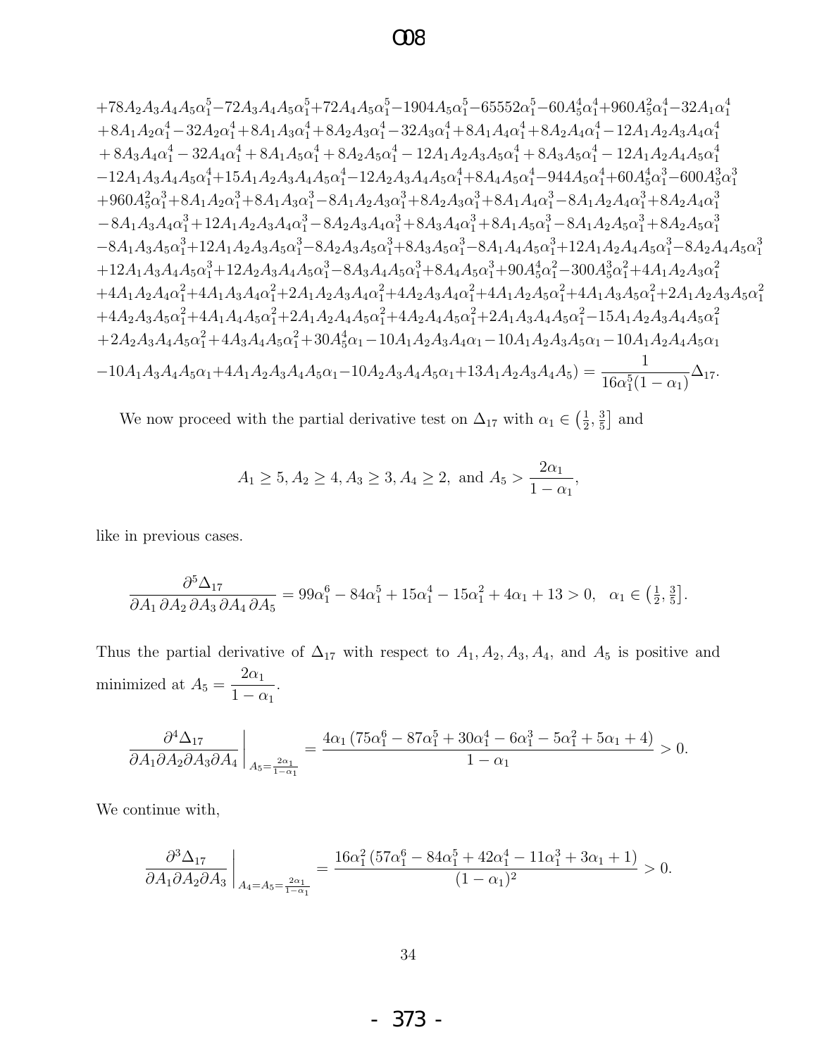$$
\begin{aligned}
&+78A_2A_3A_4A_5\alpha_1^5-72A_3A_4A_5\alpha_1^5+72A_4A_5\alpha_1^5-1904A_5\alpha_1^5-65552\alpha_1^5-60A_5^4\alpha_1^4+960A_5^2\alpha_1^4-32A_1\alpha_1^4\\
&+8A_1A_2\alpha_1^4-32A_2\alpha_1^4+8A_1A_3\alpha_1^4+8A_2A_3\alpha_1^4-32A_3\alpha_1^4+8A_1A_4\alpha_1^4+8A_2A_4\alpha_1^4-12A_1A_2A_3A_4\alpha_1^4\\
&+8A_3A_4\alpha_1^4-32A_4\alpha_1^4+8A_1A_5\alpha_1^4+8A_2A_5\alpha_1^4-12A_1A_2A_3A_5\alpha_1^4+8A_3A_5\alpha_1^4-12A_1A_2A_4A_5\alpha_1^4\\
&-12A_1A_3A_4A_5\alpha_1^4+15A_1A_2A_3A_4A_5\alpha_1^4-12A_2A_3A_4A_5\alpha_1^4+8A_4A_5\alpha_1^4-944A_5\alpha_1^4+60A_5^4\alpha_1^3-600A_5^3\alpha_1^3\\
&+960A_5^2\alpha_1^3+8A_1A_2\alpha_1^3+8A_1A_3\alpha_1^3-8A_1A_2A_3\alpha_1^3+8A_2A_3\alpha_1^3+8A_1A_4\alpha_1^3-8A_1A_2A_4\alpha_1^3+8A_2A_4\alpha_1^3\\
&-8A_1A_3A_4\alpha_1^3+12A_1A_2A_3A_4\alpha_1^3-8A_2A_3A_4\alpha_1^3+8A_3A_4\alpha_1^3+8A_1A_5\alpha_1^3-8A_1A_2A_5\alpha_1^3+8A_2A_5\alpha_1^3\\
&-8A_1A_3A_5\alpha_1^3+12A_1A_2A_3A_5\alpha_1^3-8A_2A_3A_5\alpha_1^3+8A_3A_5\alpha_1^3-8A_1A_4A_5\alpha_1^3+12A_1A_2A_4A_5\alpha_1^3-8A_2A_4A_5\alpha_1^3\\
&+12A_1A_3A_4A_5\alpha_1^3+12A_2A_3A_4A_5\alpha_1^3-8A_3A_4A_5\alpha_1^3+8A_4A_5\alpha_1^3+90A_5^4\alpha_1^2-300A_5^3\alpha_1^2+4A_1A_2A_3\alpha_1^2\\
&+4A_1A_2A_4\alpha_1^2+4A_1A_3A_4\alpha_1^2+2A_1A_2A_3A_4\alpha_1^2+4A_2A_3A_4\alpha_1^2+4A_1A_2A_5\alpha_1^2+4A_1A_3A_5\alpha_1^2+2A_1A_2A_3A_5\alpha_1^2\\
&+4A_2A_3A_5\alpha_1^2+4A_1A_4A_5\alpha_1^2+2A_1A_2A_4A_5\alpha_1^2+4A_2A_4A_5\alpha_1^2+2A_1A_3A_4A_5\alpha_1^2-15A_1A_2A_3A_4A_5\alpha_1^2\\
&+2A_2A_3A_4A_5\alpha_1^2+4A_3A_4A_5\alpha_1^2+30A_5^4\alpha_1-10A_1A_2A_3A_4\alpha_1-10A_1A_2A_3A_5\alpha_1-10A_1A_2A_4A_5\alpha_1\\
&-10A_1A_3A_4A_5\alpha_1+4A_1A_2A_3A_4A_5\alpha_1-10A_2A_3A_4A_5\alpha_1+13A_1A_2A_3A_4A_5)=\frac{1}{16\alpha_1^5(1-\alpha_1)}\Delta_{17}.
\end{aligned}
$$

We now proceed with the partial derivative test on $\Delta_{17}$ with $\alpha_1 \in \left(\frac{1}{2}, \frac{3}{5}\right]$ and

$$
A_1 \geq 5, A_2 \geq 4, A_3 \geq 3, A_4 \geq 2, \text{ and } A_5 > \frac{2\alpha_1}{1-\alpha_1},
$$

like in previous cases.

$$
\frac{\partial^5 \Delta_{17}}{\partial A_1\,\partial A_2\,\partial A_3\,\partial A_4\,\partial A_5} = 99\alpha_1^6 - 84\alpha_1^5 + 15\alpha_1^4 - 15\alpha_1^2 + 4\alpha_1 + 13 > 0, \quad \alpha_1 \in \left(\tfrac{1}{2}, \tfrac{3}{5}\right].
$$

Thus the partial derivative of $\Delta_{17}$ with respect to $A_1, A_2, A_3, A_4$, and $A_5$ is positive and minimized at $A_5 = \dfrac{2\alpha_1}{1-\alpha_1}$.

$$
\left.\frac{\partial^4 \Delta_{17}}{\partial A_1 \partial A_2 \partial A_3 \partial A_4}\right|_{A_5=\frac{2\alpha_1}{1-\alpha_1}} = \frac{4\alpha_1\left(75\alpha_1^6 - 87\alpha_1^5 + 30\alpha_1^4 - 6\alpha_1^3 - 5\alpha_1^2 + 5\alpha_1 + 4\right)}{1-\alpha_1} > 0.
$$

We continue with,

$$
\left.\frac{\partial^3 \Delta_{17}}{\partial A_1 \partial A_2 \partial A_3}\right|_{A_4=A_5=\frac{2\alpha_1}{1-\alpha_1}} = \frac{16\alpha_1^2\left(57\alpha_1^6 - 84\alpha_1^5 + 42\alpha_1^4 - 11\alpha_1^3 + 3\alpha_1 + 1\right)}{(1-\alpha_1)^2} > 0.
$$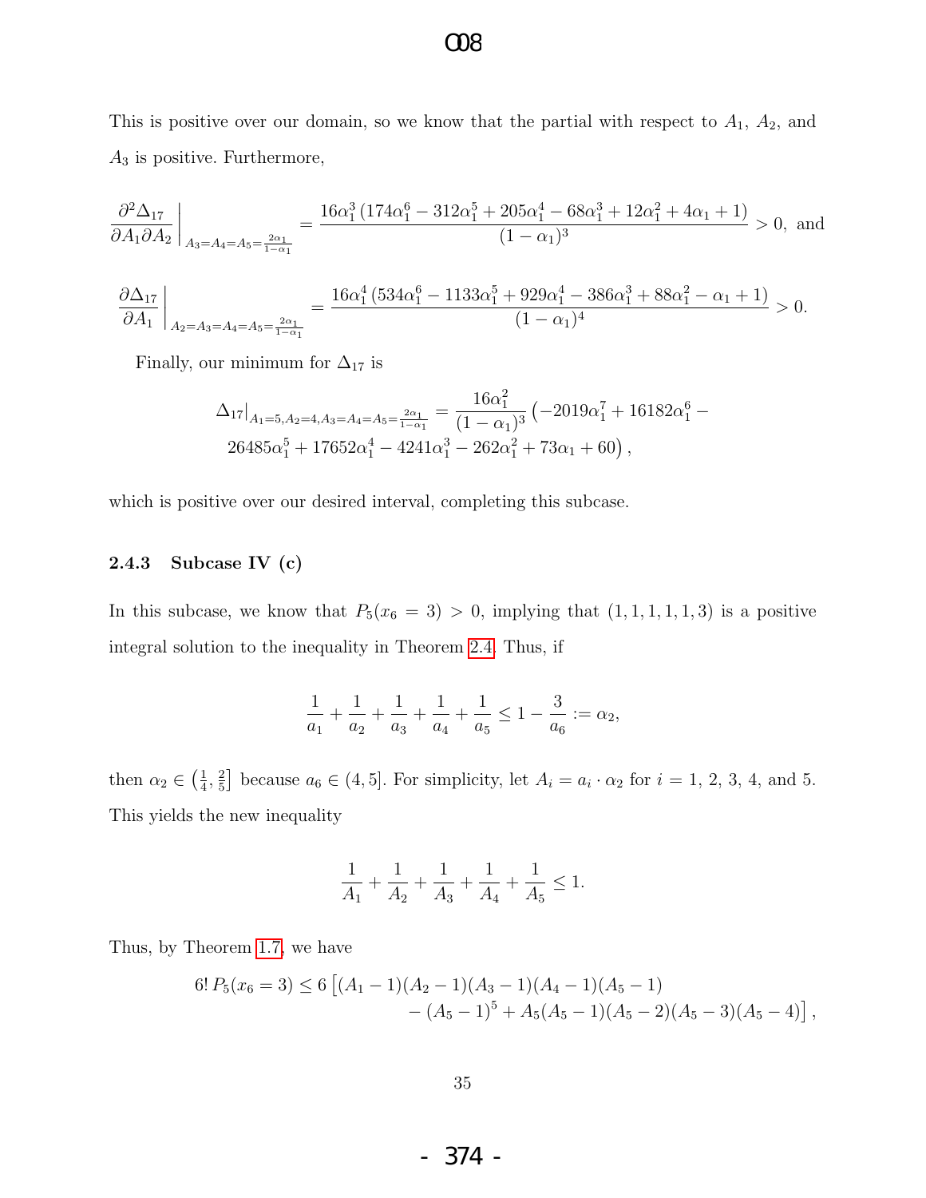This is positive over our domain, so we know that the partial with respect to $A_1$, $A_2$, and $A_3$ is positive. Furthermore,

$$\left.\frac{\partial^2 \Delta_{17}}{\partial A_1 \partial A_2}\right|_{A_3=A_4=A_5=\frac{2\alpha_1}{1-\alpha_1}} = \frac{16\alpha_1^3\left(174\alpha_1^6 - 312\alpha_1^5 + 205\alpha_1^4 - 68\alpha_1^3 + 12\alpha_1^2 + 4\alpha_1 + 1\right)}{(1-\alpha_1)^3} > 0, \text{ and}$$

$$\left.\frac{\partial \Delta_{17}}{\partial A_1}\right|_{A_2=A_3=A_4=A_5=\frac{2\alpha_1}{1-\alpha_1}} = \frac{16\alpha_1^4\left(534\alpha_1^6 - 1133\alpha_1^5 + 929\alpha_1^4 - 386\alpha_1^3 + 88\alpha_1^2 - \alpha_1 + 1\right)}{(1-\alpha_1)^4} > 0.$$

Finally, our minimum for $\Delta_{17}$ is

$$\Delta_{17}|_{A_1=5, A_2=4, A_3=A_4=A_5=\frac{2\alpha_1}{1-\alpha_1}} = \frac{16\alpha_1^2}{(1-\alpha_1)^3}\left(-2019\alpha_1^7 + 16182\alpha_1^6 - 26485\alpha_1^5 + 17652\alpha_1^4 - 4241\alpha_1^3 - 262\alpha_1^2 + 73\alpha_1 + 60\right),$$

which is positive over our desired interval, completing this subcase.

### 2.4.3 Subcase IV (c)

In this subcase, we know that $P_5(x_6 = 3) > 0$, implying that $(1, 1, 1, 1, 1, 3)$ is a positive integral solution to the inequality in Theorem 2.4. Thus, if

$$\frac{1}{a_1} + \frac{1}{a_2} + \frac{1}{a_3} + \frac{1}{a_4} + \frac{1}{a_5} \leq 1 - \frac{3}{a_6} := \alpha_2,$$

then $\alpha_2 \in \left(\frac{1}{4}, \frac{2}{5}\right]$ because $a_6 \in (4, 5]$. For simplicity, let $A_i = a_i \cdot \alpha_2$ for $i = 1$, 2, 3, 4, and 5. This yields the new inequality

$$\frac{1}{A_1} + \frac{1}{A_2} + \frac{1}{A_3} + \frac{1}{A_4} + \frac{1}{A_5} \leq 1.$$

Thus, by Theorem 1.7, we have

$$6!\, P_5(x_6 = 3) \leq 6\left[(A_1 - 1)(A_2 - 1)(A_3 - 1)(A_4 - 1)(A_5 - 1) - (A_5 - 1)^5 + A_5(A_5 - 1)(A_5 - 2)(A_5 - 3)(A_5 - 4)\right],$$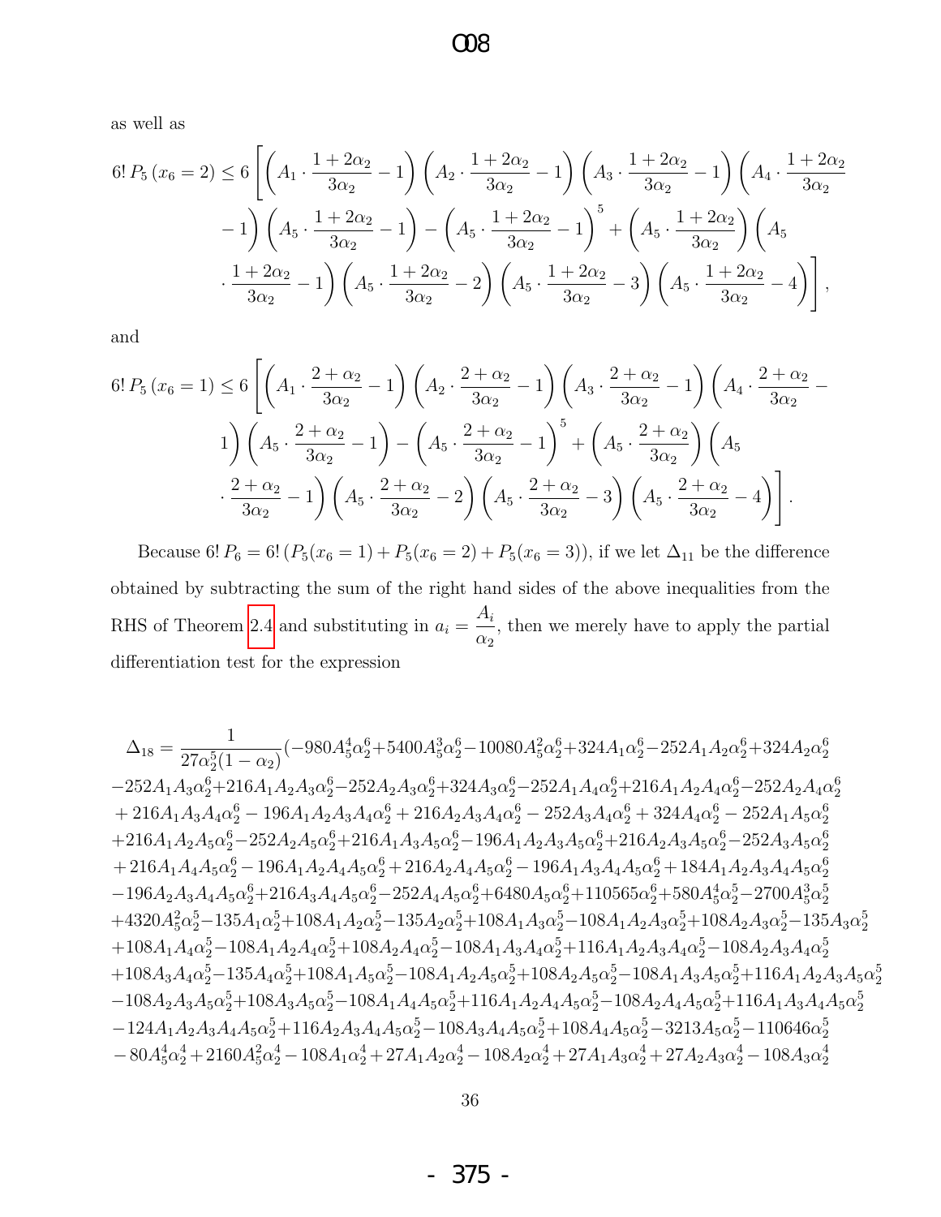as well as

$$6!\,P_5\,(x_6=2) \le 6\left[\left(A_1\cdot\frac{1+2\alpha_2}{3\alpha_2}-1\right)\left(A_2\cdot\frac{1+2\alpha_2}{3\alpha_2}-1\right)\left(A_3\cdot\frac{1+2\alpha_2}{3\alpha_2}-1\right)\left(A_4\cdot\frac{1+2\alpha_2}{3\alpha_2}-1\right)\left(A_5\cdot\frac{1+2\alpha_2}{3\alpha_2}-1\right)-\left(A_5\cdot\frac{1+2\alpha_2}{3\alpha_2}-1\right)^5+\left(A_5\cdot\frac{1+2\alpha_2}{3\alpha_2}\right)\left(A_5\cdot\frac{1+2\alpha_2}{3\alpha_2}-1\right)\left(A_5\cdot\frac{1+2\alpha_2}{3\alpha_2}-2\right)\left(A_5\cdot\frac{1+2\alpha_2}{3\alpha_2}-3\right)\left(A_5\cdot\frac{1+2\alpha_2}{3\alpha_2}-4\right)\right],$$

and

$$6!\,P_5\,(x_6=1) \le 6\left[\left(A_1\cdot\frac{2+\alpha_2}{3\alpha_2}-1\right)\left(A_2\cdot\frac{2+\alpha_2}{3\alpha_2}-1\right)\left(A_3\cdot\frac{2+\alpha_2}{3\alpha_2}-1\right)\left(A_4\cdot\frac{2+\alpha_2}{3\alpha_2}-1\right)\left(A_5\cdot\frac{2+\alpha_2}{3\alpha_2}-1\right)-\left(A_5\cdot\frac{2+\alpha_2}{3\alpha_2}-1\right)^5+\left(A_5\cdot\frac{2+\alpha_2}{3\alpha_2}\right)\left(A_5\cdot\frac{2+\alpha_2}{3\alpha_2}-1\right)\left(A_5\cdot\frac{2+\alpha_2}{3\alpha_2}-2\right)\left(A_5\cdot\frac{2+\alpha_2}{3\alpha_2}-3\right)\left(A_5\cdot\frac{2+\alpha_2}{3\alpha_2}-4\right)\right].$$

Because $6!\,P_6 = 6!\,(P_5(x_6=1)+P_5(x_6=2)+P_5(x_6=3))$, if we let $\Delta_{11}$ be the difference obtained by subtracting the sum of the right hand sides of the above inequalities from the RHS of Theorem 2.4 and substituting in $a_i=\dfrac{A_i}{\alpha_2}$, then we merely have to apply the partial differentiation test for the expression

$$\Delta_{18}=\frac{1}{27\alpha_2^5(1-\alpha_2)}(-980A_5^4\alpha_2^6+5400A_5^3\alpha_2^6-10080A_5^2\alpha_2^6+324A_1\alpha_2^6-252A_1A_2\alpha_2^6+324A_2\alpha_2^6$$
$$-252A_1A_3\alpha_2^6+216A_1A_2A_3\alpha_2^6-252A_2A_3\alpha_2^6+324A_3\alpha_2^6-252A_1A_4\alpha_2^6+216A_1A_2A_4\alpha_2^6-252A_2A_4\alpha_2^6$$
$$+216A_1A_3A_4\alpha_2^6-196A_1A_2A_3A_4\alpha_2^6+216A_2A_3A_4\alpha_2^6-252A_3A_4\alpha_2^6+324A_4\alpha_2^6-252A_1A_5\alpha_2^6$$
$$+216A_1A_2A_5\alpha_2^6-252A_2A_5\alpha_2^6+216A_1A_3A_5\alpha_2^6-196A_1A_2A_3A_5\alpha_2^6+216A_2A_3A_5\alpha_2^6-252A_3A_5\alpha_2^6$$
$$+216A_1A_4A_5\alpha_2^6-196A_1A_2A_4A_5\alpha_2^6+216A_2A_4A_5\alpha_2^6-196A_1A_3A_4A_5\alpha_2^6+184A_1A_2A_3A_4A_5\alpha_2^6$$
$$-196A_2A_3A_4A_5\alpha_2^6+216A_3A_4A_5\alpha_2^6-252A_4A_5\alpha_2^6+6480A_5\alpha_2^6+110565\alpha_2^6+580A_5^4\alpha_2^5-2700A_5^3\alpha_2^5$$
$$+4320A_5^2\alpha_2^5-135A_1\alpha_2^5+108A_1A_2\alpha_2^5-135A_2\alpha_2^5+108A_1A_3\alpha_2^5-108A_1A_2A_3\alpha_2^5+108A_2A_3\alpha_2^5-135A_3\alpha_2^5$$
$$+108A_1A_4\alpha_2^5-108A_1A_2A_4\alpha_2^5+108A_2A_4\alpha_2^5-108A_1A_3A_4\alpha_2^5+116A_1A_2A_3A_4\alpha_2^5-108A_2A_3A_4\alpha_2^5$$
$$+108A_3A_4\alpha_2^5-135A_4\alpha_2^5+108A_1A_5\alpha_2^5-108A_1A_2A_5\alpha_2^5+108A_2A_5\alpha_2^5-108A_1A_3A_5\alpha_2^5+116A_1A_2A_3A_5\alpha_2^5$$
$$-108A_2A_3A_5\alpha_2^5+108A_3A_5\alpha_2^5-108A_1A_4A_5\alpha_2^5+116A_1A_2A_4A_5\alpha_2^5-108A_2A_4A_5\alpha_2^5+116A_1A_3A_4A_5\alpha_2^5$$
$$-124A_1A_2A_3A_4A_5\alpha_2^5+116A_2A_3A_4A_5\alpha_2^5-108A_3A_4A_5\alpha_2^5+108A_4A_5\alpha_2^5-3213A_5\alpha_2^5-110646\alpha_2^5$$
$$-80A_5^4\alpha_2^4+2160A_5^2\alpha_2^4-108A_1\alpha_2^4+27A_1A_2\alpha_2^4-108A_2\alpha_2^4+27A_1A_3\alpha_2^4+27A_2A_3\alpha_2^4-108A_3\alpha_2^4$$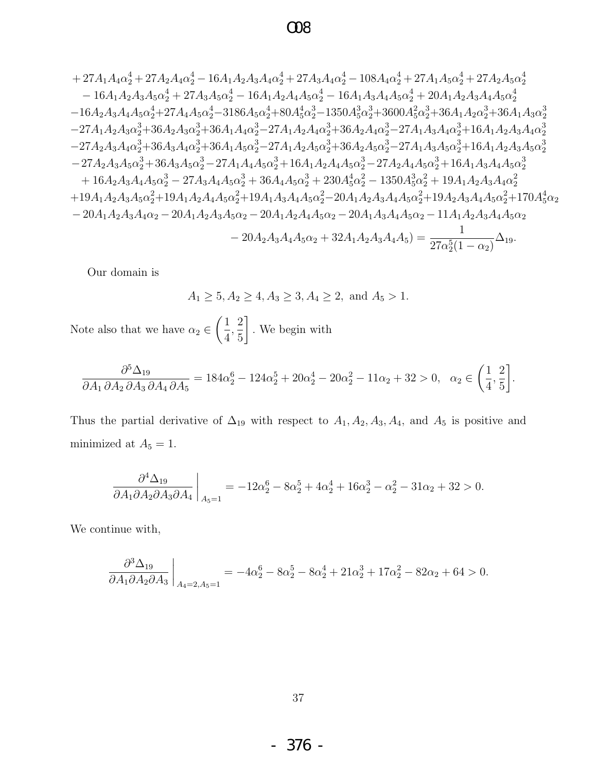$$
\begin{aligned}
&+27A_1A_4\alpha_2^4+27A_2A_4\alpha_2^4-16A_1A_2A_3A_4\alpha_2^4+27A_3A_4\alpha_2^4-108A_4\alpha_2^4+27A_1A_5\alpha_2^4+27A_2A_5\alpha_2^4\\
&-16A_1A_2A_3A_5\alpha_2^4+27A_3A_5\alpha_2^4-16A_1A_2A_4A_5\alpha_2^4-16A_1A_3A_4A_5\alpha_2^4+20A_1A_2A_3A_4A_5\alpha_2^4\\
&-16A_2A_3A_4A_5\alpha_2^4+27A_4A_5\alpha_2^4-3186A_5\alpha_2^4+80A_5^4\alpha_2^3-1350A_5^3\alpha_2^3+3600A_5^2\alpha_2^3+36A_1A_2\alpha_2^3+36A_1A_3\alpha_2^3\\
&-27A_1A_2A_3\alpha_2^3+36A_2A_3\alpha_2^3+36A_1A_4\alpha_2^3-27A_1A_2A_4\alpha_2^3+36A_2A_4\alpha_2^3-27A_1A_3A_4\alpha_2^3+16A_1A_2A_3A_4\alpha_2^3\\
&-27A_2A_3A_4\alpha_2^3+36A_3A_4\alpha_2^3+36A_1A_5\alpha_2^3-27A_1A_2A_5\alpha_2^3+36A_2A_5\alpha_2^3-27A_1A_3A_5\alpha_2^3+16A_1A_2A_3A_5\alpha_2^3\\
&-27A_2A_3A_5\alpha_2^3+36A_3A_5\alpha_2^3-27A_1A_4A_5\alpha_2^3+16A_1A_2A_4A_5\alpha_2^3-27A_2A_4A_5\alpha_2^3+16A_1A_3A_4A_5\alpha_2^3\\
&+16A_2A_3A_4A_5\alpha_2^3-27A_3A_4A_5\alpha_2^3+36A_4A_5\alpha_2^3+230A_5^4\alpha_2^2-1350A_5^3\alpha_2^2+19A_1A_2A_3A_4\alpha_2^2\\
&+19A_1A_2A_3A_5\alpha_2^2+19A_1A_2A_4A_5\alpha_2^2+19A_1A_3A_4A_5\alpha_2^2-20A_1A_2A_3A_4A_5\alpha_2^2+19A_2A_3A_4A_5\alpha_2^2+170A_5^4\alpha_2\\
&-20A_1A_2A_3A_4\alpha_2-20A_1A_2A_3A_5\alpha_2-20A_1A_2A_4A_5\alpha_2-20A_1A_3A_4A_5\alpha_2-11A_1A_2A_3A_4A_5\alpha_2\\
&-20A_2A_3A_4A_5\alpha_2+32A_1A_2A_3A_4A_5)=\frac{1}{27\alpha_2^5(1-\alpha_2)}\Delta_{19}.
\end{aligned}
$$

Our domain is

$$A_1 \geq 5, A_2 \geq 4, A_3 \geq 3, A_4 \geq 2, \text{ and } A_5 > 1.$$

Note also that we have $\alpha_2 \in \left(\frac{1}{4}, \frac{2}{5}\right]$. We begin with

$$\frac{\partial^5 \Delta_{19}}{\partial A_1\, \partial A_2\, \partial A_3\, \partial A_4\, \partial A_5} = 184\alpha_2^6 - 124\alpha_2^5 + 20\alpha_2^4 - 20\alpha_2^2 - 11\alpha_2 + 32 > 0, \quad \alpha_2 \in \left(\frac{1}{4}, \frac{2}{5}\right].$$

Thus the partial derivative of $\Delta_{19}$ with respect to $A_1, A_2, A_3, A_4$, and $A_5$ is positive and minimized at $A_5 = 1$.

$$\left.\frac{\partial^4 \Delta_{19}}{\partial A_1 \partial A_2 \partial A_3 \partial A_4}\right|_{A_5=1} = -12\alpha_2^6 - 8\alpha_2^5 + 4\alpha_2^4 + 16\alpha_2^3 - \alpha_2^2 - 31\alpha_2 + 32 > 0.$$

We continue with,

$$\left.\frac{\partial^3 \Delta_{19}}{\partial A_1 \partial A_2 \partial A_3}\right|_{A_4=2, A_5=1} = -4\alpha_2^6 - 8\alpha_2^5 - 8\alpha_2^4 + 21\alpha_2^3 + 17\alpha_2^2 - 82\alpha_2 + 64 > 0.$$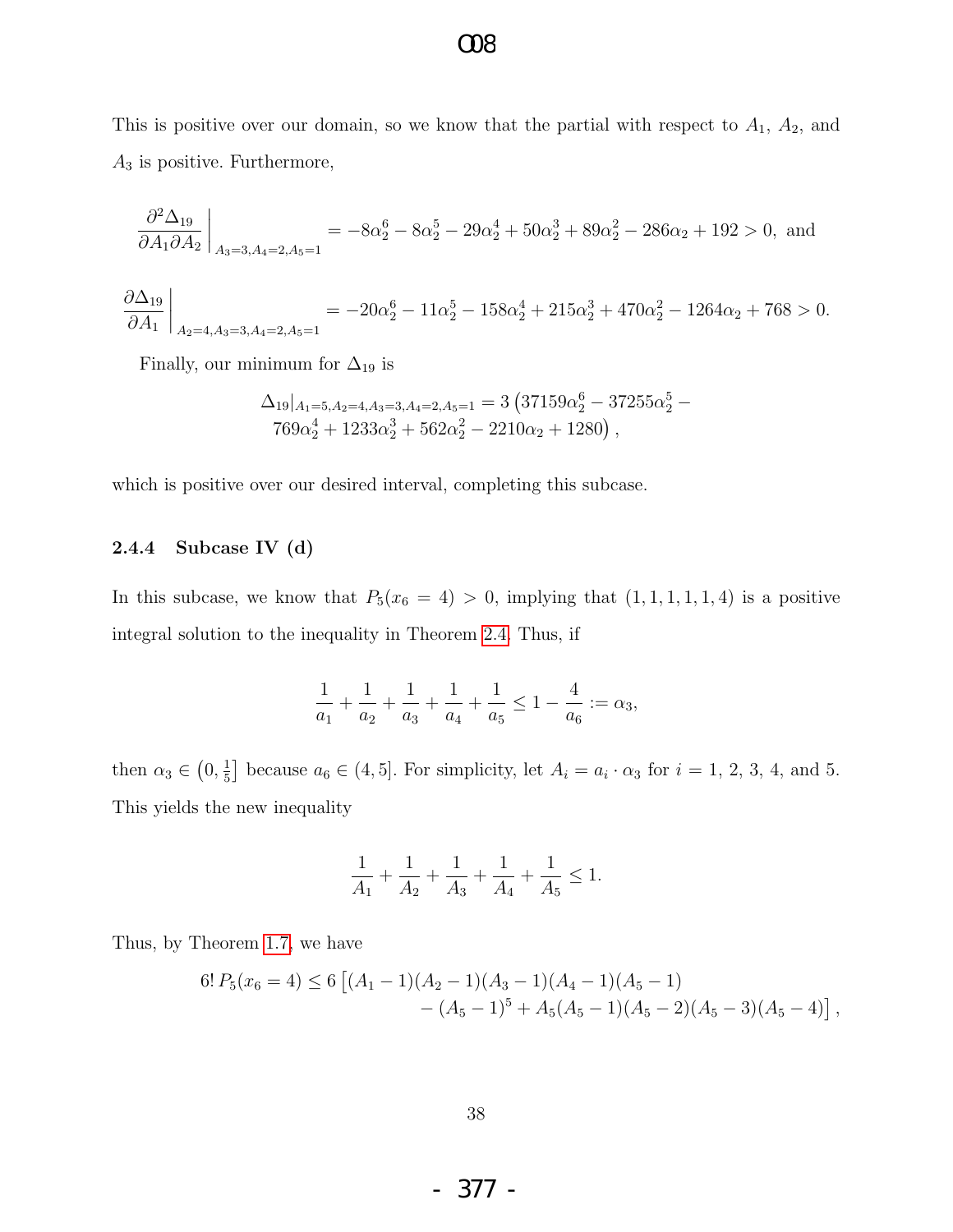This is positive over our domain, so we know that the partial with respect to $A_1$, $A_2$, and $A_3$ is positive. Furthermore,

$$\left.\frac{\partial^2 \Delta_{19}}{\partial A_1 \partial A_2}\right|_{A_3=3, A_4=2, A_5=1} = -8\alpha_2^6 - 8\alpha_2^5 - 29\alpha_2^4 + 50\alpha_2^3 + 89\alpha_2^2 - 286\alpha_2 + 192 > 0, \text{ and}$$

$$\left.\frac{\partial \Delta_{19}}{\partial A_1}\right|_{A_2=4, A_3=3, A_4=2, A_5=1} = -20\alpha_2^6 - 11\alpha_2^5 - 158\alpha_2^4 + 215\alpha_2^3 + 470\alpha_2^2 - 1264\alpha_2 + 768 > 0.$$

Finally, our minimum for $\Delta_{19}$ is

$$\Delta_{19}|_{A_1=5, A_2=4, A_3=3, A_4=2, A_5=1} = 3\left(37159\alpha_2^6 - 37255\alpha_2^5 - 769\alpha_2^4 + 1233\alpha_2^3 + 562\alpha_2^2 - 2210\alpha_2 + 1280\right),$$

which is positive over our desired interval, completing this subcase.

### 2.4.4 Subcase IV (d)

In this subcase, we know that $P_5(x_6 = 4) > 0$, implying that $(1, 1, 1, 1, 1, 4)$ is a positive integral solution to the inequality in Theorem 2.4. Thus, if

$$\frac{1}{a_1} + \frac{1}{a_2} + \frac{1}{a_3} + \frac{1}{a_4} + \frac{1}{a_5} \leq 1 - \frac{4}{a_6} := \alpha_3,$$

then $\alpha_3 \in \left(0, \frac{1}{5}\right]$ because $a_6 \in (4, 5]$. For simplicity, let $A_i = a_i \cdot \alpha_3$ for $i = 1$, 2, 3, 4, and 5. This yields the new inequality

$$\frac{1}{A_1} + \frac{1}{A_2} + \frac{1}{A_3} + \frac{1}{A_4} + \frac{1}{A_5} \leq 1.$$

Thus, by Theorem 1.7, we have

$$6!\, P_5(x_6 = 4) \leq 6\left[(A_1 - 1)(A_2 - 1)(A_3 - 1)(A_4 - 1)(A_5 - 1) - (A_5 - 1)^5 + A_5(A_5 - 1)(A_5 - 2)(A_5 - 3)(A_5 - 4)\right],$$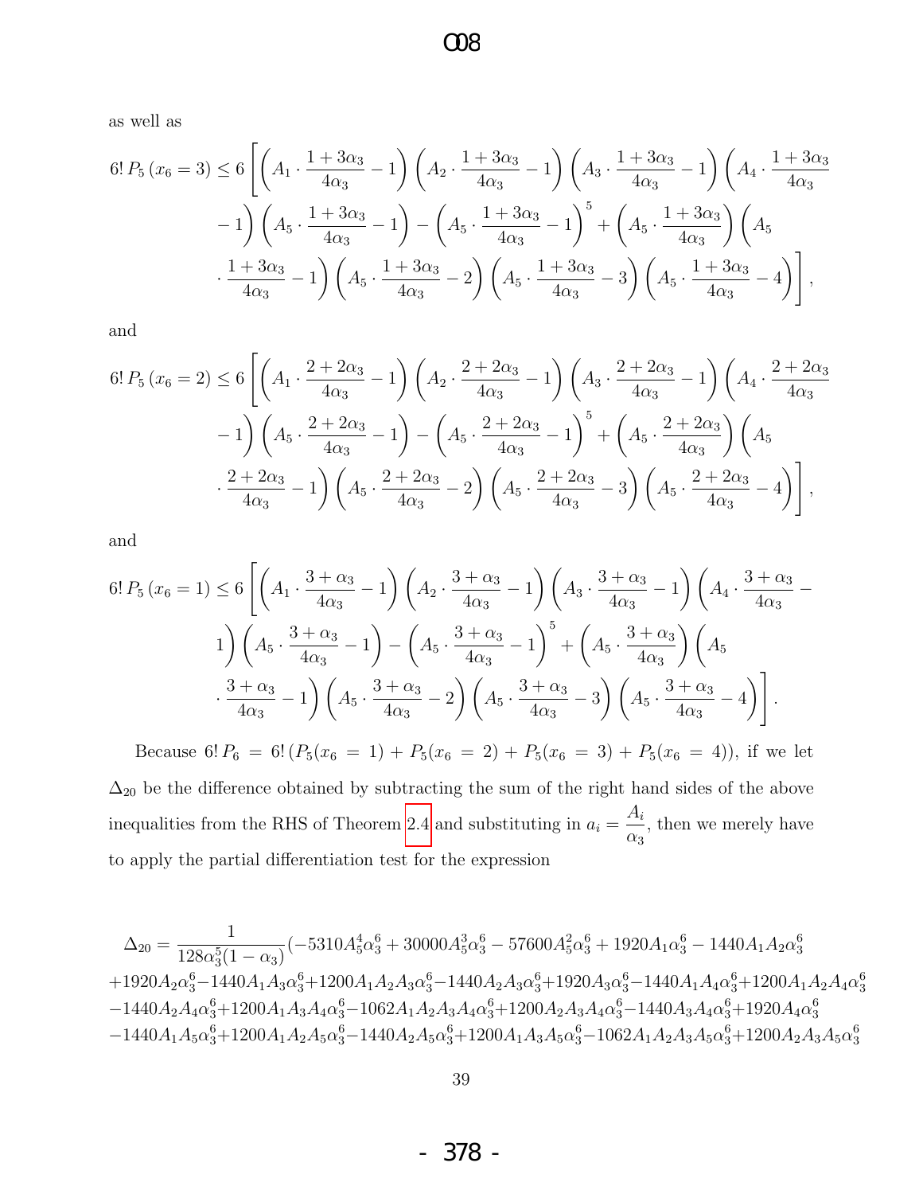as well as

$$6!\,P_5\left(x_6=3\right) \leq 6\left[\left(A_1\cdot\frac{1+3\alpha_3}{4\alpha_3}-1\right)\left(A_2\cdot\frac{1+3\alpha_3}{4\alpha_3}-1\right)\left(A_3\cdot\frac{1+3\alpha_3}{4\alpha_3}-1\right)\left(A_4\cdot\frac{1+3\alpha_3}{4\alpha_3}-1\right)\left(A_5\cdot\frac{1+3\alpha_3}{4\alpha_3}-1\right)-\left(A_5\cdot\frac{1+3\alpha_3}{4\alpha_3}-1\right)^5+\left(A_5\cdot\frac{1+3\alpha_3}{4\alpha_3}\right)\left(A_5\cdot\frac{1+3\alpha_3}{4\alpha_3}-1\right)\left(A_5\cdot\frac{1+3\alpha_3}{4\alpha_3}-2\right)\left(A_5\cdot\frac{1+3\alpha_3}{4\alpha_3}-3\right)\left(A_5\cdot\frac{1+3\alpha_3}{4\alpha_3}-4\right)\right],$$

and

$$6!\,P_5\left(x_6=2\right) \leq 6\left[\left(A_1\cdot\frac{2+2\alpha_3}{4\alpha_3}-1\right)\left(A_2\cdot\frac{2+2\alpha_3}{4\alpha_3}-1\right)\left(A_3\cdot\frac{2+2\alpha_3}{4\alpha_3}-1\right)\left(A_4\cdot\frac{2+2\alpha_3}{4\alpha_3}-1\right)\left(A_5\cdot\frac{2+2\alpha_3}{4\alpha_3}-1\right)-\left(A_5\cdot\frac{2+2\alpha_3}{4\alpha_3}-1\right)^5+\left(A_5\cdot\frac{2+2\alpha_3}{4\alpha_3}\right)\left(A_5\cdot\frac{2+2\alpha_3}{4\alpha_3}-1\right)\left(A_5\cdot\frac{2+2\alpha_3}{4\alpha_3}-2\right)\left(A_5\cdot\frac{2+2\alpha_3}{4\alpha_3}-3\right)\left(A_5\cdot\frac{2+2\alpha_3}{4\alpha_3}-4\right)\right],$$

and

$$6!\,P_5\left(x_6=1\right) \leq 6\left[\left(A_1\cdot\frac{3+\alpha_3}{4\alpha_3}-1\right)\left(A_2\cdot\frac{3+\alpha_3}{4\alpha_3}-1\right)\left(A_3\cdot\frac{3+\alpha_3}{4\alpha_3}-1\right)\left(A_4\cdot\frac{3+\alpha_3}{4\alpha_3}-1\right)\left(A_5\cdot\frac{3+\alpha_3}{4\alpha_3}-1\right)-\left(A_5\cdot\frac{3+\alpha_3}{4\alpha_3}-1\right)^5+\left(A_5\cdot\frac{3+\alpha_3}{4\alpha_3}\right)\left(A_5\cdot\frac{3+\alpha_3}{4\alpha_3}-1\right)\left(A_5\cdot\frac{3+\alpha_3}{4\alpha_3}-2\right)\left(A_5\cdot\frac{3+\alpha_3}{4\alpha_3}-3\right)\left(A_5\cdot\frac{3+\alpha_3}{4\alpha_3}-4\right)\right].$$

Because $6!\,P_6 = 6!\,(P_5(x_6=1)+P_5(x_6=2)+P_5(x_6=3)+P_5(x_6=4))$, if we let $\Delta_{20}$ be the difference obtained by subtracting the sum of the right hand sides of the above inequalities from the RHS of Theorem 2.4 and substituting in $a_i=\dfrac{A_i}{\alpha_3}$, then we merely have to apply the partial differentiation test for the expression

$$\Delta_{20} = \frac{1}{128\alpha_3^5(1-\alpha_3)}(-5310A_5^4\alpha_3^6+30000A_5^3\alpha_3^6-57600A_5^2\alpha_3^6+1920A_1\alpha_3^6-1440A_1A_2\alpha_3^6$$
$$+1920A_2\alpha_3^6-1440A_1A_3\alpha_3^6+1200A_1A_2A_3\alpha_3^6-1440A_2A_3\alpha_3^6+1920A_3\alpha_3^6-1440A_1A_4\alpha_3^6+1200A_1A_2A_4\alpha_3^6$$
$$-1440A_2A_4\alpha_3^6+1200A_1A_3A_4\alpha_3^6-1062A_1A_2A_3A_4\alpha_3^6+1200A_2A_3A_4\alpha_3^6-1440A_3A_4\alpha_3^6+1920A_4\alpha_3^6$$
$$-1440A_1A_5\alpha_3^6+1200A_1A_2A_5\alpha_3^6-1440A_2A_5\alpha_3^6+1200A_1A_3A_5\alpha_3^6-1062A_1A_2A_3A_5\alpha_3^6+1200A_2A_3A_5\alpha_3^6$$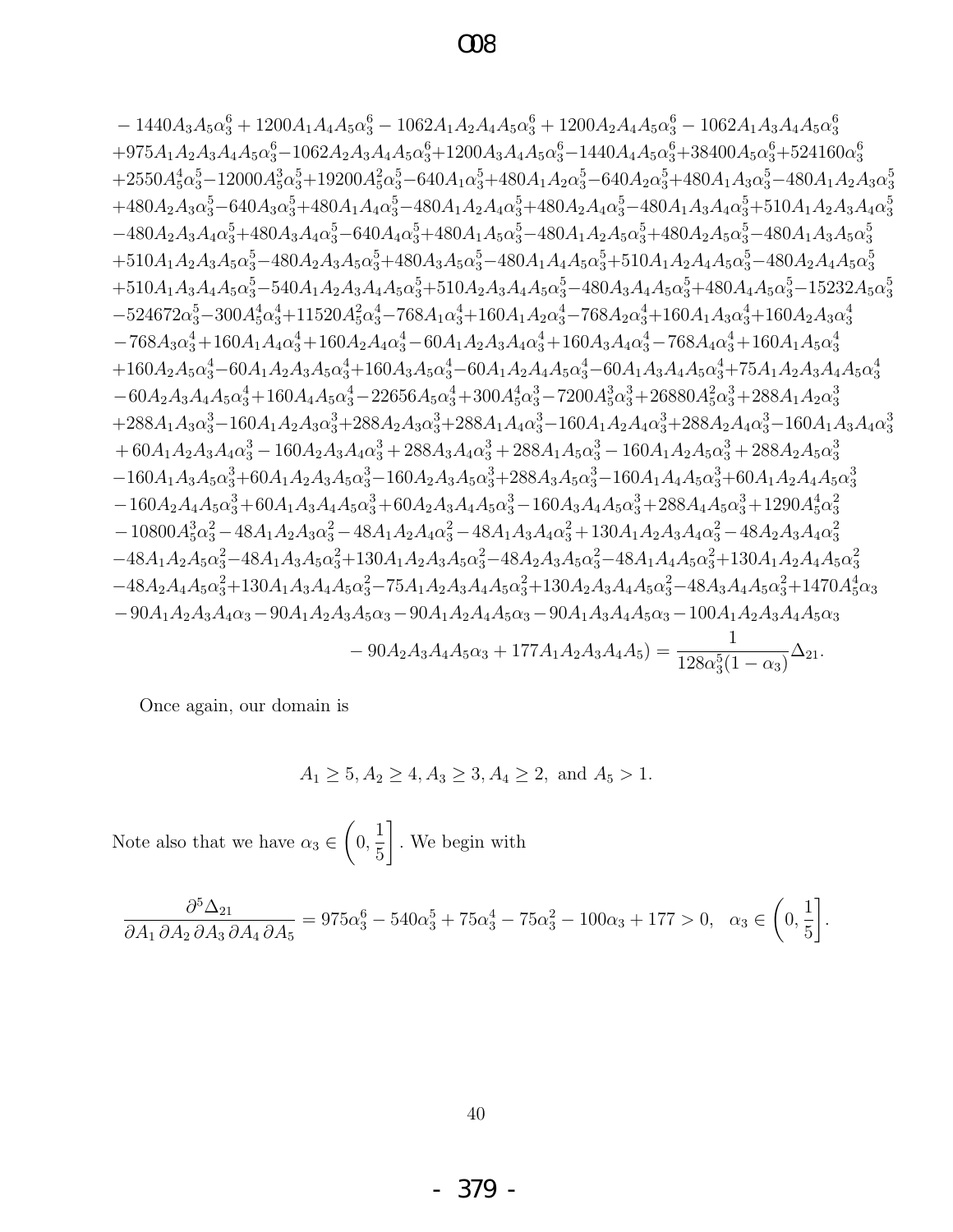$$
\begin{aligned}
&-1440A_3A_5\alpha_3^6+1200A_1A_4A_5\alpha_3^6-1062A_1A_2A_4A_5\alpha_3^6+1200A_2A_4A_5\alpha_3^6-1062A_1A_3A_4A_5\alpha_3^6\\
&+975A_1A_2A_3A_4A_5\alpha_3^6-1062A_2A_3A_4A_5\alpha_3^6+1200A_3A_4A_5\alpha_3^6-1440A_4A_5\alpha_3^6+38400A_5\alpha_3^6+524160\alpha_3^6\\
&+2550A_5^4\alpha_3^5-12000A_5^3\alpha_3^5+19200A_5^2\alpha_3^5-640A_1\alpha_3^5+480A_1A_2\alpha_3^5-640A_2\alpha_3^5+480A_1A_3\alpha_3^5-480A_1A_2A_3\alpha_3^5\\
&+480A_2A_3\alpha_3^5-640A_3\alpha_3^5+480A_1A_4\alpha_3^5-480A_1A_2A_4\alpha_3^5+480A_2A_4\alpha_3^5-480A_1A_3A_4\alpha_3^5+510A_1A_2A_3A_4\alpha_3^5\\
&-480A_2A_3A_4\alpha_3^5+480A_3A_4\alpha_3^5-640A_4\alpha_3^5+480A_1A_5\alpha_3^5-480A_1A_2A_5\alpha_3^5+480A_2A_5\alpha_3^5-480A_1A_3A_5\alpha_3^5\\
&+510A_1A_2A_3A_5\alpha_3^5-480A_2A_3A_5\alpha_3^5+480A_3A_5\alpha_3^5-480A_1A_4A_5\alpha_3^5+510A_1A_2A_4A_5\alpha_3^5-480A_2A_4A_5\alpha_3^5\\
&+510A_1A_3A_4A_5\alpha_3^5-540A_1A_2A_3A_4A_5\alpha_3^5+510A_2A_3A_4A_5\alpha_3^5-480A_3A_4A_5\alpha_3^5+480A_4A_5\alpha_3^5-15232A_5\alpha_3^5\\
&-524672\alpha_3^5-300A_5^4\alpha_3^4+11520A_5^2\alpha_3^4-768A_1\alpha_3^4+160A_1A_2\alpha_3^4-768A_2\alpha_3^4+160A_1A_3\alpha_3^4+160A_2A_3\alpha_3^4\\
&-768A_3\alpha_3^4+160A_1A_4\alpha_3^4+160A_2A_4\alpha_3^4-60A_1A_2A_3A_4\alpha_3^4+160A_3A_4\alpha_3^4-768A_4\alpha_3^4+160A_1A_5\alpha_3^4\\
&+160A_2A_5\alpha_3^4-60A_1A_2A_3A_5\alpha_3^4+160A_3A_5\alpha_3^4-60A_1A_2A_4A_5\alpha_3^4-60A_1A_3A_4A_5\alpha_3^4+75A_1A_2A_3A_4A_5\alpha_3^4\\
&-60A_2A_3A_4A_5\alpha_3^4+160A_4A_5\alpha_3^4-22656A_5\alpha_3^4+300A_5^4\alpha_3^3-7200A_5^3\alpha_3^3+26880A_5^2\alpha_3^3+288A_1A_2\alpha_3^3\\
&+288A_1A_3\alpha_3^3-160A_1A_2A_3\alpha_3^3+288A_2A_3\alpha_3^3+288A_1A_4\alpha_3^3-160A_1A_2A_4\alpha_3^3+288A_2A_4\alpha_3^3-160A_1A_3A_4\alpha_3^3\\
&+60A_1A_2A_3A_4\alpha_3^3-160A_2A_3A_4\alpha_3^3+288A_3A_4\alpha_3^3+288A_1A_5\alpha_3^3-160A_1A_2A_5\alpha_3^3+288A_2A_5\alpha_3^3\\
&-160A_1A_3A_5\alpha_3^3+60A_1A_2A_3A_5\alpha_3^3-160A_2A_3A_5\alpha_3^3+288A_3A_5\alpha_3^3-160A_1A_4A_5\alpha_3^3+60A_1A_2A_4A_5\alpha_3^3\\
&-160A_2A_4A_5\alpha_3^3+60A_1A_3A_4A_5\alpha_3^3+60A_2A_3A_4A_5\alpha_3^3-160A_3A_4A_5\alpha_3^3+288A_4A_5\alpha_3^3+1290A_5^4\alpha_3^2\\
&-10800A_5^3\alpha_3^2-48A_1A_2A_3\alpha_3^2-48A_1A_2A_4\alpha_3^2-48A_1A_3A_4\alpha_3^2+130A_1A_2A_3A_4\alpha_3^2-48A_2A_3A_4\alpha_3^2\\
&-48A_1A_2A_5\alpha_3^2-48A_1A_3A_5\alpha_3^2+130A_1A_2A_3A_5\alpha_3^2-48A_2A_3A_5\alpha_3^2-48A_1A_4A_5\alpha_3^2+130A_1A_2A_4A_5\alpha_3^2\\
&-48A_2A_4A_5\alpha_3^2+130A_1A_3A_4A_5\alpha_3^2-75A_1A_2A_3A_4A_5\alpha_3^2+130A_2A_3A_4A_5\alpha_3^2-48A_3A_4A_5\alpha_3^2+1470A_5^4\alpha_3\\
&-90A_1A_2A_3A_4\alpha_3-90A_1A_2A_3A_5\alpha_3-90A_1A_2A_4A_5\alpha_3-90A_1A_3A_4A_5\alpha_3-100A_1A_2A_3A_4A_5\alpha_3\\
&\qquad\qquad\qquad -90A_2A_3A_4A_5\alpha_3+177A_1A_2A_3A_4A_5)=\frac{1}{128\alpha_3^5(1-\alpha_3)}\Delta_{21}.
\end{aligned}
$$

Once again, our domain is

$$A_1 \geq 5, A_2 \geq 4, A_3 \geq 3, A_4 \geq 2, \text{ and } A_5 > 1.$$

Note also that we have $\alpha_3 \in \left(0, \frac{1}{5}\right]$. We begin with

$$\frac{\partial^5 \Delta_{21}}{\partial A_1\, \partial A_2\, \partial A_3\, \partial A_4\, \partial A_5} = 975\alpha_3^6 - 540\alpha_3^5 + 75\alpha_3^4 - 75\alpha_3^2 - 100\alpha_3 + 177 > 0, \quad \alpha_3 \in \left(0, \frac{1}{5}\right].$$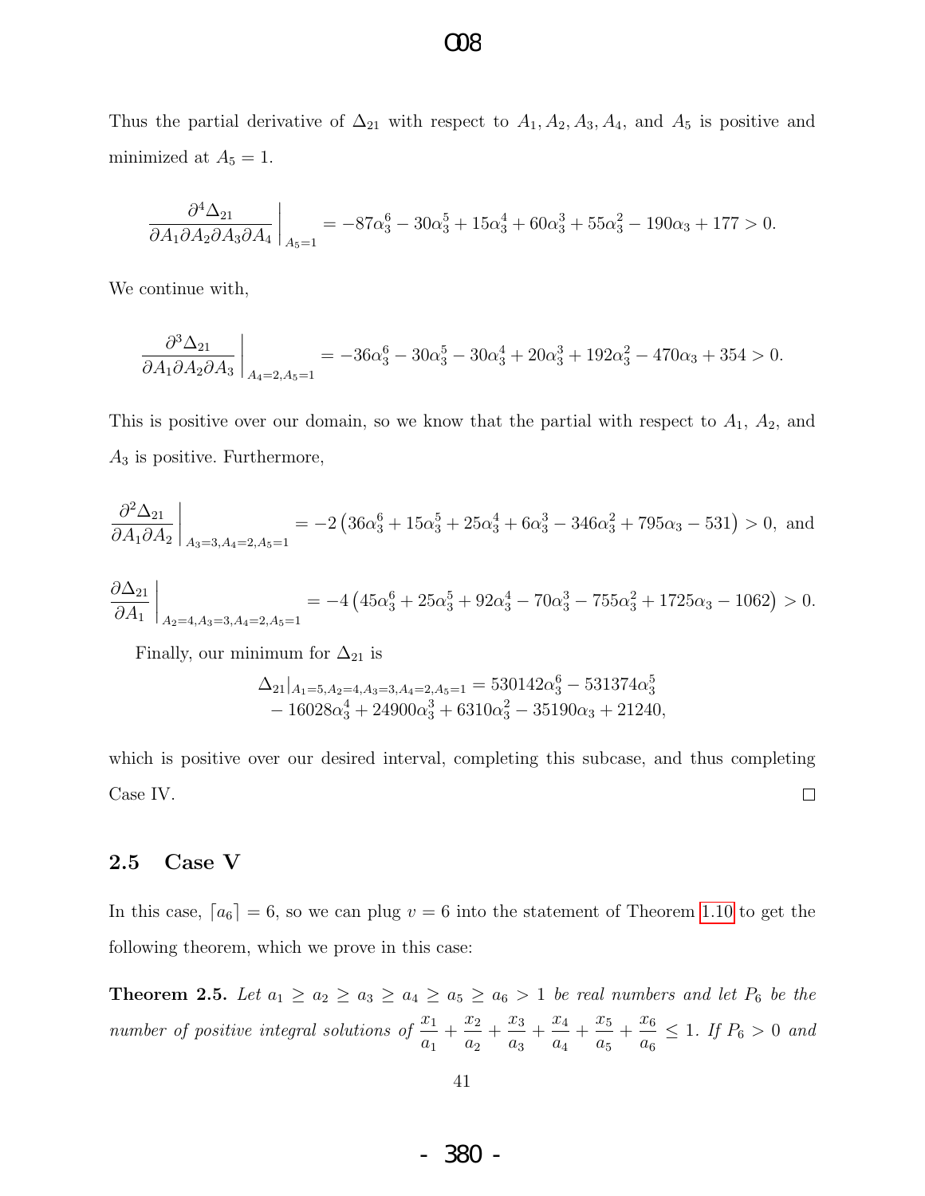Thus the partial derivative of $\Delta_{21}$ with respect to $A_1, A_2, A_3, A_4$, and $A_5$ is positive and minimized at $A_5 = 1$.

$$\left.\frac{\partial^4 \Delta_{21}}{\partial A_1 \partial A_2 \partial A_3 \partial A_4}\right|_{A_5=1} = -87\alpha_3^6 - 30\alpha_3^5 + 15\alpha_3^4 + 60\alpha_3^3 + 55\alpha_3^2 - 190\alpha_3 + 177 > 0.$$

We continue with,

$$\left.\frac{\partial^3 \Delta_{21}}{\partial A_1 \partial A_2 \partial A_3}\right|_{A_4=2, A_5=1} = -36\alpha_3^6 - 30\alpha_3^5 - 30\alpha_3^4 + 20\alpha_3^3 + 192\alpha_3^2 - 470\alpha_3 + 354 > 0.$$

This is positive over our domain, so we know that the partial with respect to $A_1$, $A_2$, and $A_3$ is positive. Furthermore,

$$\left.\frac{\partial^2 \Delta_{21}}{\partial A_1 \partial A_2}\right|_{A_3=3, A_4=2, A_5=1} = -2\left(36\alpha_3^6 + 15\alpha_3^5 + 25\alpha_3^4 + 6\alpha_3^3 - 346\alpha_3^2 + 795\alpha_3 - 531\right) > 0, \text{ and}$$

$$\left.\frac{\partial \Delta_{21}}{\partial A_1}\right|_{A_2=4, A_3=3, A_4=2, A_5=1} = -4\left(45\alpha_3^6 + 25\alpha_3^5 + 92\alpha_3^4 - 70\alpha_3^3 - 755\alpha_3^2 + 1725\alpha_3 - 1062\right) > 0.$$

Finally, our minimum for $\Delta_{21}$ is

$$\Delta_{21}|_{A_1=5, A_2=4, A_3=3, A_4=2, A_5=1} = 530142\alpha_3^6 - 531374\alpha_3^5 - 16028\alpha_3^4 + 24900\alpha_3^3 + 6310\alpha_3^2 - 35190\alpha_3 + 21240,$$

which is positive over our desired interval, completing this subcase, and thus completing Case IV. □

## 2.5 Case V

In this case, $\lceil a_6 \rceil = 6$, so we can plug $v = 6$ into the statement of Theorem 1.10 to get the following theorem, which we prove in this case:

**Theorem 2.5.** *Let $a_1 \geq a_2 \geq a_3 \geq a_4 \geq a_5 \geq a_6 > 1$ be real numbers and let $P_6$ be the number of positive integral solutions of $\frac{x_1}{a_1} + \frac{x_2}{a_2} + \frac{x_3}{a_3} + \frac{x_4}{a_4} + \frac{x_5}{a_5} + \frac{x_6}{a_6} \leq 1$. If $P_6 > 0$ and*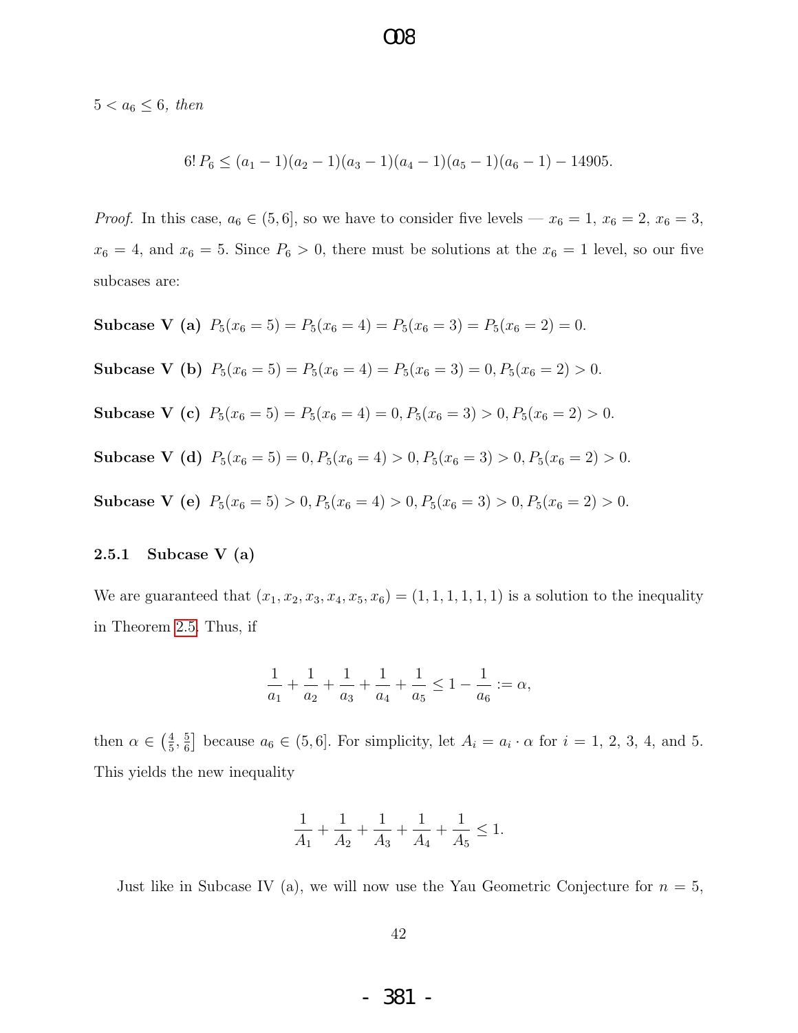$5 < a_6 \le 6$, *then*

$$6!\,P_6 \le (a_1-1)(a_2-1)(a_3-1)(a_4-1)(a_5-1)(a_6-1) - 14905.$$

*Proof.* In this case, $a_6 \in (5, 6]$, so we have to consider five levels — $x_6 = 1$, $x_6 = 2$, $x_6 = 3$, $x_6 = 4$, and $x_6 = 5$. Since $P_6 > 0$, there must be solutions at the $x_6 = 1$ level, so our five subcases are:

**Subcase V (a)** $P_5(x_6 = 5) = P_5(x_6 = 4) = P_5(x_6 = 3) = P_5(x_6 = 2) = 0$.

**Subcase V (b)** $P_5(x_6 = 5) = P_5(x_6 = 4) = P_5(x_6 = 3) = 0, P_5(x_6 = 2) > 0$.

**Subcase V (c)** $P_5(x_6 = 5) = P_5(x_6 = 4) = 0, P_5(x_6 = 3) > 0, P_5(x_6 = 2) > 0$.

**Subcase V (d)** $P_5(x_6 = 5) = 0, P_5(x_6 = 4) > 0, P_5(x_6 = 3) > 0, P_5(x_6 = 2) > 0$.

**Subcase V (e)** $P_5(x_6 = 5) > 0, P_5(x_6 = 4) > 0, P_5(x_6 = 3) > 0, P_5(x_6 = 2) > 0$.

### 2.5.1 Subcase V (a)

We are guaranteed that $(x_1, x_2, x_3, x_4, x_5, x_6) = (1, 1, 1, 1, 1, 1)$ is a solution to the inequality in Theorem 2.5. Thus, if

$$\frac{1}{a_1} + \frac{1}{a_2} + \frac{1}{a_3} + \frac{1}{a_4} + \frac{1}{a_5} \le 1 - \frac{1}{a_6} := \alpha,$$

then $\alpha \in \left(\frac{4}{5}, \frac{5}{6}\right]$ because $a_6 \in (5, 6]$. For simplicity, let $A_i = a_i \cdot \alpha$ for $i = 1, 2, 3, 4$, and $5$. This yields the new inequality

$$\frac{1}{A_1} + \frac{1}{A_2} + \frac{1}{A_3} + \frac{1}{A_4} + \frac{1}{A_5} \le 1.$$

Just like in Subcase IV (a), we will now use the Yau Geometric Conjecture for $n = 5$,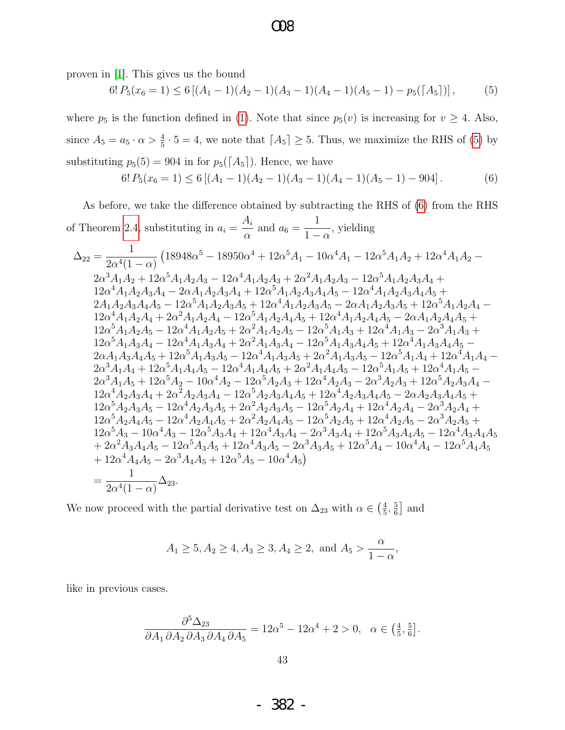proven in [1]. This gives us the bound

$$6!\,P_5(x_6 = 1) \leq 6\left[(A_1 - 1)(A_2 - 1)(A_3 - 1)(A_4 - 1)(A_5 - 1) - p_5(\lceil A_5 \rceil)\right], \tag{5}$$

where $p_5$ is the function defined in (1). Note that since $p_5(v)$ is increasing for $v \geq 4$. Also, since $A_5 = a_5 \cdot \alpha > \frac{4}{5} \cdot 5 = 4$, we note that $\lceil A_5 \rceil \geq 5$. Thus, we maximize the RHS of (5) by substituting $p_5(5) = 904$ in for $p_5(\lceil A_5 \rceil)$. Hence, we have

$$6!\,P_5(x_6 = 1) \leq 6\left[(A_1 - 1)(A_2 - 1)(A_3 - 1)(A_4 - 1)(A_5 - 1) - 904\right]. \tag{6}$$

As before, we take the difference obtained by subtracting the RHS of (6) from the RHS of Theorem 2.4, substituting in $a_i = \dfrac{A_i}{\alpha}$ and $a_6 = \dfrac{1}{1-\alpha}$, yielding

$$\begin{aligned}
\Delta_{22} = \frac{1}{2\alpha^4(1-\alpha)} \big(&18948\alpha^5 - 18950\alpha^4 + 12\alpha^5 A_1 - 10\alpha^4 A_1 - 12\alpha^5 A_1 A_2 + 12\alpha^4 A_1 A_2 - \\
&2\alpha^3 A_1 A_2 + 12\alpha^5 A_1 A_2 A_3 - 12\alpha^4 A_1 A_2 A_3 + 2\alpha^2 A_1 A_2 A_3 - 12\alpha^5 A_1 A_2 A_3 A_4 + \\
&12\alpha^4 A_1 A_2 A_3 A_4 - 2\alpha A_1 A_2 A_3 A_4 + 12\alpha^5 A_1 A_2 A_3 A_4 A_5 - 12\alpha^4 A_1 A_2 A_3 A_4 A_5 + \\
&2 A_1 A_2 A_3 A_4 A_5 - 12\alpha^5 A_1 A_2 A_3 A_5 + 12\alpha^4 A_1 A_2 A_3 A_5 - 2\alpha A_1 A_2 A_3 A_5 + 12\alpha^5 A_1 A_2 A_4 - \\
&12\alpha^4 A_1 A_2 A_4 + 2\alpha^2 A_1 A_2 A_4 - 12\alpha^5 A_1 A_2 A_4 A_5 + 12\alpha^4 A_1 A_2 A_4 A_5 - 2\alpha A_1 A_2 A_4 A_5 + \\
&12\alpha^5 A_1 A_2 A_5 - 12\alpha^4 A_1 A_2 A_5 + 2\alpha^2 A_1 A_2 A_5 - 12\alpha^5 A_1 A_3 + 12\alpha^4 A_1 A_3 - 2\alpha^3 A_1 A_3 + \\
&12\alpha^5 A_1 A_3 A_4 - 12\alpha^4 A_1 A_3 A_4 + 2\alpha^2 A_1 A_3 A_4 - 12\alpha^5 A_1 A_3 A_4 A_5 + 12\alpha^4 A_1 A_3 A_4 A_5 - \\
&2\alpha A_1 A_3 A_4 A_5 + 12\alpha^5 A_1 A_3 A_5 - 12\alpha^4 A_1 A_3 A_5 + 2\alpha^2 A_1 A_3 A_5 - 12\alpha^5 A_1 A_4 + 12\alpha^4 A_1 A_4 - \\
&2\alpha^3 A_1 A_4 + 12\alpha^5 A_1 A_4 A_5 - 12\alpha^4 A_1 A_4 A_5 + 2\alpha^2 A_1 A_4 A_5 - 12\alpha^5 A_1 A_5 + 12\alpha^4 A_1 A_5 - \\
&2\alpha^3 A_1 A_5 + 12\alpha^5 A_2 - 10\alpha^4 A_2 - 12\alpha^5 A_2 A_3 + 12\alpha^4 A_2 A_3 - 2\alpha^3 A_2 A_3 + 12\alpha^5 A_2 A_3 A_4 - \\
&12\alpha^4 A_2 A_3 A_4 + 2\alpha^2 A_2 A_3 A_4 - 12\alpha^5 A_2 A_3 A_4 A_5 + 12\alpha^4 A_2 A_3 A_4 A_5 - 2\alpha A_2 A_3 A_4 A_5 + \\
&12\alpha^5 A_2 A_3 A_5 - 12\alpha^4 A_2 A_3 A_5 + 2\alpha^2 A_2 A_3 A_5 - 12\alpha^5 A_2 A_4 + 12\alpha^4 A_2 A_4 - 2\alpha^3 A_2 A_4 + \\
&12\alpha^5 A_2 A_4 A_5 - 12\alpha^4 A_2 A_4 A_5 + 2\alpha^2 A_2 A_4 A_5 - 12\alpha^5 A_2 A_5 + 12\alpha^4 A_2 A_5 - 2\alpha^3 A_2 A_5 + \\
&12\alpha^5 A_3 - 10\alpha^4 A_3 - 12\alpha^5 A_3 A_4 + 12\alpha^4 A_3 A_4 - 2\alpha^3 A_3 A_4 + 12\alpha^5 A_3 A_4 A_5 - 12\alpha^4 A_3 A_4 A_5 \\
&+ 2\alpha^2 A_3 A_4 A_5 - 12\alpha^5 A_3 A_5 + 12\alpha^4 A_3 A_5 - 2\alpha^3 A_3 A_5 + 12\alpha^5 A_4 - 10\alpha^4 A_4 - 12\alpha^5 A_4 A_5 \\
&+ 12\alpha^4 A_4 A_5 - 2\alpha^3 A_4 A_5 + 12\alpha^5 A_5 - 10\alpha^4 A_5\big) \\
= \frac{1}{2\alpha^4(1-\alpha)} &\Delta_{23}.
\end{aligned}$$

We now proceed with the partial derivative test on $\Delta_{23}$ with $\alpha \in \left(\frac{4}{5}, \frac{5}{6}\right]$ and

$$A_1 \geq 5, A_2 \geq 4, A_3 \geq 3, A_4 \geq 2, \text{ and } A_5 > \frac{\alpha}{1-\alpha},$$

like in previous cases.

$$\frac{\partial^5 \Delta_{23}}{\partial A_1\,\partial A_2\,\partial A_3\,\partial A_4\,\partial A_5} = 12\alpha^5 - 12\alpha^4 + 2 > 0, \quad \alpha \in \left(\tfrac{4}{5}, \tfrac{5}{6}\right].$$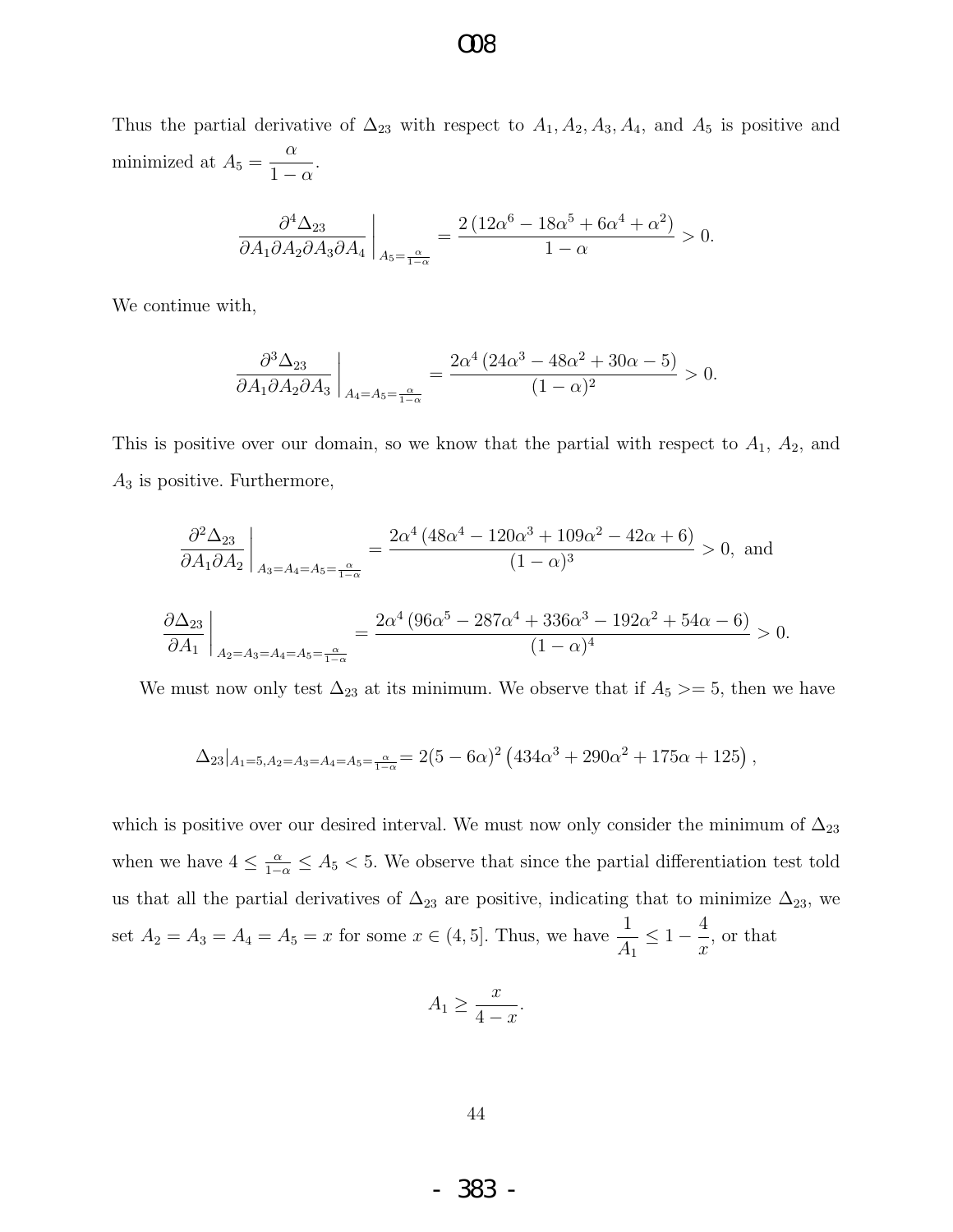Thus the partial derivative of $\Delta_{23}$ with respect to $A_1, A_2, A_3, A_4$, and $A_5$ is positive and minimized at $A_5 = \dfrac{\alpha}{1-\alpha}$.

$$\left.\frac{\partial^4 \Delta_{23}}{\partial A_1 \partial A_2 \partial A_3 \partial A_4}\right|_{A_5=\frac{\alpha}{1-\alpha}} = \frac{2\left(12\alpha^6 - 18\alpha^5 + 6\alpha^4 + \alpha^2\right)}{1-\alpha} > 0.$$

We continue with,

$$\left.\frac{\partial^3 \Delta_{23}}{\partial A_1 \partial A_2 \partial A_3}\right|_{A_4=A_5=\frac{\alpha}{1-\alpha}} = \frac{2\alpha^4\left(24\alpha^3 - 48\alpha^2 + 30\alpha - 5\right)}{(1-\alpha)^2} > 0.$$

This is positive over our domain, so we know that the partial with respect to $A_1$, $A_2$, and $A_3$ is positive. Furthermore,

$$\left.\frac{\partial^2 \Delta_{23}}{\partial A_1 \partial A_2}\right|_{A_3=A_4=A_5=\frac{\alpha}{1-\alpha}} = \frac{2\alpha^4\left(48\alpha^4 - 120\alpha^3 + 109\alpha^2 - 42\alpha + 6\right)}{(1-\alpha)^3} > 0, \text{ and}$$

$$\left.\frac{\partial \Delta_{23}}{\partial A_1}\right|_{A_2=A_3=A_4=A_5=\frac{\alpha}{1-\alpha}} = \frac{2\alpha^4\left(96\alpha^5 - 287\alpha^4 + 336\alpha^3 - 192\alpha^2 + 54\alpha - 6\right)}{(1-\alpha)^4} > 0.$$

We must now only test $\Delta_{23}$ at its minimum. We observe that if $A_5 >= 5$, then we have

$$\Delta_{23}|_{A_1=5, A_2=A_3=A_4=A_5=\frac{\alpha}{1-\alpha}} = 2(5-6\alpha)^2\left(434\alpha^3 + 290\alpha^2 + 175\alpha + 125\right),$$

which is positive over our desired interval. We must now only consider the minimum of $\Delta_{23}$ when we have $4 \leq \frac{\alpha}{1-\alpha} \leq A_5 < 5$. We observe that since the partial differentiation test told us that all the partial derivatives of $\Delta_{23}$ are positive, indicating that to minimize $\Delta_{23}$, we set $A_2 = A_3 = A_4 = A_5 = x$ for some $x \in (4, 5]$. Thus, we have $\dfrac{1}{A_1} \leq 1 - \dfrac{4}{x}$, or that

$$A_1 \geq \frac{x}{4-x}.$$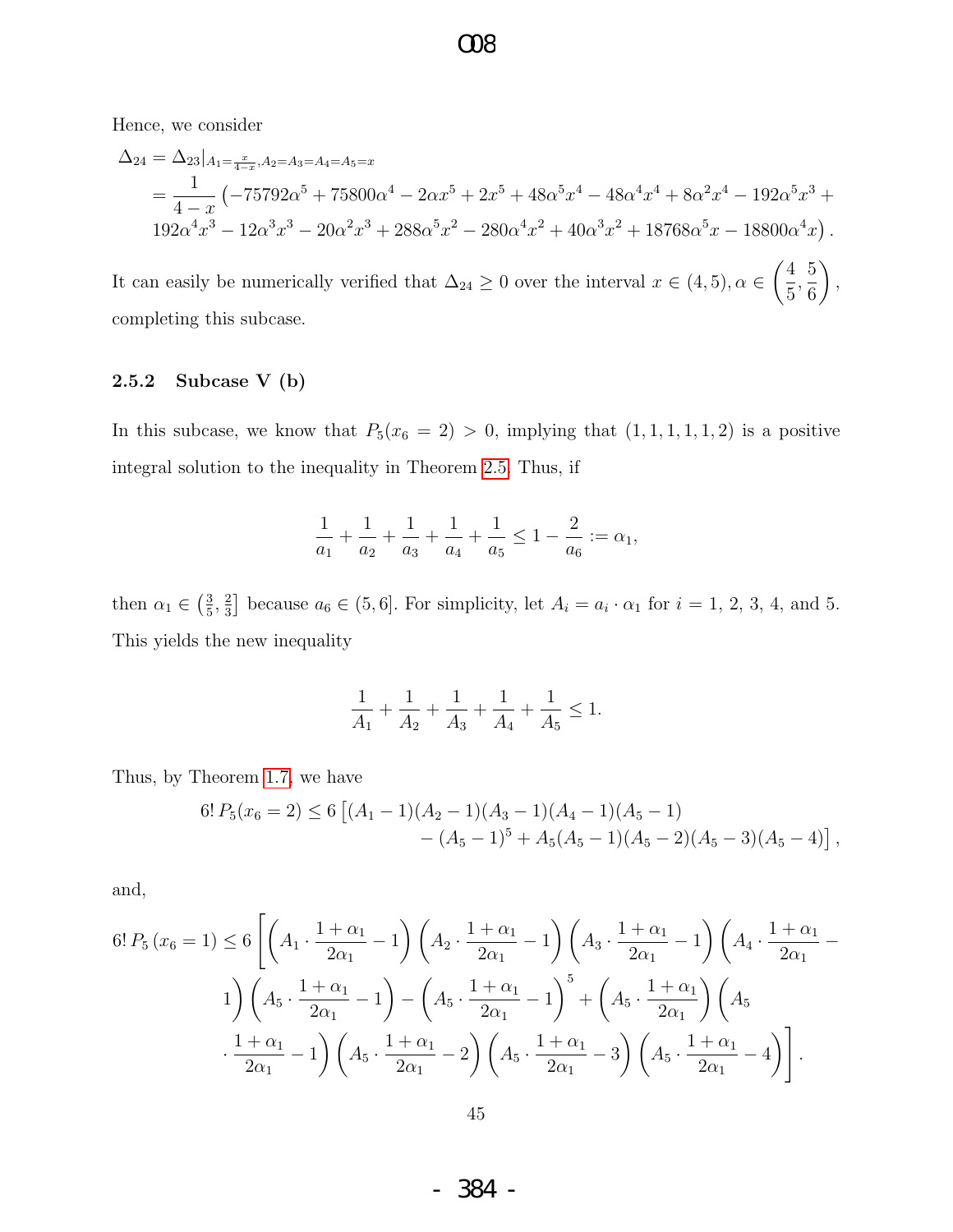Hence, we consider

$$
\begin{aligned}
\Delta_{24} &= \Delta_{23}|_{A_1=\frac{x}{4-x}, A_2=A_3=A_4=A_5=x} \\
&= \frac{1}{4-x}\left(-75792\alpha^5 + 75800\alpha^4 - 2\alpha x^5 + 2x^5 + 48\alpha^5 x^4 - 48\alpha^4 x^4 + 8\alpha^2 x^4 - 192\alpha^5 x^3 + \right. \\
&\quad \left. 192\alpha^4 x^3 - 12\alpha^3 x^3 - 20\alpha^2 x^3 + 288\alpha^5 x^2 - 280\alpha^4 x^2 + 40\alpha^3 x^2 + 18768\alpha^5 x - 18800\alpha^4 x\right).
\end{aligned}
$$

It can easily be numerically verified that $\Delta_{24} \geq 0$ over the interval $x \in (4,5), \alpha \in \left(\frac{4}{5}, \frac{5}{6}\right)$, completing this subcase.

### 2.5.2 Subcase V (b)

In this subcase, we know that $P_5(x_6 = 2) > 0$, implying that $(1,1,1,1,1,2)$ is a positive integral solution to the inequality in Theorem 2.5. Thus, if

$$
\frac{1}{a_1} + \frac{1}{a_2} + \frac{1}{a_3} + \frac{1}{a_4} + \frac{1}{a_5} \leq 1 - \frac{2}{a_6} := \alpha_1,
$$

then $\alpha_1 \in \left(\frac{3}{5}, \frac{2}{3}\right]$ because $a_6 \in (5,6]$. For simplicity, let $A_i = a_i \cdot \alpha_1$ for $i$ = 1, 2, 3, 4, and 5. This yields the new inequality

$$
\frac{1}{A_1} + \frac{1}{A_2} + \frac{1}{A_3} + \frac{1}{A_4} + \frac{1}{A_5} \leq 1.
$$

Thus, by Theorem 1.7, we have

$$
\begin{aligned}
6!\, P_5(x_6 = 2) \leq 6 \big[&(A_1 - 1)(A_2 - 1)(A_3 - 1)(A_4 - 1)(A_5 - 1) \\
&- (A_5 - 1)^5 + A_5(A_5 - 1)(A_5 - 2)(A_5 - 3)(A_5 - 4)\big],
\end{aligned}
$$

and,

$$
\begin{aligned}
6!\, P_5\left(x_6 = 1\right) \leq 6 \Bigg[&\left(A_1 \cdot \frac{1+\alpha_1}{2\alpha_1} - 1\right)\left(A_2 \cdot \frac{1+\alpha_1}{2\alpha_1} - 1\right)\left(A_3 \cdot \frac{1+\alpha_1}{2\alpha_1} - 1\right)\left(A_4 \cdot \frac{1+\alpha_1}{2\alpha_1} - 1\right)\left(A_5 \cdot \frac{1+\alpha_1}{2\alpha_1} - 1\right) \\
&- \left(A_5 \cdot \frac{1+\alpha_1}{2\alpha_1} - 1\right)^5 + \left(A_5 \cdot \frac{1+\alpha_1}{2\alpha_1}\right)\left(A_5 \cdot \frac{1+\alpha_1}{2\alpha_1} - 1\right)\left(A_5 \cdot \frac{1+\alpha_1}{2\alpha_1} - 2\right)\left(A_5 \cdot \frac{1+\alpha_1}{2\alpha_1} - 3\right)\left(A_5 \cdot \frac{1+\alpha_1}{2\alpha_1} - 4\right)\Bigg].
\end{aligned}
$$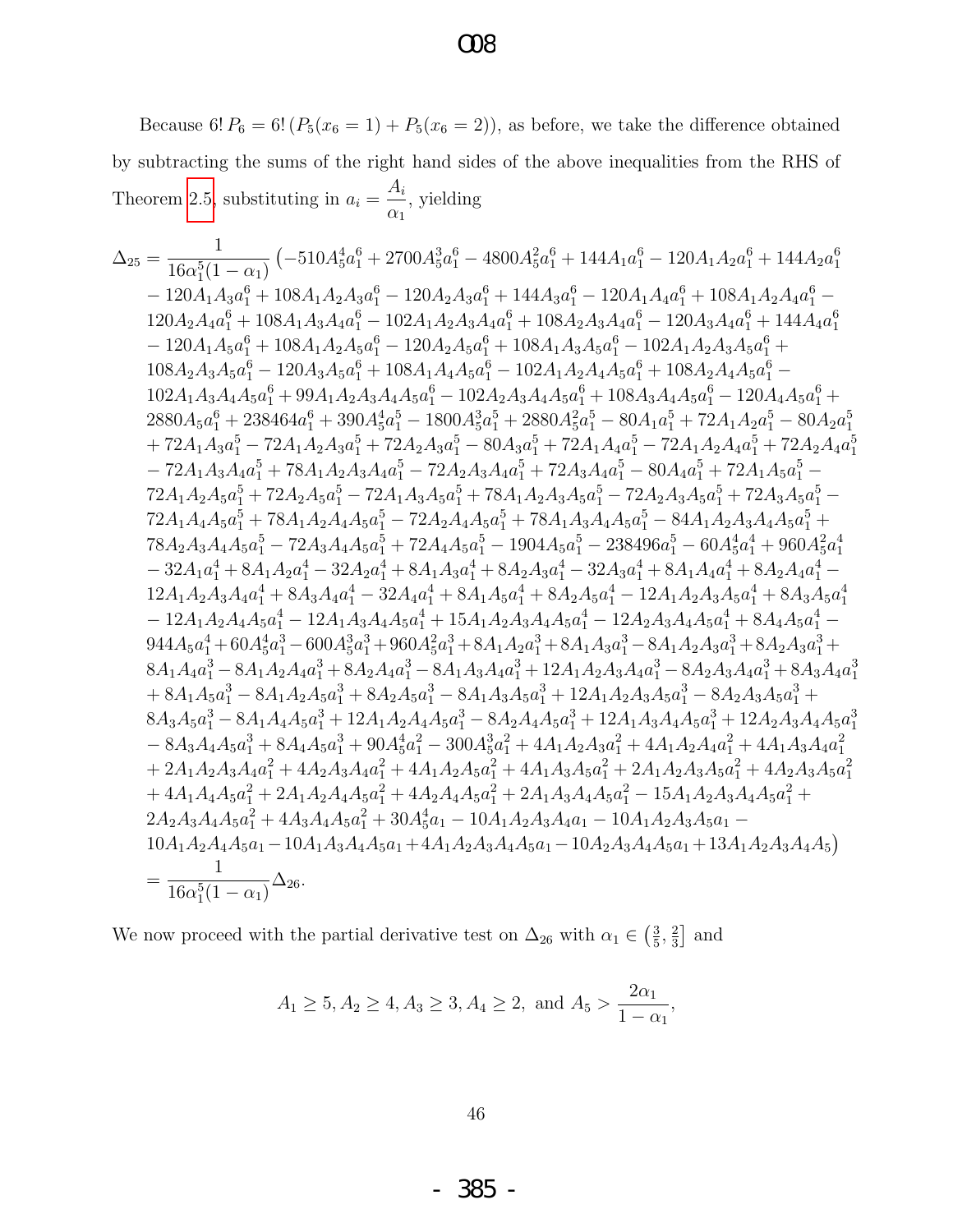Because $6!\,P_6 = 6!\,(P_5(x_6=1) + P_5(x_6=2))$, as before, we take the difference obtained by subtracting the sums of the right hand sides of the above inequalities from the RHS of Theorem 2.5, substituting in $a_i = \dfrac{A_i}{\alpha_1}$, yielding

$$
\begin{aligned}
\Delta_{25} = \frac{1}{16\alpha_1^5(1-\alpha_1)} \big( & -510A_5^4a_1^6 + 2700A_5^3a_1^6 - 4800A_5^2a_1^6 + 144A_1a_1^6 - 120A_1A_2a_1^6 + 144A_2a_1^6 \\
& - 120A_1A_3a_1^6 + 108A_1A_2A_3a_1^6 - 120A_2A_3a_1^6 + 144A_3a_1^6 - 120A_1A_4a_1^6 + 108A_1A_2A_4a_1^6 - \\
& 120A_2A_4a_1^6 + 108A_1A_3A_4a_1^6 - 102A_1A_2A_3A_4a_1^6 + 108A_2A_3A_4a_1^6 - 120A_3A_4a_1^6 + 144A_4a_1^6 \\
& - 120A_1A_5a_1^6 + 108A_1A_2A_5a_1^6 - 120A_2A_5a_1^6 + 108A_1A_3A_5a_1^6 - 102A_1A_2A_3A_5a_1^6 + \\
& 108A_2A_3A_5a_1^6 - 120A_3A_5a_1^6 + 108A_1A_4A_5a_1^6 - 102A_1A_2A_4A_5a_1^6 + 108A_2A_4A_5a_1^6 - \\
& 102A_1A_3A_4A_5a_1^6 + 99A_1A_2A_3A_4A_5a_1^6 - 102A_2A_3A_4A_5a_1^6 + 108A_3A_4A_5a_1^6 - 120A_4A_5a_1^6 + \\
& 2880A_5a_1^6 + 238464a_1^6 + 390A_5^4a_1^5 - 1800A_5^3a_1^5 + 2880A_5^2a_1^5 - 80A_1a_1^5 + 72A_1A_2a_1^5 - 80A_2a_1^5 \\
& + 72A_1A_3a_1^5 - 72A_1A_2A_3a_1^5 + 72A_2A_3a_1^5 - 80A_3a_1^5 + 72A_1A_4a_1^5 - 72A_1A_2A_4a_1^5 + 72A_2A_4a_1^5 \\
& - 72A_1A_3A_4a_1^5 + 78A_1A_2A_3A_4a_1^5 - 72A_2A_3A_4a_1^5 + 72A_3A_4a_1^5 - 80A_4a_1^5 + 72A_1A_5a_1^5 - \\
& 72A_1A_2A_5a_1^5 + 72A_2A_5a_1^5 - 72A_1A_3A_5a_1^5 + 78A_1A_2A_3A_5a_1^5 - 72A_2A_3A_5a_1^5 + 72A_3A_5a_1^5 - \\
& 72A_1A_4A_5a_1^5 + 78A_1A_2A_4A_5a_1^5 - 72A_2A_4A_5a_1^5 + 78A_1A_3A_4A_5a_1^5 - 84A_1A_2A_3A_4A_5a_1^5 + \\
& 78A_2A_3A_4A_5a_1^5 - 72A_3A_4A_5a_1^5 + 72A_4A_5a_1^5 - 1904A_5a_1^5 - 238496a_1^5 - 60A_5^4a_1^4 + 960A_5^2a_1^4 \\
& - 32A_1a_1^4 + 8A_1A_2a_1^4 - 32A_2a_1^4 + 8A_1A_3a_1^4 + 8A_2A_3a_1^4 - 32A_3a_1^4 + 8A_1A_4a_1^4 + 8A_2A_4a_1^4 - \\
& 12A_1A_2A_3A_4a_1^4 + 8A_3A_4a_1^4 - 32A_4a_1^4 + 8A_1A_5a_1^4 + 8A_2A_5a_1^4 - 12A_1A_2A_3A_5a_1^4 + 8A_3A_5a_1^4 \\
& - 12A_1A_2A_4A_5a_1^4 - 12A_1A_3A_4A_5a_1^4 + 15A_1A_2A_3A_4A_5a_1^4 - 12A_2A_3A_4A_5a_1^4 + 8A_4A_5a_1^4 - \\
& 944A_5a_1^4 + 60A_5^4a_1^3 - 600A_5^3a_1^3 + 960A_5^2a_1^3 + 8A_1A_2a_1^3 + 8A_1A_3a_1^3 - 8A_1A_2A_3a_1^3 + 8A_2A_3a_1^3 + \\
& 8A_1A_4a_1^3 - 8A_1A_2A_4a_1^3 + 8A_2A_4a_1^3 - 8A_1A_3A_4a_1^3 + 12A_1A_2A_3A_4a_1^3 - 8A_2A_3A_4a_1^3 + 8A_3A_4a_1^3 \\
& + 8A_1A_5a_1^3 - 8A_1A_2A_5a_1^3 + 8A_2A_5a_1^3 - 8A_1A_3A_5a_1^3 + 12A_1A_2A_3A_5a_1^3 - 8A_2A_3A_5a_1^3 + \\
& 8A_3A_5a_1^3 - 8A_1A_4A_5a_1^3 + 12A_1A_2A_4A_5a_1^3 - 8A_2A_4A_5a_1^3 + 12A_1A_3A_4A_5a_1^3 + 12A_2A_3A_4A_5a_1^3 \\
& - 8A_3A_4A_5a_1^3 + 8A_4A_5a_1^3 + 90A_5^4a_1^2 - 300A_5^3a_1^2 + 4A_1A_2A_3a_1^2 + 4A_1A_2A_4a_1^2 + 4A_1A_3A_4a_1^2 \\
& + 2A_1A_2A_3A_4a_1^2 + 4A_2A_3A_4a_1^2 + 4A_1A_2A_5a_1^2 + 4A_1A_3A_5a_1^2 + 2A_1A_2A_3A_5a_1^2 + 4A_2A_3A_5a_1^2 \\
& + 4A_1A_4A_5a_1^2 + 2A_1A_2A_4A_5a_1^2 + 4A_2A_4A_5a_1^2 + 2A_1A_3A_4A_5a_1^2 - 15A_1A_2A_3A_4A_5a_1^2 + \\
& 2A_2A_3A_4A_5a_1^2 + 4A_3A_4A_5a_1^2 + 30A_5^4a_1 - 10A_1A_2A_3A_4a_1 - 10A_1A_2A_3A_5a_1 - \\
& 10A_1A_2A_4A_5a_1 - 10A_1A_3A_4A_5a_1 + 4A_1A_2A_3A_4A_5a_1 - 10A_2A_3A_4A_5a_1 + 13A_1A_2A_3A_4A_5 \big) \\
= {} & \frac{1}{16\alpha_1^5(1-\alpha_1)}\Delta_{26}.
\end{aligned}
$$

We now proceed with the partial derivative test on $\Delta_{26}$ with $\alpha_1 \in \left(\frac{3}{5}, \frac{2}{3}\right]$ and

$$
A_1 \geq 5, A_2 \geq 4, A_3 \geq 3, A_4 \geq 2, \text{ and } A_5 > \frac{2\alpha_1}{1-\alpha_1},
$$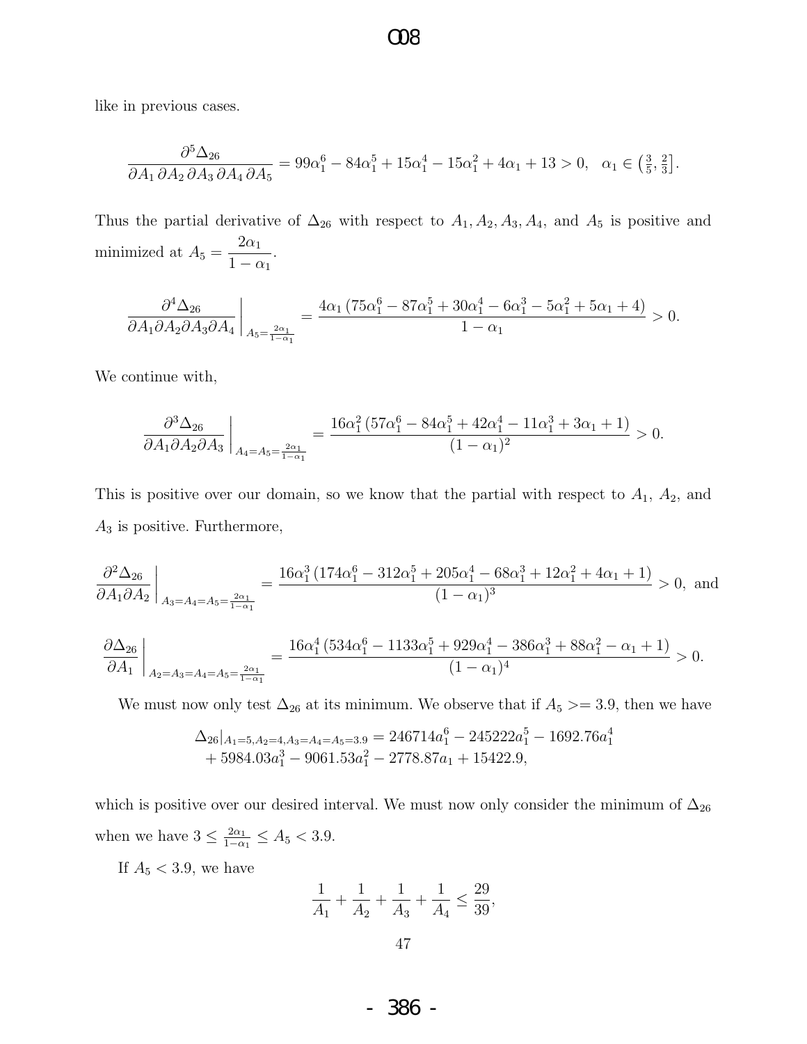like in previous cases.

$$\frac{\partial^5 \Delta_{26}}{\partial A_1\,\partial A_2\,\partial A_3\,\partial A_4\,\partial A_5} = 99\alpha_1^6 - 84\alpha_1^5 + 15\alpha_1^4 - 15\alpha_1^2 + 4\alpha_1 + 13 > 0, \quad \alpha_1 \in \left(\tfrac{3}{5}, \tfrac{2}{3}\right].$$

Thus the partial derivative of $\Delta_{26}$ with respect to $A_1, A_2, A_3, A_4$, and $A_5$ is positive and minimized at $A_5 = \dfrac{2\alpha_1}{1-\alpha_1}$.

$$\frac{\partial^4 \Delta_{26}}{\partial A_1 \partial A_2 \partial A_3 \partial A_4}\bigg|_{A_5 = \frac{2\alpha_1}{1-\alpha_1}} = \frac{4\alpha_1\left(75\alpha_1^6 - 87\alpha_1^5 + 30\alpha_1^4 - 6\alpha_1^3 - 5\alpha_1^2 + 5\alpha_1 + 4\right)}{1-\alpha_1} > 0.$$

We continue with,

$$\frac{\partial^3 \Delta_{26}}{\partial A_1 \partial A_2 \partial A_3}\bigg|_{A_4 = A_5 = \frac{2\alpha_1}{1-\alpha_1}} = \frac{16\alpha_1^2\left(57\alpha_1^6 - 84\alpha_1^5 + 42\alpha_1^4 - 11\alpha_1^3 + 3\alpha_1 + 1\right)}{(1-\alpha_1)^2} > 0.$$

This is positive over our domain, so we know that the partial with respect to $A_1$, $A_2$, and $A_3$ is positive. Furthermore,

$$\frac{\partial^2 \Delta_{26}}{\partial A_1 \partial A_2}\bigg|_{A_3 = A_4 = A_5 = \frac{2\alpha_1}{1-\alpha_1}} = \frac{16\alpha_1^3\left(174\alpha_1^6 - 312\alpha_1^5 + 205\alpha_1^4 - 68\alpha_1^3 + 12\alpha_1^2 + 4\alpha_1 + 1\right)}{(1-\alpha_1)^3} > 0, \text{ and}$$

$$\frac{\partial \Delta_{26}}{\partial A_1}\bigg|_{A_2 = A_3 = A_4 = A_5 = \frac{2\alpha_1}{1-\alpha_1}} = \frac{16\alpha_1^4\left(534\alpha_1^6 - 1133\alpha_1^5 + 929\alpha_1^4 - 386\alpha_1^3 + 88\alpha_1^2 - \alpha_1 + 1\right)}{(1-\alpha_1)^4} > 0.$$

We must now only test $\Delta_{26}$ at its minimum. We observe that if $A_5 >= 3.9$, then we have

$$\begin{aligned}\Delta_{26}|_{A_1=5, A_2=4, A_3=A_4=A_5=3.9} &= 246714a_1^6 - 245222a_1^5 - 1692.76a_1^4 \\ &\quad + 5984.03a_1^3 - 9061.53a_1^2 - 2778.87a_1 + 15422.9,\end{aligned}$$

which is positive over our desired interval. We must now only consider the minimum of $\Delta_{26}$ when we have $3 \leq \frac{2\alpha_1}{1-\alpha_1} \leq A_5 < 3.9$.

If $A_5 < 3.9$, we have

$$\frac{1}{A_1} + \frac{1}{A_2} + \frac{1}{A_3} + \frac{1}{A_4} \leq \frac{29}{39},$$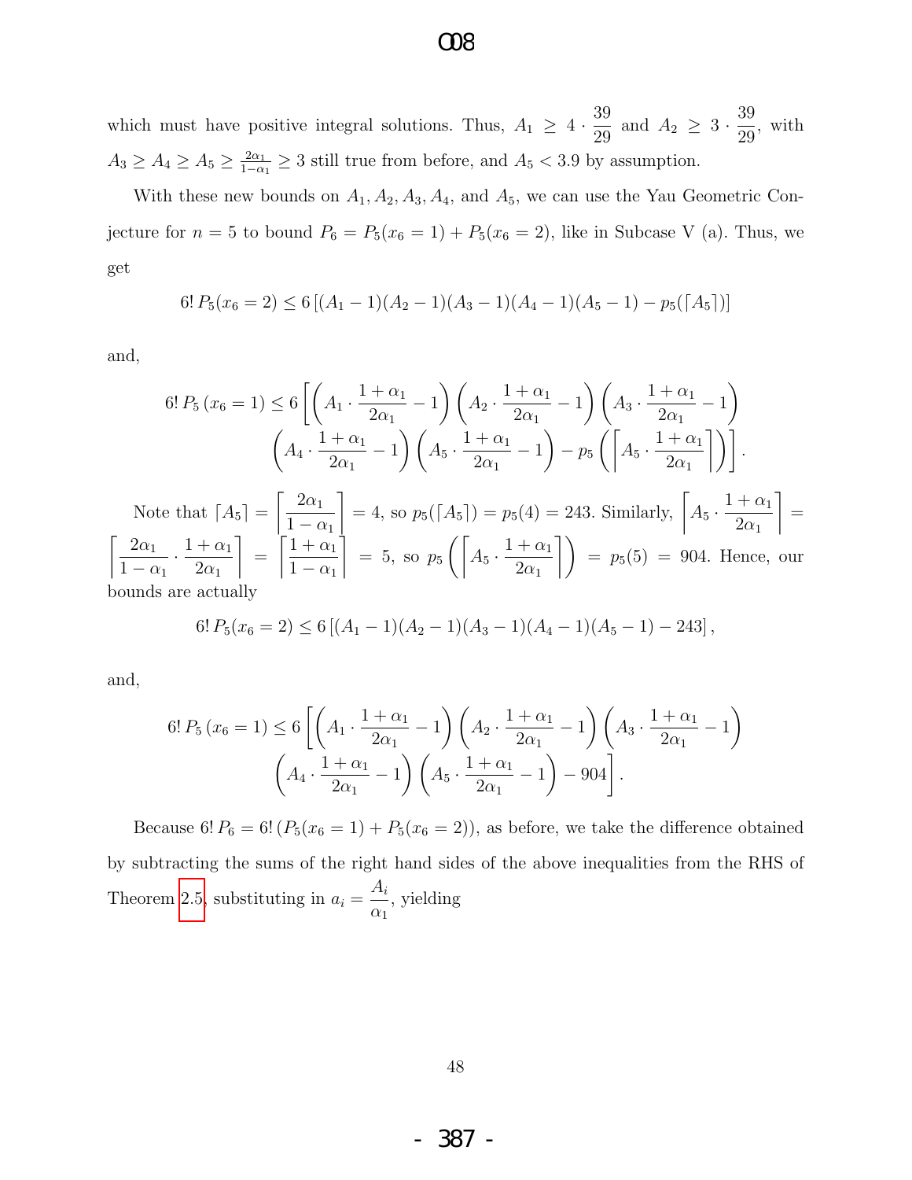which must have positive integral solutions. Thus, $A_1 \geq 4 \cdot \dfrac{39}{29}$ and $A_2 \geq 3 \cdot \dfrac{39}{29}$, with $A_3 \geq A_4 \geq A_5 \geq \frac{2\alpha_1}{1-\alpha_1} \geq 3$ still true from before, and $A_5 < 3.9$ by assumption.

With these new bounds on $A_1, A_2, A_3, A_4$, and $A_5$, we can use the Yau Geometric Conjecture for $n = 5$ to bound $P_6 = P_5(x_6 = 1) + P_5(x_6 = 2)$, like in Subcase V (a). Thus, we get

$$6!\, P_5(x_6 = 2) \leq 6\left[(A_1 - 1)(A_2 - 1)(A_3 - 1)(A_4 - 1)(A_5 - 1) - p_5(\lceil A_5 \rceil)\right]$$

and,

$$6!\, P_5\left(x_6 = 1\right) \leq 6\Bigg[\left(A_1 \cdot \frac{1+\alpha_1}{2\alpha_1} - 1\right)\left(A_2 \cdot \frac{1+\alpha_1}{2\alpha_1} - 1\right)\left(A_3 \cdot \frac{1+\alpha_1}{2\alpha_1} - 1\right)$$
$$\left(A_4 \cdot \frac{1+\alpha_1}{2\alpha_1} - 1\right)\left(A_5 \cdot \frac{1+\alpha_1}{2\alpha_1} - 1\right) - p_5\left(\left\lceil A_5 \cdot \frac{1+\alpha_1}{2\alpha_1}\right\rceil\right)\Bigg].$$

Note that $\lceil A_5 \rceil = \left\lceil \dfrac{2\alpha_1}{1-\alpha_1} \right\rceil = 4$, so $p_5(\lceil A_5 \rceil) = p_5(4) = 243$. Similarly, $\left\lceil A_5 \cdot \dfrac{1+\alpha_1}{2\alpha_1} \right\rceil = \left\lceil \dfrac{2\alpha_1}{1-\alpha_1} \cdot \dfrac{1+\alpha_1}{2\alpha_1} \right\rceil = \left\lceil \dfrac{1+\alpha_1}{1-\alpha_1} \right\rceil = 5$, so $p_5\left(\left\lceil A_5 \cdot \dfrac{1+\alpha_1}{2\alpha_1}\right\rceil\right) = p_5(5) = 904$. Hence, our bounds are actually

$$6!\, P_5(x_6 = 2) \leq 6\left[(A_1 - 1)(A_2 - 1)(A_3 - 1)(A_4 - 1)(A_5 - 1) - 243\right],$$

and,

$$6!\, P_5\left(x_6 = 1\right) \leq 6\Bigg[\left(A_1 \cdot \frac{1+\alpha_1}{2\alpha_1} - 1\right)\left(A_2 \cdot \frac{1+\alpha_1}{2\alpha_1} - 1\right)\left(A_3 \cdot \frac{1+\alpha_1}{2\alpha_1} - 1\right)$$
$$\left(A_4 \cdot \frac{1+\alpha_1}{2\alpha_1} - 1\right)\left(A_5 \cdot \frac{1+\alpha_1}{2\alpha_1} - 1\right) - 904\Bigg].$$

Because $6!\, P_6 = 6!\,(P_5(x_6 = 1) + P_5(x_6 = 2))$, as before, we take the difference obtained by subtracting the sums of the right hand sides of the above inequalities from the RHS of Theorem 2.5, substituting in $a_i = \dfrac{A_i}{\alpha_1}$, yielding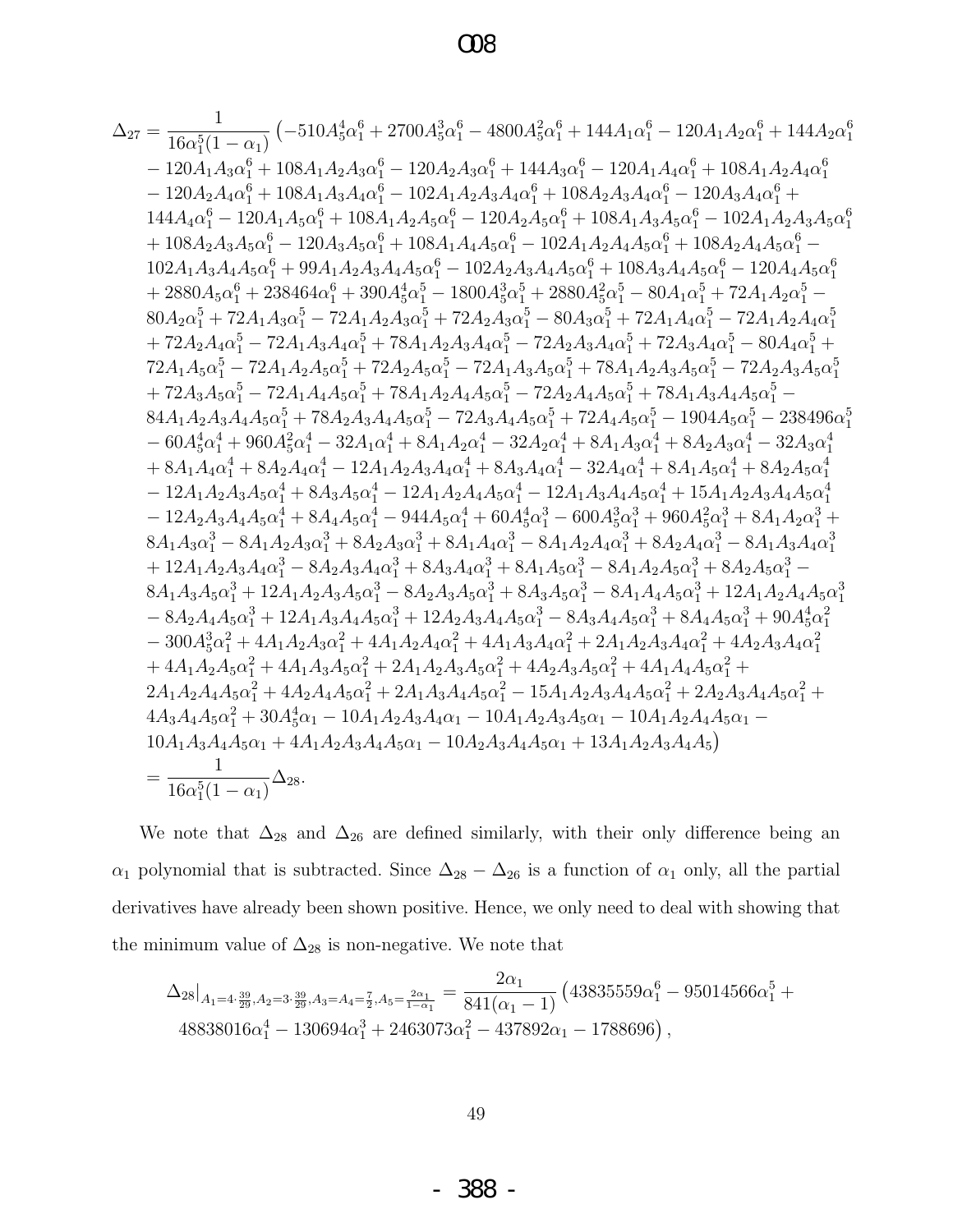$$
\begin{aligned}
\Delta_{27} = \frac{1}{16\alpha_1^5(1-\alpha_1)} \big( & -510A_5^4\alpha_1^6 + 2700A_5^3\alpha_1^6 - 4800A_5^2\alpha_1^6 + 144A_1\alpha_1^6 - 120A_1A_2\alpha_1^6 + 144A_2\alpha_1^6 \\
& - 120A_1A_3\alpha_1^6 + 108A_1A_2A_3\alpha_1^6 - 120A_2A_3\alpha_1^6 + 144A_3\alpha_1^6 - 120A_1A_4\alpha_1^6 + 108A_1A_2A_4\alpha_1^6 \\
& - 120A_2A_4\alpha_1^6 + 108A_1A_3A_4\alpha_1^6 - 102A_1A_2A_3A_4\alpha_1^6 + 108A_2A_3A_4\alpha_1^6 - 120A_3A_4\alpha_1^6 + \\
& 144A_4\alpha_1^6 - 120A_1A_5\alpha_1^6 + 108A_1A_2A_5\alpha_1^6 - 120A_2A_5\alpha_1^6 + 108A_1A_3A_5\alpha_1^6 - 102A_1A_2A_3A_5\alpha_1^6 \\
& + 108A_2A_3A_5\alpha_1^6 - 120A_3A_5\alpha_1^6 + 108A_1A_4A_5\alpha_1^6 - 102A_1A_2A_4A_5\alpha_1^6 + 108A_2A_4A_5\alpha_1^6 - \\
& 102A_1A_3A_4A_5\alpha_1^6 + 99A_1A_2A_3A_4A_5\alpha_1^6 - 102A_2A_3A_4A_5\alpha_1^6 + 108A_3A_4A_5\alpha_1^6 - 120A_4A_5\alpha_1^6 \\
& + 2880A_5\alpha_1^6 + 238464\alpha_1^6 + 390A_5^4\alpha_1^5 - 1800A_5^3\alpha_1^5 + 2880A_5^2\alpha_1^5 - 80A_1\alpha_1^5 + 72A_1A_2\alpha_1^5 - \\
& 80A_2\alpha_1^5 + 72A_1A_3\alpha_1^5 - 72A_1A_2A_3\alpha_1^5 + 72A_2A_3\alpha_1^5 - 80A_3\alpha_1^5 + 72A_1A_4\alpha_1^5 - 72A_1A_2A_4\alpha_1^5 \\
& + 72A_2A_4\alpha_1^5 - 72A_1A_3A_4\alpha_1^5 + 78A_1A_2A_3A_4\alpha_1^5 - 72A_2A_3A_4\alpha_1^5 + 72A_3A_4\alpha_1^5 - 80A_4\alpha_1^5 + \\
& 72A_1A_5\alpha_1^5 - 72A_1A_2A_5\alpha_1^5 + 72A_2A_5\alpha_1^5 - 72A_1A_3A_5\alpha_1^5 + 78A_1A_2A_3A_5\alpha_1^5 - 72A_2A_3A_5\alpha_1^5 \\
& + 72A_3A_5\alpha_1^5 - 72A_1A_4A_5\alpha_1^5 + 78A_1A_2A_4A_5\alpha_1^5 - 72A_2A_4A_5\alpha_1^5 + 78A_1A_3A_4A_5\alpha_1^5 - \\
& 84A_1A_2A_3A_4A_5\alpha_1^5 + 78A_2A_3A_4A_5\alpha_1^5 - 72A_3A_4A_5\alpha_1^5 + 72A_4A_5\alpha_1^5 - 1904A_5\alpha_1^5 - 238496\alpha_1^5 \\
& - 60A_5^4\alpha_1^4 + 960A_5^2\alpha_1^4 - 32A_1\alpha_1^4 + 8A_1A_2\alpha_1^4 - 32A_2\alpha_1^4 + 8A_1A_3\alpha_1^4 + 8A_2A_3\alpha_1^4 - 32A_3\alpha_1^4 \\
& + 8A_1A_4\alpha_1^4 + 8A_2A_4\alpha_1^4 - 12A_1A_2A_3A_4\alpha_1^4 + 8A_3A_4\alpha_1^4 - 32A_4\alpha_1^4 + 8A_1A_5\alpha_1^4 + 8A_2A_5\alpha_1^4 \\
& - 12A_1A_2A_3A_5\alpha_1^4 + 8A_3A_5\alpha_1^4 - 12A_1A_2A_4A_5\alpha_1^4 - 12A_1A_3A_4A_5\alpha_1^4 + 15A_1A_2A_3A_4A_5\alpha_1^4 \\
& - 12A_2A_3A_4A_5\alpha_1^4 + 8A_4A_5\alpha_1^4 - 944A_5\alpha_1^4 + 60A_5^4\alpha_1^3 - 600A_5^3\alpha_1^3 + 960A_5^2\alpha_1^3 + 8A_1A_2\alpha_1^3 + \\
& 8A_1A_3\alpha_1^3 - 8A_1A_2A_3\alpha_1^3 + 8A_2A_3\alpha_1^3 + 8A_1A_4\alpha_1^3 - 8A_1A_2A_4\alpha_1^3 + 8A_2A_4\alpha_1^3 - 8A_1A_3A_4\alpha_1^3 \\
& + 12A_1A_2A_3A_4\alpha_1^3 - 8A_2A_3A_4\alpha_1^3 + 8A_3A_4\alpha_1^3 + 8A_1A_5\alpha_1^3 - 8A_1A_2A_5\alpha_1^3 + 8A_2A_5\alpha_1^3 - \\
& 8A_1A_3A_5\alpha_1^3 + 12A_1A_2A_3A_5\alpha_1^3 - 8A_2A_3A_5\alpha_1^3 + 8A_3A_5\alpha_1^3 - 8A_1A_4A_5\alpha_1^3 + 12A_1A_2A_4A_5\alpha_1^3 \\
& - 8A_2A_4A_5\alpha_1^3 + 12A_1A_3A_4A_5\alpha_1^3 + 12A_2A_3A_4A_5\alpha_1^3 - 8A_3A_4A_5\alpha_1^3 + 8A_4A_5\alpha_1^3 + 90A_5^4\alpha_1^2 \\
& - 300A_5^3\alpha_1^2 + 4A_1A_2A_3\alpha_1^2 + 4A_1A_2A_4\alpha_1^2 + 4A_1A_3A_4\alpha_1^2 + 2A_1A_2A_3A_4\alpha_1^2 + 4A_2A_3A_4\alpha_1^2 \\
& + 4A_1A_2A_5\alpha_1^2 + 4A_1A_3A_5\alpha_1^2 + 2A_1A_2A_3A_5\alpha_1^2 + 4A_2A_3A_5\alpha_1^2 + 4A_1A_4A_5\alpha_1^2 + \\
& 2A_1A_2A_4A_5\alpha_1^2 + 4A_2A_4A_5\alpha_1^2 + 2A_1A_3A_4A_5\alpha_1^2 - 15A_1A_2A_3A_4A_5\alpha_1^2 + 2A_2A_3A_4A_5\alpha_1^2 + \\
& 4A_3A_4A_5\alpha_1^2 + 30A_5^4\alpha_1 - 10A_1A_2A_3A_4\alpha_1 - 10A_1A_2A_3A_5\alpha_1 - 10A_1A_2A_4A_5\alpha_1 - \\
& 10A_1A_3A_4A_5\alpha_1 + 4A_1A_2A_3A_4A_5\alpha_1 - 10A_2A_3A_4A_5\alpha_1 + 13A_1A_2A_3A_4A_5 \big) \\
= {} & \frac{1}{16\alpha_1^5(1-\alpha_1)}\Delta_{28}.
\end{aligned}
$$

We note that $\Delta_{28}$ and $\Delta_{26}$ are defined similarly, with their only difference being an $\alpha_1$ polynomial that is subtracted. Since $\Delta_{28} - \Delta_{26}$ is a function of $\alpha_1$ only, all the partial derivatives have already been shown positive. Hence, we only need to deal with showing that the minimum value of $\Delta_{28}$ is non-negative. We note that

$$
\begin{aligned}
\Delta_{28}\big|_{A_1=4\cdot\frac{39}{29}, A_2=3\cdot\frac{39}{29}, A_3=A_4=\frac{7}{2}, A_5=\frac{2\alpha_1}{1-\alpha_1}} = {} & \frac{2\alpha_1}{841(\alpha_1-1)}\big(43835559\alpha_1^6 - 95014566\alpha_1^5 + \\
& 48838016\alpha_1^4 - 130694\alpha_1^3 + 2463073\alpha_1^2 - 437892\alpha_1 - 1788696\big),
\end{aligned}
$$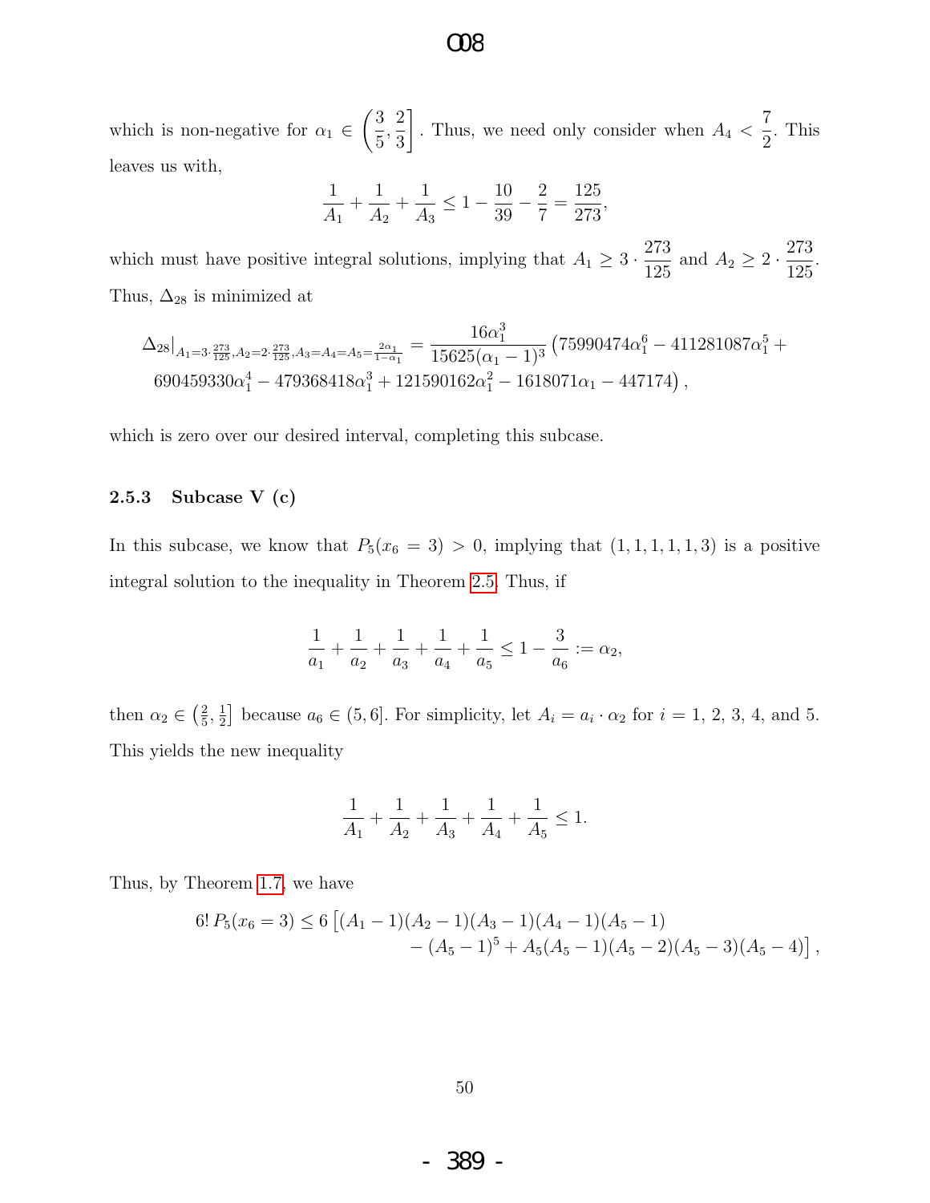which is non-negative for $\alpha_1 \in \left(\frac{3}{5}, \frac{2}{3}\right]$. Thus, we need only consider when $A_4 < \frac{7}{2}$. This leaves us with,

$$\frac{1}{A_1} + \frac{1}{A_2} + \frac{1}{A_3} \leq 1 - \frac{10}{39} - \frac{2}{7} = \frac{125}{273},$$

which must have positive integral solutions, implying that $A_1 \geq 3 \cdot \frac{273}{125}$ and $A_2 \geq 2 \cdot \frac{273}{125}$. Thus, $\Delta_{28}$ is minimized at

$$\Delta_{28}|_{A_1=3\cdot\frac{273}{125}, A_2=2\cdot\frac{273}{125}, A_3=A_4=A_5=\frac{2\alpha_1}{1-\alpha_1}} = \frac{16\alpha_1^3}{15625(\alpha_1-1)^3}\left(75990474\alpha_1^6 - 411281087\alpha_1^5 + 690459330\alpha_1^4 - 479368418\alpha_1^3 + 121590162\alpha_1^2 - 1618071\alpha_1 - 447174\right),$$

which is zero over our desired interval, completing this subcase.

### 2.5.3 Subcase V (c)

In this subcase, we know that $P_5(x_6 = 3) > 0$, implying that $(1, 1, 1, 1, 1, 3)$ is a positive integral solution to the inequality in Theorem 2.5. Thus, if

$$\frac{1}{a_1} + \frac{1}{a_2} + \frac{1}{a_3} + \frac{1}{a_4} + \frac{1}{a_5} \leq 1 - \frac{3}{a_6} := \alpha_2,$$

then $\alpha_2 \in \left(\frac{2}{5}, \frac{1}{2}\right]$ because $a_6 \in (5, 6]$. For simplicity, let $A_i = a_i \cdot \alpha_2$ for $i = 1$, 2, 3, 4, and 5. This yields the new inequality

$$\frac{1}{A_1} + \frac{1}{A_2} + \frac{1}{A_3} + \frac{1}{A_4} + \frac{1}{A_5} \leq 1.$$

Thus, by Theorem 1.7, we have

$$6!\, P_5(x_6 = 3) \leq 6\left[(A_1-1)(A_2-1)(A_3-1)(A_4-1)(A_5-1) - (A_5-1)^5 + A_5(A_5-1)(A_5-2)(A_5-3)(A_5-4)\right],$$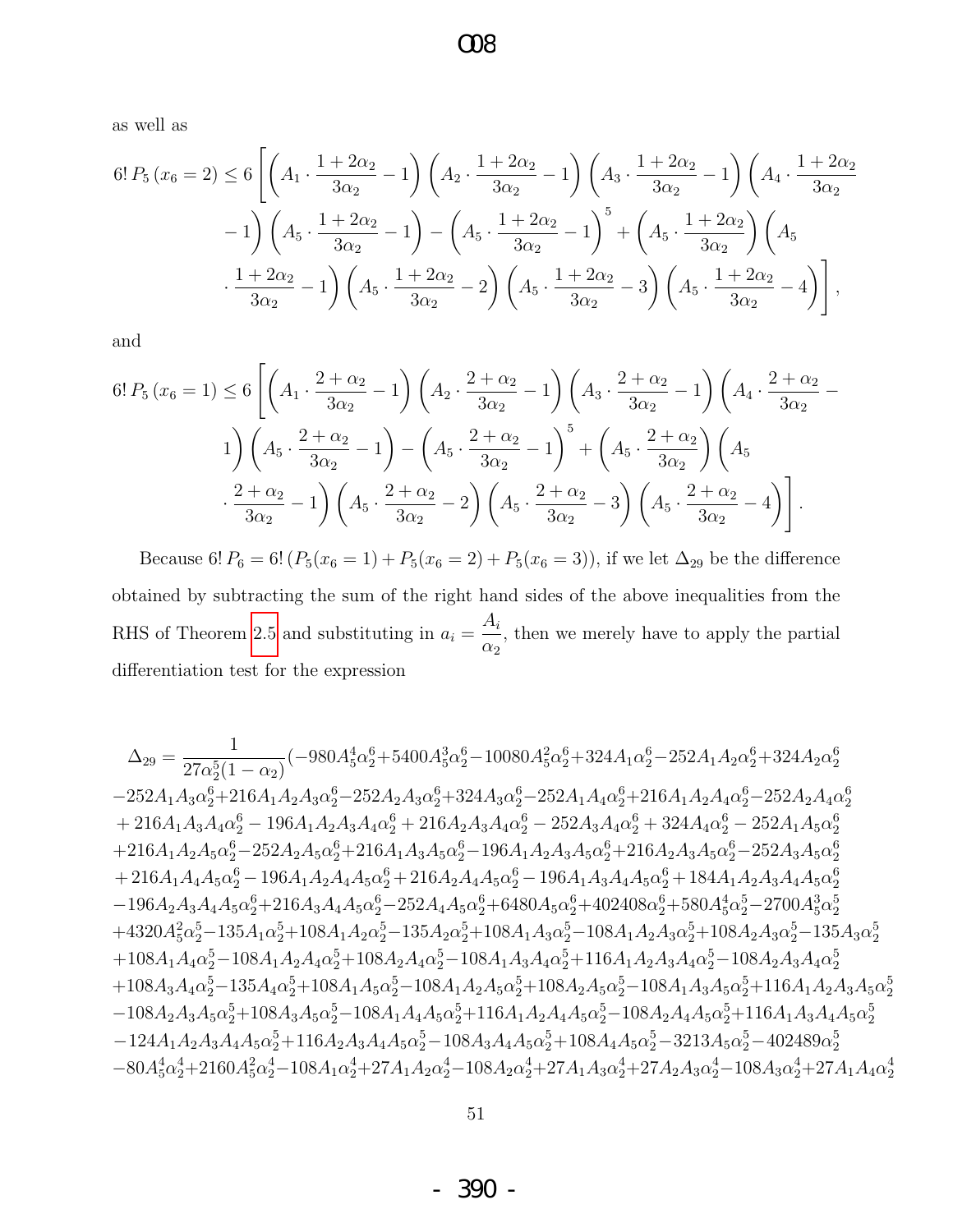as well as

$$
6!\,P_5\,(x_6=2) \le 6\Bigg[\left(A_1\cdot\frac{1+2\alpha_2}{3\alpha_2}-1\right)\left(A_2\cdot\frac{1+2\alpha_2}{3\alpha_2}-1\right)\left(A_3\cdot\frac{1+2\alpha_2}{3\alpha_2}-1\right)\left(A_4\cdot\frac{1+2\alpha_2}{3\alpha_2}-1\right)\left(A_5\cdot\frac{1+2\alpha_2}{3\alpha_2}-1\right)-\left(A_5\cdot\frac{1+2\alpha_2}{3\alpha_2}-1\right)^5+\left(A_5\cdot\frac{1+2\alpha_2}{3\alpha_2}\right)\left(A_5\cdot\frac{1+2\alpha_2}{3\alpha_2}-1\right)\left(A_5\cdot\frac{1+2\alpha_2}{3\alpha_2}-2\right)\left(A_5\cdot\frac{1+2\alpha_2}{3\alpha_2}-3\right)\left(A_5\cdot\frac{1+2\alpha_2}{3\alpha_2}-4\right)\Bigg],
$$

and

$$
6!\,P_5\,(x_6=1) \le 6\Bigg[\left(A_1\cdot\frac{2+\alpha_2}{3\alpha_2}-1\right)\left(A_2\cdot\frac{2+\alpha_2}{3\alpha_2}-1\right)\left(A_3\cdot\frac{2+\alpha_2}{3\alpha_2}-1\right)\left(A_4\cdot\frac{2+\alpha_2}{3\alpha_2}-1\right)\left(A_5\cdot\frac{2+\alpha_2}{3\alpha_2}-1\right)-\left(A_5\cdot\frac{2+\alpha_2}{3\alpha_2}-1\right)^5+\left(A_5\cdot\frac{2+\alpha_2}{3\alpha_2}\right)\left(A_5\cdot\frac{2+\alpha_2}{3\alpha_2}-1\right)\left(A_5\cdot\frac{2+\alpha_2}{3\alpha_2}-2\right)\left(A_5\cdot\frac{2+\alpha_2}{3\alpha_2}-3\right)\left(A_5\cdot\frac{2+\alpha_2}{3\alpha_2}-4\right)\Bigg].
$$

Because $6!\,P_6 = 6!\,(P_5(x_6=1)+P_5(x_6=2)+P_5(x_6=3))$, if we let $\Delta_{29}$ be the difference obtained by subtracting the sum of the right hand sides of the above inequalities from the RHS of Theorem 2.5 and substituting in $a_i = \dfrac{A_i}{\alpha_2}$, then we merely have to apply the partial differentiation test for the expression

$$
\begin{aligned}
\Delta_{29} = \frac{1}{27\alpha_2^5(1-\alpha_2)}(&-980A_5^4\alpha_2^6+5400A_5^3\alpha_2^6-10080A_5^2\alpha_2^6+324A_1\alpha_2^6-252A_1A_2\alpha_2^6+324A_2\alpha_2^6\\
&-252A_1A_3\alpha_2^6+216A_1A_2A_3\alpha_2^6-252A_2A_3\alpha_2^6+324A_3\alpha_2^6-252A_1A_4\alpha_2^6+216A_1A_2A_4\alpha_2^6-252A_2A_4\alpha_2^6\\
&+216A_1A_3A_4\alpha_2^6-196A_1A_2A_3A_4\alpha_2^6+216A_2A_3A_4\alpha_2^6-252A_3A_4\alpha_2^6+324A_4\alpha_2^6-252A_1A_5\alpha_2^6\\
&+216A_1A_2A_5\alpha_2^6-252A_2A_5\alpha_2^6+216A_1A_3A_5\alpha_2^6-196A_1A_2A_3A_5\alpha_2^6+216A_2A_3A_5\alpha_2^6-252A_3A_5\alpha_2^6\\
&+216A_1A_4A_5\alpha_2^6-196A_1A_2A_4A_5\alpha_2^6+216A_2A_4A_5\alpha_2^6-196A_1A_3A_4A_5\alpha_2^6+184A_1A_2A_3A_4A_5\alpha_2^6\\
&-196A_2A_3A_4A_5\alpha_2^6+216A_3A_4A_5\alpha_2^6-252A_4A_5\alpha_2^6+6480A_5\alpha_2^6+402408\alpha_2^6+580A_5^4\alpha_2^5-2700A_5^3\alpha_2^5\\
&+4320A_5^2\alpha_2^5-135A_1\alpha_2^5+108A_1A_2\alpha_2^5-135A_2\alpha_2^5+108A_1A_3\alpha_2^5-108A_1A_2A_3\alpha_2^5+108A_2A_3\alpha_2^5-135A_3\alpha_2^5\\
&+108A_1A_4\alpha_2^5-108A_1A_2A_4\alpha_2^5+108A_2A_4\alpha_2^5-108A_1A_3A_4\alpha_2^5+116A_1A_2A_3A_4\alpha_2^5-108A_2A_3A_4\alpha_2^5\\
&+108A_3A_4\alpha_2^5-135A_4\alpha_2^5+108A_1A_5\alpha_2^5-108A_1A_2A_5\alpha_2^5+108A_2A_5\alpha_2^5-108A_1A_3A_5\alpha_2^5+116A_1A_2A_3A_5\alpha_2^5\\
&-108A_2A_3A_5\alpha_2^5+108A_3A_5\alpha_2^5-108A_1A_4A_5\alpha_2^5+116A_1A_2A_4A_5\alpha_2^5-108A_2A_4A_5\alpha_2^5+116A_1A_3A_4A_5\alpha_2^5\\
&-124A_1A_2A_3A_4A_5\alpha_2^5+116A_2A_3A_4A_5\alpha_2^5-108A_3A_4A_5\alpha_2^5+108A_4A_5\alpha_2^5-3213A_5\alpha_2^5-402489\alpha_2^5\\
&-80A_5^4\alpha_2^4+2160A_5^2\alpha_2^4-108A_1\alpha_2^4+27A_1A_2\alpha_2^4-108A_2\alpha_2^4+27A_1A_3\alpha_2^4+27A_2A_3\alpha_2^4-108A_3\alpha_2^4+27A_1A_4\alpha_2^4
\end{aligned}
$$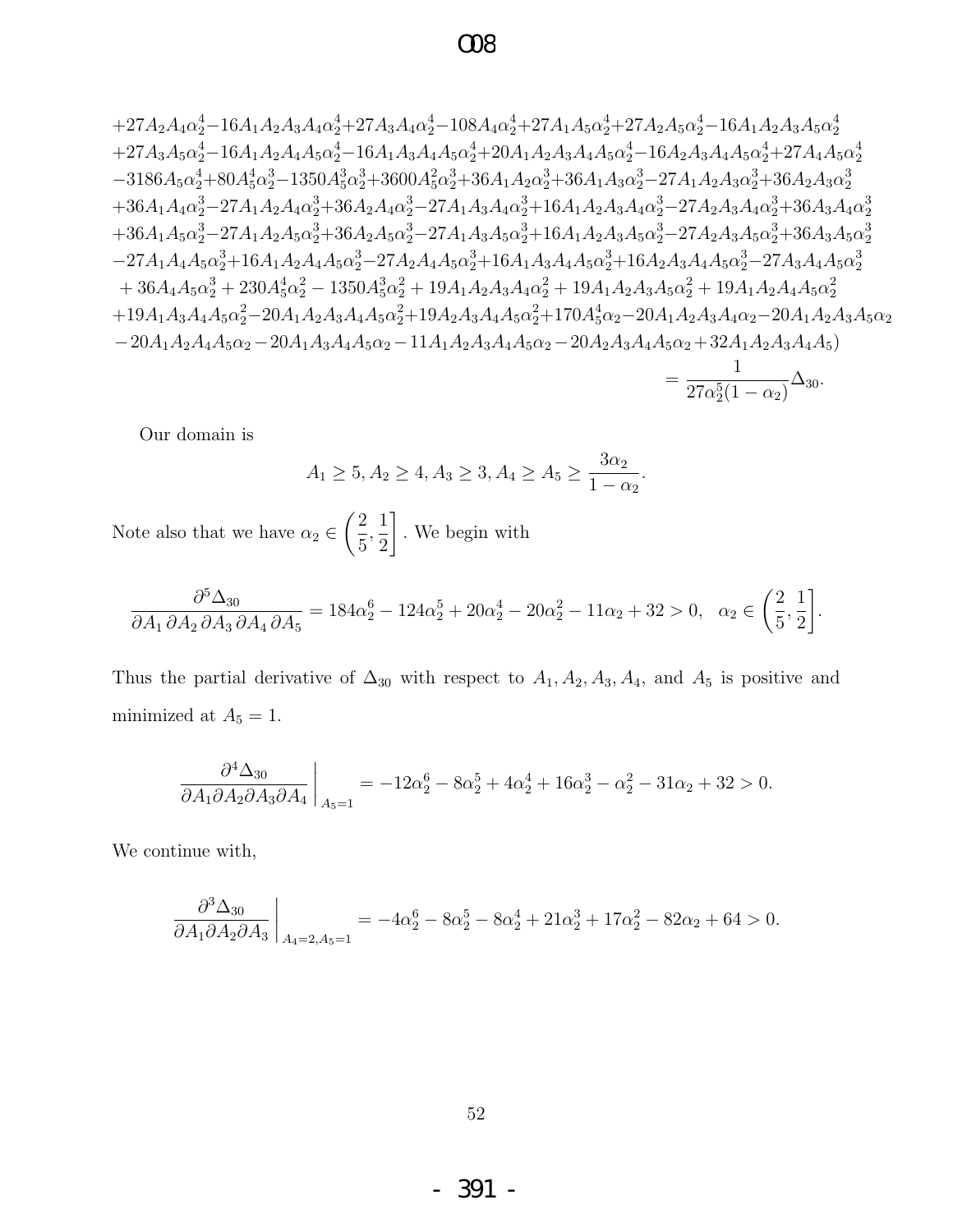$$+27A_2A_4\alpha_2^4 - 16A_1A_2A_3A_4\alpha_2^4 + 27A_3A_4\alpha_2^4 - 108A_4\alpha_2^4 + 27A_1A_5\alpha_2^4 + 27A_2A_5\alpha_2^4 - 16A_1A_2A_3A_5\alpha_2^4$$
$$+27A_3A_5\alpha_2^4 - 16A_1A_2A_4A_5\alpha_2^4 - 16A_1A_3A_4A_5\alpha_2^4 + 20A_1A_2A_3A_4A_5\alpha_2^4 - 16A_2A_3A_4A_5\alpha_2^4 + 27A_4A_5\alpha_2^4$$
$$-3186A_5\alpha_2^4 + 80A_5^4\alpha_2^3 - 1350A_5^3\alpha_2^3 + 3600A_5^2\alpha_2^3 + 36A_1A_2\alpha_2^3 + 36A_1A_3\alpha_2^3 - 27A_1A_2A_3\alpha_2^3 + 36A_2A_3\alpha_2^3$$
$$+36A_1A_4\alpha_2^3 - 27A_1A_2A_4\alpha_2^3 + 36A_2A_4\alpha_2^3 - 27A_1A_3A_4\alpha_2^3 + 16A_1A_2A_3A_4\alpha_2^3 - 27A_2A_3A_4\alpha_2^3 + 36A_3A_4\alpha_2^3$$
$$+36A_1A_5\alpha_2^3 - 27A_1A_2A_5\alpha_2^3 + 36A_2A_5\alpha_2^3 - 27A_1A_3A_5\alpha_2^3 + 16A_1A_2A_3A_5\alpha_2^3 - 27A_2A_3A_5\alpha_2^3 + 36A_3A_5\alpha_2^3$$
$$-27A_1A_4A_5\alpha_2^3 + 16A_1A_2A_4A_5\alpha_2^3 - 27A_2A_4A_5\alpha_2^3 + 16A_1A_3A_4A_5\alpha_2^3 + 16A_2A_3A_4A_5\alpha_2^3 - 27A_3A_4A_5\alpha_2^3$$
$$+36A_4A_5\alpha_2^3 + 230A_5^4\alpha_2^2 - 1350A_5^3\alpha_2^2 + 19A_1A_2A_3A_4\alpha_2^2 + 19A_1A_2A_3A_5\alpha_2^2 + 19A_1A_2A_4A_5\alpha_2^2$$
$$+19A_1A_3A_4A_5\alpha_2^2 - 20A_1A_2A_3A_4A_5\alpha_2^2 + 19A_2A_3A_4A_5\alpha_2^2 + 170A_5^4\alpha_2 - 20A_1A_2A_3A_4\alpha_2 - 20A_1A_2A_3A_5\alpha_2$$
$$-20A_1A_2A_4A_5\alpha_2 - 20A_1A_3A_4A_5\alpha_2 - 11A_1A_2A_3A_4A_5\alpha_2 - 20A_2A_3A_4A_5\alpha_2 + 32A_1A_2A_3A_4A_5)$$
$$= \frac{1}{27\alpha_2^5(1-\alpha_2)}\Delta_{30}.$$

Our domain is

$$A_1 \geq 5, A_2 \geq 4, A_3 \geq 3, A_4 \geq A_5 \geq \frac{3\alpha_2}{1-\alpha_2}.$$

Note also that we have $\alpha_2 \in \left(\frac{2}{5}, \frac{1}{2}\right]$. We begin with

$$\frac{\partial^5 \Delta_{30}}{\partial A_1\,\partial A_2\,\partial A_3\,\partial A_4\,\partial A_5} = 184\alpha_2^6 - 124\alpha_2^5 + 20\alpha_2^4 - 20\alpha_2^2 - 11\alpha_2 + 32 > 0, \quad \alpha_2 \in \left(\frac{2}{5}, \frac{1}{2}\right].$$

Thus the partial derivative of $\Delta_{30}$ with respect to $A_1, A_2, A_3, A_4$, and $A_5$ is positive and minimized at $A_5 = 1$.

$$\left.\frac{\partial^4 \Delta_{30}}{\partial A_1 \partial A_2 \partial A_3 \partial A_4}\right|_{A_5=1} = -12\alpha_2^6 - 8\alpha_2^5 + 4\alpha_2^4 + 16\alpha_2^3 - \alpha_2^2 - 31\alpha_2 + 32 > 0.$$

We continue with,

$$\left.\frac{\partial^3 \Delta_{30}}{\partial A_1 \partial A_2 \partial A_3}\right|_{A_4=2, A_5=1} = -4\alpha_2^6 - 8\alpha_2^5 - 8\alpha_2^4 + 21\alpha_2^3 + 17\alpha_2^2 - 82\alpha_2 + 64 > 0.$$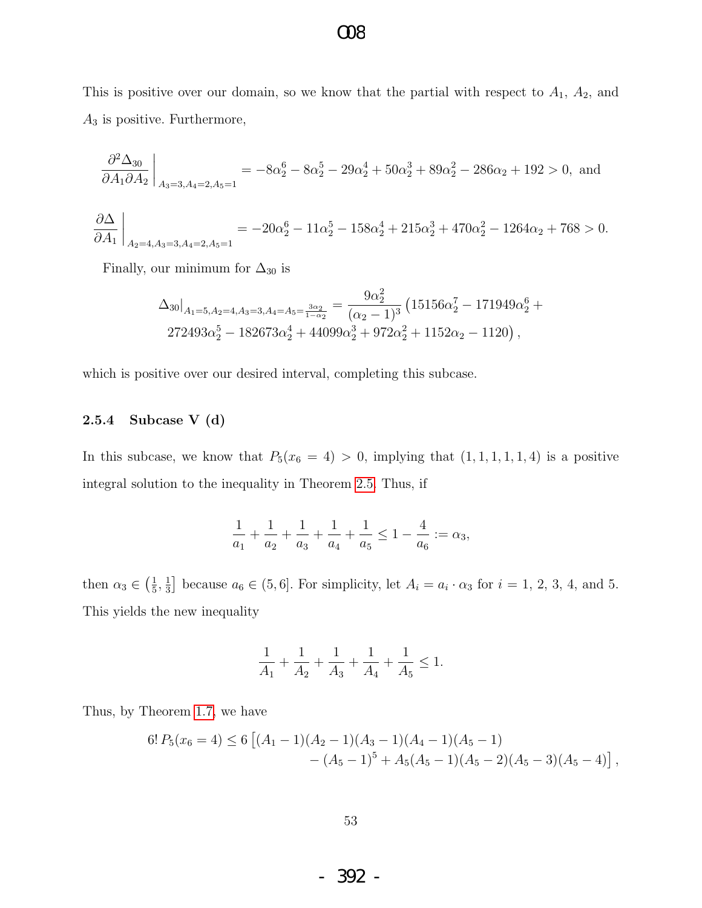This is positive over our domain, so we know that the partial with respect to $A_1$, $A_2$, and $A_3$ is positive. Furthermore,

$$\frac{\partial^2 \Delta_{30}}{\partial A_1 \partial A_2}\bigg|_{A_3=3, A_4=2, A_5=1} = -8\alpha_2^6 - 8\alpha_2^5 - 29\alpha_2^4 + 50\alpha_2^3 + 89\alpha_2^2 - 286\alpha_2 + 192 > 0, \text{ and}$$

$$\frac{\partial \Delta}{\partial A_1}\bigg|_{A_2=4, A_3=3, A_4=2, A_5=1} = -20\alpha_2^6 - 11\alpha_2^5 - 158\alpha_2^4 + 215\alpha_2^3 + 470\alpha_2^2 - 1264\alpha_2 + 768 > 0.$$

Finally, our minimum for $\Delta_{30}$ is

$$\Delta_{30}|_{A_1=5, A_2=4, A_3=3, A_4=A_5=\frac{3\alpha_2}{1-\alpha_2}} = \frac{9\alpha_2^2}{(\alpha_2-1)^3}\big(15156\alpha_2^7 - 171949\alpha_2^6 + 272493\alpha_2^5 - 182673\alpha_2^4 + 44099\alpha_2^3 + 972\alpha_2^2 + 1152\alpha_2 - 1120\big),$$

which is positive over our desired interval, completing this subcase.

### 2.5.4 Subcase V (d)

In this subcase, we know that $P_5(x_6 = 4) > 0$, implying that $(1, 1, 1, 1, 1, 4)$ is a positive integral solution to the inequality in Theorem 2.5. Thus, if

$$\frac{1}{a_1} + \frac{1}{a_2} + \frac{1}{a_3} + \frac{1}{a_4} + \frac{1}{a_5} \leq 1 - \frac{4}{a_6} := \alpha_3,$$

then $\alpha_3 \in \left(\frac{1}{5}, \frac{1}{3}\right]$ because $a_6 \in (5, 6]$. For simplicity, let $A_i = a_i \cdot \alpha_3$ for $i = 1$, 2, 3, 4, and 5. This yields the new inequality

$$\frac{1}{A_1} + \frac{1}{A_2} + \frac{1}{A_3} + \frac{1}{A_4} + \frac{1}{A_5} \leq 1.$$

Thus, by Theorem 1.7, we have

$$6!\, P_5(x_6 = 4) \leq 6\big[(A_1-1)(A_2-1)(A_3-1)(A_4-1)(A_5-1) - (A_5-1)^5 + A_5(A_5-1)(A_5-2)(A_5-3)(A_5-4)\big],$$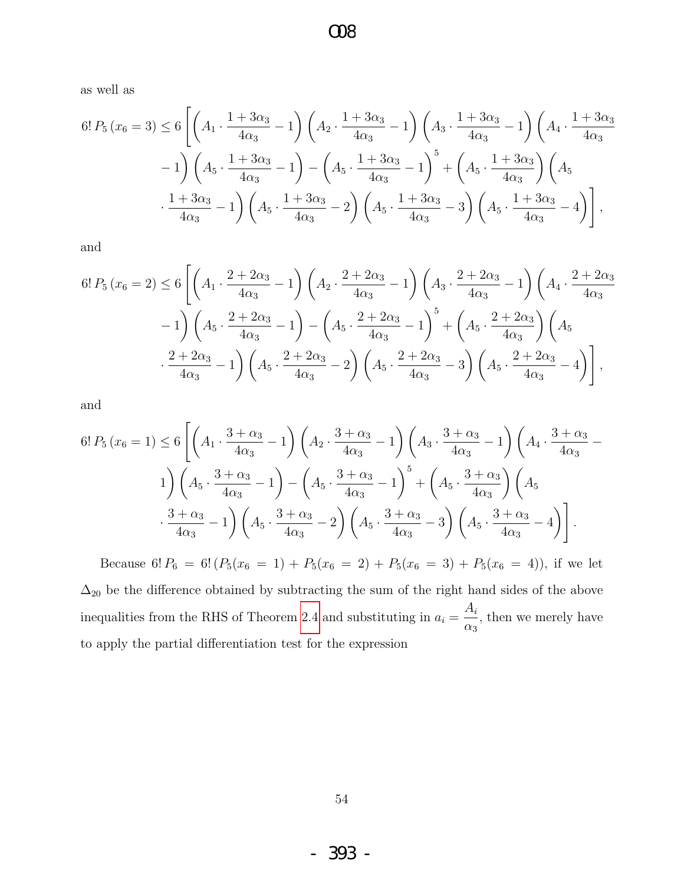as well as

$$6!\,P_5\left(x_6=3\right)\le 6\left[\left(A_1\cdot\frac{1+3\alpha_3}{4\alpha_3}-1\right)\left(A_2\cdot\frac{1+3\alpha_3}{4\alpha_3}-1\right)\left(A_3\cdot\frac{1+3\alpha_3}{4\alpha_3}-1\right)\left(A_4\cdot\frac{1+3\alpha_3}{4\alpha_3}-1\right)\left(A_5\cdot\frac{1+3\alpha_3}{4\alpha_3}-1\right)-\left(A_5\cdot\frac{1+3\alpha_3}{4\alpha_3}-1\right)^5+\left(A_5\cdot\frac{1+3\alpha_3}{4\alpha_3}\right)\left(A_5\cdot\frac{1+3\alpha_3}{4\alpha_3}-1\right)\left(A_5\cdot\frac{1+3\alpha_3}{4\alpha_3}-2\right)\left(A_5\cdot\frac{1+3\alpha_3}{4\alpha_3}-3\right)\left(A_5\cdot\frac{1+3\alpha_3}{4\alpha_3}-4\right)\right],$$

and

$$6!\,P_5\left(x_6=2\right)\le 6\left[\left(A_1\cdot\frac{2+2\alpha_3}{4\alpha_3}-1\right)\left(A_2\cdot\frac{2+2\alpha_3}{4\alpha_3}-1\right)\left(A_3\cdot\frac{2+2\alpha_3}{4\alpha_3}-1\right)\left(A_4\cdot\frac{2+2\alpha_3}{4\alpha_3}-1\right)\left(A_5\cdot\frac{2+2\alpha_3}{4\alpha_3}-1\right)-\left(A_5\cdot\frac{2+2\alpha_3}{4\alpha_3}-1\right)^5+\left(A_5\cdot\frac{2+2\alpha_3}{4\alpha_3}\right)\left(A_5\cdot\frac{2+2\alpha_3}{4\alpha_3}-1\right)\left(A_5\cdot\frac{2+2\alpha_3}{4\alpha_3}-2\right)\left(A_5\cdot\frac{2+2\alpha_3}{4\alpha_3}-3\right)\left(A_5\cdot\frac{2+2\alpha_3}{4\alpha_3}-4\right)\right],$$

and

$$6!\,P_5\left(x_6=1\right)\le 6\left[\left(A_1\cdot\frac{3+\alpha_3}{4\alpha_3}-1\right)\left(A_2\cdot\frac{3+\alpha_3}{4\alpha_3}-1\right)\left(A_3\cdot\frac{3+\alpha_3}{4\alpha_3}-1\right)\left(A_4\cdot\frac{3+\alpha_3}{4\alpha_3}-1\right)\left(A_5\cdot\frac{3+\alpha_3}{4\alpha_3}-1\right)-\left(A_5\cdot\frac{3+\alpha_3}{4\alpha_3}-1\right)^5+\left(A_5\cdot\frac{3+\alpha_3}{4\alpha_3}\right)\left(A_5\cdot\frac{3+\alpha_3}{4\alpha_3}-1\right)\left(A_5\cdot\frac{3+\alpha_3}{4\alpha_3}-2\right)\left(A_5\cdot\frac{3+\alpha_3}{4\alpha_3}-3\right)\left(A_5\cdot\frac{3+\alpha_3}{4\alpha_3}-4\right)\right].$$

Because $6!\,P_6 = 6!\,(P_5(x_6=1)+P_5(x_6=2)+P_5(x_6=3)+P_5(x_6=4))$, if we let $\Delta_{20}$ be the difference obtained by subtracting the sum of the right hand sides of the above inequalities from the RHS of Theorem 2.4 and substituting in $a_i=\dfrac{A_i}{\alpha_3}$, then we merely have to apply the partial differentiation test for the expression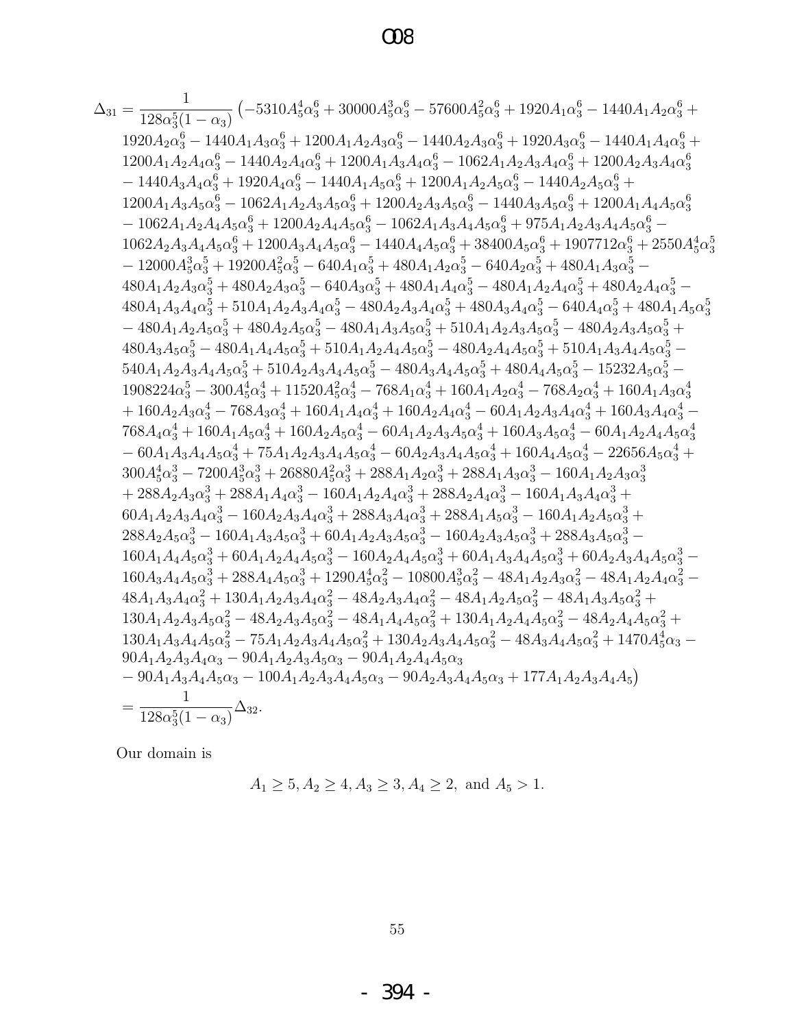$$
\begin{aligned}
\Delta_{31} = \frac{1}{128\alpha_3^5(1-\alpha_3)} \big( & -5310A_5^4\alpha_3^6 + 30000A_5^3\alpha_3^6 - 57600A_5^2\alpha_3^6 + 1920A_1\alpha_3^6 - 1440A_1A_2\alpha_3^6 + \\
& 1920A_2\alpha_3^6 - 1440A_1A_3\alpha_3^6 + 1200A_1A_2A_3\alpha_3^6 - 1440A_2A_3\alpha_3^6 + 1920A_3\alpha_3^6 - 1440A_1A_4\alpha_3^6 + \\
& 1200A_1A_2A_4\alpha_3^6 - 1440A_2A_4\alpha_3^6 + 1200A_1A_3A_4\alpha_3^6 - 1062A_1A_2A_3A_4\alpha_3^6 + 1200A_2A_3A_4\alpha_3^6 \\
& - 1440A_3A_4\alpha_3^6 + 1920A_4\alpha_3^6 - 1440A_1A_5\alpha_3^6 + 1200A_1A_2A_5\alpha_3^6 - 1440A_2A_5\alpha_3^6 + \\
& 1200A_1A_3A_5\alpha_3^6 - 1062A_1A_2A_3A_5\alpha_3^6 + 1200A_2A_3A_5\alpha_3^6 - 1440A_3A_5\alpha_3^6 + 1200A_1A_4A_5\alpha_3^6 \\
& - 1062A_1A_2A_4A_5\alpha_3^6 + 1200A_2A_4A_5\alpha_3^6 - 1062A_1A_3A_4A_5\alpha_3^6 + 975A_1A_2A_3A_4A_5\alpha_3^6 - \\
& 1062A_2A_3A_4A_5\alpha_3^6 + 1200A_3A_4A_5\alpha_3^6 - 1440A_4A_5\alpha_3^6 + 38400A_5\alpha_3^6 + 1907712\alpha_3^6 + 2550A_5^4\alpha_3^5 \\
& - 12000A_5^3\alpha_3^5 + 19200A_5^2\alpha_3^5 - 640A_1\alpha_3^5 + 480A_1A_2\alpha_3^5 - 640A_2\alpha_3^5 + 480A_1A_3\alpha_3^5 - \\
& 480A_1A_2A_3\alpha_3^5 + 480A_2A_3\alpha_3^5 - 640A_3\alpha_3^5 + 480A_1A_4\alpha_3^5 - 480A_1A_2A_4\alpha_3^5 + 480A_2A_4\alpha_3^5 - \\
& 480A_1A_3A_4\alpha_3^5 + 510A_1A_2A_3A_4\alpha_3^5 - 480A_2A_3A_4\alpha_3^5 + 480A_3A_4\alpha_3^5 - 640A_4\alpha_3^5 + 480A_1A_5\alpha_3^5 \\
& - 480A_1A_2A_5\alpha_3^5 + 480A_2A_5\alpha_3^5 - 480A_1A_3A_5\alpha_3^5 + 510A_1A_2A_3A_5\alpha_3^5 - 480A_2A_3A_5\alpha_3^5 + \\
& 480A_3A_5\alpha_3^5 - 480A_1A_4A_5\alpha_3^5 + 510A_1A_2A_4A_5\alpha_3^5 - 480A_2A_4A_5\alpha_3^5 + 510A_1A_3A_4A_5\alpha_3^5 - \\
& 540A_1A_2A_3A_4A_5\alpha_3^5 + 510A_2A_3A_4A_5\alpha_3^5 - 480A_3A_4A_5\alpha_3^5 + 480A_4A_5\alpha_3^5 - 15232A_5\alpha_3^5 - \\
& 1908224\alpha_3^5 - 300A_5^4\alpha_3^4 + 11520A_5^2\alpha_3^4 - 768A_1\alpha_3^4 + 160A_1A_2\alpha_3^4 - 768A_2\alpha_3^4 + 160A_1A_3\alpha_3^4 \\
& + 160A_2A_3\alpha_3^4 - 768A_3\alpha_3^4 + 160A_1A_4\alpha_3^4 + 160A_2A_4\alpha_3^4 - 60A_1A_2A_3A_4\alpha_3^4 + 160A_3A_4\alpha_3^4 - \\
& 768A_4\alpha_3^4 + 160A_1A_5\alpha_3^4 + 160A_2A_5\alpha_3^4 - 60A_1A_2A_3A_5\alpha_3^4 + 160A_3A_5\alpha_3^4 - 60A_1A_2A_4A_5\alpha_3^4 \\
& - 60A_1A_3A_4A_5\alpha_3^4 + 75A_1A_2A_3A_4A_5\alpha_3^4 - 60A_2A_3A_4A_5\alpha_3^4 + 160A_4A_5\alpha_3^4 - 22656A_5\alpha_3^4 + \\
& 300A_5^4\alpha_3^3 - 7200A_5^3\alpha_3^3 + 26880A_5^2\alpha_3^3 + 288A_1A_2\alpha_3^3 + 288A_1A_3\alpha_3^3 - 160A_1A_2A_3\alpha_3^3 \\
& + 288A_2A_3\alpha_3^3 + 288A_1A_4\alpha_3^3 - 160A_1A_2A_4\alpha_3^3 + 288A_2A_4\alpha_3^3 - 160A_1A_3A_4\alpha_3^3 + \\
& 60A_1A_2A_3A_4\alpha_3^3 - 160A_2A_3A_4\alpha_3^3 + 288A_3A_4\alpha_3^3 + 288A_1A_5\alpha_3^3 - 160A_1A_2A_5\alpha_3^3 + \\
& 288A_2A_5\alpha_3^3 - 160A_1A_3A_5\alpha_3^3 + 60A_1A_2A_3A_5\alpha_3^3 - 160A_2A_3A_5\alpha_3^3 + 288A_3A_5\alpha_3^3 - \\
& 160A_1A_4A_5\alpha_3^3 + 60A_1A_2A_4A_5\alpha_3^3 - 160A_2A_4A_5\alpha_3^3 + 60A_1A_3A_4A_5\alpha_3^3 + 60A_2A_3A_4A_5\alpha_3^3 - \\
& 160A_3A_4A_5\alpha_3^3 + 288A_4A_5\alpha_3^3 + 1290A_5^4\alpha_3^2 - 10800A_5^3\alpha_3^2 - 48A_1A_2A_3\alpha_3^2 - 48A_1A_2A_4\alpha_3^2 - \\
& 48A_1A_3A_4\alpha_3^2 + 130A_1A_2A_3A_4\alpha_3^2 - 48A_2A_3A_4\alpha_3^2 - 48A_1A_2A_5\alpha_3^2 - 48A_1A_3A_5\alpha_3^2 + \\
& 130A_1A_2A_3A_5\alpha_3^2 - 48A_2A_3A_5\alpha_3^2 - 48A_1A_4A_5\alpha_3^2 + 130A_1A_2A_4A_5\alpha_3^2 - 48A_2A_4A_5\alpha_3^2 + \\
& 130A_1A_3A_4A_5\alpha_3^2 - 75A_1A_2A_3A_4A_5\alpha_3^2 + 130A_2A_3A_4A_5\alpha_3^2 - 48A_3A_4A_5\alpha_3^2 + 1470A_5^4\alpha_3 - \\
& 90A_1A_2A_3A_4\alpha_3 - 90A_1A_2A_3A_5\alpha_3 - 90A_1A_2A_4A_5\alpha_3 \\
& - 90A_1A_3A_4A_5\alpha_3 - 100A_1A_2A_3A_4A_5\alpha_3 - 90A_2A_3A_4A_5\alpha_3 + 177A_1A_2A_3A_4A_5\big) \\
= \frac{1}{128\alpha_3^5(1-\alpha_3)}\Delta_{32}. &
\end{aligned}
$$

Our domain is

$$A_1 \geq 5, A_2 \geq 4, A_3 \geq 3, A_4 \geq 2, \text{ and } A_5 > 1.$$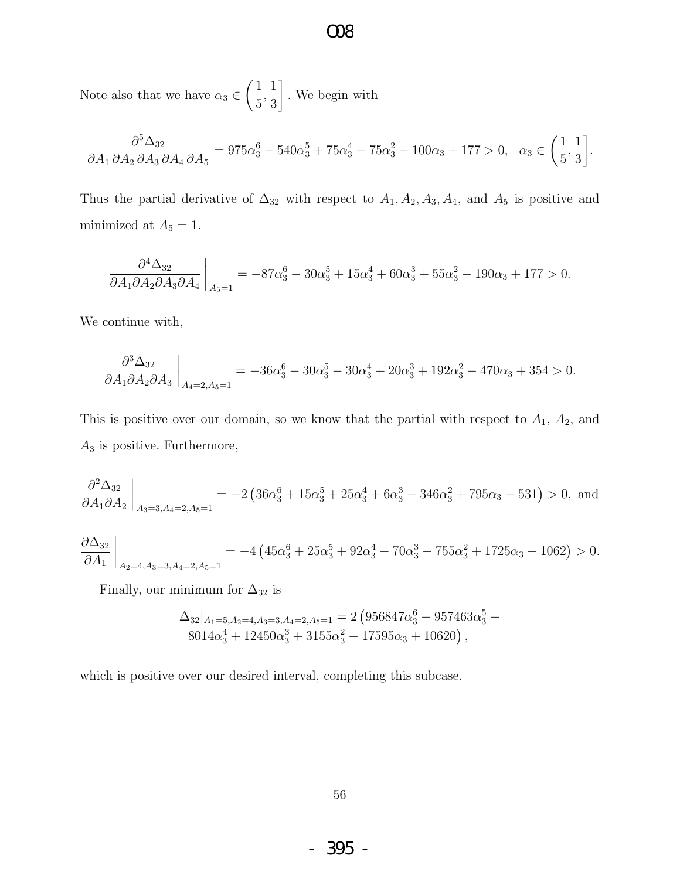Note also that we have $\alpha_3 \in \left(\frac{1}{5}, \frac{1}{3}\right]$. We begin with

$$\frac{\partial^5 \Delta_{32}}{\partial A_1\, \partial A_2\, \partial A_3\, \partial A_4\, \partial A_5} = 975\alpha_3^6 - 540\alpha_3^5 + 75\alpha_3^4 - 75\alpha_3^2 - 100\alpha_3 + 177 > 0, \quad \alpha_3 \in \left(\frac{1}{5}, \frac{1}{3}\right].$$

Thus the partial derivative of $\Delta_{32}$ with respect to $A_1, A_2, A_3, A_4$, and $A_5$ is positive and minimized at $A_5 = 1$.

$$\left.\frac{\partial^4 \Delta_{32}}{\partial A_1 \partial A_2 \partial A_3 \partial A_4}\right|_{A_5=1} = -87\alpha_3^6 - 30\alpha_3^5 + 15\alpha_3^4 + 60\alpha_3^3 + 55\alpha_3^2 - 190\alpha_3 + 177 > 0.$$

We continue with,

$$\left.\frac{\partial^3 \Delta_{32}}{\partial A_1 \partial A_2 \partial A_3}\right|_{A_4=2, A_5=1} = -36\alpha_3^6 - 30\alpha_3^5 - 30\alpha_3^4 + 20\alpha_3^3 + 192\alpha_3^2 - 470\alpha_3 + 354 > 0.$$

This is positive over our domain, so we know that the partial with respect to $A_1$, $A_2$, and $A_3$ is positive. Furthermore,

$$\left.\frac{\partial^2 \Delta_{32}}{\partial A_1 \partial A_2}\right|_{A_3=3, A_4=2, A_5=1} = -2\left(36\alpha_3^6 + 15\alpha_3^5 + 25\alpha_3^4 + 6\alpha_3^3 - 346\alpha_3^2 + 795\alpha_3 - 531\right) > 0, \text{ and}$$

$$\left.\frac{\partial \Delta_{32}}{\partial A_1}\right|_{A_2=4, A_3=3, A_4=2, A_5=1} = -4\left(45\alpha_3^6 + 25\alpha_3^5 + 92\alpha_3^4 - 70\alpha_3^3 - 755\alpha_3^2 + 1725\alpha_3 - 1062\right) > 0.$$

Finally, our minimum for $\Delta_{32}$ is

$$\Delta_{32}|_{A_1=5, A_2=4, A_3=3, A_4=2, A_5=1} = 2\left(956847\alpha_3^6 - 957463\alpha_3^5 - 8014\alpha_3^4 + 12450\alpha_3^3 + 3155\alpha_3^2 - 17595\alpha_3 + 10620\right),$$

which is positive over our desired interval, completing this subcase.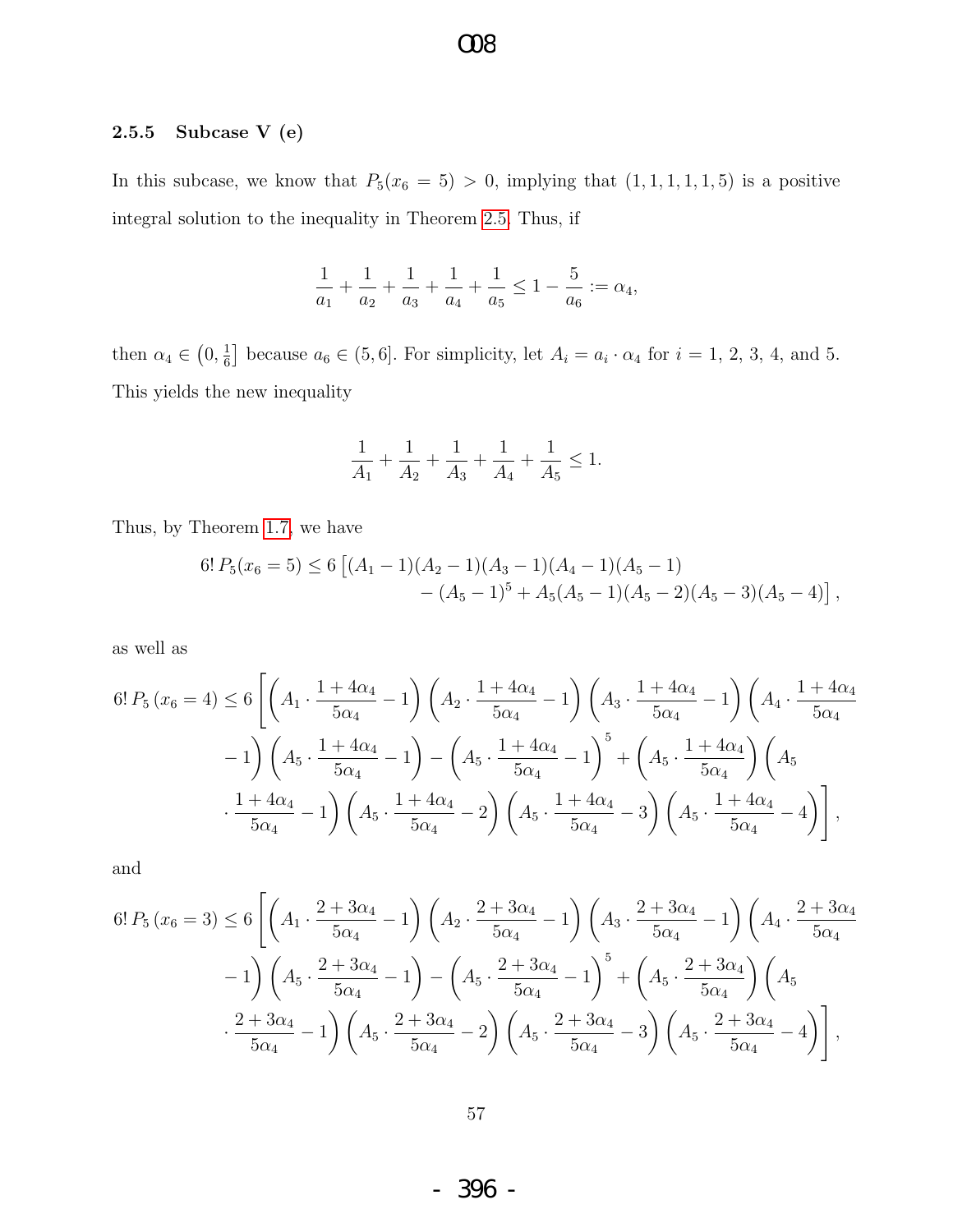### 2.5.5 Subcase V (e)

In this subcase, we know that $P_5(x_6 = 5) > 0$, implying that $(1, 1, 1, 1, 1, 5)$ is a positive integral solution to the inequality in Theorem 2.5. Thus, if

$$\frac{1}{a_1} + \frac{1}{a_2} + \frac{1}{a_3} + \frac{1}{a_4} + \frac{1}{a_5} \leq 1 - \frac{5}{a_6} := \alpha_4,$$

then $\alpha_4 \in \left(0, \frac{1}{6}\right]$ because $a_6 \in (5, 6]$. For simplicity, let $A_i = a_i \cdot \alpha_4$ for $i = 1, 2, 3, 4$, and 5. This yields the new inequality

$$\frac{1}{A_1} + \frac{1}{A_2} + \frac{1}{A_3} + \frac{1}{A_4} + \frac{1}{A_5} \leq 1.$$

Thus, by Theorem 1.7, we have

$$6!\, P_5(x_6 = 5) \leq 6 \left[ (A_1 - 1)(A_2 - 1)(A_3 - 1)(A_4 - 1)(A_5 - 1) - (A_5 - 1)^5 + A_5(A_5 - 1)(A_5 - 2)(A_5 - 3)(A_5 - 4) \right],$$

as well as

$$6!\, P_5\left(x_6 = 4\right) \leq 6 \left[ \left(A_1 \cdot \frac{1 + 4\alpha_4}{5\alpha_4} - 1\right)\left(A_2 \cdot \frac{1 + 4\alpha_4}{5\alpha_4} - 1\right)\left(A_3 \cdot \frac{1 + 4\alpha_4}{5\alpha_4} - 1\right)\left(A_4 \cdot \frac{1 + 4\alpha_4}{5\alpha_4} - 1\right)\left(A_5 \cdot \frac{1 + 4\alpha_4}{5\alpha_4} - 1\right) - \left(A_5 \cdot \frac{1 + 4\alpha_4}{5\alpha_4} - 1\right)^5 + \left(A_5 \cdot \frac{1 + 4\alpha_4}{5\alpha_4}\right)\left(A_5 \cdot \frac{1 + 4\alpha_4}{5\alpha_4} - 1\right)\left(A_5 \cdot \frac{1 + 4\alpha_4}{5\alpha_4} - 2\right)\left(A_5 \cdot \frac{1 + 4\alpha_4}{5\alpha_4} - 3\right)\left(A_5 \cdot \frac{1 + 4\alpha_4}{5\alpha_4} - 4\right) \right],$$

and

$$6!\, P_5\left(x_6 = 3\right) \leq 6 \left[ \left(A_1 \cdot \frac{2 + 3\alpha_4}{5\alpha_4} - 1\right)\left(A_2 \cdot \frac{2 + 3\alpha_4}{5\alpha_4} - 1\right)\left(A_3 \cdot \frac{2 + 3\alpha_4}{5\alpha_4} - 1\right)\left(A_4 \cdot \frac{2 + 3\alpha_4}{5\alpha_4} - 1\right)\left(A_5 \cdot \frac{2 + 3\alpha_4}{5\alpha_4} - 1\right) - \left(A_5 \cdot \frac{2 + 3\alpha_4}{5\alpha_4} - 1\right)^5 + \left(A_5 \cdot \frac{2 + 3\alpha_4}{5\alpha_4}\right)\left(A_5 \cdot \frac{2 + 3\alpha_4}{5\alpha_4} - 1\right)\left(A_5 \cdot \frac{2 + 3\alpha_4}{5\alpha_4} - 2\right)\left(A_5 \cdot \frac{2 + 3\alpha_4}{5\alpha_4} - 3\right)\left(A_5 \cdot \frac{2 + 3\alpha_4}{5\alpha_4} - 4\right) \right],$$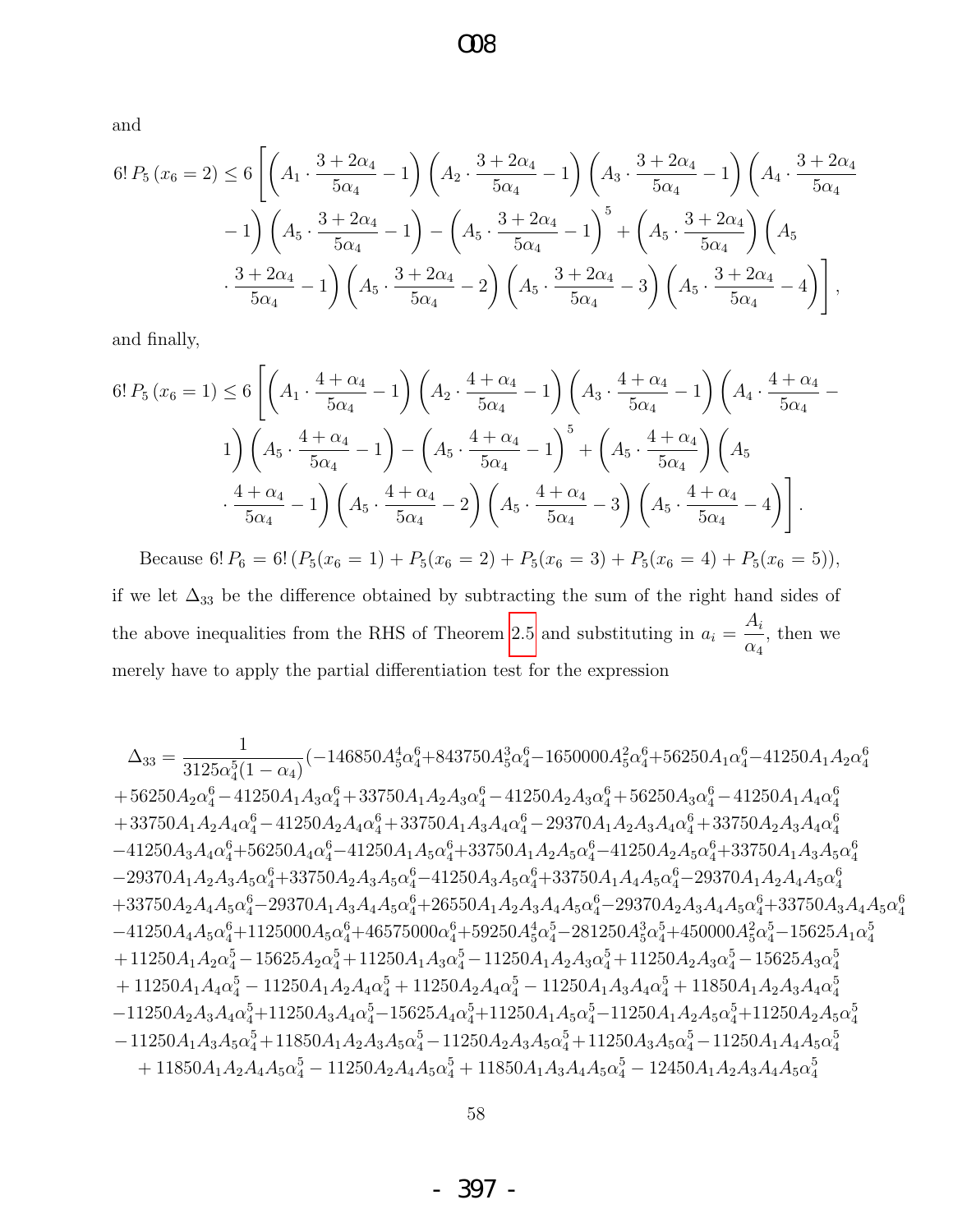and

$$6!\,P_5\,(x_6=2) \leq 6\left[\left(A_1\cdot\frac{3+2\alpha_4}{5\alpha_4}-1\right)\left(A_2\cdot\frac{3+2\alpha_4}{5\alpha_4}-1\right)\left(A_3\cdot\frac{3+2\alpha_4}{5\alpha_4}-1\right)\left(A_4\cdot\frac{3+2\alpha_4}{5\alpha_4}-1\right)\left(A_5\cdot\frac{3+2\alpha_4}{5\alpha_4}-1\right)-\left(A_5\cdot\frac{3+2\alpha_4}{5\alpha_4}-1\right)^5+\left(A_5\cdot\frac{3+2\alpha_4}{5\alpha_4}\right)\left(A_5\cdot\frac{3+2\alpha_4}{5\alpha_4}-1\right)\left(A_5\cdot\frac{3+2\alpha_4}{5\alpha_4}-2\right)\left(A_5\cdot\frac{3+2\alpha_4}{5\alpha_4}-3\right)\left(A_5\cdot\frac{3+2\alpha_4}{5\alpha_4}-4\right)\right],$$

and finally,

$$6!\,P_5\,(x_6=1) \leq 6\left[\left(A_1\cdot\frac{4+\alpha_4}{5\alpha_4}-1\right)\left(A_2\cdot\frac{4+\alpha_4}{5\alpha_4}-1\right)\left(A_3\cdot\frac{4+\alpha_4}{5\alpha_4}-1\right)\left(A_4\cdot\frac{4+\alpha_4}{5\alpha_4}-1\right)\left(A_5\cdot\frac{4+\alpha_4}{5\alpha_4}-1\right)-\left(A_5\cdot\frac{4+\alpha_4}{5\alpha_4}-1\right)^5+\left(A_5\cdot\frac{4+\alpha_4}{5\alpha_4}\right)\left(A_5\cdot\frac{4+\alpha_4}{5\alpha_4}-1\right)\left(A_5\cdot\frac{4+\alpha_4}{5\alpha_4}-2\right)\left(A_5\cdot\frac{4+\alpha_4}{5\alpha_4}-3\right)\left(A_5\cdot\frac{4+\alpha_4}{5\alpha_4}-4\right)\right].$$

Because $6!\,P_6 = 6!\,(P_5(x_6=1)+P_5(x_6=2)+P_5(x_6=3)+P_5(x_6=4)+P_5(x_6=5))$, if we let $\Delta_{33}$ be the difference obtained by subtracting the sum of the right hand sides of the above inequalities from the RHS of Theorem 2.5 and substituting in $a_i = \dfrac{A_i}{\alpha_4}$, then we merely have to apply the partial differentiation test for the expression

$$\begin{aligned}
\Delta_{33} = \frac{1}{3125\alpha_4^5(1-\alpha_4)}(&-146850A_5^4\alpha_4^6+843750A_5^3\alpha_4^6-1650000A_5^2\alpha_4^6+56250A_1\alpha_4^6-41250A_1A_2\alpha_4^6\\
&+56250A_2\alpha_4^6-41250A_1A_3\alpha_4^6+33750A_1A_2A_3\alpha_4^6-41250A_2A_3\alpha_4^6+56250A_3\alpha_4^6-41250A_1A_4\alpha_4^6\\
&+33750A_1A_2A_4\alpha_4^6-41250A_2A_4\alpha_4^6+33750A_1A_3A_4\alpha_4^6-29370A_1A_2A_3A_4\alpha_4^6+33750A_2A_3A_4\alpha_4^6\\
&-41250A_3A_4\alpha_4^6+56250A_4\alpha_4^6-41250A_1A_5\alpha_4^6+33750A_1A_2A_5\alpha_4^6-41250A_2A_5\alpha_4^6+33750A_1A_3A_5\alpha_4^6\\
&-29370A_1A_2A_3A_5\alpha_4^6+33750A_2A_3A_5\alpha_4^6-41250A_3A_5\alpha_4^6+33750A_1A_4A_5\alpha_4^6-29370A_1A_2A_4A_5\alpha_4^6\\
&+33750A_2A_4A_5\alpha_4^6-29370A_1A_3A_4A_5\alpha_4^6+26550A_1A_2A_3A_4A_5\alpha_4^6-29370A_2A_3A_4A_5\alpha_4^6+33750A_3A_4A_5\alpha_4^6\\
&-41250A_4A_5\alpha_4^6+1125000A_5\alpha_4^6+46575000\alpha_4^6+59250A_5^4\alpha_4^5-281250A_5^3\alpha_4^5+450000A_5^2\alpha_4^5-15625A_1\alpha_4^5\\
&+11250A_1A_2\alpha_4^5-15625A_2\alpha_4^5+11250A_1A_3\alpha_4^5-11250A_1A_2A_3\alpha_4^5+11250A_2A_3\alpha_4^5-15625A_3\alpha_4^5\\
&+11250A_1A_4\alpha_4^5-11250A_1A_2A_4\alpha_4^5+11250A_2A_4\alpha_4^5-11250A_1A_3A_4\alpha_4^5+11850A_1A_2A_3A_4\alpha_4^5\\
&-11250A_2A_3A_4\alpha_4^5+11250A_3A_4\alpha_4^5-15625A_4\alpha_4^5+11250A_1A_5\alpha_4^5-11250A_1A_2A_5\alpha_4^5+11250A_2A_5\alpha_4^5\\
&-11250A_1A_3A_5\alpha_4^5+11850A_1A_2A_3A_5\alpha_4^5-11250A_2A_3A_5\alpha_4^5+11250A_3A_5\alpha_4^5-11250A_1A_4A_5\alpha_4^5\\
&+11850A_1A_2A_4A_5\alpha_4^5-11250A_2A_4A_5\alpha_4^5+11850A_1A_3A_4A_5\alpha_4^5-12450A_1A_2A_3A_4A_5\alpha_4^5
\end{aligned}$$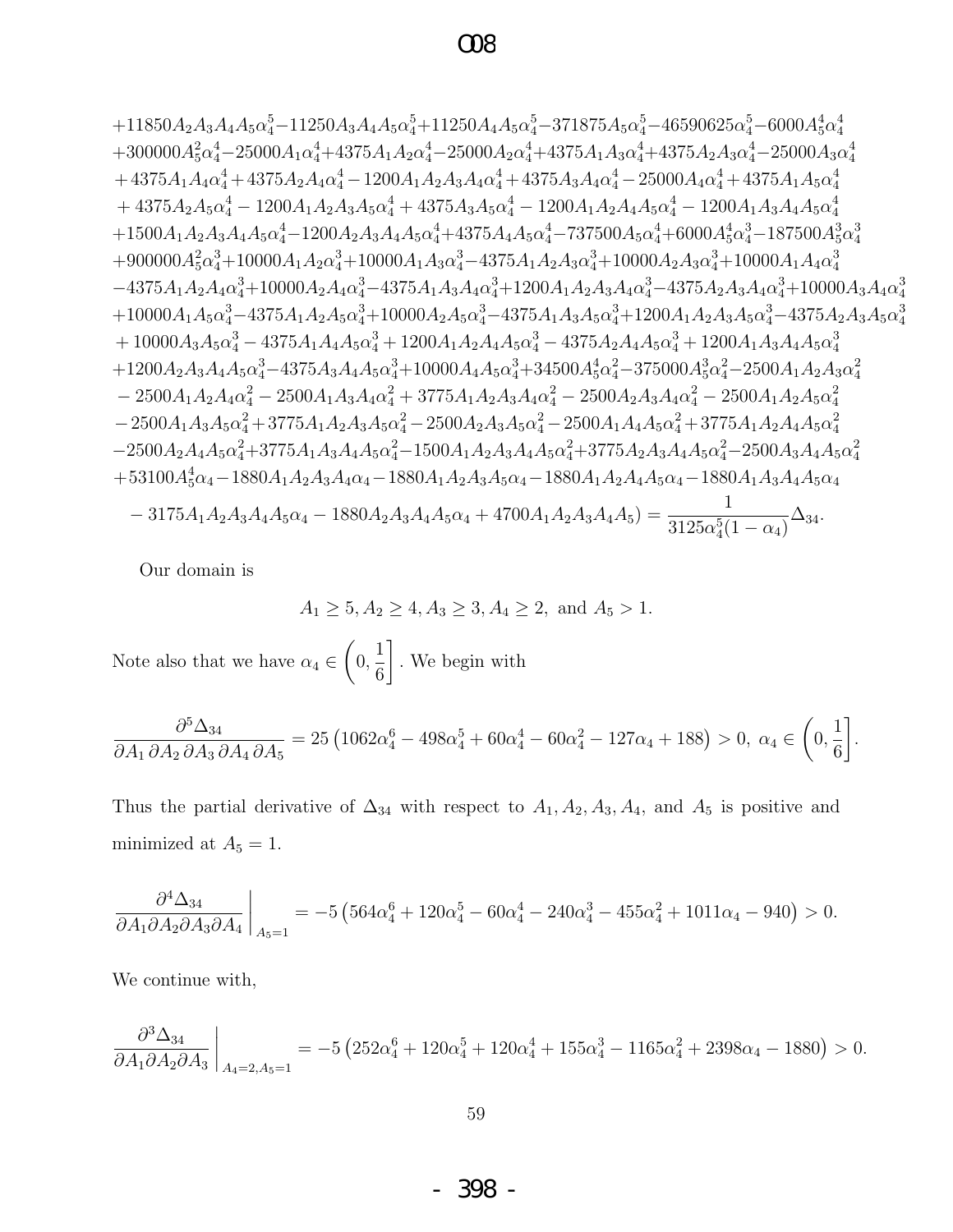$$
\begin{aligned}
&+11850A_2A_3A_4A_5\alpha_4^5-11250A_3A_4A_5\alpha_4^5+11250A_4A_5\alpha_4^5-371875A_5\alpha_4^5-46590625\alpha_4^5-6000A_5^4\alpha_4^4\\
&+300000A_5^2\alpha_4^4-25000A_1\alpha_4^4+4375A_1A_2\alpha_4^4-25000A_2\alpha_4^4+4375A_1A_3\alpha_4^4+4375A_2A_3\alpha_4^4-25000A_3\alpha_4^4\\
&+4375A_1A_4\alpha_4^4+4375A_2A_4\alpha_4^4-1200A_1A_2A_3A_4\alpha_4^4+4375A_3A_4\alpha_4^4-25000A_4\alpha_4^4+4375A_1A_5\alpha_4^4\\
&+4375A_2A_5\alpha_4^4-1200A_1A_2A_3A_5\alpha_4^4+4375A_3A_5\alpha_4^4-1200A_1A_2A_4A_5\alpha_4^4-1200A_1A_3A_4A_5\alpha_4^4\\
&+1500A_1A_2A_3A_4A_5\alpha_4^4-1200A_2A_3A_4A_5\alpha_4^4+4375A_4A_5\alpha_4^4-737500A_5\alpha_4^4+6000A_5^4\alpha_4^3-187500A_5^3\alpha_4^3\\
&+900000A_5^2\alpha_4^3+10000A_1A_2\alpha_4^3+10000A_1A_3\alpha_4^3-4375A_1A_2A_3\alpha_4^3+10000A_2A_3\alpha_4^3+10000A_1A_4\alpha_4^3\\
&-4375A_1A_2A_4\alpha_4^3+10000A_2A_4\alpha_4^3-4375A_1A_3A_4\alpha_4^3+1200A_1A_2A_3A_4\alpha_4^3-4375A_2A_3A_4\alpha_4^3+10000A_3A_4\alpha_4^3\\
&+10000A_1A_5\alpha_4^3-4375A_1A_2A_5\alpha_4^3+10000A_2A_5\alpha_4^3-4375A_1A_3A_5\alpha_4^3+1200A_1A_2A_3A_5\alpha_4^3-4375A_2A_3A_5\alpha_4^3\\
&+10000A_3A_5\alpha_4^3-4375A_1A_4A_5\alpha_4^3+1200A_1A_2A_4A_5\alpha_4^3-4375A_2A_4A_5\alpha_4^3+1200A_1A_3A_4A_5\alpha_4^3\\
&+1200A_2A_3A_4A_5\alpha_4^3-4375A_3A_4A_5\alpha_4^3+10000A_4A_5\alpha_4^3+34500A_5^4\alpha_4^2-375000A_5^3\alpha_4^2-2500A_1A_2A_3\alpha_4^2\\
&-2500A_1A_2A_4\alpha_4^2-2500A_1A_3A_4\alpha_4^2+3775A_1A_2A_3A_4\alpha_4^2-2500A_2A_3A_4\alpha_4^2-2500A_1A_2A_5\alpha_4^2\\
&-2500A_1A_3A_5\alpha_4^2+3775A_1A_2A_3A_5\alpha_4^2-2500A_2A_3A_5\alpha_4^2-2500A_1A_4A_5\alpha_4^2+3775A_1A_2A_4A_5\alpha_4^2\\
&-2500A_2A_4A_5\alpha_4^2+3775A_1A_3A_4A_5\alpha_4^2-1500A_1A_2A_3A_4A_5\alpha_4^2+3775A_2A_3A_4A_5\alpha_4^2-2500A_3A_4A_5\alpha_4^2\\
&+53100A_5^4\alpha_4-1880A_1A_2A_3A_4\alpha_4-1880A_1A_2A_3A_5\alpha_4-1880A_1A_2A_4A_5\alpha_4-1880A_1A_3A_4A_5\alpha_4\\
&-3175A_1A_2A_3A_4A_5\alpha_4-1880A_2A_3A_4A_5\alpha_4+4700A_1A_2A_3A_4A_5)=\frac{1}{3125\alpha_4^5(1-\alpha_4)}\Delta_{34}.
\end{aligned}
$$

Our domain is

$$A_1 \geq 5, A_2 \geq 4, A_3 \geq 3, A_4 \geq 2, \text{ and } A_5 > 1.$$

Note also that we have $\alpha_4 \in \left(0, \frac{1}{6}\right]$. We begin with

$$\frac{\partial^5 \Delta_{34}}{\partial A_1\, \partial A_2\, \partial A_3\, \partial A_4\, \partial A_5} = 25\left(1062\alpha_4^6 - 498\alpha_4^5 + 60\alpha_4^4 - 60\alpha_4^2 - 127\alpha_4 + 188\right) > 0,\ \alpha_4 \in \left(0, \frac{1}{6}\right].$$

Thus the partial derivative of $\Delta_{34}$ with respect to $A_1, A_2, A_3, A_4$, and $A_5$ is positive and minimized at $A_5 = 1$.

$$\left.\frac{\partial^4 \Delta_{34}}{\partial A_1 \partial A_2 \partial A_3 \partial A_4}\right|_{A_5=1} = -5\left(564\alpha_4^6 + 120\alpha_4^5 - 60\alpha_4^4 - 240\alpha_4^3 - 455\alpha_4^2 + 1011\alpha_4 - 940\right) > 0.$$

We continue with,

$$\left.\frac{\partial^3 \Delta_{34}}{\partial A_1 \partial A_2 \partial A_3}\right|_{A_4=2, A_5=1} = -5\left(252\alpha_4^6 + 120\alpha_4^5 + 120\alpha_4^4 + 155\alpha_4^3 - 1165\alpha_4^2 + 2398\alpha_4 - 1880\right) > 0.$$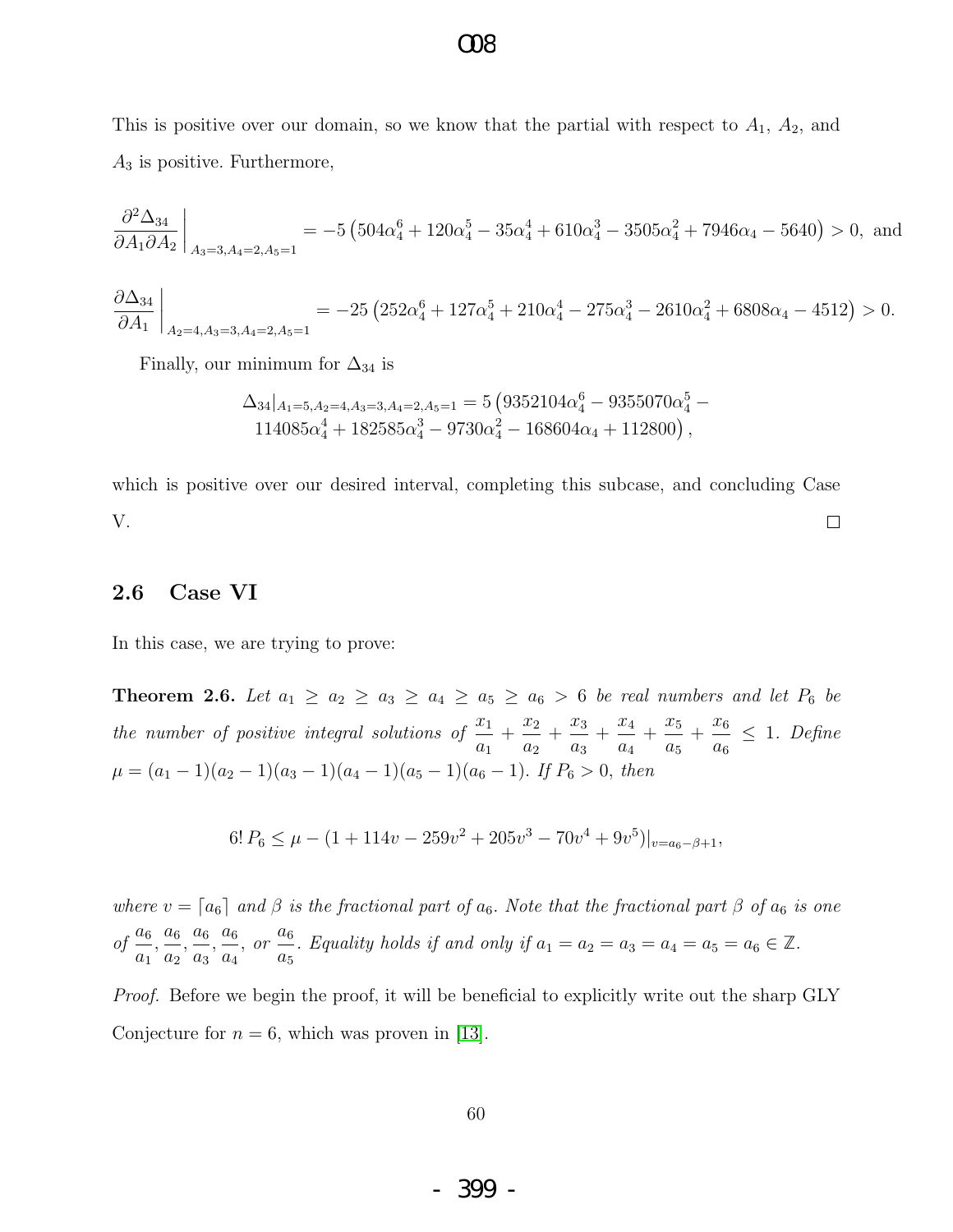This is positive over our domain, so we know that the partial with respect to $A_1$, $A_2$, and $A_3$ is positive. Furthermore,

$$\left.\frac{\partial^2 \Delta_{34}}{\partial A_1 \partial A_2}\right|_{A_3=3, A_4=2, A_5=1} = -5\left(504\alpha_4^6 + 120\alpha_4^5 - 35\alpha_4^4 + 610\alpha_4^3 - 3505\alpha_4^2 + 7946\alpha_4 - 5640\right) > 0, \text{ and}$$

$$\left.\frac{\partial \Delta_{34}}{\partial A_1}\right|_{A_2=4, A_3=3, A_4=2, A_5=1} = -25\left(252\alpha_4^6 + 127\alpha_4^5 + 210\alpha_4^4 - 275\alpha_4^3 - 2610\alpha_4^2 + 6808\alpha_4 - 4512\right) > 0.$$

Finally, our minimum for $\Delta_{34}$ is

$$\Delta_{34}|_{A_1=5, A_2=4, A_3=3, A_4=2, A_5=1} = 5\big(9352104\alpha_4^6 - 9355070\alpha_4^5 - 114085\alpha_4^4 + 182585\alpha_4^3 - 9730\alpha_4^2 - 168604\alpha_4 + 112800\big),$$

which is positive over our desired interval, completing this subcase, and concluding Case V. □

## 2.6 Case VI

In this case, we are trying to prove:

**Theorem 2.6.** *Let $a_1 \geq a_2 \geq a_3 \geq a_4 \geq a_5 \geq a_6 > 6$ be real numbers and let $P_6$ be the number of positive integral solutions of $\frac{x_1}{a_1} + \frac{x_2}{a_2} + \frac{x_3}{a_3} + \frac{x_4}{a_4} + \frac{x_5}{a_5} + \frac{x_6}{a_6} \leq 1$. Define $\mu = (a_1 - 1)(a_2 - 1)(a_3 - 1)(a_4 - 1)(a_5 - 1)(a_6 - 1)$. If $P_6 > 0$, then*

$$6!\, P_6 \leq \mu - (1 + 114v - 259v^2 + 205v^3 - 70v^4 + 9v^5)|_{v=a_6-\beta+1},$$

*where $v = \lceil a_6 \rceil$ and $\beta$ is the fractional part of $a_6$. Note that the fractional part $\beta$ of $a_6$ is one of $\frac{a_6}{a_1}, \frac{a_6}{a_2}, \frac{a_6}{a_3}, \frac{a_6}{a_4}$, or $\frac{a_6}{a_5}$. Equality holds if and only if $a_1 = a_2 = a_3 = a_4 = a_5 = a_6 \in \mathbb{Z}$.*

*Proof.* Before we begin the proof, it will be beneficial to explicitly write out the sharp GLY Conjecture for $n = 6$, which was proven in [13].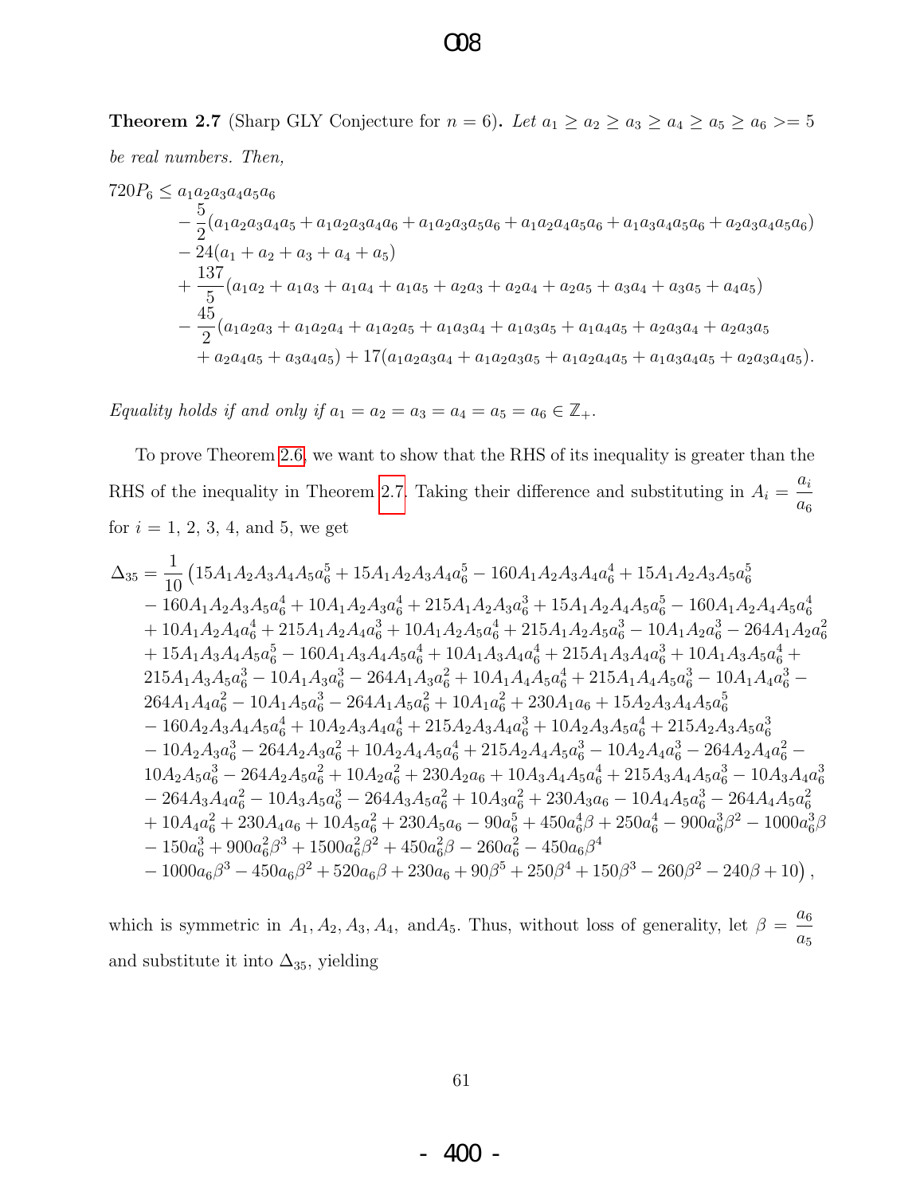**Theorem 2.7** (Sharp GLY Conjecture for $n = 6$)**.** *Let $a_1 \geq a_2 \geq a_3 \geq a_4 \geq a_5 \geq a_6 >= 5$ be real numbers. Then,*

$$
\begin{aligned}
720P_6 \leq\ & a_1a_2a_3a_4a_5a_6 \\
& - \frac{5}{2}(a_1a_2a_3a_4a_5 + a_1a_2a_3a_4a_6 + a_1a_2a_3a_5a_6 + a_1a_2a_4a_5a_6 + a_1a_3a_4a_5a_6 + a_2a_3a_4a_5a_6) \\
& - 24(a_1 + a_2 + a_3 + a_4 + a_5) \\
& + \frac{137}{5}(a_1a_2 + a_1a_3 + a_1a_4 + a_1a_5 + a_2a_3 + a_2a_4 + a_2a_5 + a_3a_4 + a_3a_5 + a_4a_5) \\
& - \frac{45}{2}(a_1a_2a_3 + a_1a_2a_4 + a_1a_2a_5 + a_1a_3a_4 + a_1a_3a_5 + a_1a_4a_5 + a_2a_3a_4 + a_2a_3a_5 \\
& + a_2a_4a_5 + a_3a_4a_5) + 17(a_1a_2a_3a_4 + a_1a_2a_3a_5 + a_1a_2a_4a_5 + a_1a_3a_4a_5 + a_2a_3a_4a_5).
\end{aligned}
$$

*Equality holds if and only if $a_1 = a_2 = a_3 = a_4 = a_5 = a_6 \in \mathbb{Z}_+$.*

To prove Theorem 2.6, we want to show that the RHS of its inequality is greater than the RHS of the inequality in Theorem 2.7. Taking their difference and substituting in $A_i = \dfrac{a_i}{a_6}$ for $i = 1, 2, 3, 4,$ and $5$, we get

$$
\begin{aligned}
\Delta_{35} = \frac{1}{10}\big(& 15A_1A_2A_3A_4A_5a_6^5 + 15A_1A_2A_3A_4a_6^5 - 160A_1A_2A_3A_4a_6^4 + 15A_1A_2A_3A_5a_6^5 \\
& - 160A_1A_2A_3A_5a_6^4 + 10A_1A_2A_3a_6^4 + 215A_1A_2A_3a_6^3 + 15A_1A_2A_4A_5a_6^5 - 160A_1A_2A_4A_5a_6^4 \\
& + 10A_1A_2A_4a_6^4 + 215A_1A_2A_4a_6^3 + 10A_1A_2A_5a_6^4 + 215A_1A_2A_5a_6^3 - 10A_1A_2a_6^3 - 264A_1A_2a_6^2 \\
& + 15A_1A_3A_4A_5a_6^5 - 160A_1A_3A_4A_5a_6^4 + 10A_1A_3A_4a_6^4 + 215A_1A_3A_4a_6^3 + 10A_1A_3A_5a_6^4 + \\
& 215A_1A_3A_5a_6^3 - 10A_1A_3a_6^3 - 264A_1A_3a_6^2 + 10A_1A_4A_5a_6^4 + 215A_1A_4A_5a_6^3 - 10A_1A_4a_6^3 - \\
& 264A_1A_4a_6^2 - 10A_1A_5a_6^3 - 264A_1A_5a_6^2 + 10A_1a_6^2 + 230A_1a_6 + 15A_2A_3A_4A_5a_6^5 \\
& - 160A_2A_3A_4A_5a_6^4 + 10A_2A_3A_4a_6^4 + 215A_2A_3A_4a_6^3 + 10A_2A_3A_5a_6^4 + 215A_2A_3A_5a_6^3 \\
& - 10A_2A_3a_6^3 - 264A_2A_3a_6^2 + 10A_2A_4A_5a_6^4 + 215A_2A_4A_5a_6^3 - 10A_2A_4a_6^3 - 264A_2A_4a_6^2 - \\
& 10A_2A_5a_6^3 - 264A_2A_5a_6^2 + 10A_2a_6^2 + 230A_2a_6 + 10A_3A_4A_5a_6^4 + 215A_3A_4A_5a_6^3 - 10A_3A_4a_6^3 \\
& - 264A_3A_4a_6^2 - 10A_3A_5a_6^3 - 264A_3A_5a_6^2 + 10A_3a_6^2 + 230A_3a_6 - 10A_4A_5a_6^3 - 264A_4A_5a_6^2 \\
& + 10A_4a_6^2 + 230A_4a_6 + 10A_5a_6^2 + 230A_5a_6 - 90a_6^5 + 450a_6^4\beta + 250a_6^4 - 900a_6^3\beta^2 - 1000a_6^3\beta \\
& - 150a_6^3 + 900a_6^2\beta^3 + 1500a_6^2\beta^2 + 450a_6^2\beta - 260a_6^2 - 450a_6\beta^4 \\
& - 1000a_6\beta^3 - 450a_6\beta^2 + 520a_6\beta + 230a_6 + 90\beta^5 + 250\beta^4 + 150\beta^3 - 260\beta^2 - 240\beta + 10\big),
\end{aligned}
$$

which is symmetric in $A_1, A_2, A_3, A_4,$ and$A_5$. Thus, without loss of generality, let $\beta = \dfrac{a_6}{a_5}$ and substitute it into $\Delta_{35}$, yielding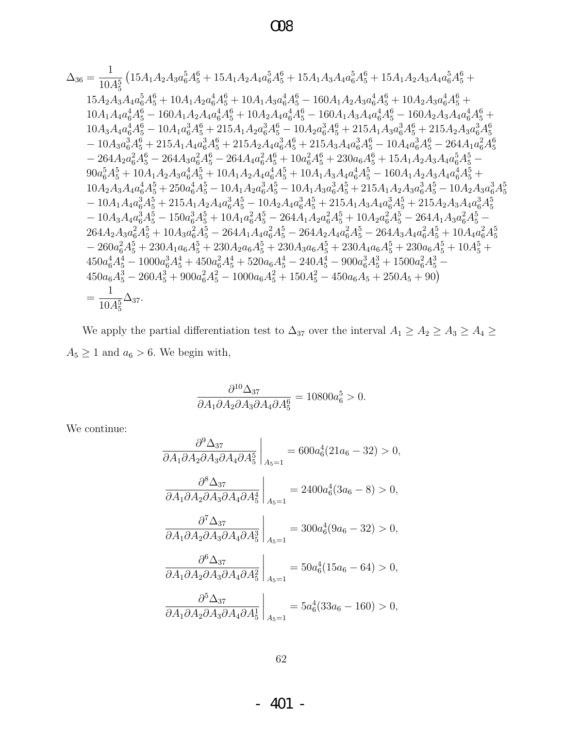$$
\begin{aligned}
\Delta_{36} = \frac{1}{10A_5^5}\big(&15A_1A_2A_3a_6^5A_5^6 + 15A_1A_2A_4a_6^5A_5^6 + 15A_1A_3A_4a_6^5A_5^6 + 15A_1A_2A_3A_4a_6^5A_5^6 + \\
&15A_2A_3A_4a_6^5A_5^6 + 10A_1A_2a_6^4A_5^6 + 10A_1A_3a_6^4A_5^6 - 160A_1A_2A_3a_6^4A_5^6 + 10A_2A_3a_6^4A_5^6 + \\
&10A_1A_4a_6^4A_5^6 - 160A_1A_2A_4a_6^4A_5^6 + 10A_2A_4a_6^4A_5^6 - 160A_1A_3A_4a_6^4A_5^6 - 160A_2A_3A_4a_6^4A_5^6 + \\
&10A_3A_4a_6^4A_5^6 - 10A_1a_6^3A_5^6 + 215A_1A_2a_6^3A_5^6 - 10A_2a_6^3A_5^6 + 215A_1A_3a_6^3A_5^6 + 215A_2A_3a_6^3A_5^6 \\
&- 10A_3a_6^3A_5^6 + 215A_1A_4a_6^3A_5^6 + 215A_2A_4a_6^3A_5^6 + 215A_3A_4a_6^3A_5^6 - 10A_4a_6^3A_5^6 - 264A_1a_6^2A_5^6 \\
&- 264A_2a_6^2A_5^6 - 264A_3a_6^2A_5^6 - 264A_4a_6^2A_5^6 + 10a_6^2A_5^6 + 230a_6A_5^6 + 15A_1A_2A_3A_4a_6^5A_5^5 - \\
&90a_6^5A_5^5 + 10A_1A_2A_3a_6^4A_5^5 + 10A_1A_2A_4a_6^4A_5^5 + 10A_1A_3A_4a_6^4A_5^5 - 160A_1A_2A_3A_4a_6^4A_5^5 + \\
&10A_2A_3A_4a_6^4A_5^5 + 250a_6^4A_5^5 - 10A_1A_2a_6^3A_5^5 - 10A_1A_3a_6^3A_5^5 + 215A_1A_2A_3a_6^3A_5^5 - 10A_2A_3a_6^3A_5^5 \\
&- 10A_1A_4a_6^3A_5^5 + 215A_1A_2A_4a_6^3A_5^5 - 10A_2A_4a_6^3A_5^5 + 215A_1A_3A_4a_6^3A_5^5 + 215A_2A_3A_4a_6^3A_5^5 \\
&- 10A_3A_4a_6^3A_5^5 - 150a_6^3A_5^5 + 10A_1a_6^2A_5^5 - 264A_1A_2a_6^2A_5^5 + 10A_2a_6^2A_5^5 - 264A_1A_3a_6^2A_5^5 - \\
&264A_2A_3a_6^2A_5^5 + 10A_3a_6^2A_5^5 - 264A_1A_4a_6^2A_5^5 - 264A_2A_4a_6^2A_5^5 - 264A_3A_4a_6^2A_5^5 + 10A_4a_6^2A_5^5 \\
&- 260a_6^2A_5^5 + 230A_1a_6A_5^5 + 230A_2a_6A_5^5 + 230A_3a_6A_5^5 + 230A_4a_6A_5^5 + 230a_6A_5^5 + 10A_5^5 + \\
&450a_6^4A_5^4 - 1000a_6^3A_5^4 + 450a_6^2A_5^4 + 520a_6A_5^4 - 240A_5^4 - 900a_6^3A_5^3 + 1500a_6^2A_5^3 - \\
&450a_6A_5^3 - 260A_5^3 + 900a_6^2A_5^2 - 1000a_6A_5^2 + 150A_5^2 - 450a_6A_5 + 250A_5 + 90\big) \\
= \frac{1}{10A_5^5}&\Delta_{37}.
\end{aligned}
$$

We apply the partial differentiation test to $\Delta_{37}$ over the interval $A_1 \geq A_2 \geq A_3 \geq A_4 \geq A_5 \geq 1$ and $a_6 > 6$. We begin with,

$$\frac{\partial^{10}\Delta_{37}}{\partial A_1 \partial A_2 \partial A_3 \partial A_4 \partial A_5^6} = 10800a_6^5 > 0.$$

We continue:

$$\left.\frac{\partial^{9}\Delta_{37}}{\partial A_1 \partial A_2 \partial A_3 \partial A_4 \partial A_5^5}\right|_{A_5=1} = 600a_6^4(21a_6 - 32) > 0,$$

$$\left.\frac{\partial^{8}\Delta_{37}}{\partial A_1 \partial A_2 \partial A_3 \partial A_4 \partial A_5^4}\right|_{A_5=1} = 2400a_6^4(3a_6 - 8) > 0,$$

$$\left.\frac{\partial^{7}\Delta_{37}}{\partial A_1 \partial A_2 \partial A_3 \partial A_4 \partial A_5^3}\right|_{A_5=1} = 300a_6^4(9a_6 - 32) > 0,$$

$$\left.\frac{\partial^{6}\Delta_{37}}{\partial A_1 \partial A_2 \partial A_3 \partial A_4 \partial A_5^2}\right|_{A_5=1} = 50a_6^4(15a_6 - 64) > 0,$$

$$\left.\frac{\partial^{5}\Delta_{37}}{\partial A_1 \partial A_2 \partial A_3 \partial A_4 \partial A_5^1}\right|_{A_5=1} = 5a_6^4(33a_6 - 160) > 0,$$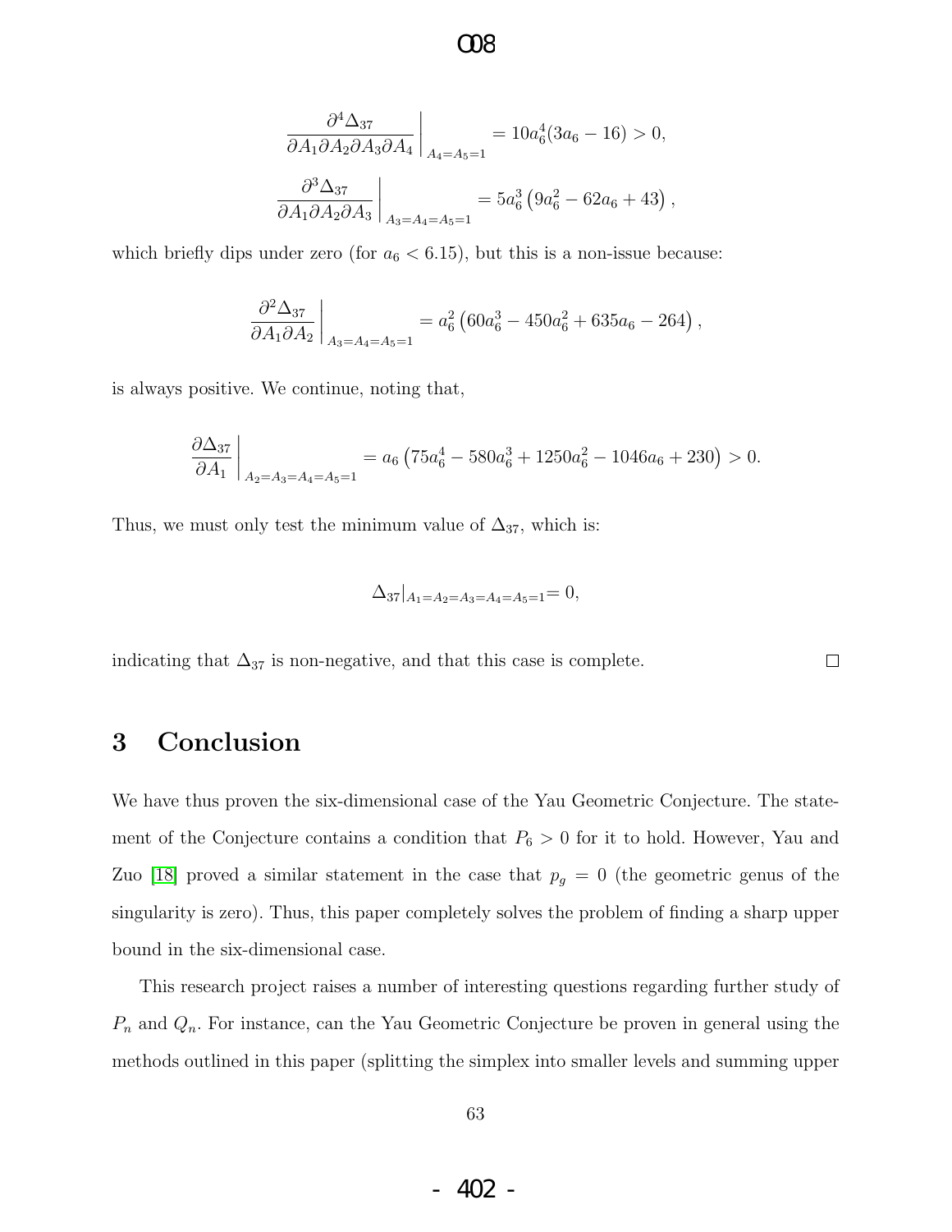$$\left.\frac{\partial^4 \Delta_{37}}{\partial A_1 \partial A_2 \partial A_3 \partial A_4}\right|_{A_4=A_5=1} = 10a_6^4(3a_6 - 16) > 0,$$

$$\left.\frac{\partial^3 \Delta_{37}}{\partial A_1 \partial A_2 \partial A_3}\right|_{A_3=A_4=A_5=1} = 5a_6^3\left(9a_6^2 - 62a_6 + 43\right),$$

which briefly dips under zero (for $a_6 < 6.15$), but this is a non-issue because:

$$\left.\frac{\partial^2 \Delta_{37}}{\partial A_1 \partial A_2}\right|_{A_3=A_4=A_5=1} = a_6^2\left(60a_6^3 - 450a_6^2 + 635a_6 - 264\right),$$

is always positive. We continue, noting that,

$$\left.\frac{\partial \Delta_{37}}{\partial A_1}\right|_{A_2=A_3=A_4=A_5=1} = a_6\left(75a_6^4 - 580a_6^3 + 1250a_6^2 - 1046a_6 + 230\right) > 0.$$

Thus, we must only test the minimum value of $\Delta_{37}$, which is:

$$\Delta_{37}|_{A_1=A_2=A_3=A_4=A_5=1} = 0,$$

indicating that $\Delta_{37}$ is non-negative, and that this case is complete. □

# 3 Conclusion

We have thus proven the six-dimensional case of the Yau Geometric Conjecture. The statement of the Conjecture contains a condition that $P_6 > 0$ for it to hold. However, Yau and Zuo [18] proved a similar statement in the case that $p_g = 0$ (the geometric genus of the singularity is zero). Thus, this paper completely solves the problem of finding a sharp upper bound in the six-dimensional case.

This research project raises a number of interesting questions regarding further study of $P_n$ and $Q_n$. For instance, can the Yau Geometric Conjecture be proven in general using the methods outlined in this paper (splitting the simplex into smaller levels and summing upper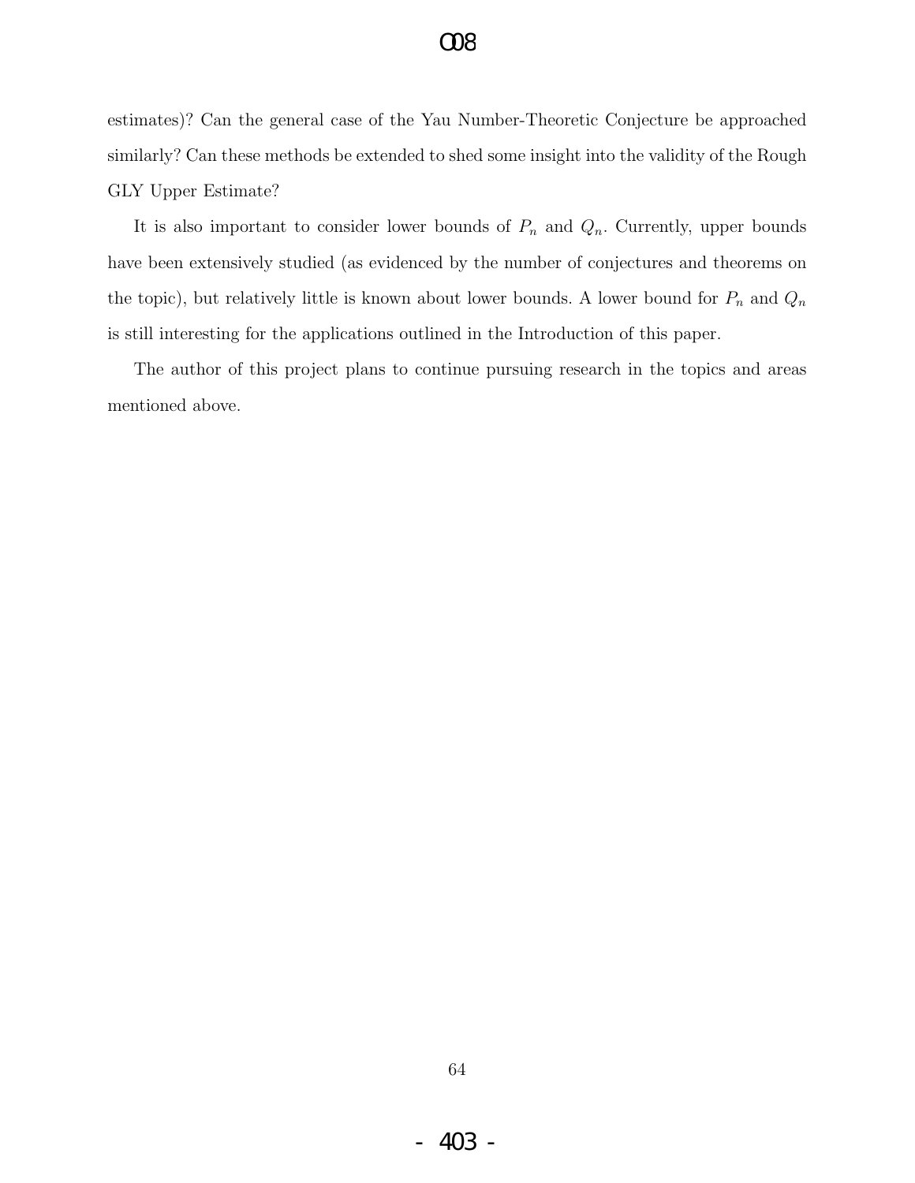estimates)? Can the general case of the Yau Number-Theoretic Conjecture be approached similarly? Can these methods be extended to shed some insight into the validity of the Rough GLY Upper Estimate?

It is also important to consider lower bounds of $P_n$ and $Q_n$. Currently, upper bounds have been extensively studied (as evidenced by the number of conjectures and theorems on the topic), but relatively little is known about lower bounds. A lower bound for $P_n$ and $Q_n$ is still interesting for the applications outlined in the Introduction of this paper.

The author of this project plans to continue pursuing research in the topics and areas mentioned above.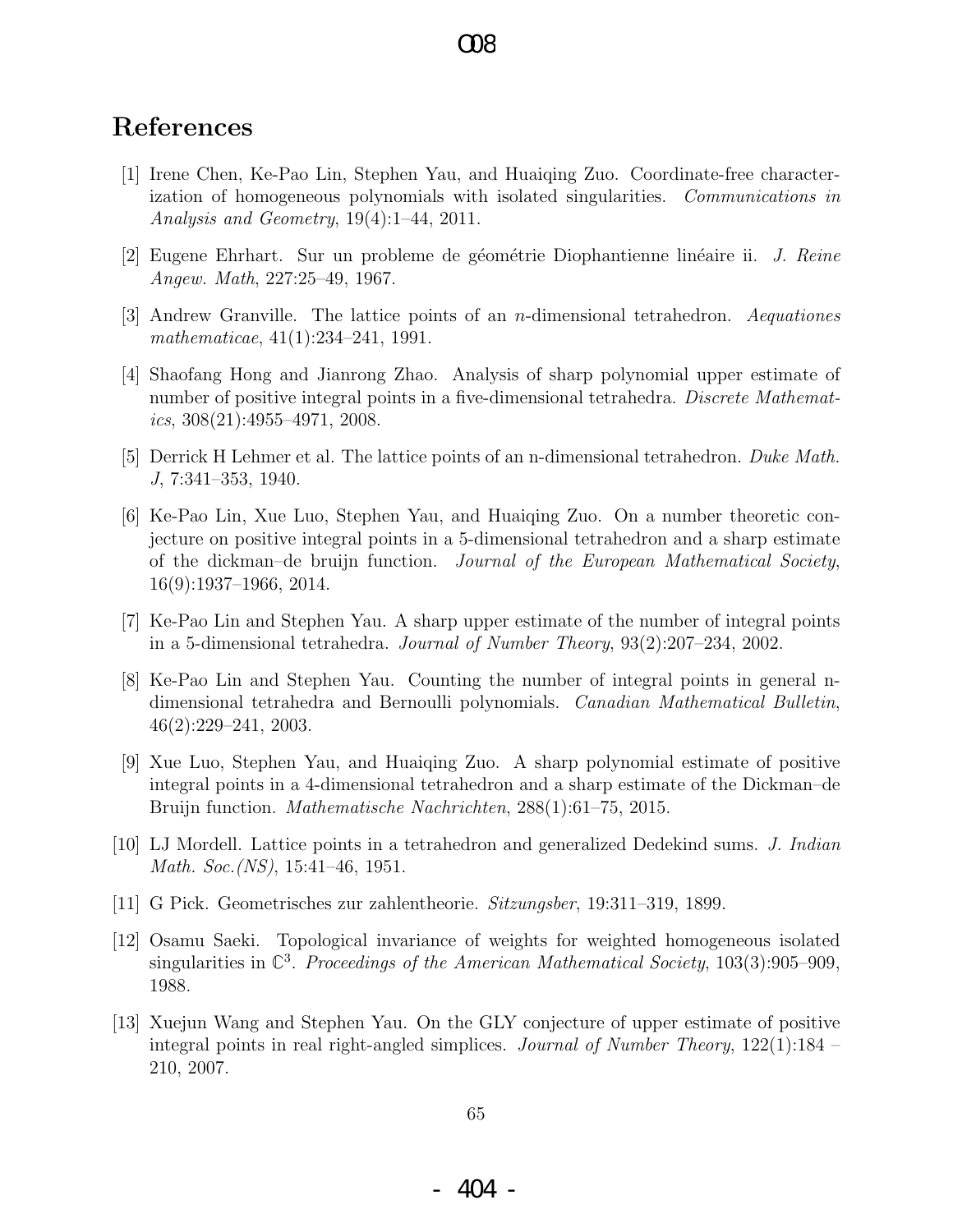## References

[1] Irene Chen, Ke-Pao Lin, Stephen Yau, and Huaiqing Zuo. Coordinate-free characterization of homogeneous polynomials with isolated singularities. *Communications in Analysis and Geometry*, 19(4):1–44, 2011.

[2] Eugene Ehrhart. Sur un probleme de géométrie Diophantienne linéaire ii. *J. Reine Angew. Math*, 227:25–49, 1967.

[3] Andrew Granville. The lattice points of an $n$-dimensional tetrahedron. *Aequationes mathematicae*, 41(1):234–241, 1991.

[4] Shaofang Hong and Jianrong Zhao. Analysis of sharp polynomial upper estimate of number of positive integral points in a five-dimensional tetrahedra. *Discrete Mathematics*, 308(21):4955–4971, 2008.

[5] Derrick H Lehmer et al. The lattice points of an n-dimensional tetrahedron. *Duke Math. J*, 7:341–353, 1940.

[6] Ke-Pao Lin, Xue Luo, Stephen Yau, and Huaiqing Zuo. On a number theoretic conjecture on positive integral points in a 5-dimensional tetrahedron and a sharp estimate of the dickman–de bruijn function. *Journal of the European Mathematical Society*, 16(9):1937–1966, 2014.

[7] Ke-Pao Lin and Stephen Yau. A sharp upper estimate of the number of integral points in a 5-dimensional tetrahedra. *Journal of Number Theory*, 93(2):207–234, 2002.

[8] Ke-Pao Lin and Stephen Yau. Counting the number of integral points in general n-dimensional tetrahedra and Bernoulli polynomials. *Canadian Mathematical Bulletin*, 46(2):229–241, 2003.

[9] Xue Luo, Stephen Yau, and Huaiqing Zuo. A sharp polynomial estimate of positive integral points in a 4-dimensional tetrahedron and a sharp estimate of the Dickman–de Bruijn function. *Mathematische Nachrichten*, 288(1):61–75, 2015.

[10] LJ Mordell. Lattice points in a tetrahedron and generalized Dedekind sums. *J. Indian Math. Soc.(NS)*, 15:41–46, 1951.

[11] G Pick. Geometrisches zur zahlentheorie. *Sitzungsber*, 19:311–319, 1899.

[12] Osamu Saeki. Topological invariance of weights for weighted homogeneous isolated singularities in $\mathbb{C}^3$. *Proceedings of the American Mathematical Society*, 103(3):905–909, 1988.

[13] Xuejun Wang and Stephen Yau. On the GLY conjecture of upper estimate of positive integral points in real right-angled simplices. *Journal of Number Theory*, 122(1):184 – 210, 2007.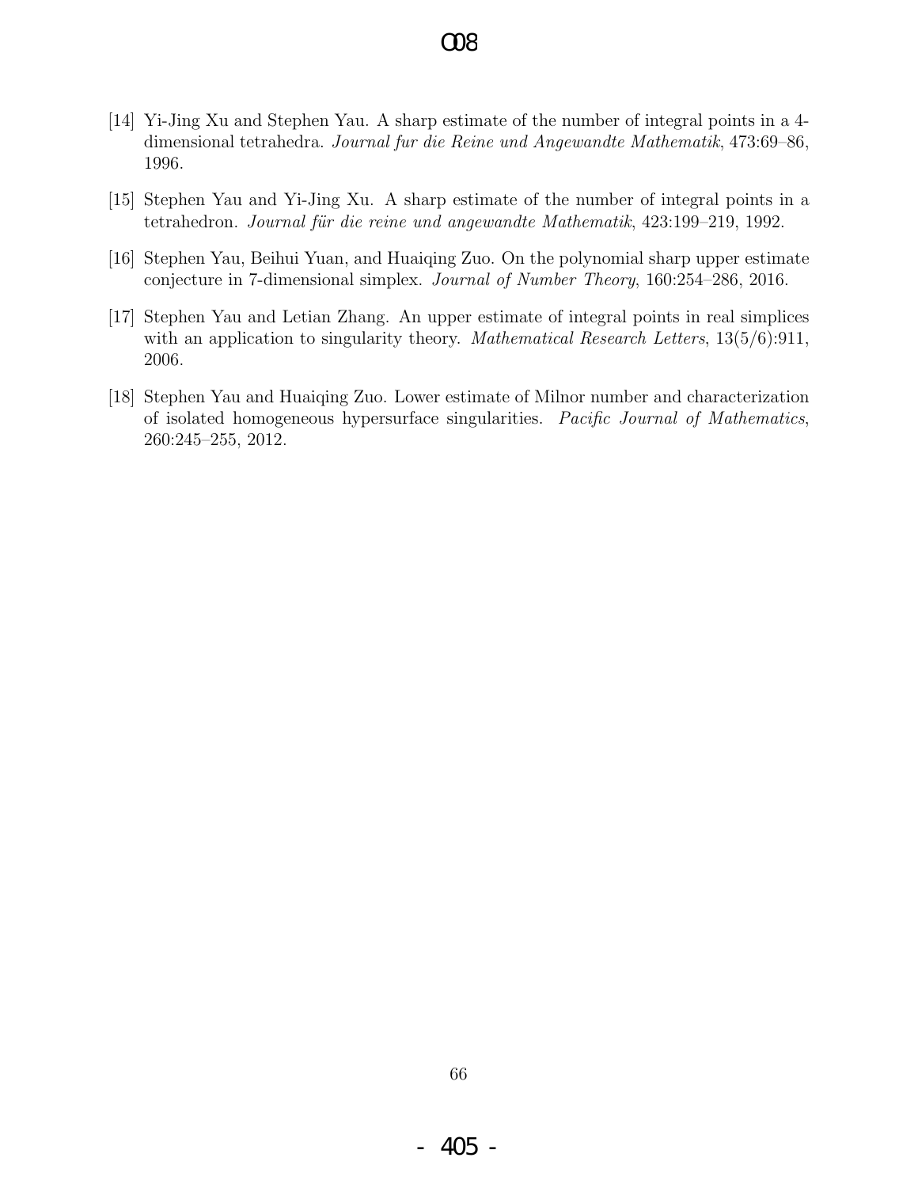[14] Yi-Jing Xu and Stephen Yau. A sharp estimate of the number of integral points in a 4-dimensional tetrahedra. *Journal fur die Reine und Angewandte Mathematik*, 473:69–86, 1996.

[15] Stephen Yau and Yi-Jing Xu. A sharp estimate of the number of integral points in a tetrahedron. *Journal für die reine und angewandte Mathematik*, 423:199–219, 1992.

[16] Stephen Yau, Beihui Yuan, and Huaiqing Zuo. On the polynomial sharp upper estimate conjecture in 7-dimensional simplex. *Journal of Number Theory*, 160:254–286, 2016.

[17] Stephen Yau and Letian Zhang. An upper estimate of integral points in real simplices with an application to singularity theory. *Mathematical Research Letters*, 13(5/6):911, 2006.

[18] Stephen Yau and Huaiqing Zuo. Lower estimate of Milnor number and characterization of isolated homogeneous hypersurface singularities. *Pacific Journal of Mathematics*, 260:245–255, 2012.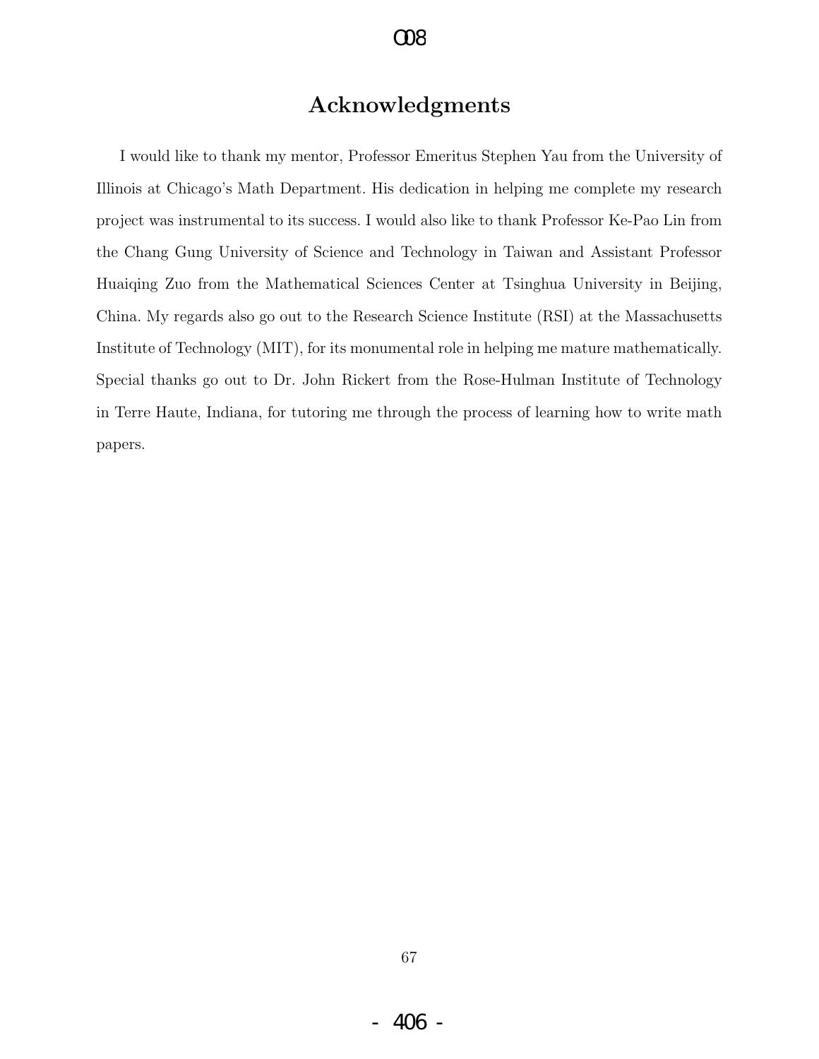## Acknowledgments

I would like to thank my mentor, Professor Emeritus Stephen Yau from the University of Illinois at Chicago's Math Department. His dedication in helping me complete my research project was instrumental to its success. I would also like to thank Professor Ke-Pao Lin from the Chang Gung University of Science and Technology in Taiwan and Assistant Professor Huaiqing Zuo from the Mathematical Sciences Center at Tsinghua University in Beijing, China. My regards also go out to the Research Science Institute (RSI) at the Massachusetts Institute of Technology (MIT), for its monumental role in helping me mature mathematically. Special thanks go out to Dr. John Rickert from the Rose-Hulman Institute of Technology in Terre Haute, Indiana, for tutoring me through the process of learning how to write math papers.